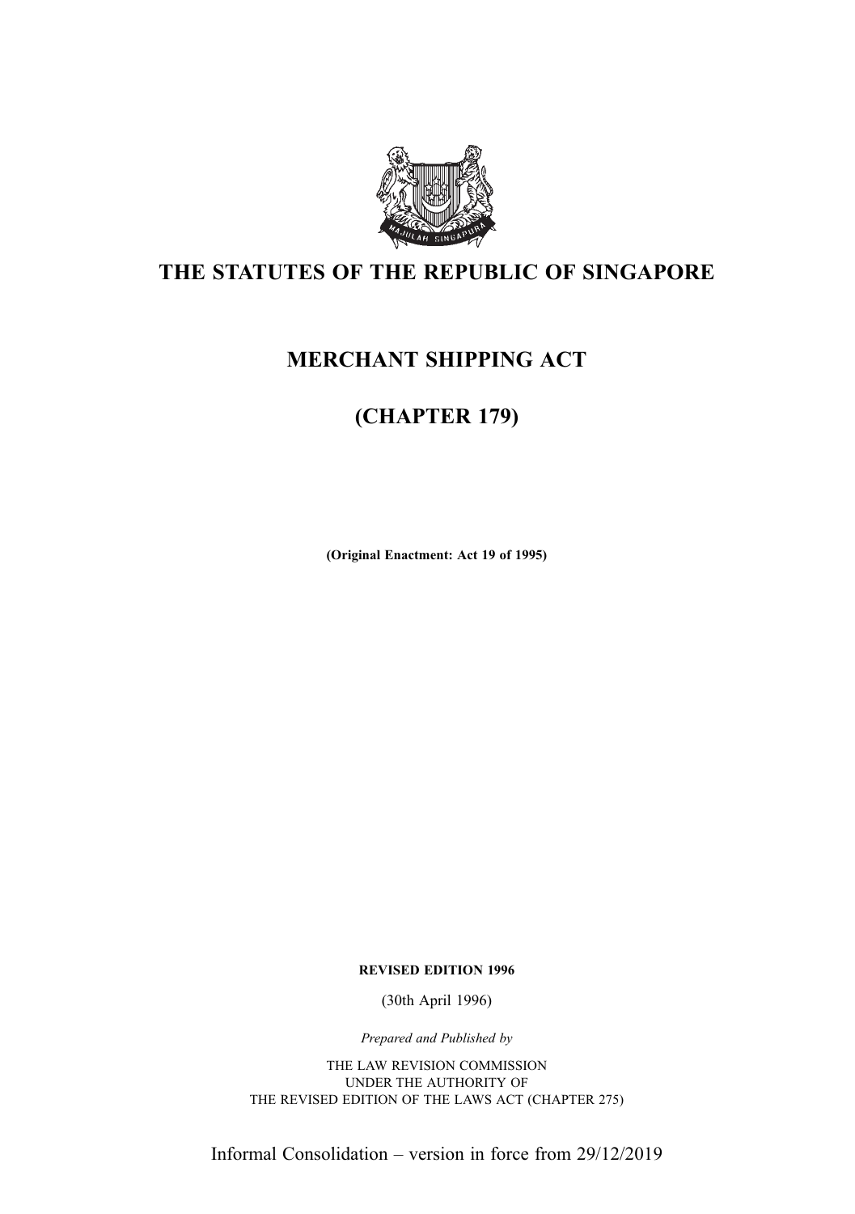# THE STATUTES OF THE REPUBLIC OF SINGAPORE

## MERCHANT SHIPPING ACT

## (CHAPTER 179)

**(Original Enactment: Act 19 of 1995)**

**REVISED EDITION 1996**

(30th April 1996)

*Prepared and Published by*

THE LAW REVISION COMMISSION
UNDER THE AUTHORITY OF
THE REVISED EDITION OF THE LAWS ACT (CHAPTER 275)

Informal Consolidation – version in force from 29/12/2019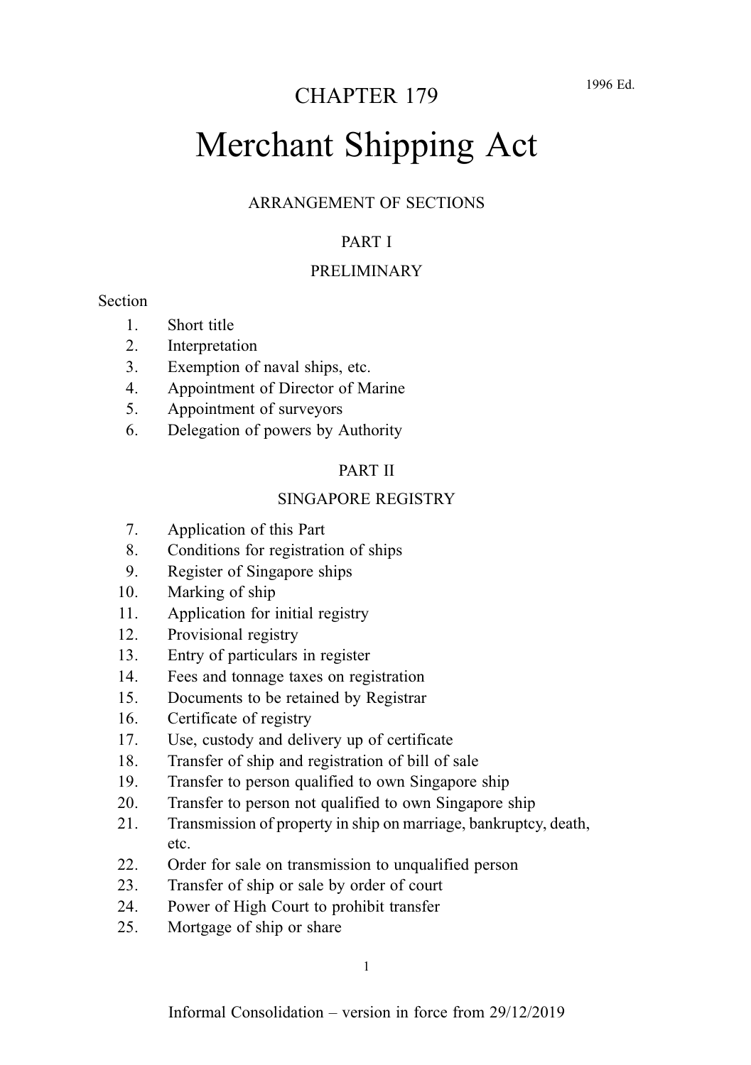# CHAPTER 179

1996 Ed.

# Merchant Shipping Act

## ARRANGEMENT OF SECTIONS

### PART I

### PRELIMINARY

Section

1. Short title
2. Interpretation
3. Exemption of naval ships, etc.
4. Appointment of Director of Marine
5. Appointment of surveyors
6. Delegation of powers by Authority

### PART II

### SINGAPORE REGISTRY

7. Application of this Part
8. Conditions for registration of ships
9. Register of Singapore ships
10. Marking of ship
11. Application for initial registry
12. Provisional registry
13. Entry of particulars in register
14. Fees and tonnage taxes on registration
15. Documents to be retained by Registrar
16. Certificate of registry
17. Use, custody and delivery up of certificate
18. Transfer of ship and registration of bill of sale
19. Transfer to person qualified to own Singapore ship
20. Transfer to person not qualified to own Singapore ship
21. Transmission of property in ship on marriage, bankruptcy, death, etc.
22. Order for sale on transmission to unqualified person
23. Transfer of ship or sale by order of court
24. Power of High Court to prohibit transfer
25. Mortgage of ship or share

Informal Consolidation – version in force from 29/12/2019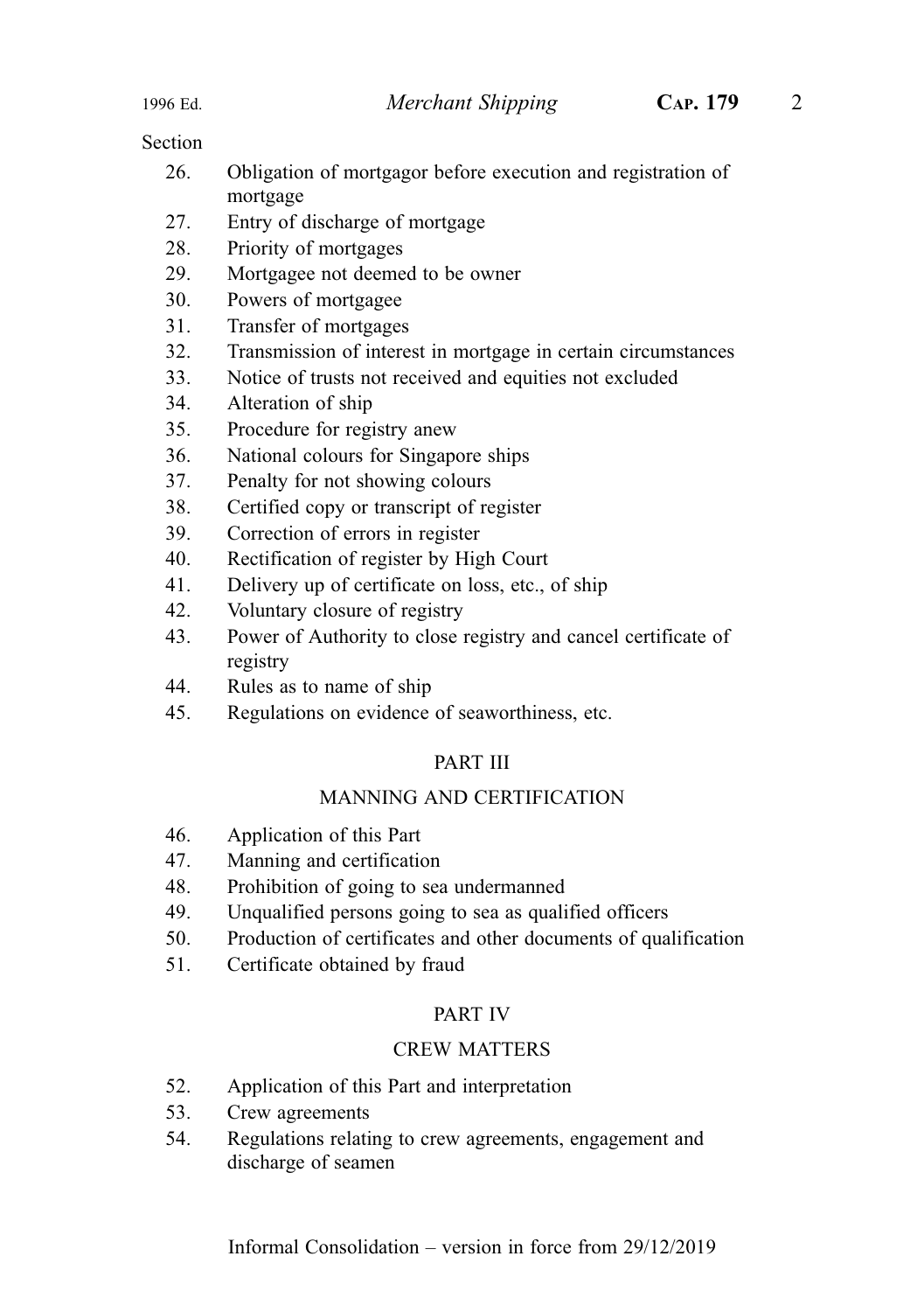Section

26. Obligation of mortgagor before execution and registration of mortgage
27. Entry of discharge of mortgage
28. Priority of mortgages
29. Mortgagee not deemed to be owner
30. Powers of mortgagee
31. Transfer of mortgages
32. Transmission of interest in mortgage in certain circumstances
33. Notice of trusts not received and equities not excluded
34. Alteration of ship
35. Procedure for registry anew
36. National colours for Singapore ships
37. Penalty for not showing colours
38. Certified copy or transcript of register
39. Correction of errors in register
40. Rectification of register by High Court
41. Delivery up of certificate on loss, etc., of ship
42. Voluntary closure of registry
43. Power of Authority to close registry and cancel certificate of registry
44. Rules as to name of ship
45. Regulations on evidence of seaworthiness, etc.

## PART III

## MANNING AND CERTIFICATION

46. Application of this Part
47. Manning and certification
48. Prohibition of going to sea undermanned
49. Unqualified persons going to sea as qualified officers
50. Production of certificates and other documents of qualification
51. Certificate obtained by fraud

## PART IV

## CREW MATTERS

52. Application of this Part and interpretation
53. Crew agreements
54. Regulations relating to crew agreements, engagement and discharge of seamen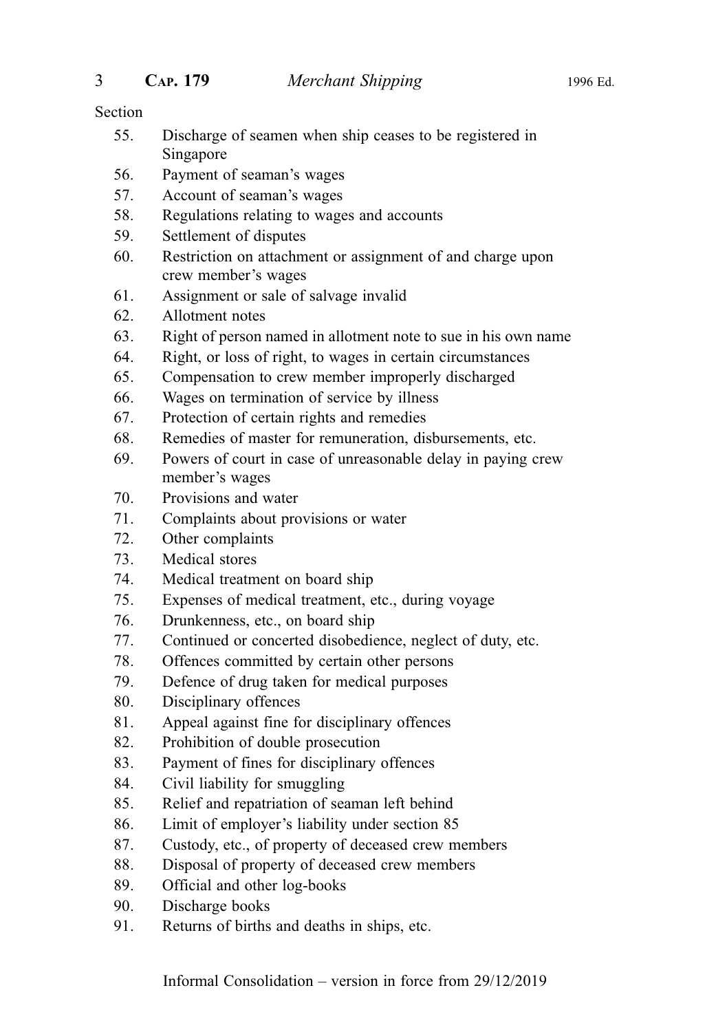Section

55. Discharge of seamen when ship ceases to be registered in Singapore
56. Payment of seaman's wages
57. Account of seaman's wages
58. Regulations relating to wages and accounts
59. Settlement of disputes
60. Restriction on attachment or assignment of and charge upon crew member's wages
61. Assignment or sale of salvage invalid
62. Allotment notes
63. Right of person named in allotment note to sue in his own name
64. Right, or loss of right, to wages in certain circumstances
65. Compensation to crew member improperly discharged
66. Wages on termination of service by illness
67. Protection of certain rights and remedies
68. Remedies of master for remuneration, disbursements, etc.
69. Powers of court in case of unreasonable delay in paying crew member's wages
70. Provisions and water
71. Complaints about provisions or water
72. Other complaints
73. Medical stores
74. Medical treatment on board ship
75. Expenses of medical treatment, etc., during voyage
76. Drunkenness, etc., on board ship
77. Continued or concerted disobedience, neglect of duty, etc.
78. Offences committed by certain other persons
79. Defence of drug taken for medical purposes
80. Disciplinary offences
81. Appeal against fine for disciplinary offences
82. Prohibition of double prosecution
83. Payment of fines for disciplinary offences
84. Civil liability for smuggling
85. Relief and repatriation of seaman left behind
86. Limit of employer's liability under section 85
87. Custody, etc., of property of deceased crew members
88. Disposal of property of deceased crew members
89. Official and other log-books
90. Discharge books
91. Returns of births and deaths in ships, etc.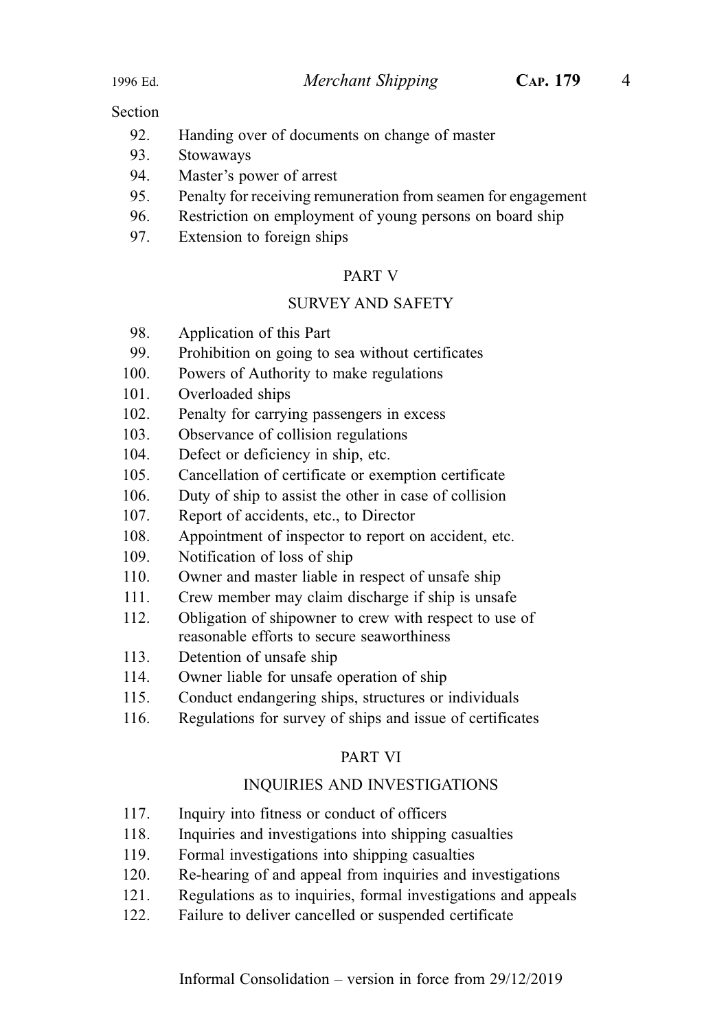Section

92. Handing over of documents on change of master
93. Stowaways
94. Master's power of arrest
95. Penalty for receiving remuneration from seamen for engagement
96. Restriction on employment of young persons on board ship
97. Extension to foreign ships

## PART V

## SURVEY AND SAFETY

98. Application of this Part
99. Prohibition on going to sea without certificates
100. Powers of Authority to make regulations
101. Overloaded ships
102. Penalty for carrying passengers in excess
103. Observance of collision regulations
104. Defect or deficiency in ship, etc.
105. Cancellation of certificate or exemption certificate
106. Duty of ship to assist the other in case of collision
107. Report of accidents, etc., to Director
108. Appointment of inspector to report on accident, etc.
109. Notification of loss of ship
110. Owner and master liable in respect of unsafe ship
111. Crew member may claim discharge if ship is unsafe
112. Obligation of shipowner to crew with respect to use of reasonable efforts to secure seaworthiness
113. Detention of unsafe ship
114. Owner liable for unsafe operation of ship
115. Conduct endangering ships, structures or individuals
116. Regulations for survey of ships and issue of certificates

## PART VI

## INQUIRIES AND INVESTIGATIONS

117. Inquiry into fitness or conduct of officers
118. Inquiries and investigations into shipping casualties
119. Formal investigations into shipping casualties
120. Re-hearing of and appeal from inquiries and investigations
121. Regulations as to inquiries, formal investigations and appeals
122. Failure to deliver cancelled or suspended certificate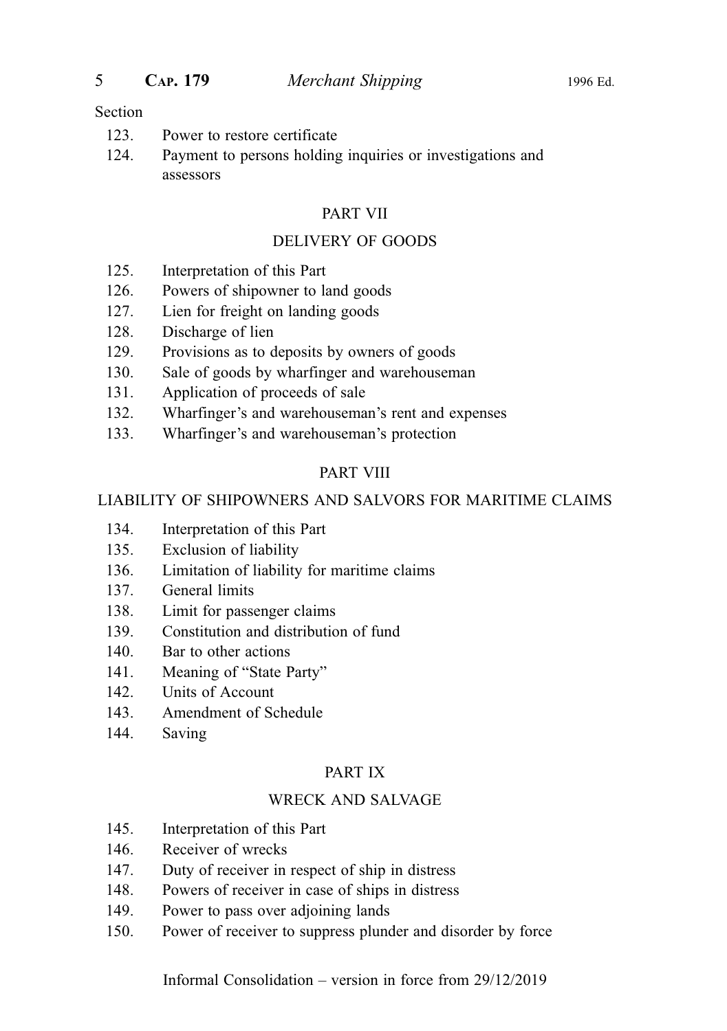Section

123. Power to restore certificate
124. Payment to persons holding inquiries or investigations and assessors

PART VII

DELIVERY OF GOODS

125. Interpretation of this Part
126. Powers of shipowner to land goods
127. Lien for freight on landing goods
128. Discharge of lien
129. Provisions as to deposits by owners of goods
130. Sale of goods by wharfinger and warehouseman
131. Application of proceeds of sale
132. Wharfinger's and warehouseman's rent and expenses
133. Wharfinger's and warehouseman's protection

PART VIII

LIABILITY OF SHIPOWNERS AND SALVORS FOR MARITIME CLAIMS

134. Interpretation of this Part
135. Exclusion of liability
136. Limitation of liability for maritime claims
137. General limits
138. Limit for passenger claims
139. Constitution and distribution of fund
140. Bar to other actions
141. Meaning of "State Party"
142. Units of Account
143. Amendment of Schedule
144. Saving

PART IX

WRECK AND SALVAGE

145. Interpretation of this Part
146. Receiver of wrecks
147. Duty of receiver in respect of ship in distress
148. Powers of receiver in case of ships in distress
149. Power to pass over adjoining lands
150. Power of receiver to suppress plunder and disorder by force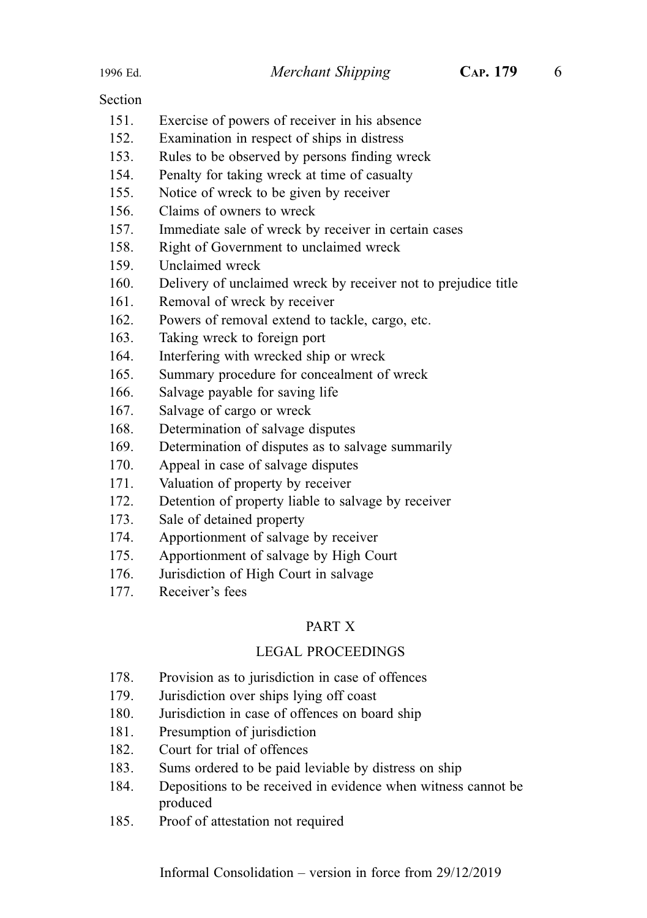Section

151. Exercise of powers of receiver in his absence
152. Examination in respect of ships in distress
153. Rules to be observed by persons finding wreck
154. Penalty for taking wreck at time of casualty
155. Notice of wreck to be given by receiver
156. Claims of owners to wreck
157. Immediate sale of wreck by receiver in certain cases
158. Right of Government to unclaimed wreck
159. Unclaimed wreck
160. Delivery of unclaimed wreck by receiver not to prejudice title
161. Removal of wreck by receiver
162. Powers of removal extend to tackle, cargo, etc.
163. Taking wreck to foreign port
164. Interfering with wrecked ship or wreck
165. Summary procedure for concealment of wreck
166. Salvage payable for saving life
167. Salvage of cargo or wreck
168. Determination of salvage disputes
169. Determination of disputes as to salvage summarily
170. Appeal in case of salvage disputes
171. Valuation of property by receiver
172. Detention of property liable to salvage by receiver
173. Sale of detained property
174. Apportionment of salvage by receiver
175. Apportionment of salvage by High Court
176. Jurisdiction of High Court in salvage
177. Receiver's fees

## PART X

## LEGAL PROCEEDINGS

178. Provision as to jurisdiction in case of offences
179. Jurisdiction over ships lying off coast
180. Jurisdiction in case of offences on board ship
181. Presumption of jurisdiction
182. Court for trial of offences
183. Sums ordered to be paid leviable by distress on ship
184. Depositions to be received in evidence when witness cannot be produced
185. Proof of attestation not required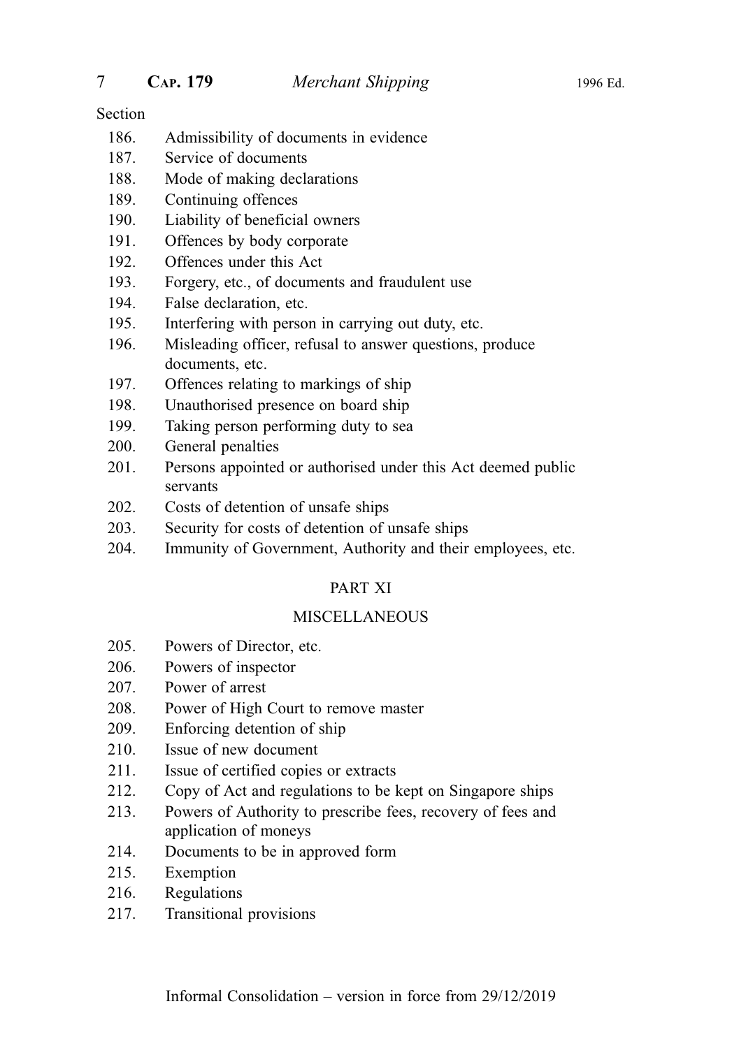Section

| | |
|---|---|
| 186. | Admissibility of documents in evidence |
| 187. | Service of documents |
| 188. | Mode of making declarations |
| 189. | Continuing offences |
| 190. | Liability of beneficial owners |
| 191. | Offences by body corporate |
| 192. | Offences under this Act |
| 193. | Forgery, etc., of documents and fraudulent use |
| 194. | False declaration, etc. |
| 195. | Interfering with person in carrying out duty, etc. |
| 196. | Misleading officer, refusal to answer questions, produce documents, etc. |
| 197. | Offences relating to markings of ship |
| 198. | Unauthorised presence on board ship |
| 199. | Taking person performing duty to sea |
| 200. | General penalties |
| 201. | Persons appointed or authorised under this Act deemed public servants |
| 202. | Costs of detention of unsafe ships |
| 203. | Security for costs of detention of unsafe ships |
| 204. | Immunity of Government, Authority and their employees, etc. |

## PART XI

## MISCELLANEOUS

| | |
|---|---|
| 205. | Powers of Director, etc. |
| 206. | Powers of inspector |
| 207. | Power of arrest |
| 208. | Power of High Court to remove master |
| 209. | Enforcing detention of ship |
| 210. | Issue of new document |
| 211. | Issue of certified copies or extracts |
| 212. | Copy of Act and regulations to be kept on Singapore ships |
| 213. | Powers of Authority to prescribe fees, recovery of fees and application of moneys |
| 214. | Documents to be in approved form |
| 215. | Exemption |
| 216. | Regulations |
| 217. | Transitional provisions |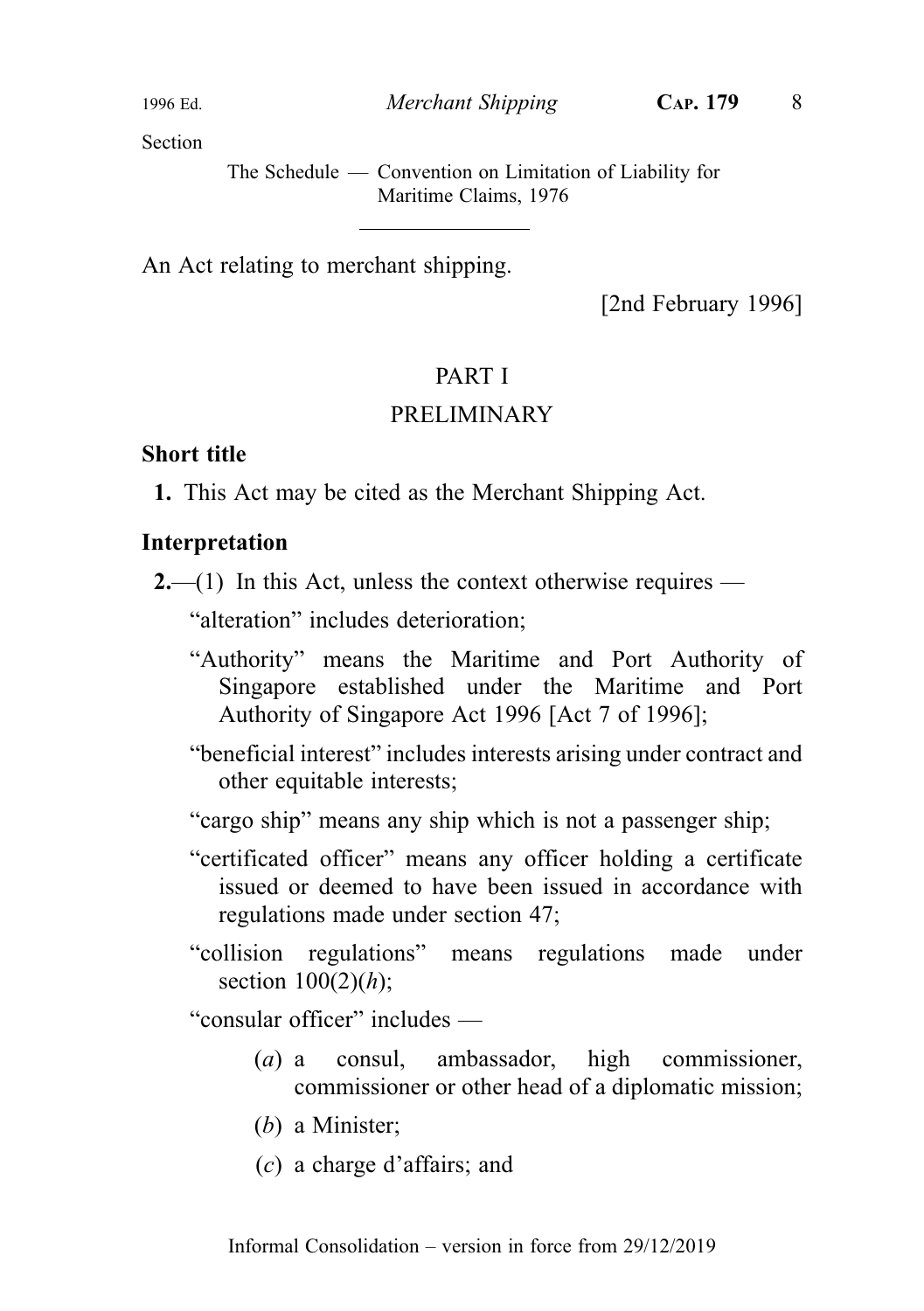Section

The Schedule — Convention on Limitation of Liability for Maritime Claims, 1976

---

An Act relating to merchant shipping.

[2nd February 1996]

## PART I

## PRELIMINARY

### Short title

**1.** This Act may be cited as the Merchant Shipping Act.

### Interpretation

**2.**—(1) In this Act, unless the context otherwise requires —

"alteration" includes deterioration;

"Authority" means the Maritime and Port Authority of Singapore established under the Maritime and Port Authority of Singapore Act 1996 [Act 7 of 1996];

"beneficial interest" includes interests arising under contract and other equitable interests;

"cargo ship" means any ship which is not a passenger ship;

"certificated officer" means any officer holding a certificate issued or deemed to have been issued in accordance with regulations made under section 47;

"collision regulations" means regulations made under section 100(2)(*h*);

"consular officer" includes —

(*a*) a consul, ambassador, high commissioner, commissioner or other head of a diplomatic mission;

(*b*) a Minister;

(*c*) a charge d'affairs; and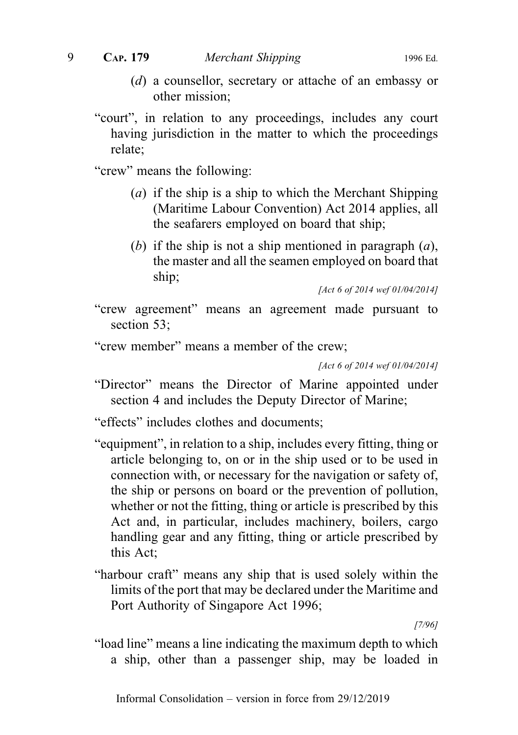(*d*) a counsellor, secretary or attache of an embassy or other mission;

"court", in relation to any proceedings, includes any court having jurisdiction in the matter to which the proceedings relate;

"crew" means the following:

(*a*) if the ship is a ship to which the Merchant Shipping (Maritime Labour Convention) Act 2014 applies, all the seafarers employed on board that ship;

(*b*) if the ship is not a ship mentioned in paragraph (*a*), the master and all the seamen employed on board that ship;

*[Act 6 of 2014 wef 01/04/2014]*

"crew agreement" means an agreement made pursuant to section 53;

"crew member" means a member of the crew;

*[Act 6 of 2014 wef 01/04/2014]*

"Director" means the Director of Marine appointed under section 4 and includes the Deputy Director of Marine;

"effects" includes clothes and documents;

"equipment", in relation to a ship, includes every fitting, thing or article belonging to, on or in the ship used or to be used in connection with, or necessary for the navigation or safety of, the ship or persons on board or the prevention of pollution, whether or not the fitting, thing or article is prescribed by this Act and, in particular, includes machinery, boilers, cargo handling gear and any fitting, thing or article prescribed by this Act;

"harbour craft" means any ship that is used solely within the limits of the port that may be declared under the Maritime and Port Authority of Singapore Act 1996;

*[7/96]*

"load line" means a line indicating the maximum depth to which a ship, other than a passenger ship, may be loaded in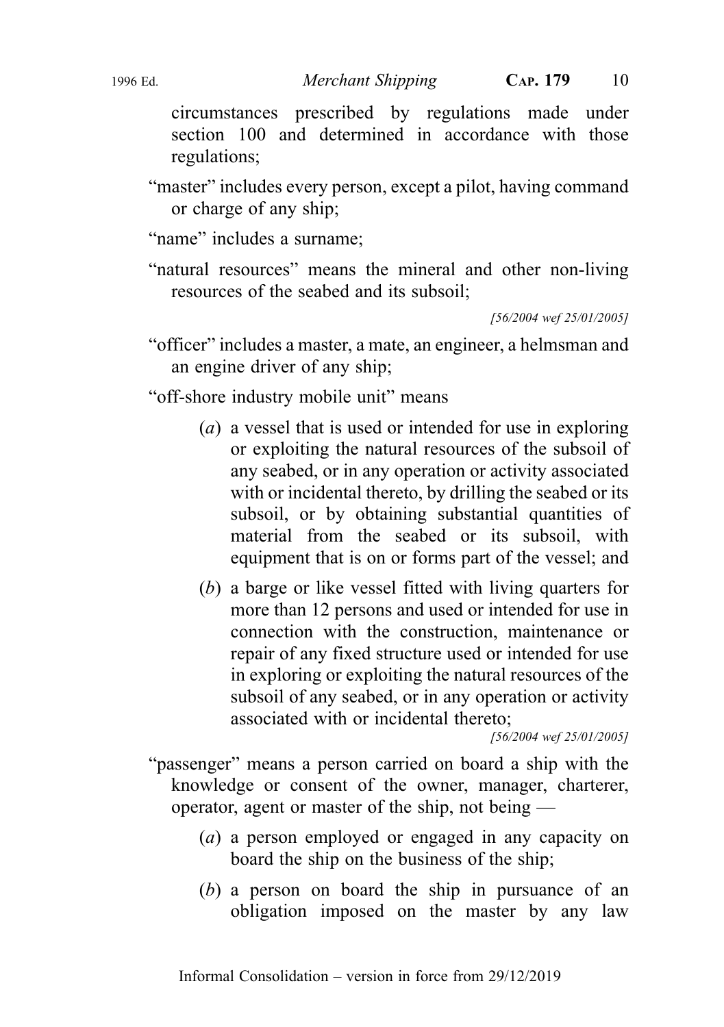circumstances prescribed by regulations made under section 100 and determined in accordance with those regulations;

"master" includes every person, except a pilot, having command or charge of any ship;

"name" includes a surname;

"natural resources" means the mineral and other non-living resources of the seabed and its subsoil;

*[56/2004 wef 25/01/2005]*

"officer" includes a master, a mate, an engineer, a helmsman and an engine driver of any ship;

"off-shore industry mobile unit" means

(*a*) a vessel that is used or intended for use in exploring or exploiting the natural resources of the subsoil of any seabed, or in any operation or activity associated with or incidental thereto, by drilling the seabed or its subsoil, or by obtaining substantial quantities of material from the seabed or its subsoil, with equipment that is on or forms part of the vessel; and

(*b*) a barge or like vessel fitted with living quarters for more than 12 persons and used or intended for use in connection with the construction, maintenance or repair of any fixed structure used or intended for use in exploring or exploiting the natural resources of the subsoil of any seabed, or in any operation or activity associated with or incidental thereto;

*[56/2004 wef 25/01/2005]*

"passenger" means a person carried on board a ship with the knowledge or consent of the owner, manager, charterer, operator, agent or master of the ship, not being —

(*a*) a person employed or engaged in any capacity on board the ship on the business of the ship;

(*b*) a person on board the ship in pursuance of an obligation imposed on the master by any law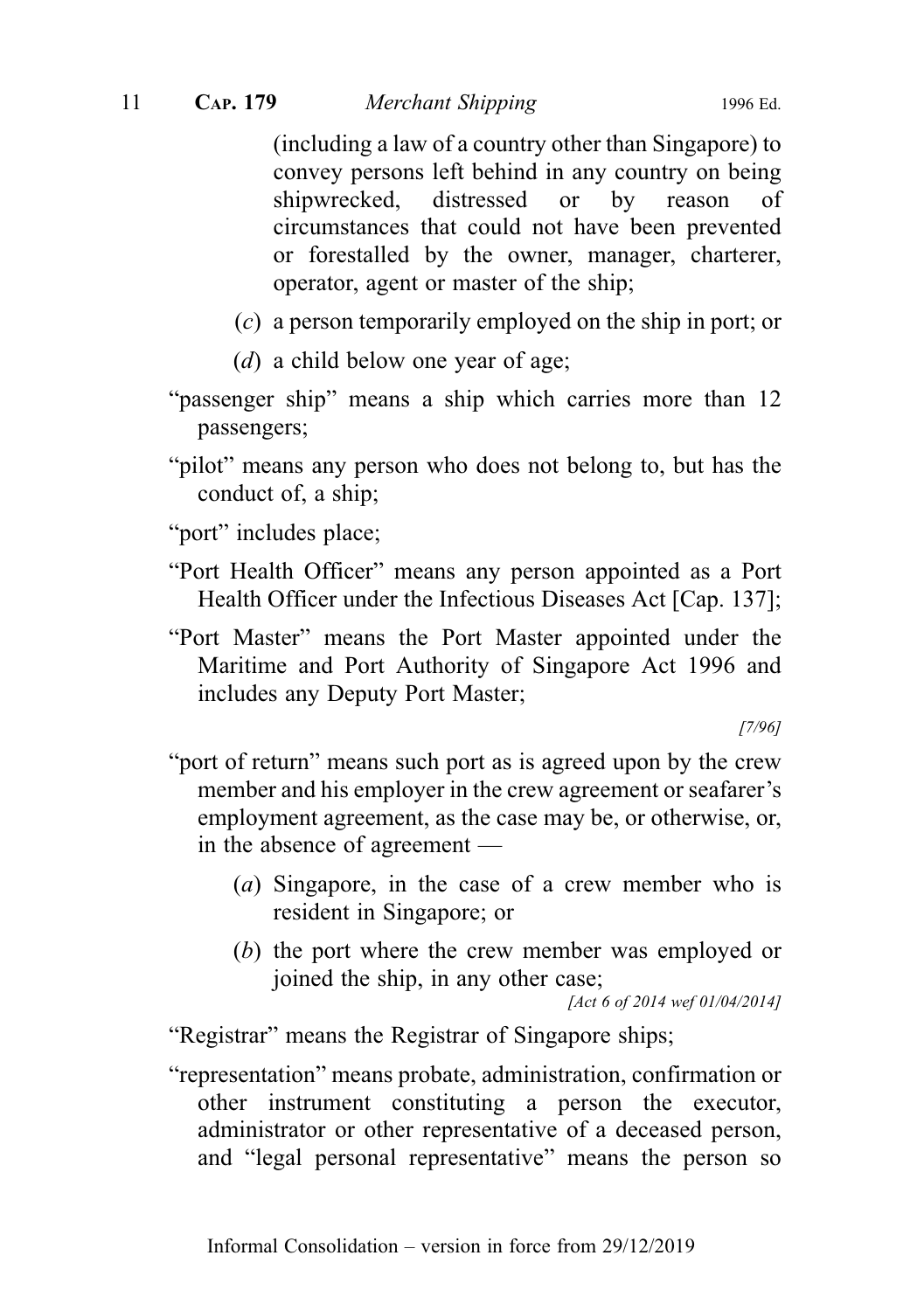(including a law of a country other than Singapore) to convey persons left behind in any country on being shipwrecked, distressed or by reason of circumstances that could not have been prevented or forestalled by the owner, manager, charterer, operator, agent or master of the ship;

(*c*) a person temporarily employed on the ship in port; or

(*d*) a child below one year of age;

"passenger ship" means a ship which carries more than 12 passengers;

"pilot" means any person who does not belong to, but has the conduct of, a ship;

"port" includes place;

"Port Health Officer" means any person appointed as a Port Health Officer under the Infectious Diseases Act [Cap. 137];

"Port Master" means the Port Master appointed under the Maritime and Port Authority of Singapore Act 1996 and includes any Deputy Port Master;

*[7/96]*

"port of return" means such port as is agreed upon by the crew member and his employer in the crew agreement or seafarer's employment agreement, as the case may be, or otherwise, or, in the absence of agreement —

(*a*) Singapore, in the case of a crew member who is resident in Singapore; or

(*b*) the port where the crew member was employed or joined the ship, in any other case;

*[Act 6 of 2014 wef 01/04/2014]*

"Registrar" means the Registrar of Singapore ships;

"representation" means probate, administration, confirmation or other instrument constituting a person the executor, administrator or other representative of a deceased person, and "legal personal representative" means the person so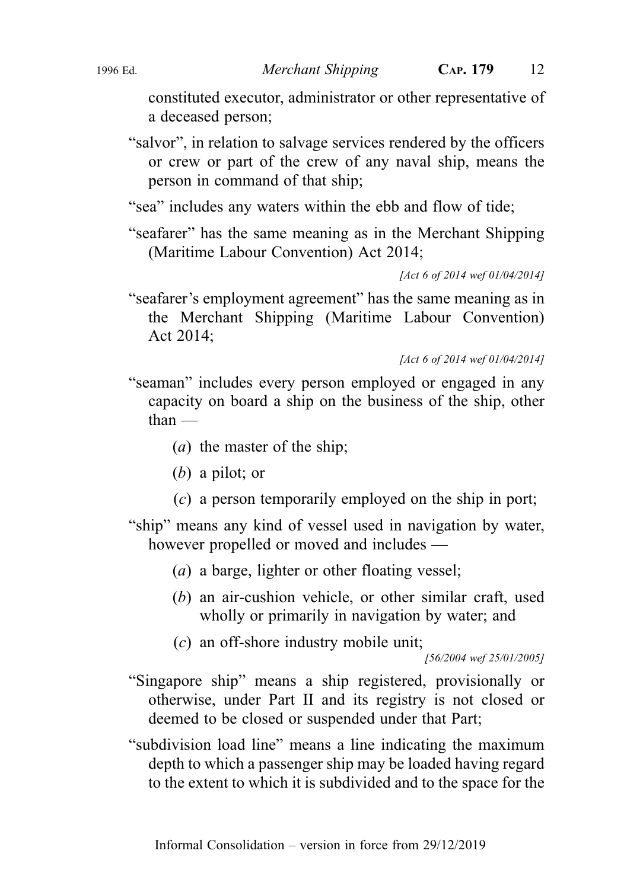constituted executor, administrator or other representative of a deceased person;

"salvor", in relation to salvage services rendered by the officers or crew or part of the crew of any naval ship, means the person in command of that ship;

"sea" includes any waters within the ebb and flow of tide;

"seafarer" has the same meaning as in the Merchant Shipping (Maritime Labour Convention) Act 2014;

*[Act 6 of 2014 wef 01/04/2014]*

"seafarer's employment agreement" has the same meaning as in the Merchant Shipping (Maritime Labour Convention) Act 2014;

*[Act 6 of 2014 wef 01/04/2014]*

"seaman" includes every person employed or engaged in any capacity on board a ship on the business of the ship, other than —

(*a*) the master of the ship;

(*b*) a pilot; or

(*c*) a person temporarily employed on the ship in port;

"ship" means any kind of vessel used in navigation by water, however propelled or moved and includes —

(*a*) a barge, lighter or other floating vessel;

(*b*) an air-cushion vehicle, or other similar craft, used wholly or primarily in navigation by water; and

(*c*) an off-shore industry mobile unit;

*[56/2004 wef 25/01/2005]*

"Singapore ship" means a ship registered, provisionally or otherwise, under Part II and its registry is not closed or deemed to be closed or suspended under that Part;

"subdivision load line" means a line indicating the maximum depth to which a passenger ship may be loaded having regard to the extent to which it is subdivided and to the space for the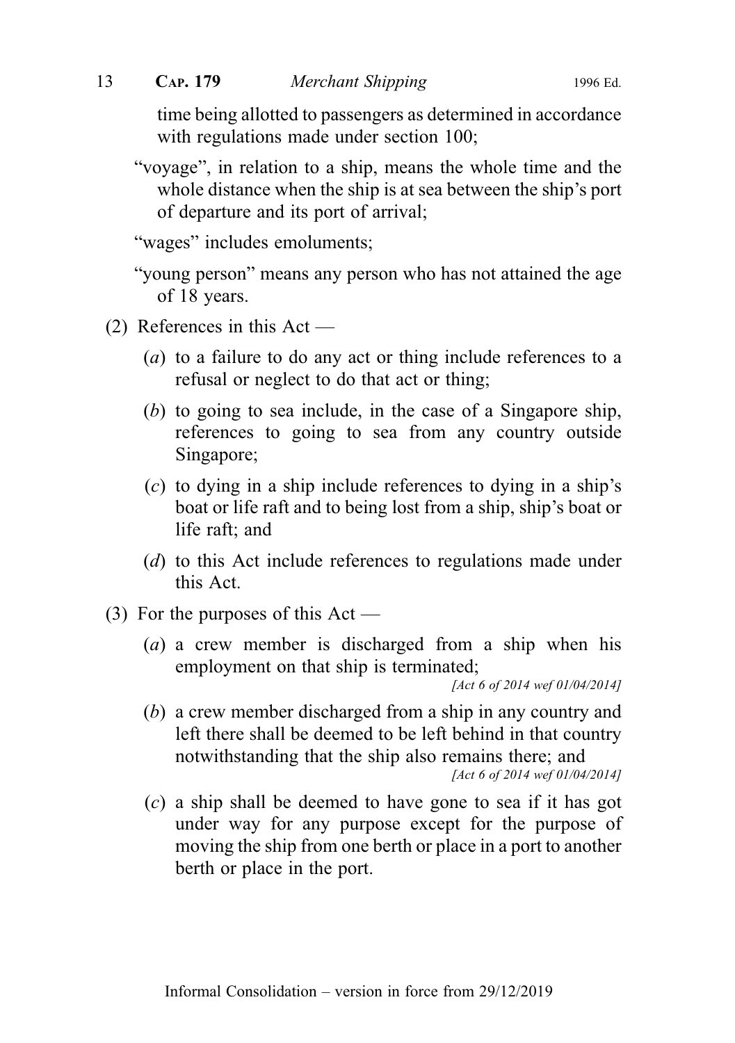time being allotted to passengers as determined in accordance with regulations made under section 100;

"voyage", in relation to a ship, means the whole time and the whole distance when the ship is at sea between the ship's port of departure and its port of arrival;

"wages" includes emoluments;

"young person" means any person who has not attained the age of 18 years.

(2) References in this Act —

(*a*) to a failure to do any act or thing include references to a refusal or neglect to do that act or thing;

(*b*) to going to sea include, in the case of a Singapore ship, references to going to sea from any country outside Singapore;

(*c*) to dying in a ship include references to dying in a ship's boat or life raft and to being lost from a ship, ship's boat or life raft; and

(*d*) to this Act include references to regulations made under this Act.

(3) For the purposes of this Act —

(*a*) a crew member is discharged from a ship when his employment on that ship is terminated;

*[Act 6 of 2014 wef 01/04/2014]*

(*b*) a crew member discharged from a ship in any country and left there shall be deemed to be left behind in that country notwithstanding that the ship also remains there; and

*[Act 6 of 2014 wef 01/04/2014]*

(*c*) a ship shall be deemed to have gone to sea if it has got under way for any purpose except for the purpose of moving the ship from one berth or place in a port to another berth or place in the port.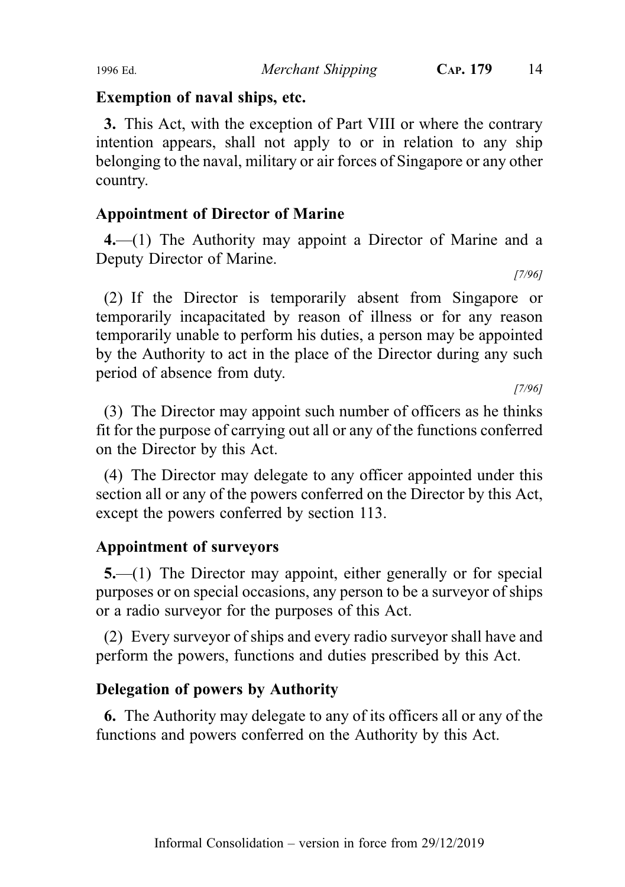## Exemption of naval ships, etc.

**3.** This Act, with the exception of Part VIII or where the contrary intention appears, shall not apply to or in relation to any ship belonging to the naval, military or air forces of Singapore or any other country.

## Appointment of Director of Marine

**4.**—(1) The Authority may appoint a Director of Marine and a Deputy Director of Marine.

*[7/96]*

(2) If the Director is temporarily absent from Singapore or temporarily incapacitated by reason of illness or for any reason temporarily unable to perform his duties, a person may be appointed by the Authority to act in the place of the Director during any such period of absence from duty.

*[7/96]*

(3) The Director may appoint such number of officers as he thinks fit for the purpose of carrying out all or any of the functions conferred on the Director by this Act.

(4) The Director may delegate to any officer appointed under this section all or any of the powers conferred on the Director by this Act, except the powers conferred by section 113.

## Appointment of surveyors

**5.**—(1) The Director may appoint, either generally or for special purposes or on special occasions, any person to be a surveyor of ships or a radio surveyor for the purposes of this Act.

(2) Every surveyor of ships and every radio surveyor shall have and perform the powers, functions and duties prescribed by this Act.

## Delegation of powers by Authority

**6.** The Authority may delegate to any of its officers all or any of the functions and powers conferred on the Authority by this Act.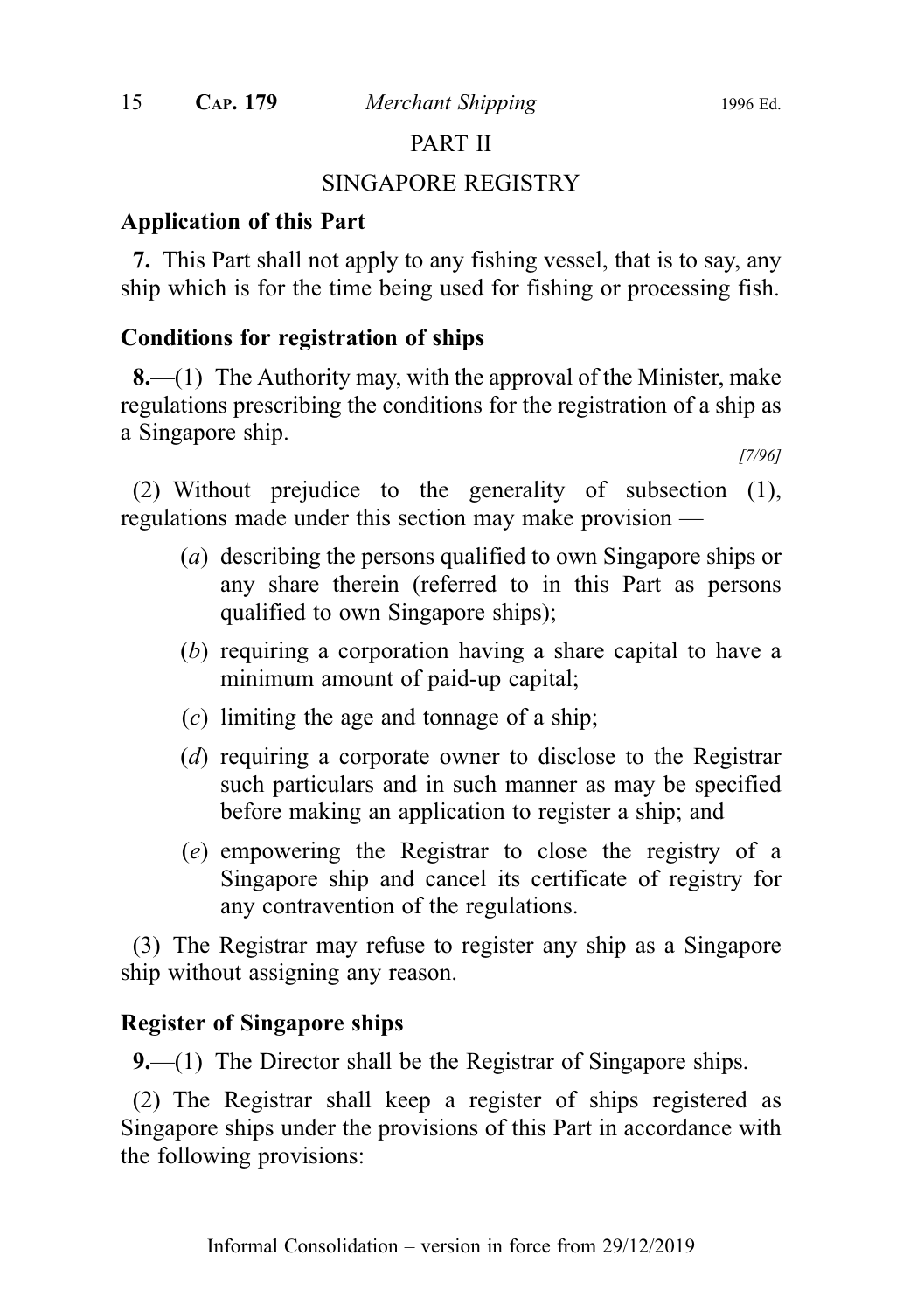## PART II

## SINGAPORE REGISTRY

### Application of this Part

**7.** This Part shall not apply to any fishing vessel, that is to say, any ship which is for the time being used for fishing or processing fish.

### Conditions for registration of ships

**8.**—(1) The Authority may, with the approval of the Minister, make regulations prescribing the conditions for the registration of a ship as a Singapore ship.

*[7/96]*

(2) Without prejudice to the generality of subsection (1), regulations made under this section may make provision —

- (*a*) describing the persons qualified to own Singapore ships or any share therein (referred to in this Part as persons qualified to own Singapore ships);
- (*b*) requiring a corporation having a share capital to have a minimum amount of paid-up capital;
- (*c*) limiting the age and tonnage of a ship;
- (*d*) requiring a corporate owner to disclose to the Registrar such particulars and in such manner as may be specified before making an application to register a ship; and
- (*e*) empowering the Registrar to close the registry of a Singapore ship and cancel its certificate of registry for any contravention of the regulations.

(3) The Registrar may refuse to register any ship as a Singapore ship without assigning any reason.

### Register of Singapore ships

**9.**—(1) The Director shall be the Registrar of Singapore ships.

(2) The Registrar shall keep a register of ships registered as Singapore ships under the provisions of this Part in accordance with the following provisions: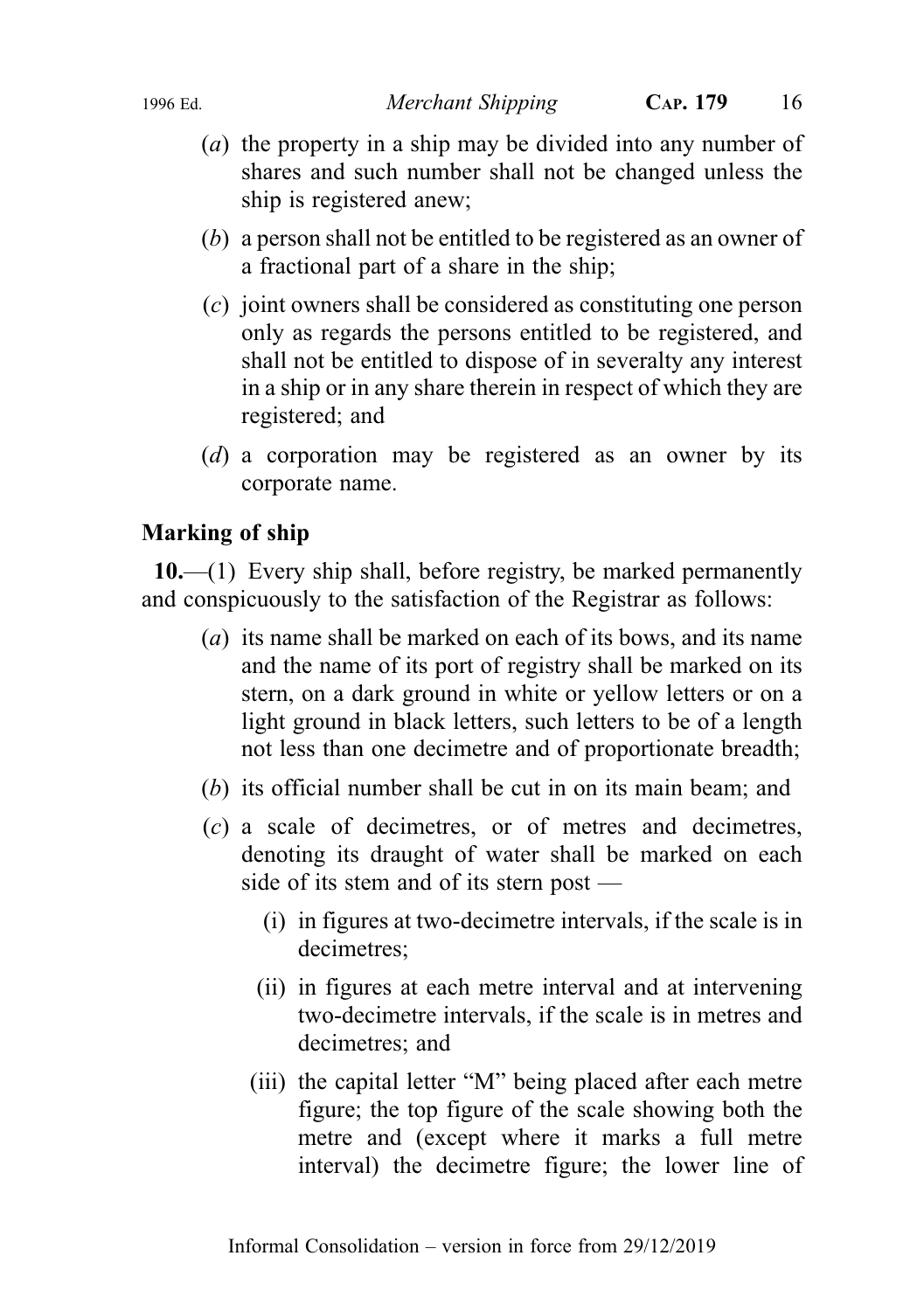(*a*) the property in a ship may be divided into any number of shares and such number shall not be changed unless the ship is registered anew;

(*b*) a person shall not be entitled to be registered as an owner of a fractional part of a share in the ship;

(*c*) joint owners shall be considered as constituting one person only as regards the persons entitled to be registered, and shall not be entitled to dispose of in severalty any interest in a ship or in any share therein in respect of which they are registered; and

(*d*) a corporation may be registered as an owner by its corporate name.

**Marking of ship**

**10.**—(1) Every ship shall, before registry, be marked permanently and conspicuously to the satisfaction of the Registrar as follows:

(*a*) its name shall be marked on each of its bows, and its name and the name of its port of registry shall be marked on its stern, on a dark ground in white or yellow letters or on a light ground in black letters, such letters to be of a length not less than one decimetre and of proportionate breadth;

(*b*) its official number shall be cut in on its main beam; and

(*c*) a scale of decimetres, or of metres and decimetres, denoting its draught of water shall be marked on each side of its stem and of its stern post —

(i) in figures at two-decimetre intervals, if the scale is in decimetres;

(ii) in figures at each metre interval and at intervening two-decimetre intervals, if the scale is in metres and decimetres; and

(iii) the capital letter "M" being placed after each metre figure; the top figure of the scale showing both the metre and (except where it marks a full metre interval) the decimetre figure; the lower line of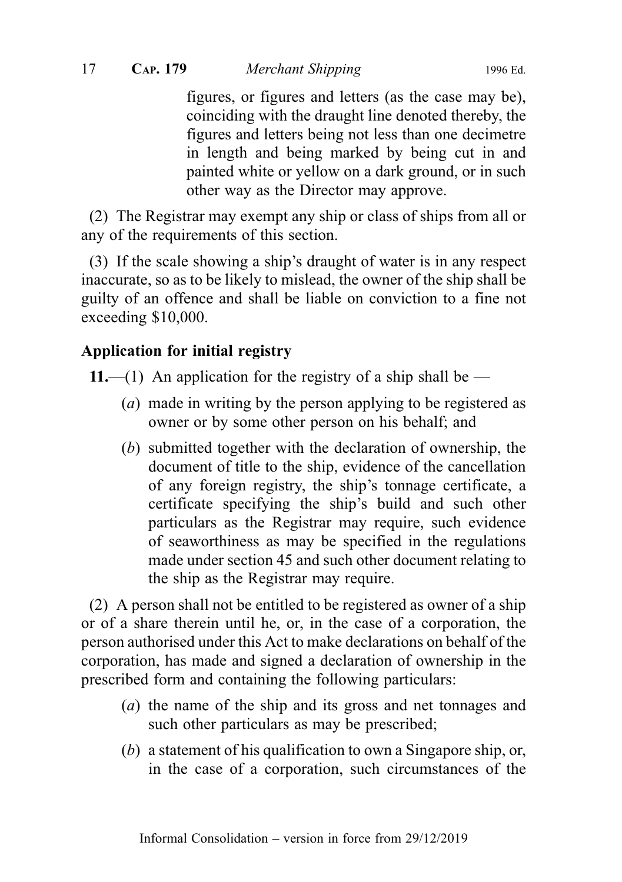figures, or figures and letters (as the case may be), coinciding with the draught line denoted thereby, the figures and letters being not less than one decimetre in length and being marked by being cut in and painted white or yellow on a dark ground, or in such other way as the Director may approve.

(2) The Registrar may exempt any ship or class of ships from all or any of the requirements of this section.

(3) If the scale showing a ship's draught of water is in any respect inaccurate, so as to be likely to mislead, the owner of the ship shall be guilty of an offence and shall be liable on conviction to a fine not exceeding $10,000.

**Application for initial registry**

**11.**—(1) An application for the registry of a ship shall be —

(*a*) made in writing by the person applying to be registered as owner or by some other person on his behalf; and

(*b*) submitted together with the declaration of ownership, the document of title to the ship, evidence of the cancellation of any foreign registry, the ship's tonnage certificate, a certificate specifying the ship's build and such other particulars as the Registrar may require, such evidence of seaworthiness as may be specified in the regulations made under section 45 and such other document relating to the ship as the Registrar may require.

(2) A person shall not be entitled to be registered as owner of a ship or of a share therein until he, or, in the case of a corporation, the person authorised under this Act to make declarations on behalf of the corporation, has made and signed a declaration of ownership in the prescribed form and containing the following particulars:

(*a*) the name of the ship and its gross and net tonnages and such other particulars as may be prescribed;

(*b*) a statement of his qualification to own a Singapore ship, or, in the case of a corporation, such circumstances of the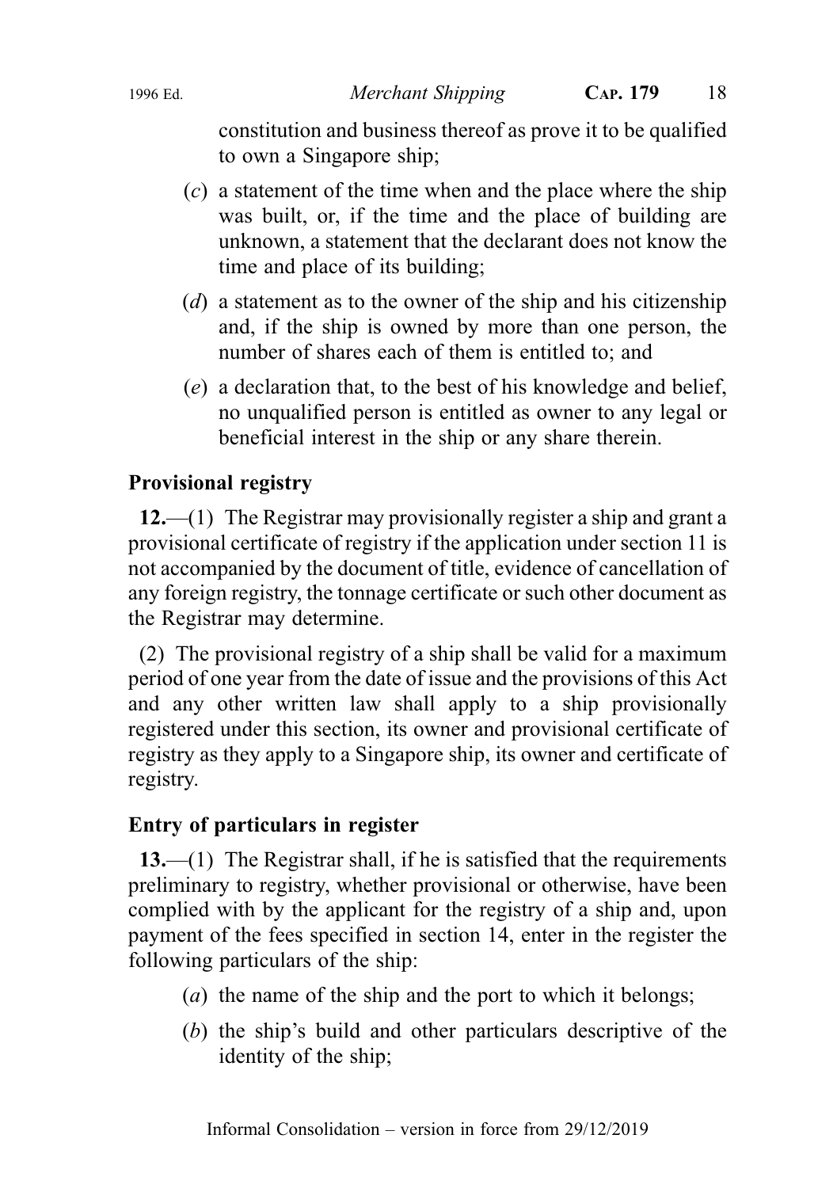constitution and business thereof as prove it to be qualified to own a Singapore ship;

(*c*) a statement of the time when and the place where the ship was built, or, if the time and the place of building are unknown, a statement that the declarant does not know the time and place of its building;

(*d*) a statement as to the owner of the ship and his citizenship and, if the ship is owned by more than one person, the number of shares each of them is entitled to; and

(*e*) a declaration that, to the best of his knowledge and belief, no unqualified person is entitled as owner to any legal or beneficial interest in the ship or any share therein.

### Provisional registry

**12.**—(1) The Registrar may provisionally register a ship and grant a provisional certificate of registry if the application under section 11 is not accompanied by the document of title, evidence of cancellation of any foreign registry, the tonnage certificate or such other document as the Registrar may determine.

(2) The provisional registry of a ship shall be valid for a maximum period of one year from the date of issue and the provisions of this Act and any other written law shall apply to a ship provisionally registered under this section, its owner and provisional certificate of registry as they apply to a Singapore ship, its owner and certificate of registry.

### Entry of particulars in register

**13.**—(1) The Registrar shall, if he is satisfied that the requirements preliminary to registry, whether provisional or otherwise, have been complied with by the applicant for the registry of a ship and, upon payment of the fees specified in section 14, enter in the register the following particulars of the ship:

(*a*) the name of the ship and the port to which it belongs;

(*b*) the ship's build and other particulars descriptive of the identity of the ship;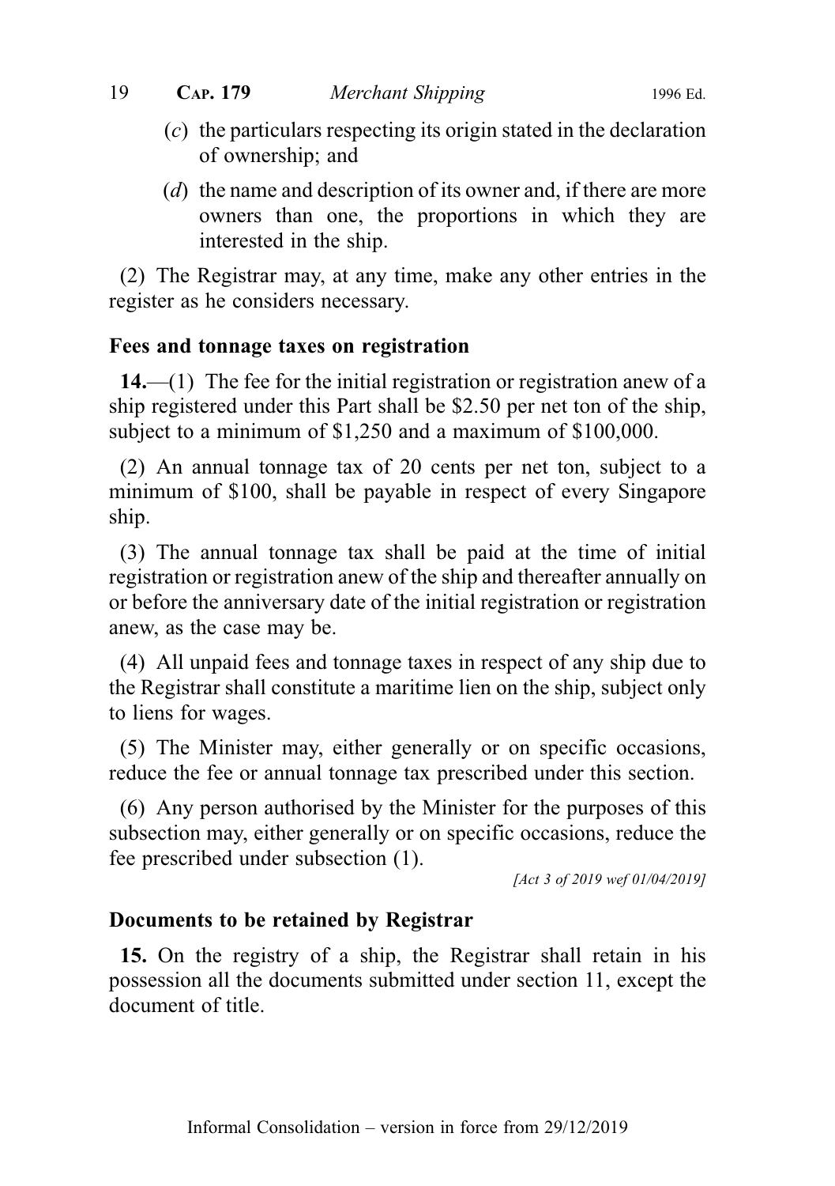(*c*) the particulars respecting its origin stated in the declaration of ownership; and

(*d*) the name and description of its owner and, if there are more owners than one, the proportions in which they are interested in the ship.

(2) The Registrar may, at any time, make any other entries in the register as he considers necessary.

### Fees and tonnage taxes on registration

**14.**—(1) The fee for the initial registration or registration anew of a ship registered under this Part shall be $2.50 per net ton of the ship, subject to a minimum of $1,250 and a maximum of $100,000.

(2) An annual tonnage tax of 20 cents per net ton, subject to a minimum of $100, shall be payable in respect of every Singapore ship.

(3) The annual tonnage tax shall be paid at the time of initial registration or registration anew of the ship and thereafter annually on or before the anniversary date of the initial registration or registration anew, as the case may be.

(4) All unpaid fees and tonnage taxes in respect of any ship due to the Registrar shall constitute a maritime lien on the ship, subject only to liens for wages.

(5) The Minister may, either generally or on specific occasions, reduce the fee or annual tonnage tax prescribed under this section.

(6) Any person authorised by the Minister for the purposes of this subsection may, either generally or on specific occasions, reduce the fee prescribed under subsection (1).

*[Act 3 of 2019 wef 01/04/2019]*

### Documents to be retained by Registrar

**15.** On the registry of a ship, the Registrar shall retain in his possession all the documents submitted under section 11, except the document of title.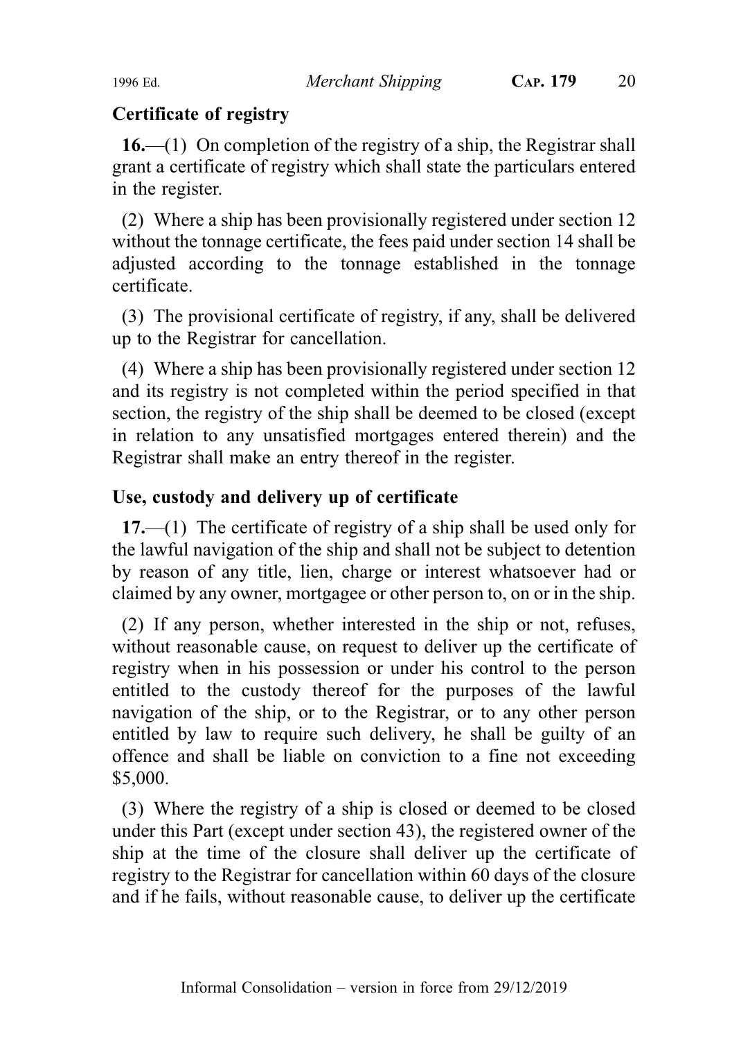**Certificate of registry**

**16.**—(1) On completion of the registry of a ship, the Registrar shall grant a certificate of registry which shall state the particulars entered in the register.

(2) Where a ship has been provisionally registered under section 12 without the tonnage certificate, the fees paid under section 14 shall be adjusted according to the tonnage established in the tonnage certificate.

(3) The provisional certificate of registry, if any, shall be delivered up to the Registrar for cancellation.

(4) Where a ship has been provisionally registered under section 12 and its registry is not completed within the period specified in that section, the registry of the ship shall be deemed to be closed (except in relation to any unsatisfied mortgages entered therein) and the Registrar shall make an entry thereof in the register.

**Use, custody and delivery up of certificate**

**17.**—(1) The certificate of registry of a ship shall be used only for the lawful navigation of the ship and shall not be subject to detention by reason of any title, lien, charge or interest whatsoever had or claimed by any owner, mortgagee or other person to, on or in the ship.

(2) If any person, whether interested in the ship or not, refuses, without reasonable cause, on request to deliver up the certificate of registry when in his possession or under his control to the person entitled to the custody thereof for the purposes of the lawful navigation of the ship, or to the Registrar, or to any other person entitled by law to require such delivery, he shall be guilty of an offence and shall be liable on conviction to a fine not exceeding $5,000.

(3) Where the registry of a ship is closed or deemed to be closed under this Part (except under section 43), the registered owner of the ship at the time of the closure shall deliver up the certificate of registry to the Registrar for cancellation within 60 days of the closure and if he fails, without reasonable cause, to deliver up the certificate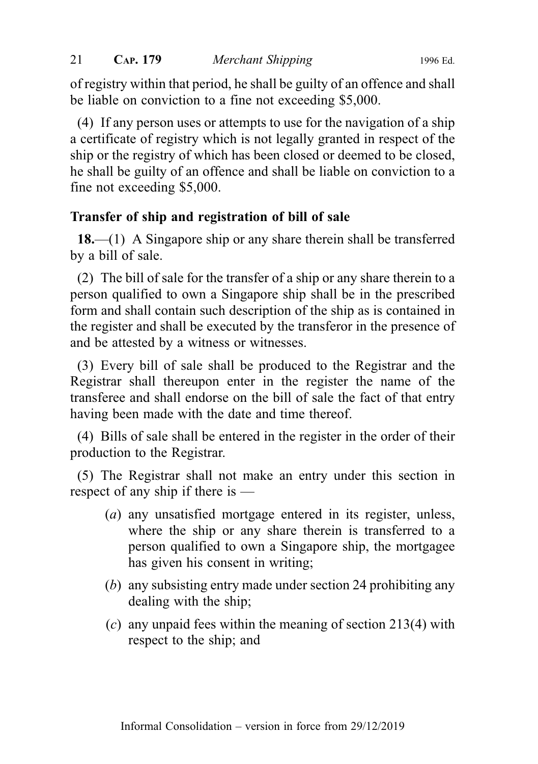of registry within that period, he shall be guilty of an offence and shall be liable on conviction to a fine not exceeding $5,000.

(4) If any person uses or attempts to use for the navigation of a ship a certificate of registry which is not legally granted in respect of the ship or the registry of which has been closed or deemed to be closed, he shall be guilty of an offence and shall be liable on conviction to a fine not exceeding $5,000.

**Transfer of ship and registration of bill of sale**

**18.**—(1) A Singapore ship or any share therein shall be transferred by a bill of sale.

(2) The bill of sale for the transfer of a ship or any share therein to a person qualified to own a Singapore ship shall be in the prescribed form and shall contain such description of the ship as is contained in the register and shall be executed by the transferor in the presence of and be attested by a witness or witnesses.

(3) Every bill of sale shall be produced to the Registrar and the Registrar shall thereupon enter in the register the name of the transferee and shall endorse on the bill of sale the fact of that entry having been made with the date and time thereof.

(4) Bills of sale shall be entered in the register in the order of their production to the Registrar.

(5) The Registrar shall not make an entry under this section in respect of any ship if there is —

(*a*) any unsatisfied mortgage entered in its register, unless, where the ship or any share therein is transferred to a person qualified to own a Singapore ship, the mortgagee has given his consent in writing;

(*b*) any subsisting entry made under section 24 prohibiting any dealing with the ship;

(*c*) any unpaid fees within the meaning of section 213(4) with respect to the ship; and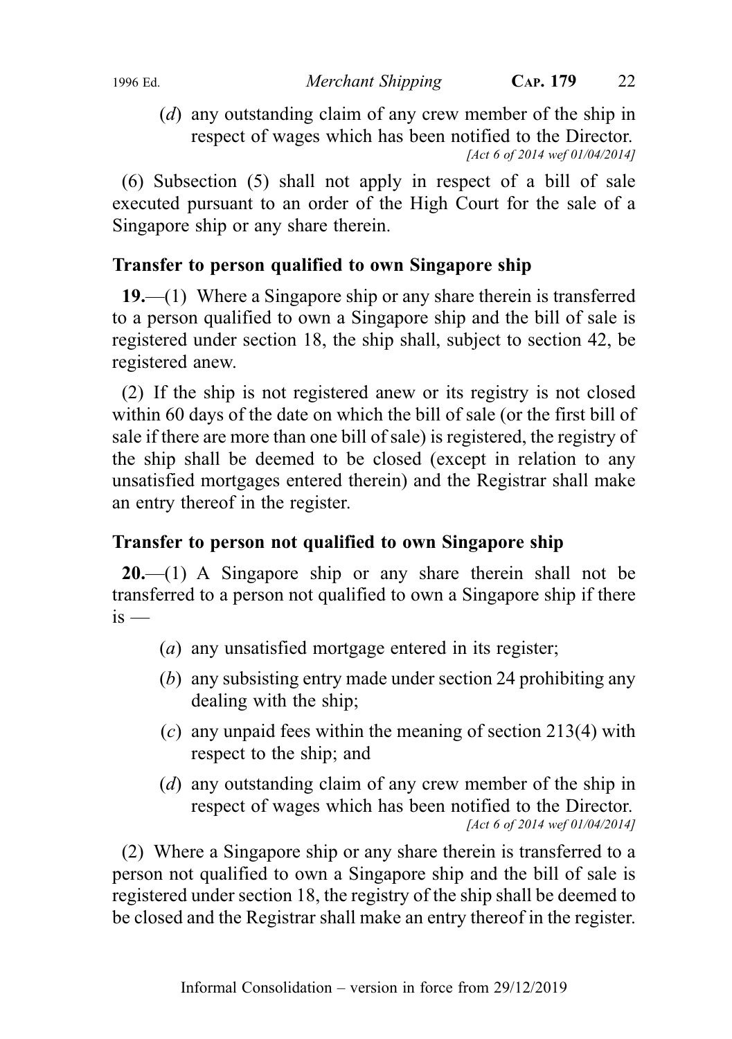(*d*) any outstanding claim of any crew member of the ship in respect of wages which has been notified to the Director.
*[Act 6 of 2014 wef 01/04/2014]*

(6) Subsection (5) shall not apply in respect of a bill of sale executed pursuant to an order of the High Court for the sale of a Singapore ship or any share therein.

### Transfer to person qualified to own Singapore ship

**19.**—(1) Where a Singapore ship or any share therein is transferred to a person qualified to own a Singapore ship and the bill of sale is registered under section 18, the ship shall, subject to section 42, be registered anew.

(2) If the ship is not registered anew or its registry is not closed within 60 days of the date on which the bill of sale (or the first bill of sale if there are more than one bill of sale) is registered, the registry of the ship shall be deemed to be closed (except in relation to any unsatisfied mortgages entered therein) and the Registrar shall make an entry thereof in the register.

### Transfer to person not qualified to own Singapore ship

**20.**—(1) A Singapore ship or any share therein shall not be transferred to a person not qualified to own a Singapore ship if there is —

(*a*) any unsatisfied mortgage entered in its register;

(*b*) any subsisting entry made under section 24 prohibiting any dealing with the ship;

(*c*) any unpaid fees within the meaning of section 213(4) with respect to the ship; and

(*d*) any outstanding claim of any crew member of the ship in respect of wages which has been notified to the Director.
*[Act 6 of 2014 wef 01/04/2014]*

(2) Where a Singapore ship or any share therein is transferred to a person not qualified to own a Singapore ship and the bill of sale is registered under section 18, the registry of the ship shall be deemed to be closed and the Registrar shall make an entry thereof in the register.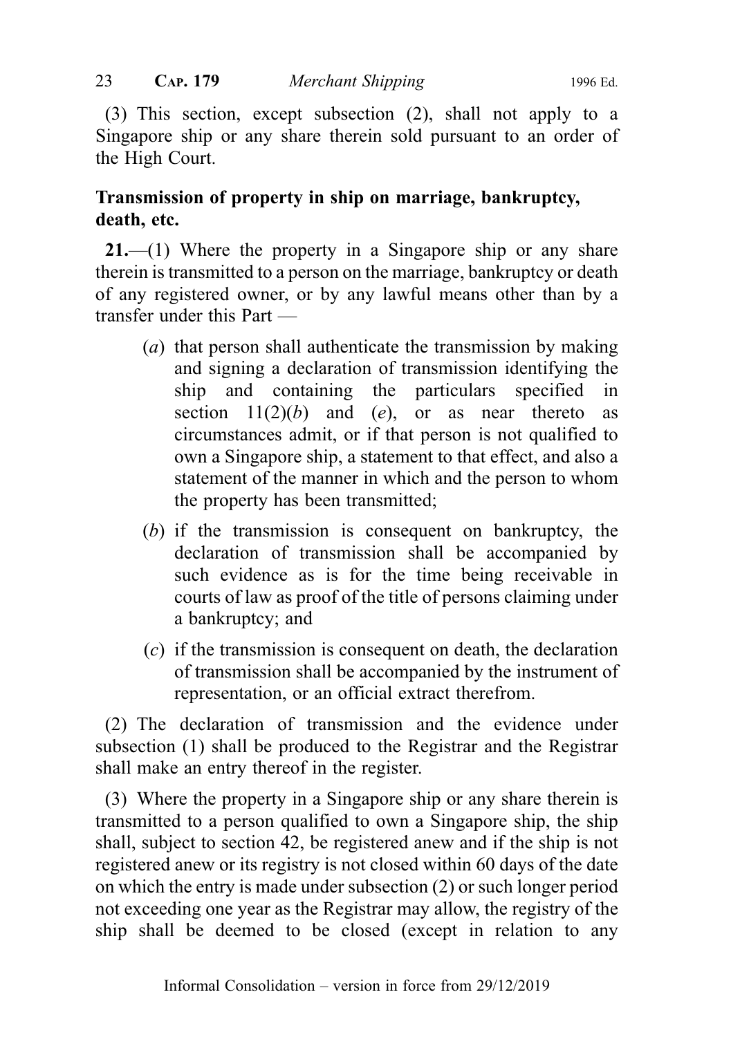(3) This section, except subsection (2), shall not apply to a Singapore ship or any share therein sold pursuant to an order of the High Court.

**Transmission of property in ship on marriage, bankruptcy, death, etc.**

**21.**—(1) Where the property in a Singapore ship or any share therein is transmitted to a person on the marriage, bankruptcy or death of any registered owner, or by any lawful means other than by a transfer under this Part —

(*a*) that person shall authenticate the transmission by making and signing a declaration of transmission identifying the ship and containing the particulars specified in section 11(2)(*b*) and (*e*), or as near thereto as circumstances admit, or if that person is not qualified to own a Singapore ship, a statement to that effect, and also a statement of the manner in which and the person to whom the property has been transmitted;

(*b*) if the transmission is consequent on bankruptcy, the declaration of transmission shall be accompanied by such evidence as is for the time being receivable in courts of law as proof of the title of persons claiming under a bankruptcy; and

(*c*) if the transmission is consequent on death, the declaration of transmission shall be accompanied by the instrument of representation, or an official extract therefrom.

(2) The declaration of transmission and the evidence under subsection (1) shall be produced to the Registrar and the Registrar shall make an entry thereof in the register.

(3) Where the property in a Singapore ship or any share therein is transmitted to a person qualified to own a Singapore ship, the ship shall, subject to section 42, be registered anew and if the ship is not registered anew or its registry is not closed within 60 days of the date on which the entry is made under subsection (2) or such longer period not exceeding one year as the Registrar may allow, the registry of the ship shall be deemed to be closed (except in relation to any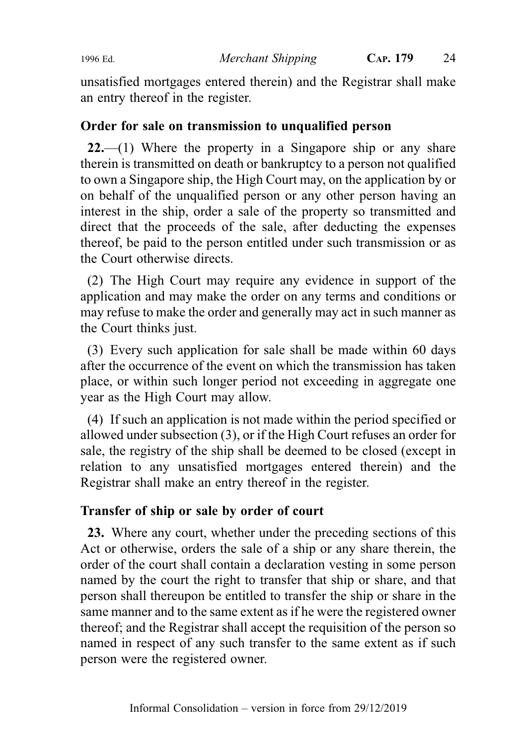unsatisfied mortgages entered therein) and the Registrar shall make an entry thereof in the register.

### Order for sale on transmission to unqualified person

**22.**—(1) Where the property in a Singapore ship or any share therein is transmitted on death or bankruptcy to a person not qualified to own a Singapore ship, the High Court may, on the application by or on behalf of the unqualified person or any other person having an interest in the ship, order a sale of the property so transmitted and direct that the proceeds of the sale, after deducting the expenses thereof, be paid to the person entitled under such transmission or as the Court otherwise directs.

(2) The High Court may require any evidence in support of the application and may make the order on any terms and conditions or may refuse to make the order and generally may act in such manner as the Court thinks just.

(3) Every such application for sale shall be made within 60 days after the occurrence of the event on which the transmission has taken place, or within such longer period not exceeding in aggregate one year as the High Court may allow.

(4) If such an application is not made within the period specified or allowed under subsection (3), or if the High Court refuses an order for sale, the registry of the ship shall be deemed to be closed (except in relation to any unsatisfied mortgages entered therein) and the Registrar shall make an entry thereof in the register.

### Transfer of ship or sale by order of court

**23.** Where any court, whether under the preceding sections of this Act or otherwise, orders the sale of a ship or any share therein, the order of the court shall contain a declaration vesting in some person named by the court the right to transfer that ship or share, and that person shall thereupon be entitled to transfer the ship or share in the same manner and to the same extent as if he were the registered owner thereof; and the Registrar shall accept the requisition of the person so named in respect of any such transfer to the same extent as if such person were the registered owner.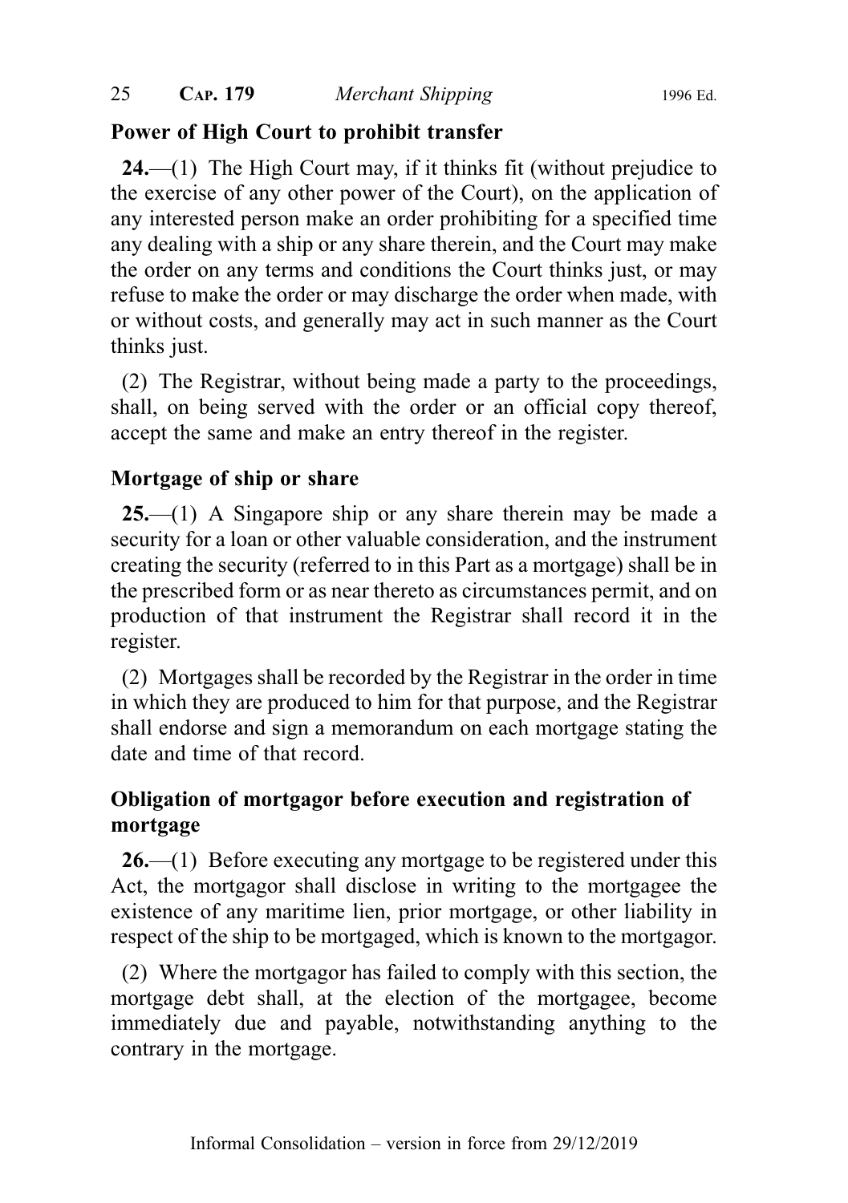**Power of High Court to prohibit transfer**

**24.**—(1) The High Court may, if it thinks fit (without prejudice to the exercise of any other power of the Court), on the application of any interested person make an order prohibiting for a specified time any dealing with a ship or any share therein, and the Court may make the order on any terms and conditions the Court thinks just, or may refuse to make the order or may discharge the order when made, with or without costs, and generally may act in such manner as the Court thinks just.

(2) The Registrar, without being made a party to the proceedings, shall, on being served with the order or an official copy thereof, accept the same and make an entry thereof in the register.

**Mortgage of ship or share**

**25.**—(1) A Singapore ship or any share therein may be made a security for a loan or other valuable consideration, and the instrument creating the security (referred to in this Part as a mortgage) shall be in the prescribed form or as near thereto as circumstances permit, and on production of that instrument the Registrar shall record it in the register.

(2) Mortgages shall be recorded by the Registrar in the order in time in which they are produced to him for that purpose, and the Registrar shall endorse and sign a memorandum on each mortgage stating the date and time of that record.

**Obligation of mortgagor before execution and registration of mortgage**

**26.**—(1) Before executing any mortgage to be registered under this Act, the mortgagor shall disclose in writing to the mortgagee the existence of any maritime lien, prior mortgage, or other liability in respect of the ship to be mortgaged, which is known to the mortgagor.

(2) Where the mortgagor has failed to comply with this section, the mortgage debt shall, at the election of the mortgagee, become immediately due and payable, notwithstanding anything to the contrary in the mortgage.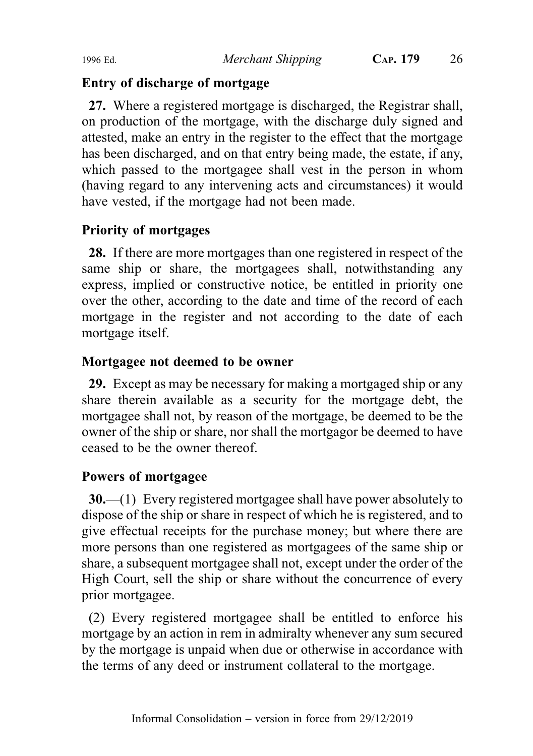### Entry of discharge of mortgage

**27.** Where a registered mortgage is discharged, the Registrar shall, on production of the mortgage, with the discharge duly signed and attested, make an entry in the register to the effect that the mortgage has been discharged, and on that entry being made, the estate, if any, which passed to the mortgagee shall vest in the person in whom (having regard to any intervening acts and circumstances) it would have vested, if the mortgage had not been made.

### Priority of mortgages

**28.** If there are more mortgages than one registered in respect of the same ship or share, the mortgagees shall, notwithstanding any express, implied or constructive notice, be entitled in priority one over the other, according to the date and time of the record of each mortgage in the register and not according to the date of each mortgage itself.

### Mortgagee not deemed to be owner

**29.** Except as may be necessary for making a mortgaged ship or any share therein available as a security for the mortgage debt, the mortgagee shall not, by reason of the mortgage, be deemed to be the owner of the ship or share, nor shall the mortgagor be deemed to have ceased to be the owner thereof.

### Powers of mortgagee

**30.**—(1) Every registered mortgagee shall have power absolutely to dispose of the ship or share in respect of which he is registered, and to give effectual receipts for the purchase money; but where there are more persons than one registered as mortgagees of the same ship or share, a subsequent mortgagee shall not, except under the order of the High Court, sell the ship or share without the concurrence of every prior mortgagee.

(2) Every registered mortgagee shall be entitled to enforce his mortgage by an action in rem in admiralty whenever any sum secured by the mortgage is unpaid when due or otherwise in accordance with the terms of any deed or instrument collateral to the mortgage.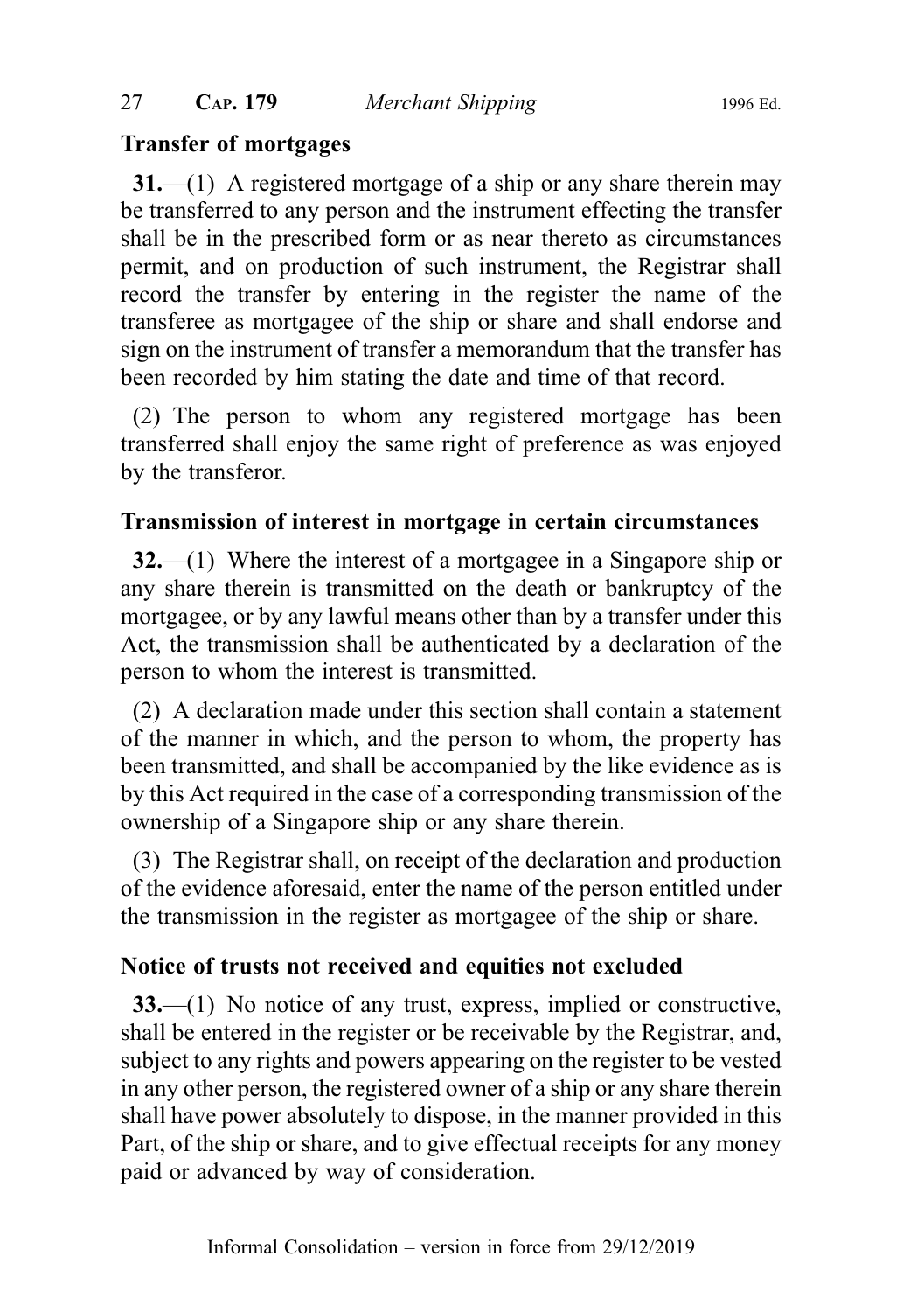**Transfer of mortgages**

**31.**—(1) A registered mortgage of a ship or any share therein may be transferred to any person and the instrument effecting the transfer shall be in the prescribed form or as near thereto as circumstances permit, and on production of such instrument, the Registrar shall record the transfer by entering in the register the name of the transferee as mortgagee of the ship or share and shall endorse and sign on the instrument of transfer a memorandum that the transfer has been recorded by him stating the date and time of that record.

(2) The person to whom any registered mortgage has been transferred shall enjoy the same right of preference as was enjoyed by the transferor.

**Transmission of interest in mortgage in certain circumstances**

**32.**—(1) Where the interest of a mortgagee in a Singapore ship or any share therein is transmitted on the death or bankruptcy of the mortgagee, or by any lawful means other than by a transfer under this Act, the transmission shall be authenticated by a declaration of the person to whom the interest is transmitted.

(2) A declaration made under this section shall contain a statement of the manner in which, and the person to whom, the property has been transmitted, and shall be accompanied by the like evidence as is by this Act required in the case of a corresponding transmission of the ownership of a Singapore ship or any share therein.

(3) The Registrar shall, on receipt of the declaration and production of the evidence aforesaid, enter the name of the person entitled under the transmission in the register as mortgagee of the ship or share.

**Notice of trusts not received and equities not excluded**

**33.**—(1) No notice of any trust, express, implied or constructive, shall be entered in the register or be receivable by the Registrar, and, subject to any rights and powers appearing on the register to be vested in any other person, the registered owner of a ship or any share therein shall have power absolutely to dispose, in the manner provided in this Part, of the ship or share, and to give effectual receipts for any money paid or advanced by way of consideration.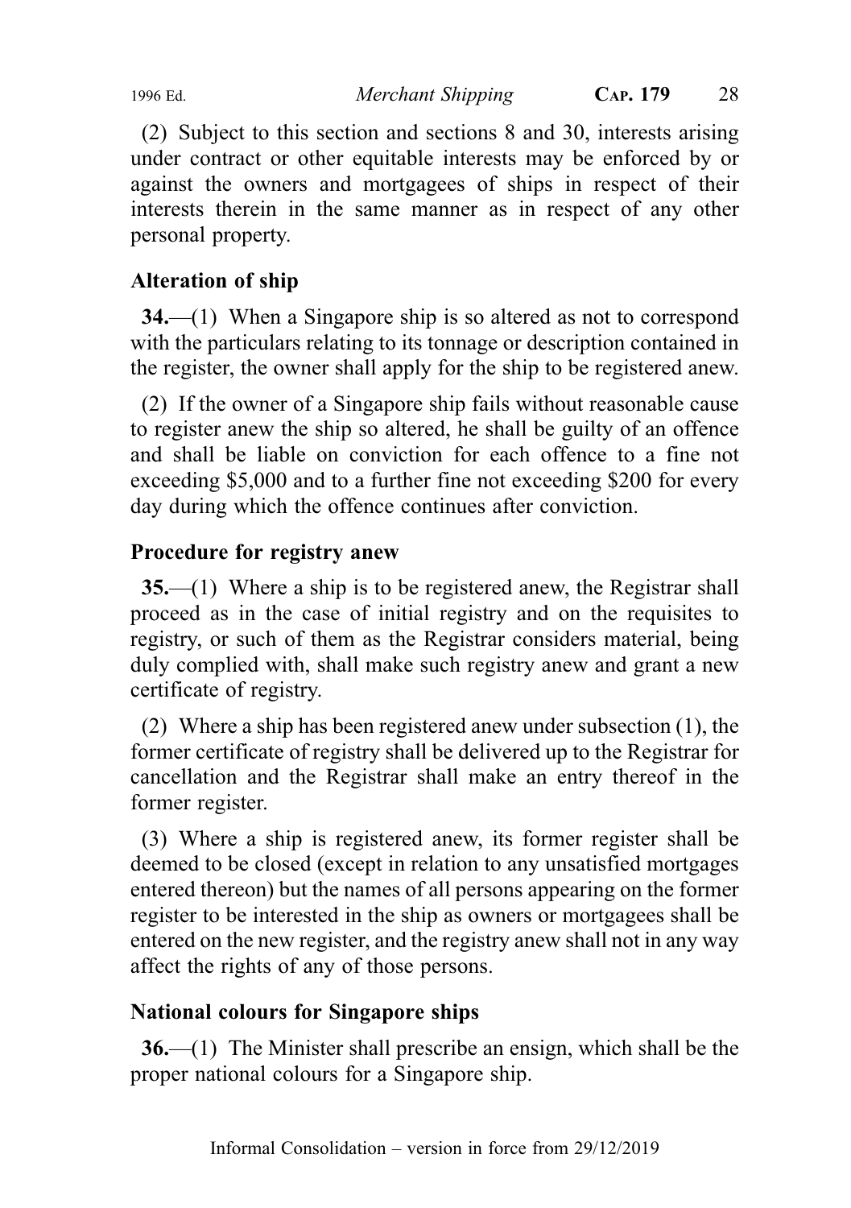(2) Subject to this section and sections 8 and 30, interests arising under contract or other equitable interests may be enforced by or against the owners and mortgagees of ships in respect of their interests therein in the same manner as in respect of any other personal property.

### Alteration of ship

**34.**—(1) When a Singapore ship is so altered as not to correspond with the particulars relating to its tonnage or description contained in the register, the owner shall apply for the ship to be registered anew.

(2) If the owner of a Singapore ship fails without reasonable cause to register anew the ship so altered, he shall be guilty of an offence and shall be liable on conviction for each offence to a fine not exceeding $5,000 and to a further fine not exceeding $200 for every day during which the offence continues after conviction.

### Procedure for registry anew

**35.**—(1) Where a ship is to be registered anew, the Registrar shall proceed as in the case of initial registry and on the requisites to registry, or such of them as the Registrar considers material, being duly complied with, shall make such registry anew and grant a new certificate of registry.

(2) Where a ship has been registered anew under subsection (1), the former certificate of registry shall be delivered up to the Registrar for cancellation and the Registrar shall make an entry thereof in the former register.

(3) Where a ship is registered anew, its former register shall be deemed to be closed (except in relation to any unsatisfied mortgages entered thereon) but the names of all persons appearing on the former register to be interested in the ship as owners or mortgagees shall be entered on the new register, and the registry anew shall not in any way affect the rights of any of those persons.

### National colours for Singapore ships

**36.**—(1) The Minister shall prescribe an ensign, which shall be the proper national colours for a Singapore ship.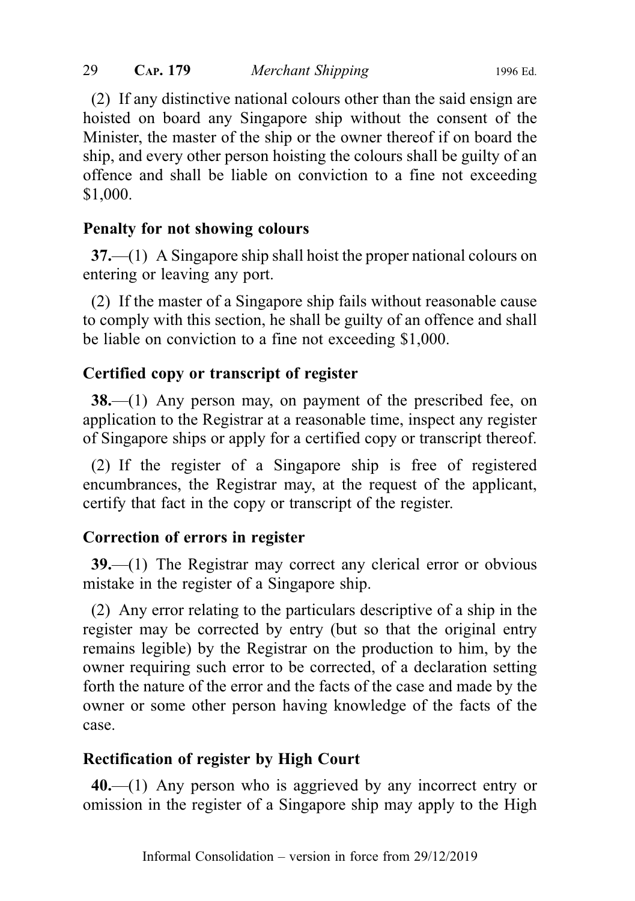(2) If any distinctive national colours other than the said ensign are hoisted on board any Singapore ship without the consent of the Minister, the master of the ship or the owner thereof if on board the ship, and every other person hoisting the colours shall be guilty of an offence and shall be liable on conviction to a fine not exceeding $1,000.

### Penalty for not showing colours

**37.**—(1) A Singapore ship shall hoist the proper national colours on entering or leaving any port.

(2) If the master of a Singapore ship fails without reasonable cause to comply with this section, he shall be guilty of an offence and shall be liable on conviction to a fine not exceeding $1,000.

### Certified copy or transcript of register

**38.**—(1) Any person may, on payment of the prescribed fee, on application to the Registrar at a reasonable time, inspect any register of Singapore ships or apply for a certified copy or transcript thereof.

(2) If the register of a Singapore ship is free of registered encumbrances, the Registrar may, at the request of the applicant, certify that fact in the copy or transcript of the register.

### Correction of errors in register

**39.**—(1) The Registrar may correct any clerical error or obvious mistake in the register of a Singapore ship.

(2) Any error relating to the particulars descriptive of a ship in the register may be corrected by entry (but so that the original entry remains legible) by the Registrar on the production to him, by the owner requiring such error to be corrected, of a declaration setting forth the nature of the error and the facts of the case and made by the owner or some other person having knowledge of the facts of the case.

### Rectification of register by High Court

**40.**—(1) Any person who is aggrieved by any incorrect entry or omission in the register of a Singapore ship may apply to the High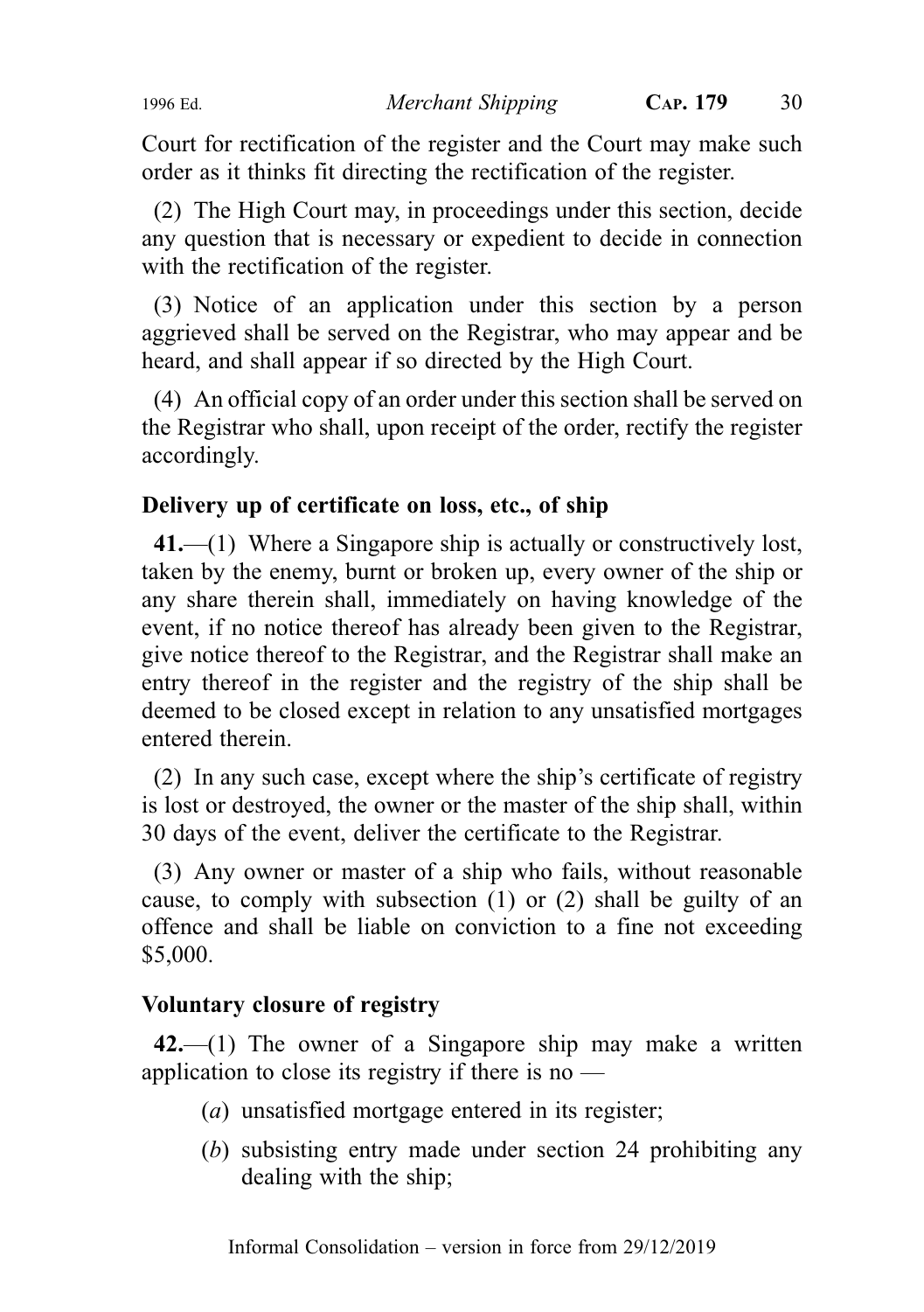Court for rectification of the register and the Court may make such order as it thinks fit directing the rectification of the register.

(2) The High Court may, in proceedings under this section, decide any question that is necessary or expedient to decide in connection with the rectification of the register.

(3) Notice of an application under this section by a person aggrieved shall be served on the Registrar, who may appear and be heard, and shall appear if so directed by the High Court.

(4) An official copy of an order under this section shall be served on the Registrar who shall, upon receipt of the order, rectify the register accordingly.

**Delivery up of certificate on loss, etc., of ship**

**41.**—(1) Where a Singapore ship is actually or constructively lost, taken by the enemy, burnt or broken up, every owner of the ship or any share therein shall, immediately on having knowledge of the event, if no notice thereof has already been given to the Registrar, give notice thereof to the Registrar, and the Registrar shall make an entry thereof in the register and the registry of the ship shall be deemed to be closed except in relation to any unsatisfied mortgages entered therein.

(2) In any such case, except where the ship's certificate of registry is lost or destroyed, the owner or the master of the ship shall, within 30 days of the event, deliver the certificate to the Registrar.

(3) Any owner or master of a ship who fails, without reasonable cause, to comply with subsection (1) or (2) shall be guilty of an offence and shall be liable on conviction to a fine not exceeding $5,000.

**Voluntary closure of registry**

**42.**—(1) The owner of a Singapore ship may make a written application to close its registry if there is no —

(*a*) unsatisfied mortgage entered in its register;

(*b*) subsisting entry made under section 24 prohibiting any dealing with the ship;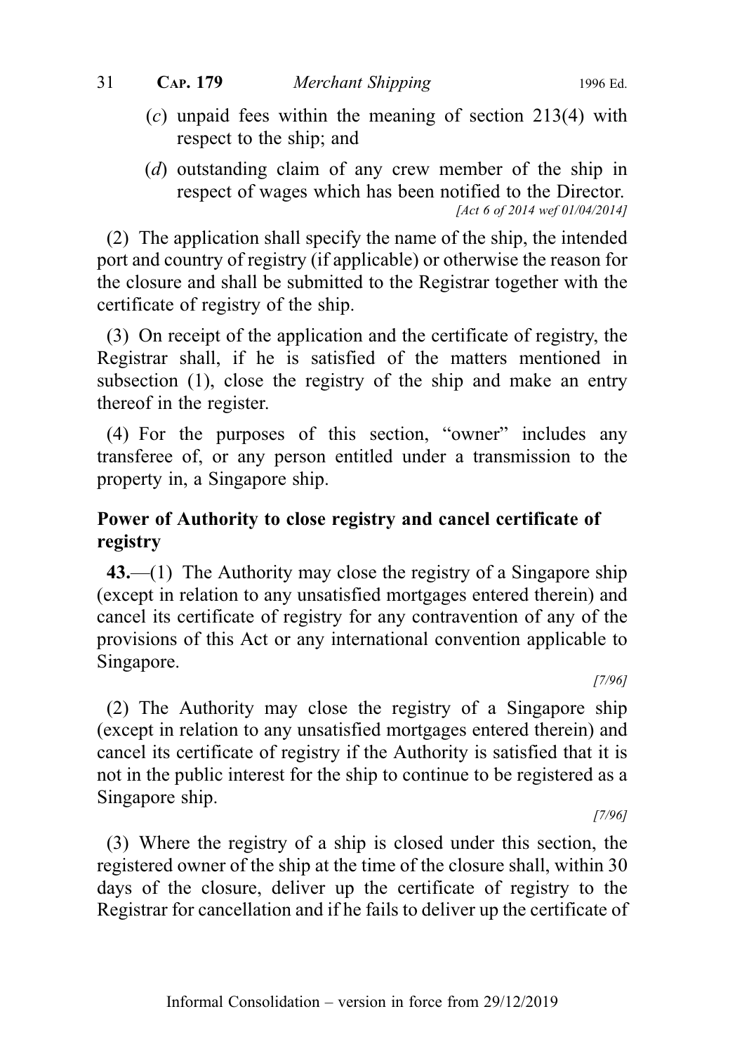(*c*) unpaid fees within the meaning of section 213(4) with respect to the ship; and

(*d*) outstanding claim of any crew member of the ship in respect of wages which has been notified to the Director.

*[Act 6 of 2014 wef 01/04/2014]*

(2) The application shall specify the name of the ship, the intended port and country of registry (if applicable) or otherwise the reason for the closure and shall be submitted to the Registrar together with the certificate of registry of the ship.

(3) On receipt of the application and the certificate of registry, the Registrar shall, if he is satisfied of the matters mentioned in subsection (1), close the registry of the ship and make an entry thereof in the register.

(4) For the purposes of this section, "owner" includes any transferee of, or any person entitled under a transmission to the property in, a Singapore ship.

**Power of Authority to close registry and cancel certificate of registry**

**43.**—(1) The Authority may close the registry of a Singapore ship (except in relation to any unsatisfied mortgages entered therein) and cancel its certificate of registry for any contravention of any of the provisions of this Act or any international convention applicable to Singapore.

*[7/96]*

(2) The Authority may close the registry of a Singapore ship (except in relation to any unsatisfied mortgages entered therein) and cancel its certificate of registry if the Authority is satisfied that it is not in the public interest for the ship to continue to be registered as a Singapore ship.

*[7/96]*

(3) Where the registry of a ship is closed under this section, the registered owner of the ship at the time of the closure shall, within 30 days of the closure, deliver up the certificate of registry to the Registrar for cancellation and if he fails to deliver up the certificate of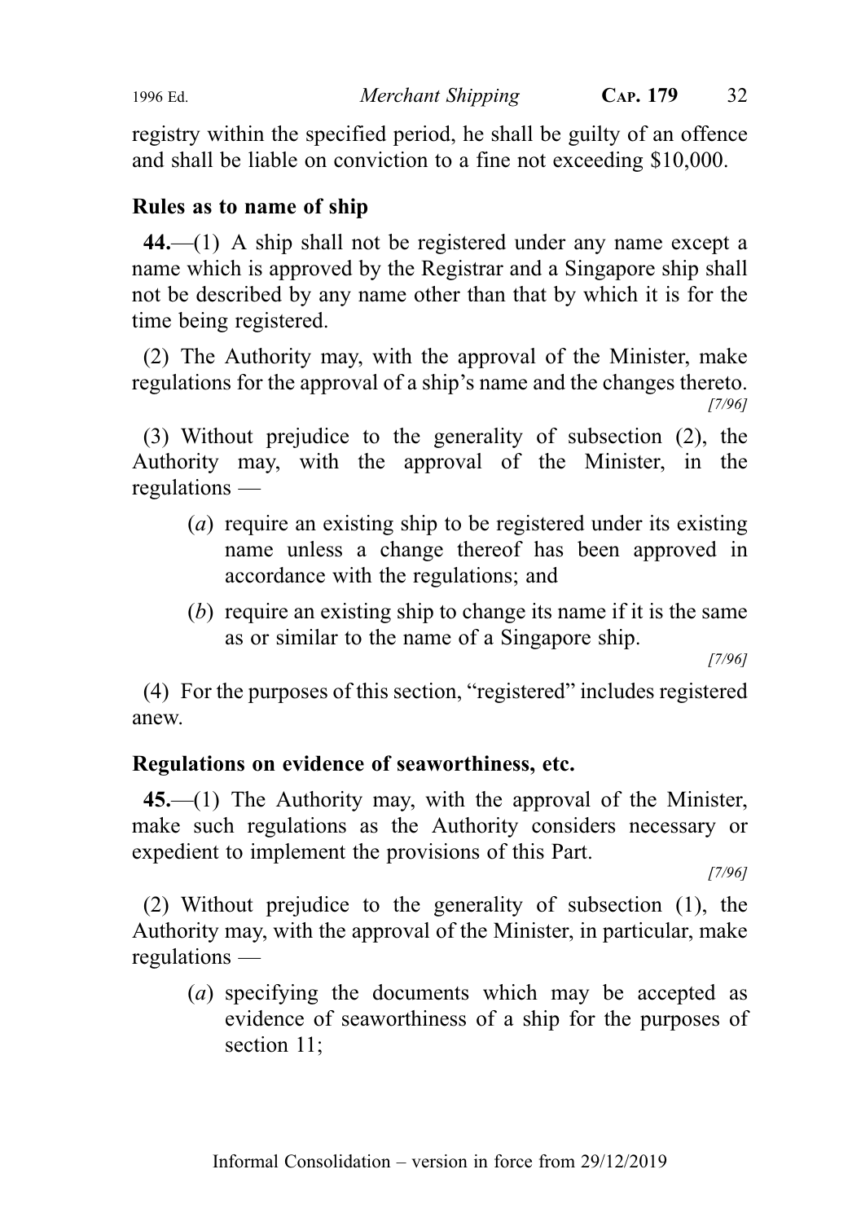registry within the specified period, he shall be guilty of an offence and shall be liable on conviction to a fine not exceeding $10,000.

### Rules as to name of ship

**44.**—(1) A ship shall not be registered under any name except a name which is approved by the Registrar and a Singapore ship shall not be described by any name other than that by which it is for the time being registered.

(2) The Authority may, with the approval of the Minister, make regulations for the approval of a ship's name and the changes thereto.
*[7/96]*

(3) Without prejudice to the generality of subsection (2), the Authority may, with the approval of the Minister, in the regulations —

- (*a*) require an existing ship to be registered under its existing name unless a change thereof has been approved in accordance with the regulations; and
- (*b*) require an existing ship to change its name if it is the same as or similar to the name of a Singapore ship.

*[7/96]*

(4) For the purposes of this section, "registered" includes registered anew.

### Regulations on evidence of seaworthiness, etc.

**45.**—(1) The Authority may, with the approval of the Minister, make such regulations as the Authority considers necessary or expedient to implement the provisions of this Part.
*[7/96]*

(2) Without prejudice to the generality of subsection (1), the Authority may, with the approval of the Minister, in particular, make regulations —

- (*a*) specifying the documents which may be accepted as evidence of seaworthiness of a ship for the purposes of section 11;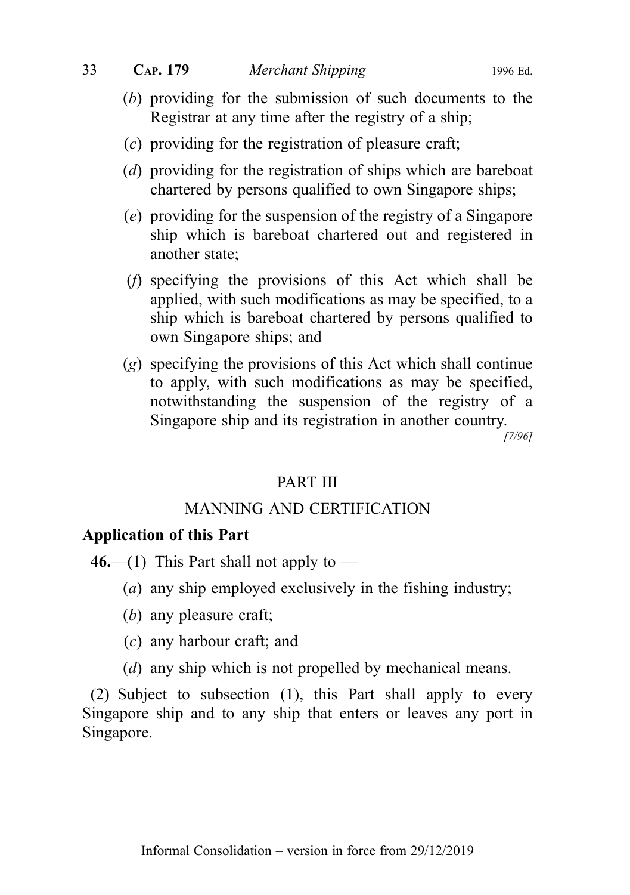(*b*) providing for the submission of such documents to the Registrar at any time after the registry of a ship;

(*c*) providing for the registration of pleasure craft;

(*d*) providing for the registration of ships which are bareboat chartered by persons qualified to own Singapore ships;

(*e*) providing for the suspension of the registry of a Singapore ship which is bareboat chartered out and registered in another state;

(*f*) specifying the provisions of this Act which shall be applied, with such modifications as may be specified, to a ship which is bareboat chartered by persons qualified to own Singapore ships; and

(*g*) specifying the provisions of this Act which shall continue to apply, with such modifications as may be specified, notwithstanding the suspension of the registry of a Singapore ship and its registration in another country.

*[7/96]*

## PART III

## MANNING AND CERTIFICATION

### Application of this Part

**46.**—(1) This Part shall not apply to —

(*a*) any ship employed exclusively in the fishing industry;

(*b*) any pleasure craft;

(*c*) any harbour craft; and

(*d*) any ship which is not propelled by mechanical means.

(2) Subject to subsection (1), this Part shall apply to every Singapore ship and to any ship that enters or leaves any port in Singapore.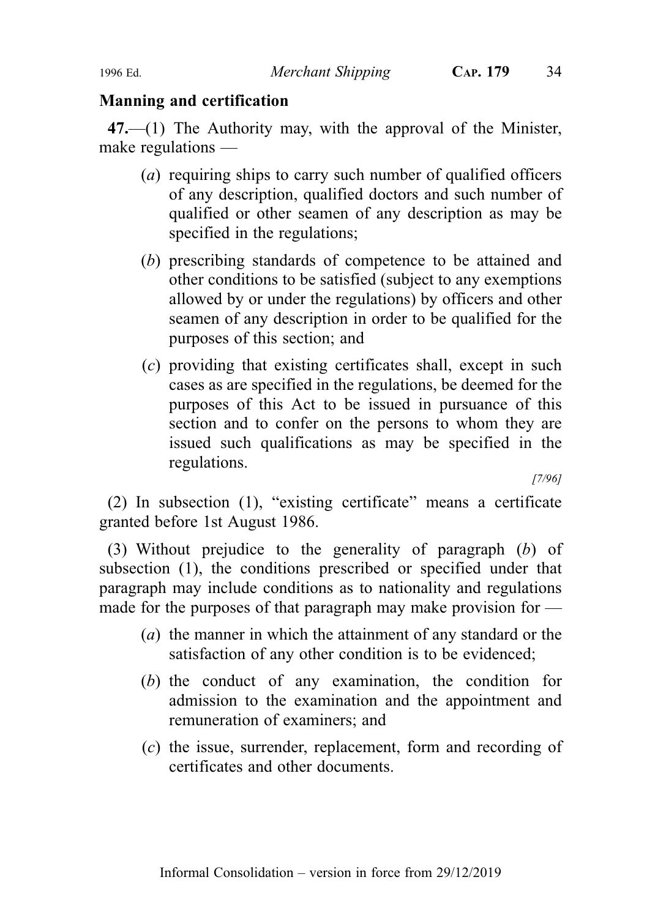**Manning and certification**

**47.**—(1) The Authority may, with the approval of the Minister, make regulations —

(*a*) requiring ships to carry such number of qualified officers of any description, qualified doctors and such number of qualified or other seamen of any description as may be specified in the regulations;

(*b*) prescribing standards of competence to be attained and other conditions to be satisfied (subject to any exemptions allowed by or under the regulations) by officers and other seamen of any description in order to be qualified for the purposes of this section; and

(*c*) providing that existing certificates shall, except in such cases as are specified in the regulations, be deemed for the purposes of this Act to be issued in pursuance of this section and to confer on the persons to whom they are issued such qualifications as may be specified in the regulations.

*[7/96]*

(2) In subsection (1), "existing certificate" means a certificate granted before 1st August 1986.

(3) Without prejudice to the generality of paragraph (*b*) of subsection (1), the conditions prescribed or specified under that paragraph may include conditions as to nationality and regulations made for the purposes of that paragraph may make provision for —

(*a*) the manner in which the attainment of any standard or the satisfaction of any other condition is to be evidenced;

(*b*) the conduct of any examination, the condition for admission to the examination and the appointment and remuneration of examiners; and

(*c*) the issue, surrender, replacement, form and recording of certificates and other documents.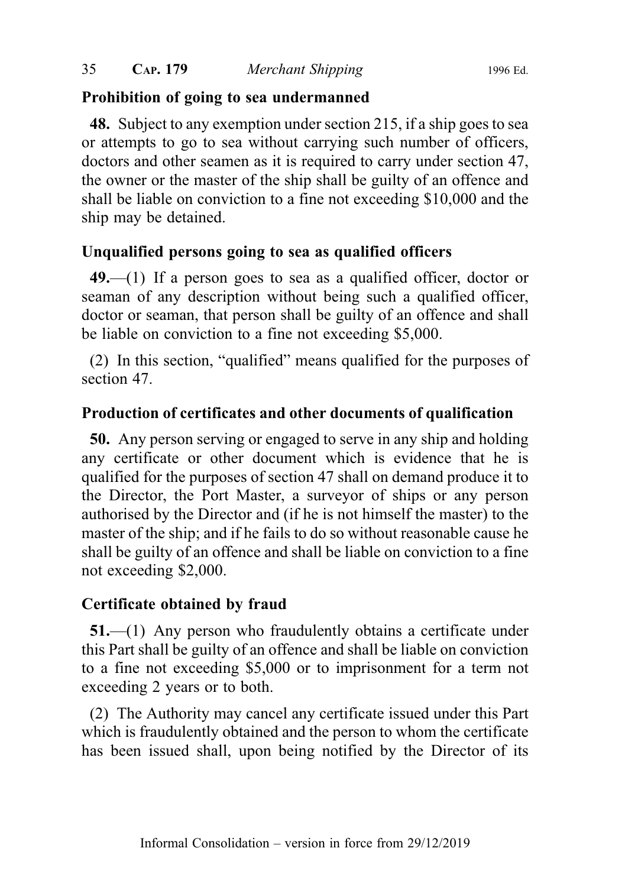### Prohibition of going to sea undermanned

**48.** Subject to any exemption under section 215, if a ship goes to sea or attempts to go to sea without carrying such number of officers, doctors and other seamen as it is required to carry under section 47, the owner or the master of the ship shall be guilty of an offence and shall be liable on conviction to a fine not exceeding $10,000 and the ship may be detained.

### Unqualified persons going to sea as qualified officers

**49.**—(1) If a person goes to sea as a qualified officer, doctor or seaman of any description without being such a qualified officer, doctor or seaman, that person shall be guilty of an offence and shall be liable on conviction to a fine not exceeding $5,000.

(2) In this section, "qualified" means qualified for the purposes of section 47.

### Production of certificates and other documents of qualification

**50.** Any person serving or engaged to serve in any ship and holding any certificate or other document which is evidence that he is qualified for the purposes of section 47 shall on demand produce it to the Director, the Port Master, a surveyor of ships or any person authorised by the Director and (if he is not himself the master) to the master of the ship; and if he fails to do so without reasonable cause he shall be guilty of an offence and shall be liable on conviction to a fine not exceeding $2,000.

### Certificate obtained by fraud

**51.**—(1) Any person who fraudulently obtains a certificate under this Part shall be guilty of an offence and shall be liable on conviction to a fine not exceeding $5,000 or to imprisonment for a term not exceeding 2 years or to both.

(2) The Authority may cancel any certificate issued under this Part which is fraudulently obtained and the person to whom the certificate has been issued shall, upon being notified by the Director of its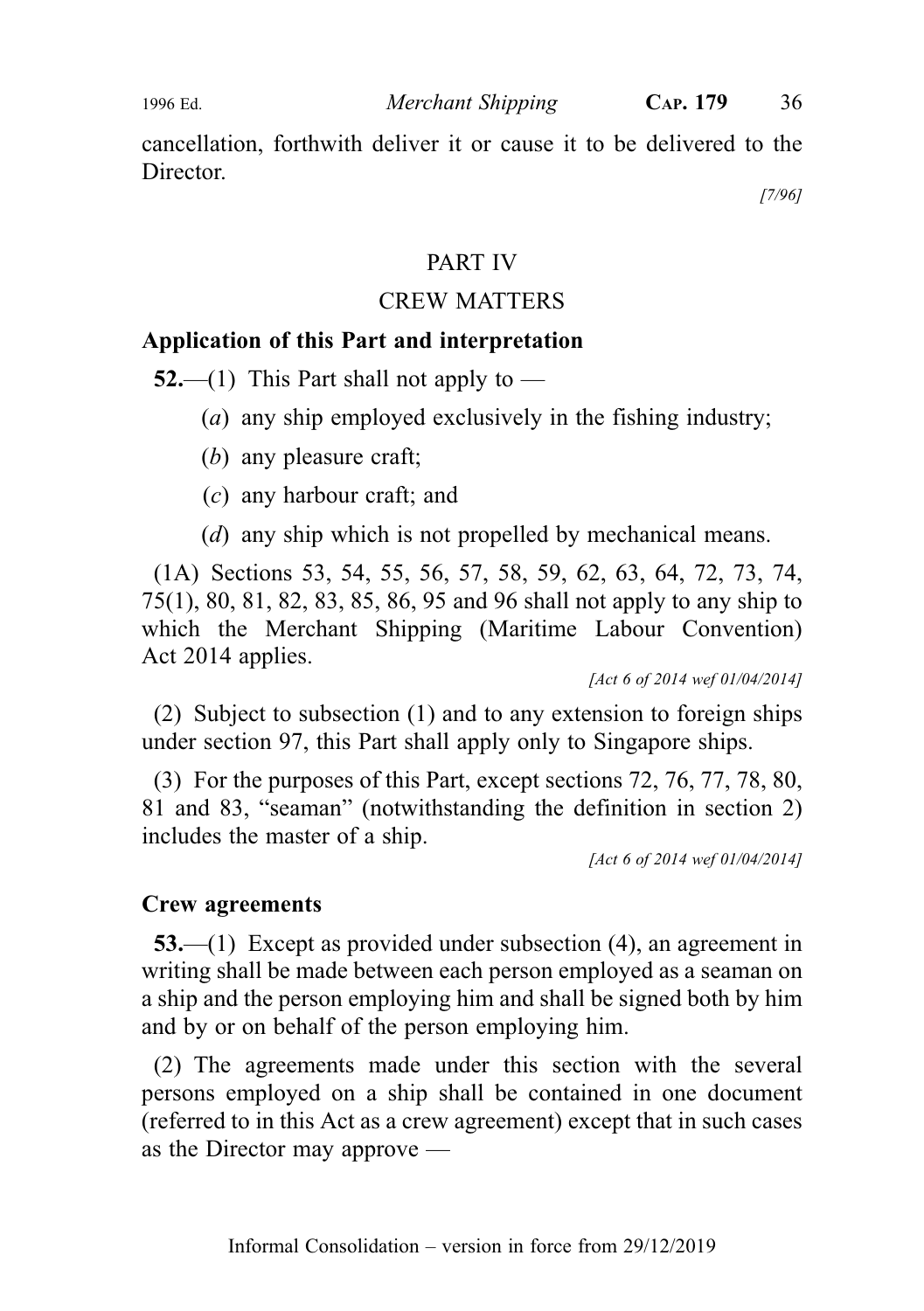cancellation, forthwith deliver it or cause it to be delivered to the Director.

*[7/96]*

## PART IV

## CREW MATTERS

### Application of this Part and interpretation

**52.**—(1) This Part shall not apply to —

(*a*) any ship employed exclusively in the fishing industry;

(*b*) any pleasure craft;

(*c*) any harbour craft; and

(*d*) any ship which is not propelled by mechanical means.

(1A) Sections 53, 54, 55, 56, 57, 58, 59, 62, 63, 64, 72, 73, 74, 75(1), 80, 81, 82, 83, 85, 86, 95 and 96 shall not apply to any ship to which the Merchant Shipping (Maritime Labour Convention) Act 2014 applies.

*[Act 6 of 2014 wef 01/04/2014]*

(2) Subject to subsection (1) and to any extension to foreign ships under section 97, this Part shall apply only to Singapore ships.

(3) For the purposes of this Part, except sections 72, 76, 77, 78, 80, 81 and 83, "seaman" (notwithstanding the definition in section 2) includes the master of a ship.

*[Act 6 of 2014 wef 01/04/2014]*

### Crew agreements

**53.**—(1) Except as provided under subsection (4), an agreement in writing shall be made between each person employed as a seaman on a ship and the person employing him and shall be signed both by him and by or on behalf of the person employing him.

(2) The agreements made under this section with the several persons employed on a ship shall be contained in one document (referred to in this Act as a crew agreement) except that in such cases as the Director may approve —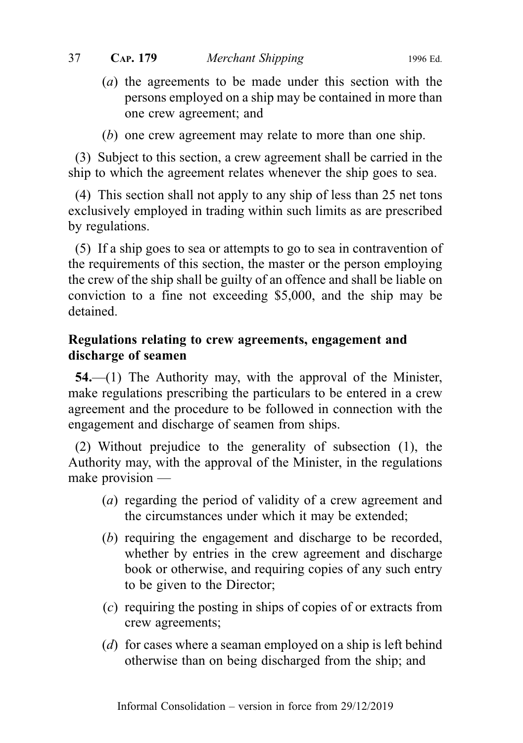(a) the agreements to be made under this section with the persons employed on a ship may be contained in more than one crew agreement; and

(b) one crew agreement may relate to more than one ship.

(3) Subject to this section, a crew agreement shall be carried in the ship to which the agreement relates whenever the ship goes to sea.

(4) This section shall not apply to any ship of less than 25 net tons exclusively employed in trading within such limits as are prescribed by regulations.

(5) If a ship goes to sea or attempts to go to sea in contravention of the requirements of this section, the master or the person employing the crew of the ship shall be guilty of an offence and shall be liable on conviction to a fine not exceeding $5,000, and the ship may be detained.

**Regulations relating to crew agreements, engagement and discharge of seamen**

**54.**—(1) The Authority may, with the approval of the Minister, make regulations prescribing the particulars to be entered in a crew agreement and the procedure to be followed in connection with the engagement and discharge of seamen from ships.

(2) Without prejudice to the generality of subsection (1), the Authority may, with the approval of the Minister, in the regulations make provision —

(a) regarding the period of validity of a crew agreement and the circumstances under which it may be extended;

(b) requiring the engagement and discharge to be recorded, whether by entries in the crew agreement and discharge book or otherwise, and requiring copies of any such entry to be given to the Director;

(c) requiring the posting in ships of copies of or extracts from crew agreements;

(d) for cases where a seaman employed on a ship is left behind otherwise than on being discharged from the ship; and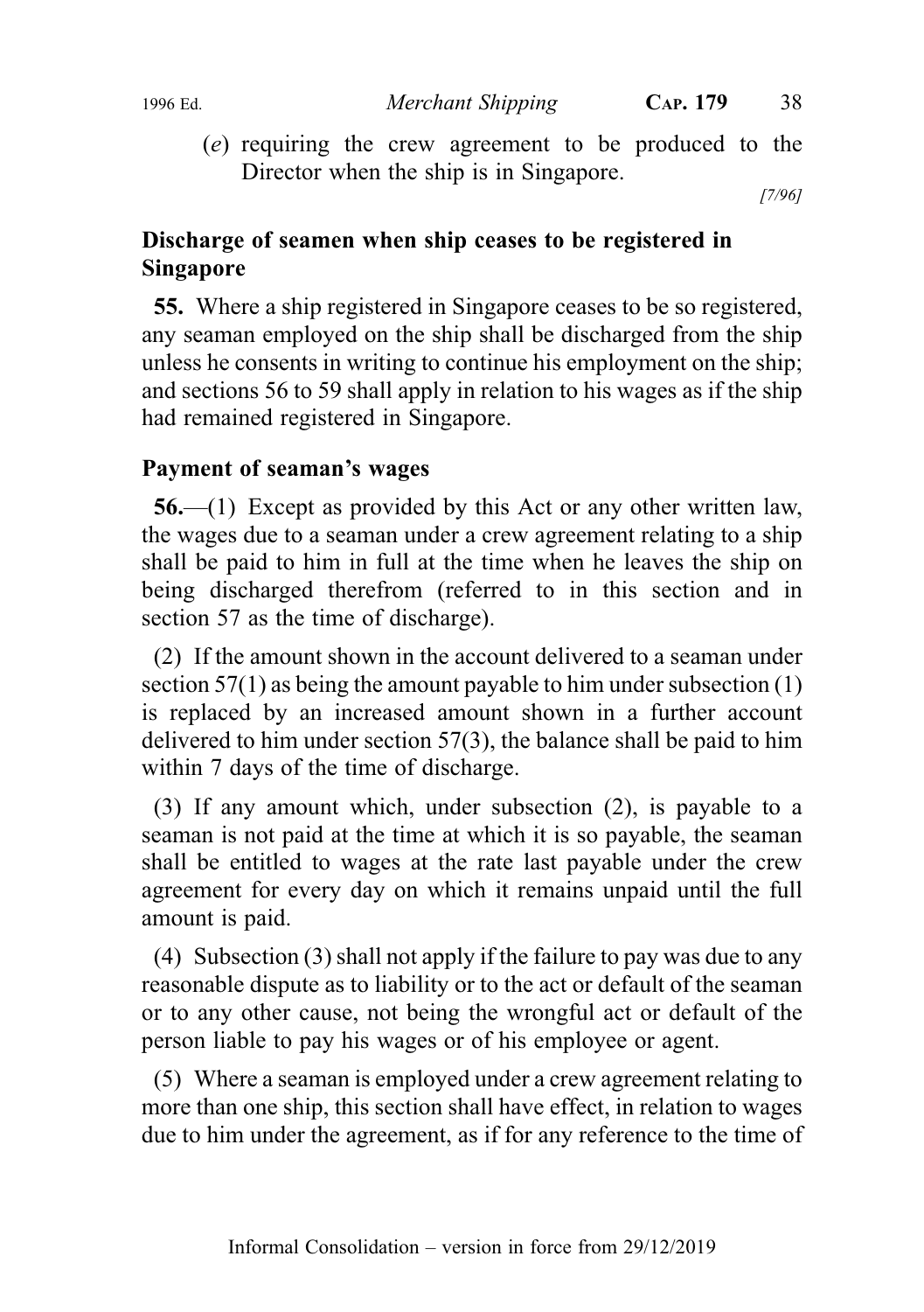(*e*) requiring the crew agreement to be produced to the Director when the ship is in Singapore.

[7/96]

**Discharge of seamen when ship ceases to be registered in Singapore**

**55.** Where a ship registered in Singapore ceases to be so registered, any seaman employed on the ship shall be discharged from the ship unless he consents in writing to continue his employment on the ship; and sections 56 to 59 shall apply in relation to his wages as if the ship had remained registered in Singapore.

**Payment of seaman's wages**

**56.**—(1) Except as provided by this Act or any other written law, the wages due to a seaman under a crew agreement relating to a ship shall be paid to him in full at the time when he leaves the ship on being discharged therefrom (referred to in this section and in section 57 as the time of discharge).

(2) If the amount shown in the account delivered to a seaman under section 57(1) as being the amount payable to him under subsection (1) is replaced by an increased amount shown in a further account delivered to him under section 57(3), the balance shall be paid to him within 7 days of the time of discharge.

(3) If any amount which, under subsection (2), is payable to a seaman is not paid at the time at which it is so payable, the seaman shall be entitled to wages at the rate last payable under the crew agreement for every day on which it remains unpaid until the full amount is paid.

(4) Subsection (3) shall not apply if the failure to pay was due to any reasonable dispute as to liability or to the act or default of the seaman or to any other cause, not being the wrongful act or default of the person liable to pay his wages or of his employee or agent.

(5) Where a seaman is employed under a crew agreement relating to more than one ship, this section shall have effect, in relation to wages due to him under the agreement, as if for any reference to the time of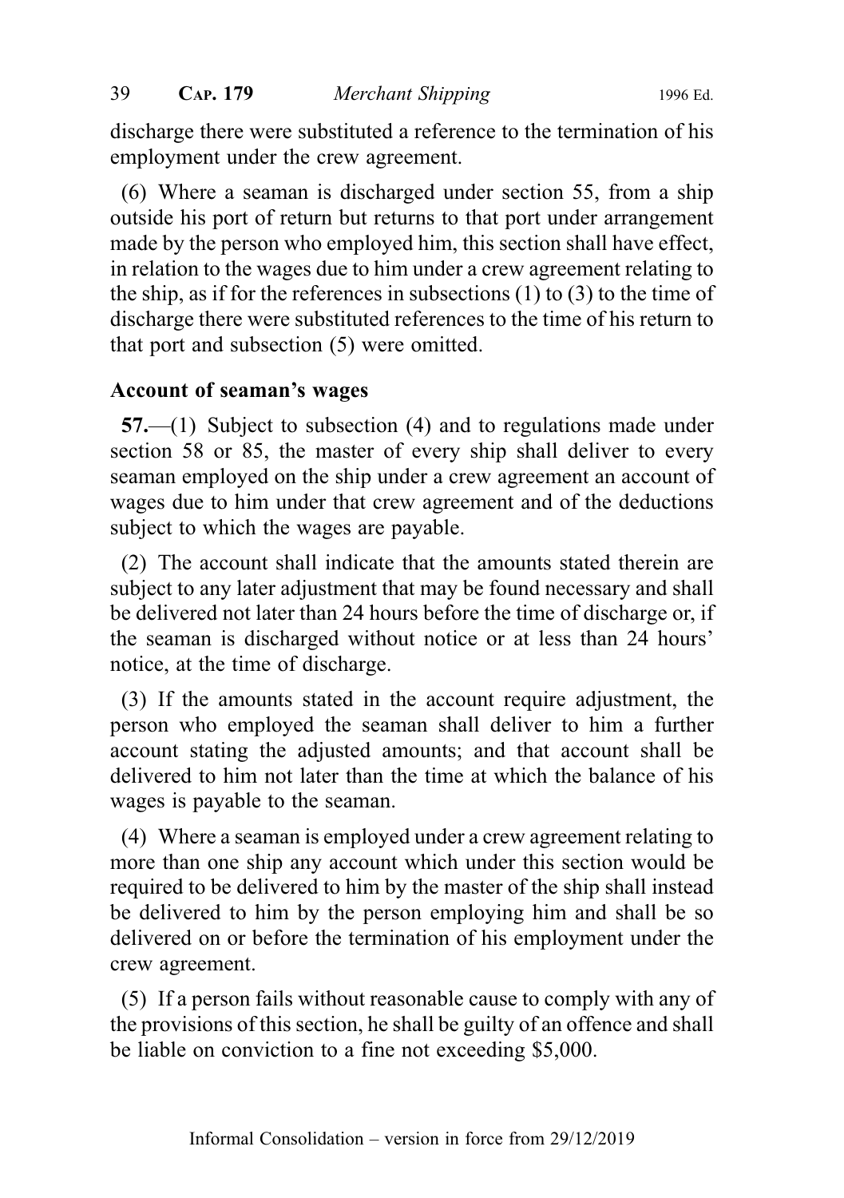discharge there were substituted a reference to the termination of his employment under the crew agreement.

(6) Where a seaman is discharged under section 55, from a ship outside his port of return but returns to that port under arrangement made by the person who employed him, this section shall have effect, in relation to the wages due to him under a crew agreement relating to the ship, as if for the references in subsections (1) to (3) to the time of discharge there were substituted references to the time of his return to that port and subsection (5) were omitted.

### Account of seaman's wages

**57.**—(1) Subject to subsection (4) and to regulations made under section 58 or 85, the master of every ship shall deliver to every seaman employed on the ship under a crew agreement an account of wages due to him under that crew agreement and of the deductions subject to which the wages are payable.

(2) The account shall indicate that the amounts stated therein are subject to any later adjustment that may be found necessary and shall be delivered not later than 24 hours before the time of discharge or, if the seaman is discharged without notice or at less than 24 hours' notice, at the time of discharge.

(3) If the amounts stated in the account require adjustment, the person who employed the seaman shall deliver to him a further account stating the adjusted amounts; and that account shall be delivered to him not later than the time at which the balance of his wages is payable to the seaman.

(4) Where a seaman is employed under a crew agreement relating to more than one ship any account which under this section would be required to be delivered to him by the master of the ship shall instead be delivered to him by the person employing him and shall be so delivered on or before the termination of his employment under the crew agreement.

(5) If a person fails without reasonable cause to comply with any of the provisions of this section, he shall be guilty of an offence and shall be liable on conviction to a fine not exceeding $5,000.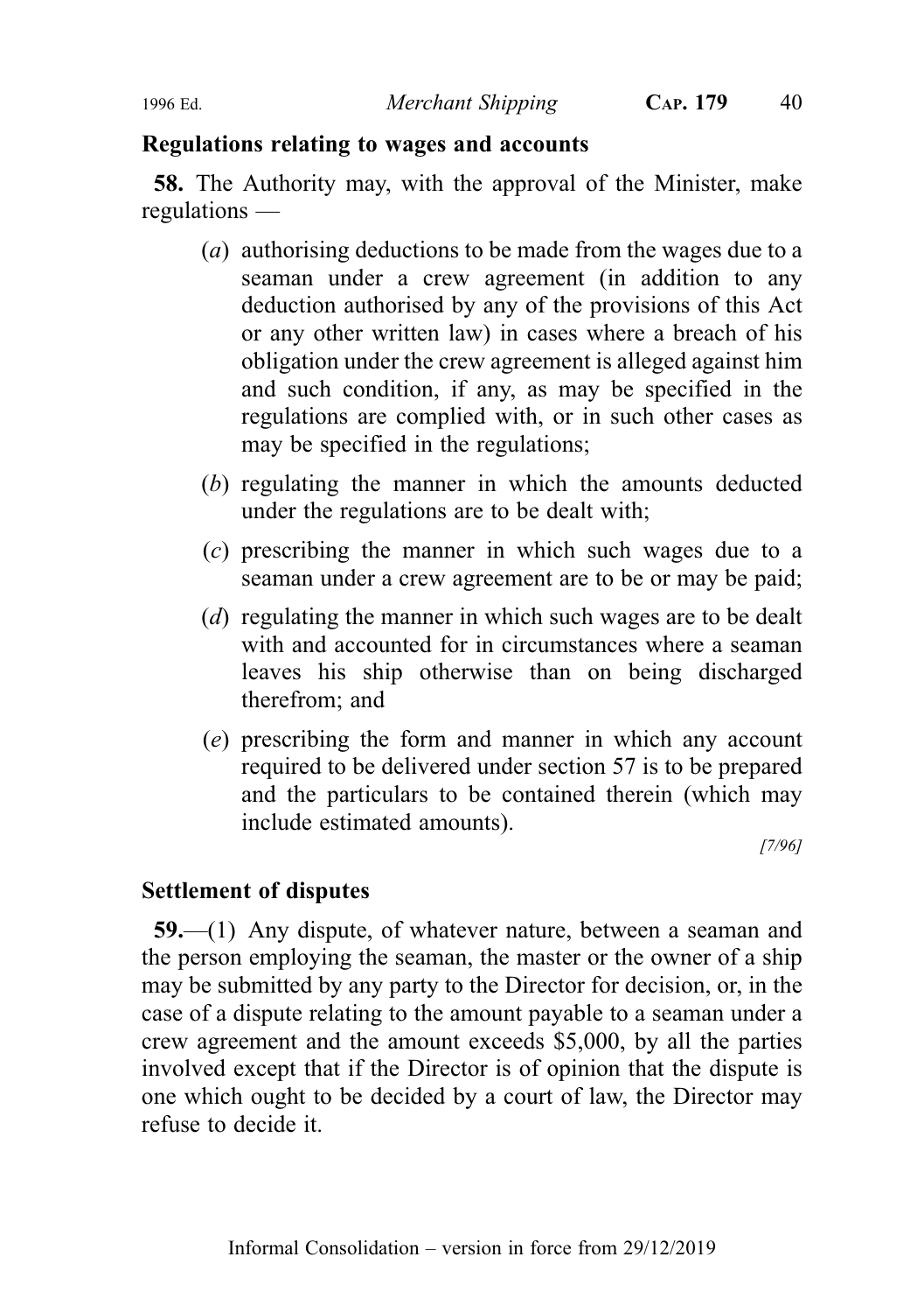## Regulations relating to wages and accounts

**58.** The Authority may, with the approval of the Minister, make regulations —

(*a*) authorising deductions to be made from the wages due to a seaman under a crew agreement (in addition to any deduction authorised by any of the provisions of this Act or any other written law) in cases where a breach of his obligation under the crew agreement is alleged against him and such condition, if any, as may be specified in the regulations are complied with, or in such other cases as may be specified in the regulations;

(*b*) regulating the manner in which the amounts deducted under the regulations are to be dealt with;

(*c*) prescribing the manner in which such wages due to a seaman under a crew agreement are to be or may be paid;

(*d*) regulating the manner in which such wages are to be dealt with and accounted for in circumstances where a seaman leaves his ship otherwise than on being discharged therefrom; and

(*e*) prescribing the form and manner in which any account required to be delivered under section 57 is to be prepared and the particulars to be contained therein (which may include estimated amounts).

*[7/96]*

## Settlement of disputes

**59.**—(1) Any dispute, of whatever nature, between a seaman and the person employing the seaman, the master or the owner of a ship may be submitted by any party to the Director for decision, or, in the case of a dispute relating to the amount payable to a seaman under a crew agreement and the amount exceeds $5,000, by all the parties involved except that if the Director is of opinion that the dispute is one which ought to be decided by a court of law, the Director may refuse to decide it.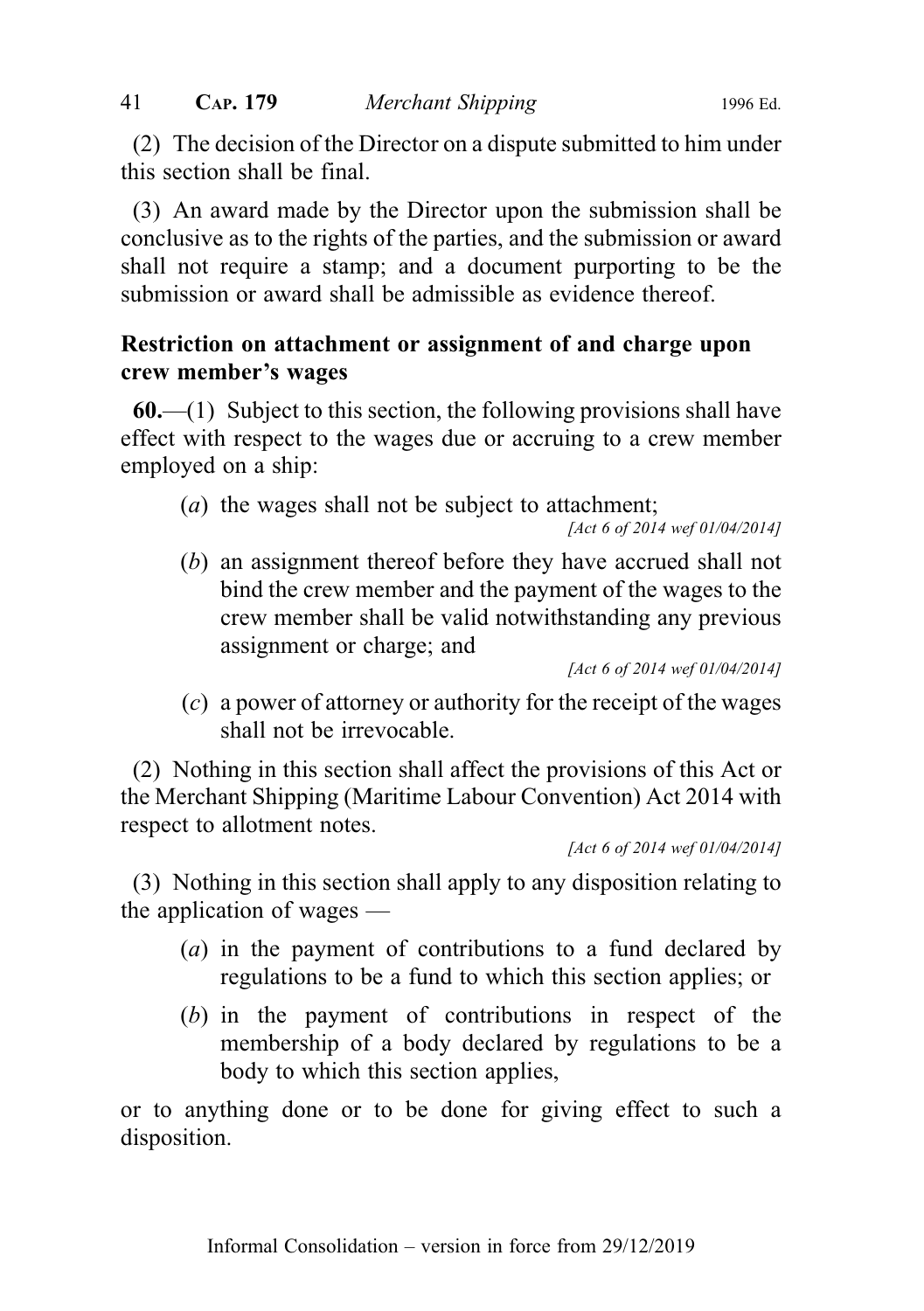(2) The decision of the Director on a dispute submitted to him under this section shall be final.

(3) An award made by the Director upon the submission shall be conclusive as to the rights of the parties, and the submission or award shall not require a stamp; and a document purporting to be the submission or award shall be admissible as evidence thereof.

### Restriction on attachment or assignment of and charge upon crew member's wages

**60.**—(1) Subject to this section, the following provisions shall have effect with respect to the wages due or accruing to a crew member employed on a ship:

(*a*) the wages shall not be subject to attachment;

*[Act 6 of 2014 wef 01/04/2014]*

(*b*) an assignment thereof before they have accrued shall not bind the crew member and the payment of the wages to the crew member shall be valid notwithstanding any previous assignment or charge; and

*[Act 6 of 2014 wef 01/04/2014]*

(*c*) a power of attorney or authority for the receipt of the wages shall not be irrevocable.

(2) Nothing in this section shall affect the provisions of this Act or the Merchant Shipping (Maritime Labour Convention) Act 2014 with respect to allotment notes.

*[Act 6 of 2014 wef 01/04/2014]*

(3) Nothing in this section shall apply to any disposition relating to the application of wages —

(*a*) in the payment of contributions to a fund declared by regulations to be a fund to which this section applies; or

(*b*) in the payment of contributions in respect of the membership of a body declared by regulations to be a body to which this section applies,

or to anything done or to be done for giving effect to such a disposition.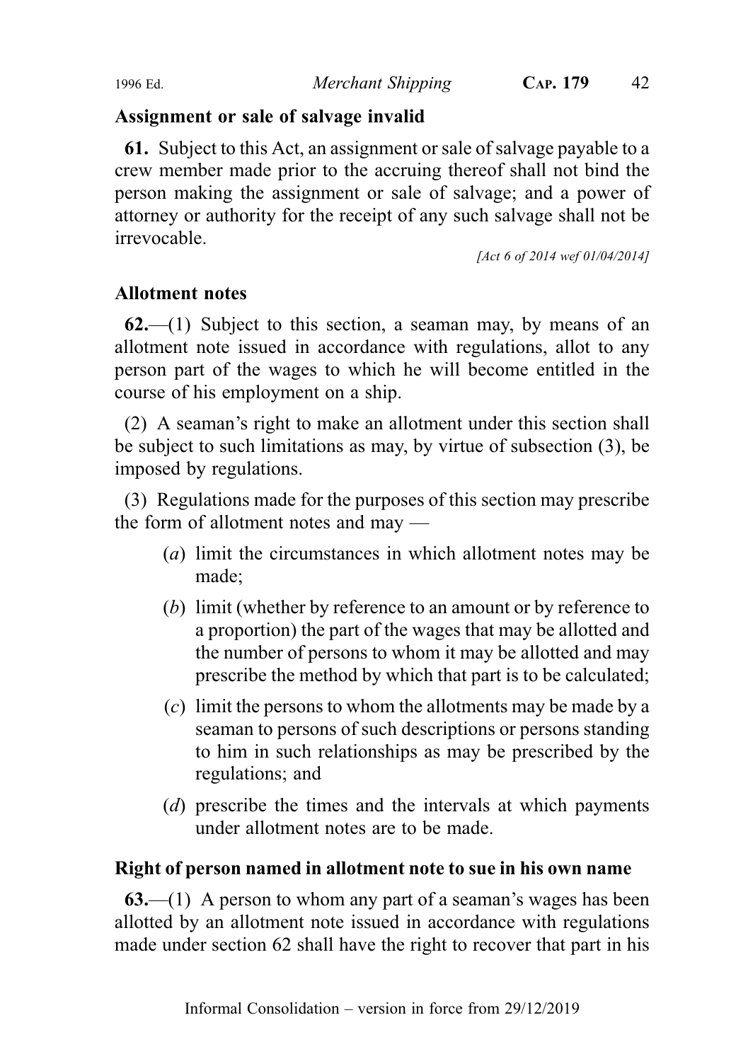**Assignment or sale of salvage invalid**

**61.** Subject to this Act, an assignment or sale of salvage payable to a crew member made prior to the accruing thereof shall not bind the person making the assignment or sale of salvage; and a power of attorney or authority for the receipt of any such salvage shall not be irrevocable.

*[Act 6 of 2014 wef 01/04/2014]*

**Allotment notes**

**62.**—(1) Subject to this section, a seaman may, by means of an allotment note issued in accordance with regulations, allot to any person part of the wages to which he will become entitled in the course of his employment on a ship.

(2) A seaman's right to make an allotment under this section shall be subject to such limitations as may, by virtue of subsection (3), be imposed by regulations.

(3) Regulations made for the purposes of this section may prescribe the form of allotment notes and may —

(*a*) limit the circumstances in which allotment notes may be made;

(*b*) limit (whether by reference to an amount or by reference to a proportion) the part of the wages that may be allotted and the number of persons to whom it may be allotted and may prescribe the method by which that part is to be calculated;

(*c*) limit the persons to whom the allotments may be made by a seaman to persons of such descriptions or persons standing to him in such relationships as may be prescribed by the regulations; and

(*d*) prescribe the times and the intervals at which payments under allotment notes are to be made.

**Right of person named in allotment note to sue in his own name**

**63.**—(1) A person to whom any part of a seaman's wages has been allotted by an allotment note issued in accordance with regulations made under section 62 shall have the right to recover that part in his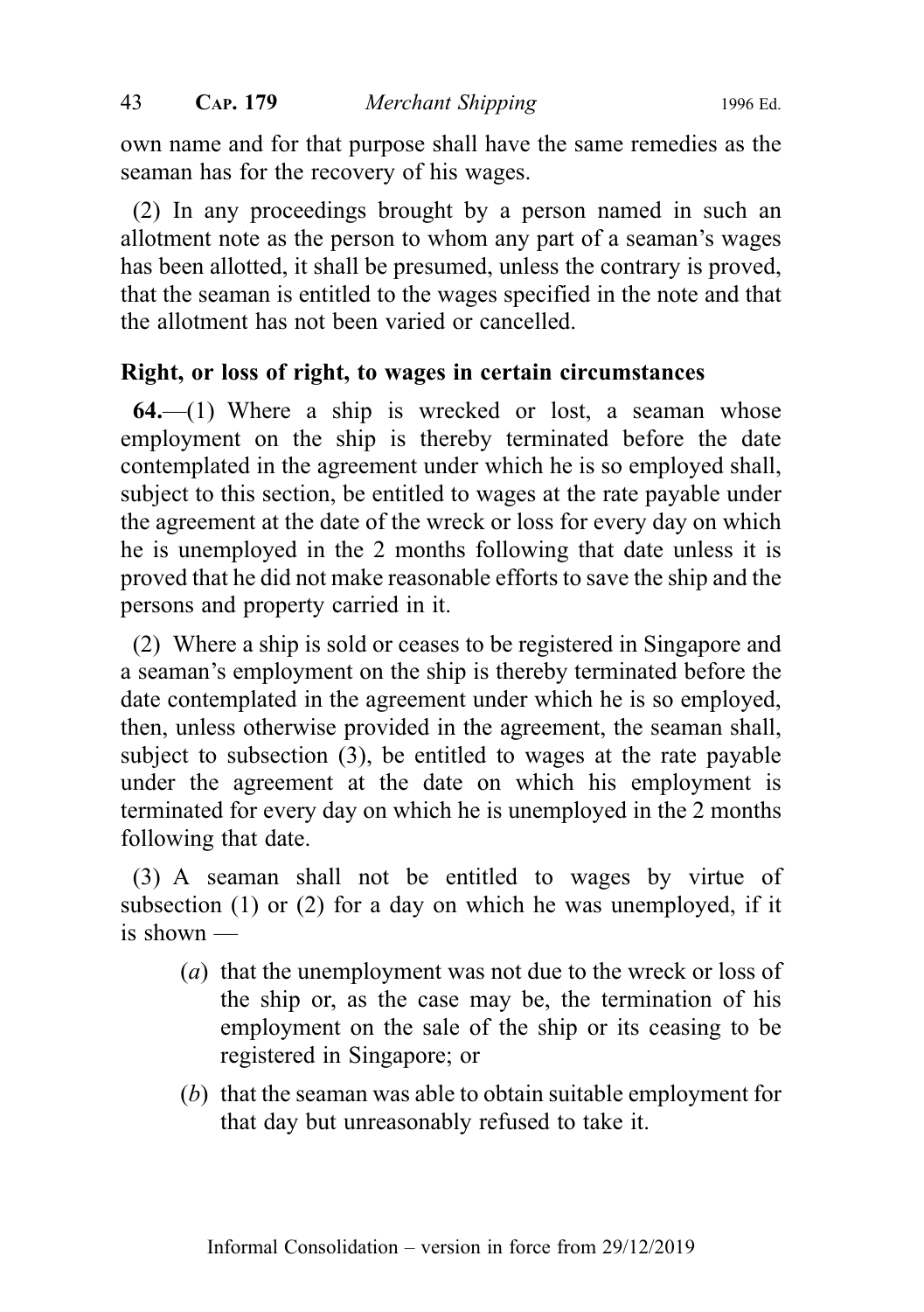own name and for that purpose shall have the same remedies as the seaman has for the recovery of his wages.

(2) In any proceedings brought by a person named in such an allotment note as the person to whom any part of a seaman's wages has been allotted, it shall be presumed, unless the contrary is proved, that the seaman is entitled to the wages specified in the note and that the allotment has not been varied or cancelled.

### Right, or loss of right, to wages in certain circumstances

**64.**—(1) Where a ship is wrecked or lost, a seaman whose employment on the ship is thereby terminated before the date contemplated in the agreement under which he is so employed shall, subject to this section, be entitled to wages at the rate payable under the agreement at the date of the wreck or loss for every day on which he is unemployed in the 2 months following that date unless it is proved that he did not make reasonable efforts to save the ship and the persons and property carried in it.

(2) Where a ship is sold or ceases to be registered in Singapore and a seaman's employment on the ship is thereby terminated before the date contemplated in the agreement under which he is so employed, then, unless otherwise provided in the agreement, the seaman shall, subject to subsection (3), be entitled to wages at the rate payable under the agreement at the date on which his employment is terminated for every day on which he is unemployed in the 2 months following that date.

(3) A seaman shall not be entitled to wages by virtue of subsection (1) or (2) for a day on which he was unemployed, if it is shown —

- (*a*) that the unemployment was not due to the wreck or loss of the ship or, as the case may be, the termination of his employment on the sale of the ship or its ceasing to be registered in Singapore; or
- (*b*) that the seaman was able to obtain suitable employment for that day but unreasonably refused to take it.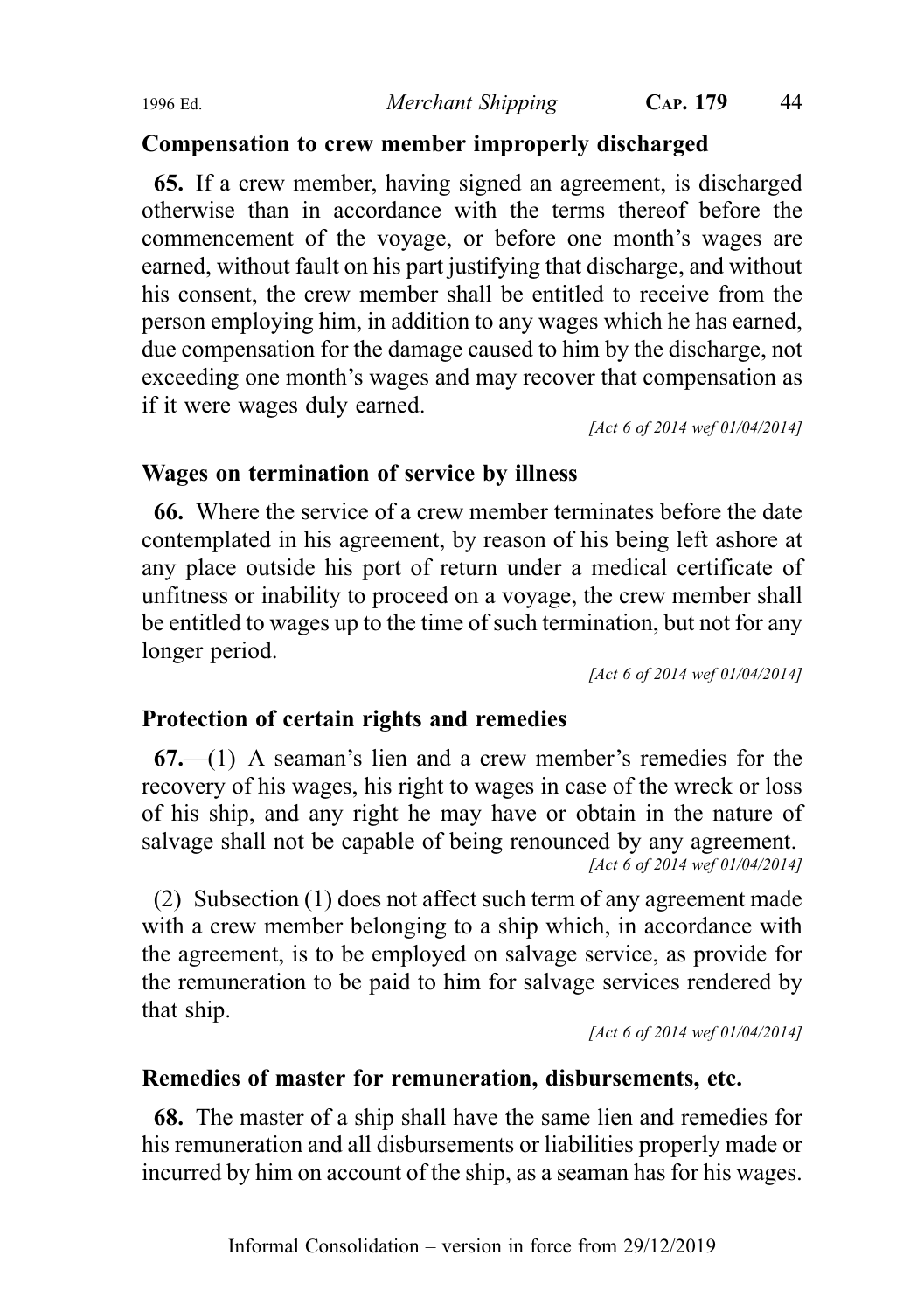### Compensation to crew member improperly discharged

**65.** If a crew member, having signed an agreement, is discharged otherwise than in accordance with the terms thereof before the commencement of the voyage, or before one month's wages are earned, without fault on his part justifying that discharge, and without his consent, the crew member shall be entitled to receive from the person employing him, in addition to any wages which he has earned, due compensation for the damage caused to him by the discharge, not exceeding one month's wages and may recover that compensation as if it were wages duly earned.

*[Act 6 of 2014 wef 01/04/2014]*

### Wages on termination of service by illness

**66.** Where the service of a crew member terminates before the date contemplated in his agreement, by reason of his being left ashore at any place outside his port of return under a medical certificate of unfitness or inability to proceed on a voyage, the crew member shall be entitled to wages up to the time of such termination, but not for any longer period.

*[Act 6 of 2014 wef 01/04/2014]*

### Protection of certain rights and remedies

**67.**—(1) A seaman's lien and a crew member's remedies for the recovery of his wages, his right to wages in case of the wreck or loss of his ship, and any right he may have or obtain in the nature of salvage shall not be capable of being renounced by any agreement.

*[Act 6 of 2014 wef 01/04/2014]*

(2) Subsection (1) does not affect such term of any agreement made with a crew member belonging to a ship which, in accordance with the agreement, is to be employed on salvage service, as provide for the remuneration to be paid to him for salvage services rendered by that ship.

*[Act 6 of 2014 wef 01/04/2014]*

### Remedies of master for remuneration, disbursements, etc.

**68.** The master of a ship shall have the same lien and remedies for his remuneration and all disbursements or liabilities properly made or incurred by him on account of the ship, as a seaman has for his wages.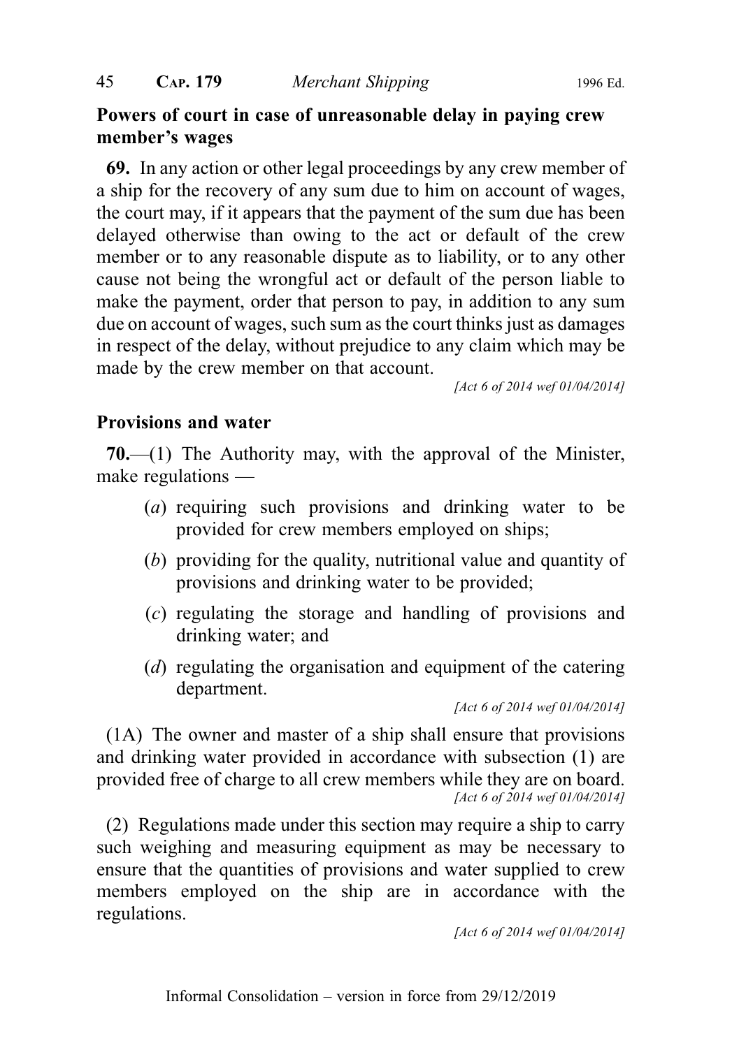**Powers of court in case of unreasonable delay in paying crew member's wages**

**69.** In any action or other legal proceedings by any crew member of a ship for the recovery of any sum due to him on account of wages, the court may, if it appears that the payment of the sum due has been delayed otherwise than owing to the act or default of the crew member or to any reasonable dispute as to liability, or to any other cause not being the wrongful act or default of the person liable to make the payment, order that person to pay, in addition to any sum due on account of wages, such sum as the court thinks just as damages in respect of the delay, without prejudice to any claim which may be made by the crew member on that account.

*[Act 6 of 2014 wef 01/04/2014]*

**Provisions and water**

**70.**—(1) The Authority may, with the approval of the Minister, make regulations —

(*a*) requiring such provisions and drinking water to be provided for crew members employed on ships;

(*b*) providing for the quality, nutritional value and quantity of provisions and drinking water to be provided;

(*c*) regulating the storage and handling of provisions and drinking water; and

(*d*) regulating the organisation and equipment of the catering department.

*[Act 6 of 2014 wef 01/04/2014]*

(1A) The owner and master of a ship shall ensure that provisions and drinking water provided in accordance with subsection (1) are provided free of charge to all crew members while they are on board.

*[Act 6 of 2014 wef 01/04/2014]*

(2) Regulations made under this section may require a ship to carry such weighing and measuring equipment as may be necessary to ensure that the quantities of provisions and water supplied to crew members employed on the ship are in accordance with the regulations.

*[Act 6 of 2014 wef 01/04/2014]*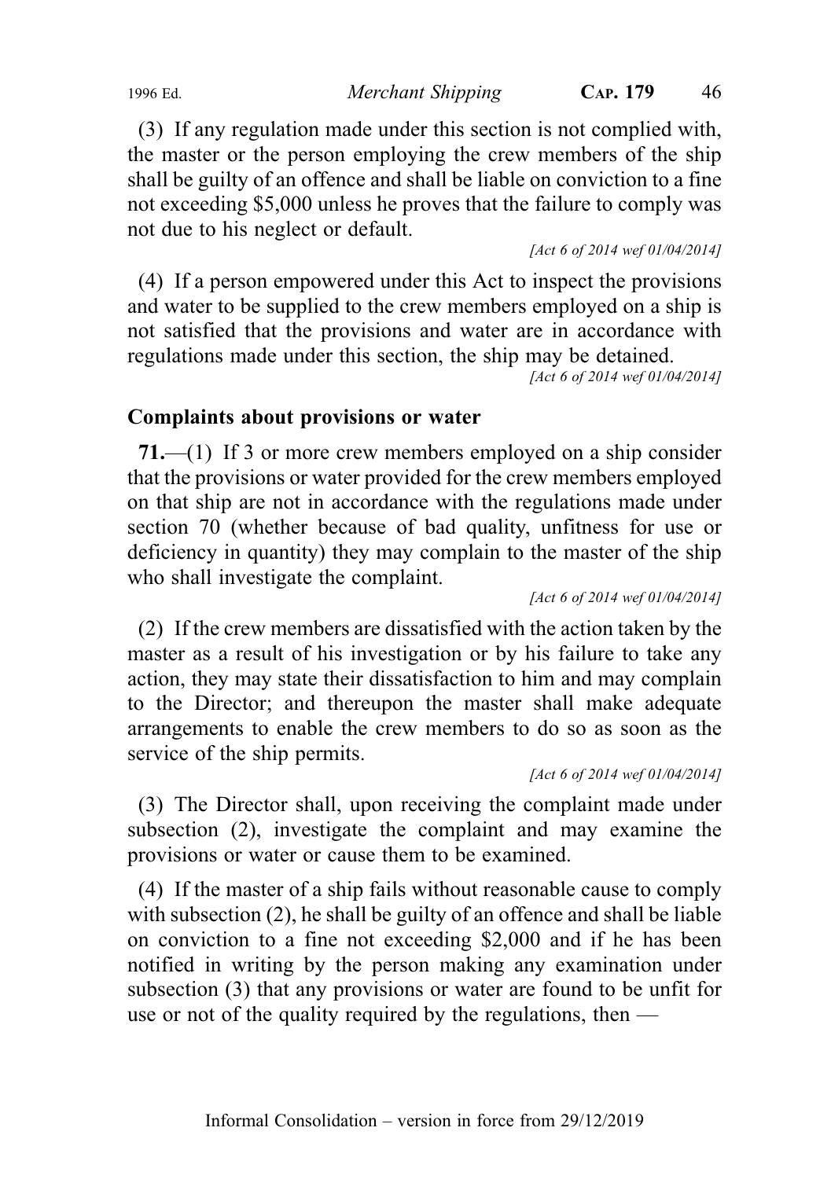(3) If any regulation made under this section is not complied with, the master or the person employing the crew members of the ship shall be guilty of an offence and shall be liable on conviction to a fine not exceeding $5,000 unless he proves that the failure to comply was not due to his neglect or default.

*[Act 6 of 2014 wef 01/04/2014]*

(4) If a person empowered under this Act to inspect the provisions and water to be supplied to the crew members employed on a ship is not satisfied that the provisions and water are in accordance with regulations made under this section, the ship may be detained.

*[Act 6 of 2014 wef 01/04/2014]*

### Complaints about provisions or water

**71.**—(1) If 3 or more crew members employed on a ship consider that the provisions or water provided for the crew members employed on that ship are not in accordance with the regulations made under section 70 (whether because of bad quality, unfitness for use or deficiency in quantity) they may complain to the master of the ship who shall investigate the complaint.

*[Act 6 of 2014 wef 01/04/2014]*

(2) If the crew members are dissatisfied with the action taken by the master as a result of his investigation or by his failure to take any action, they may state their dissatisfaction to him and may complain to the Director; and thereupon the master shall make adequate arrangements to enable the crew members to do so as soon as the service of the ship permits.

*[Act 6 of 2014 wef 01/04/2014]*

(3) The Director shall, upon receiving the complaint made under subsection (2), investigate the complaint and may examine the provisions or water or cause them to be examined.

(4) If the master of a ship fails without reasonable cause to comply with subsection (2), he shall be guilty of an offence and shall be liable on conviction to a fine not exceeding $2,000 and if he has been notified in writing by the person making any examination under subsection (3) that any provisions or water are found to be unfit for use or not of the quality required by the regulations, then —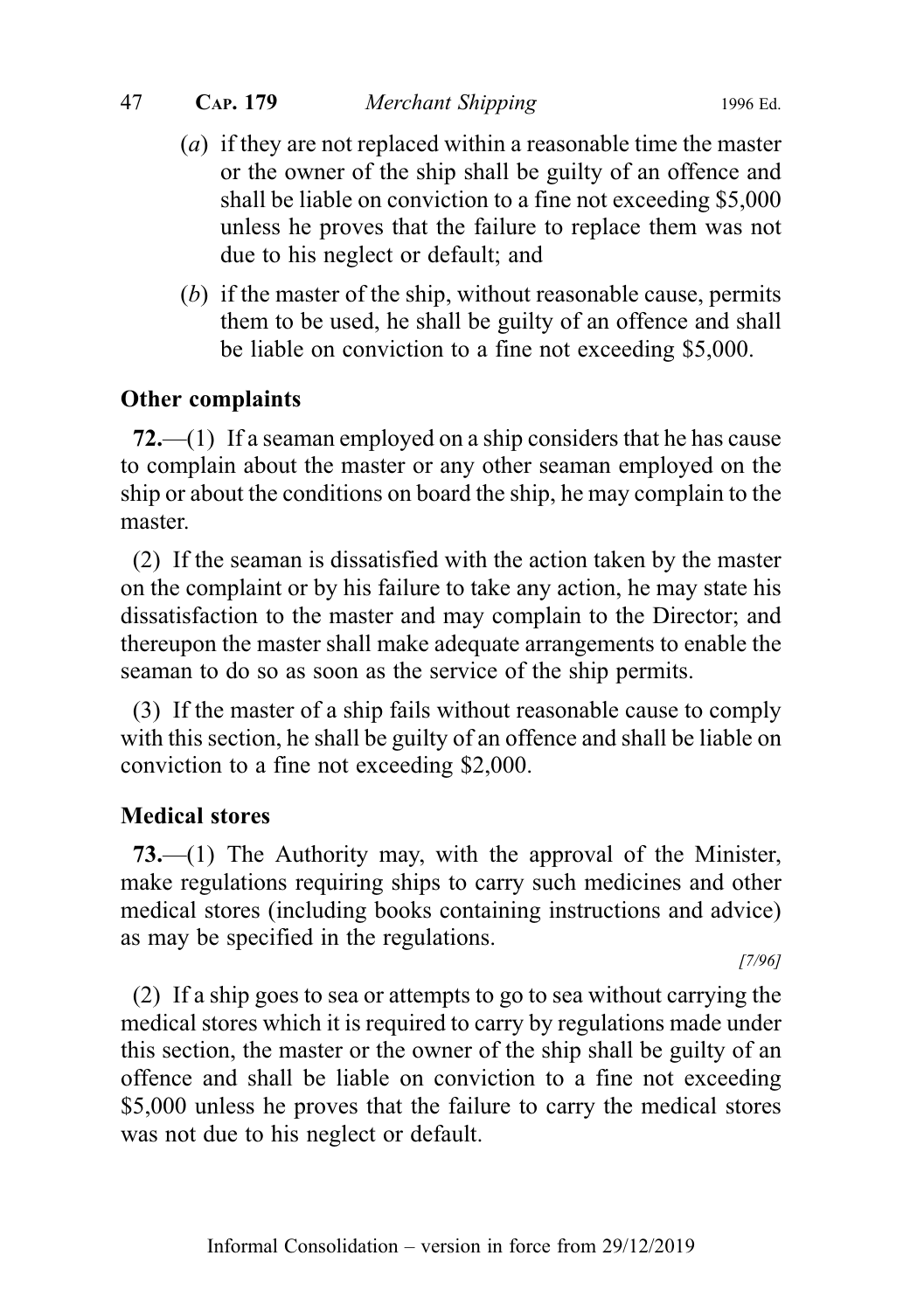(*a*) if they are not replaced within a reasonable time the master or the owner of the ship shall be guilty of an offence and shall be liable on conviction to a fine not exceeding $5,000 unless he proves that the failure to replace them was not due to his neglect or default; and

(*b*) if the master of the ship, without reasonable cause, permits them to be used, he shall be guilty of an offence and shall be liable on conviction to a fine not exceeding $5,000.

**Other complaints**

**72.**—(1) If a seaman employed on a ship considers that he has cause to complain about the master or any other seaman employed on the ship or about the conditions on board the ship, he may complain to the master.

(2) If the seaman is dissatisfied with the action taken by the master on the complaint or by his failure to take any action, he may state his dissatisfaction to the master and may complain to the Director; and thereupon the master shall make adequate arrangements to enable the seaman to do so as soon as the service of the ship permits.

(3) If the master of a ship fails without reasonable cause to comply with this section, he shall be guilty of an offence and shall be liable on conviction to a fine not exceeding $2,000.

**Medical stores**

**73.**—(1) The Authority may, with the approval of the Minister, make regulations requiring ships to carry such medicines and other medical stores (including books containing instructions and advice) as may be specified in the regulations.

*[7/96]*

(2) If a ship goes to sea or attempts to go to sea without carrying the medical stores which it is required to carry by regulations made under this section, the master or the owner of the ship shall be guilty of an offence and shall be liable on conviction to a fine not exceeding $5,000 unless he proves that the failure to carry the medical stores was not due to his neglect or default.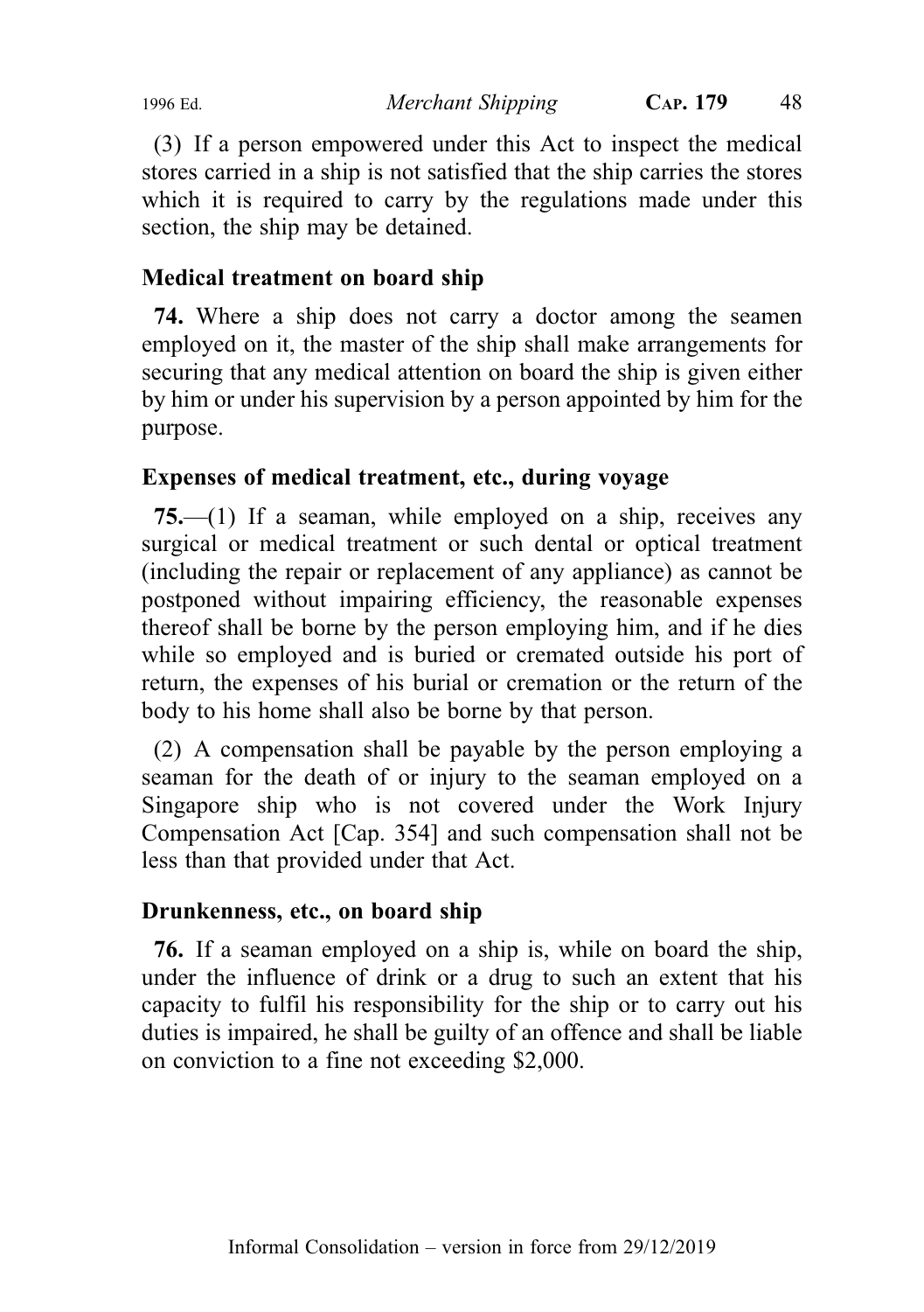(3) If a person empowered under this Act to inspect the medical stores carried in a ship is not satisfied that the ship carries the stores which it is required to carry by the regulations made under this section, the ship may be detained.

**Medical treatment on board ship**

**74.** Where a ship does not carry a doctor among the seamen employed on it, the master of the ship shall make arrangements for securing that any medical attention on board the ship is given either by him or under his supervision by a person appointed by him for the purpose.

**Expenses of medical treatment, etc., during voyage**

**75.**—(1) If a seaman, while employed on a ship, receives any surgical or medical treatment or such dental or optical treatment (including the repair or replacement of any appliance) as cannot be postponed without impairing efficiency, the reasonable expenses thereof shall be borne by the person employing him, and if he dies while so employed and is buried or cremated outside his port of return, the expenses of his burial or cremation or the return of the body to his home shall also be borne by that person.

(2) A compensation shall be payable by the person employing a seaman for the death of or injury to the seaman employed on a Singapore ship who is not covered under the Work Injury Compensation Act [Cap. 354] and such compensation shall not be less than that provided under that Act.

**Drunkenness, etc., on board ship**

**76.** If a seaman employed on a ship is, while on board the ship, under the influence of drink or a drug to such an extent that his capacity to fulfil his responsibility for the ship or to carry out his duties is impaired, he shall be guilty of an offence and shall be liable on conviction to a fine not exceeding $2,000.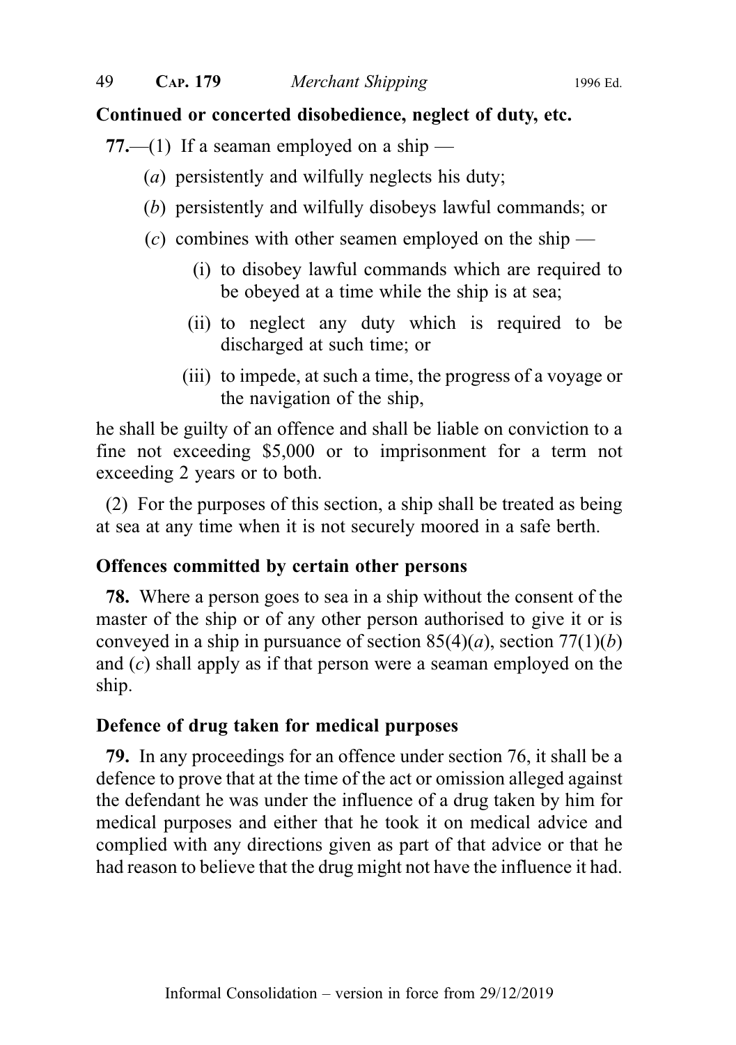**Continued or concerted disobedience, neglect of duty, etc.**

**77.**—(1) If a seaman employed on a ship —

(*a*) persistently and wilfully neglects his duty;

(*b*) persistently and wilfully disobeys lawful commands; or

(*c*) combines with other seamen employed on the ship —

(i) to disobey lawful commands which are required to be obeyed at a time while the ship is at sea;

(ii) to neglect any duty which is required to be discharged at such time; or

(iii) to impede, at such a time, the progress of a voyage or the navigation of the ship,

he shall be guilty of an offence and shall be liable on conviction to a fine not exceeding $5,000 or to imprisonment for a term not exceeding 2 years or to both.

(2) For the purposes of this section, a ship shall be treated as being at sea at any time when it is not securely moored in a safe berth.

**Offences committed by certain other persons**

**78.** Where a person goes to sea in a ship without the consent of the master of the ship or of any other person authorised to give it or is conveyed in a ship in pursuance of section 85(4)(*a*), section 77(1)(*b*) and (*c*) shall apply as if that person were a seaman employed on the ship.

**Defence of drug taken for medical purposes**

**79.** In any proceedings for an offence under section 76, it shall be a defence to prove that at the time of the act or omission alleged against the defendant he was under the influence of a drug taken by him for medical purposes and either that he took it on medical advice and complied with any directions given as part of that advice or that he had reason to believe that the drug might not have the influence it had.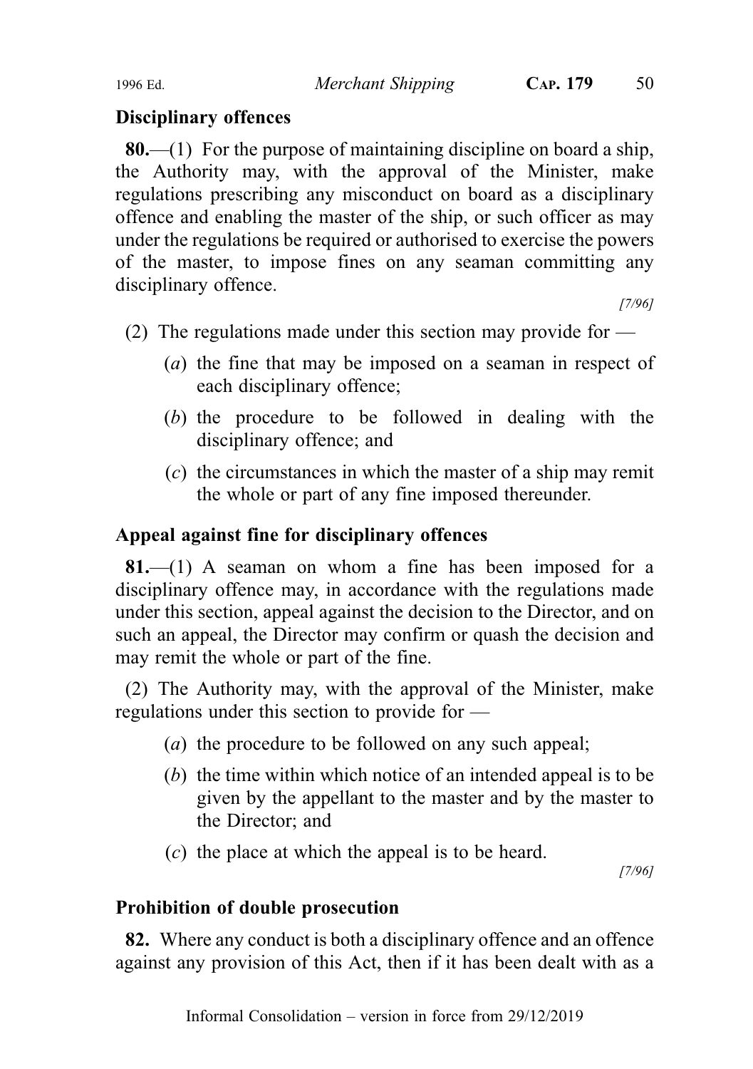### Disciplinary offences

**80.**—(1) For the purpose of maintaining discipline on board a ship, the Authority may, with the approval of the Minister, make regulations prescribing any misconduct on board as a disciplinary offence and enabling the master of the ship, or such officer as may under the regulations be required or authorised to exercise the powers of the master, to impose fines on any seaman committing any disciplinary offence.

*[7/96]*

(2) The regulations made under this section may provide for —

(*a*) the fine that may be imposed on a seaman in respect of each disciplinary offence;

(*b*) the procedure to be followed in dealing with the disciplinary offence; and

(*c*) the circumstances in which the master of a ship may remit the whole or part of any fine imposed thereunder.

### Appeal against fine for disciplinary offences

**81.**—(1) A seaman on whom a fine has been imposed for a disciplinary offence may, in accordance with the regulations made under this section, appeal against the decision to the Director, and on such an appeal, the Director may confirm or quash the decision and may remit the whole or part of the fine.

(2) The Authority may, with the approval of the Minister, make regulations under this section to provide for —

(*a*) the procedure to be followed on any such appeal;

(*b*) the time within which notice of an intended appeal is to be given by the appellant to the master and by the master to the Director; and

(*c*) the place at which the appeal is to be heard.

*[7/96]*

### Prohibition of double prosecution

**82.** Where any conduct is both a disciplinary offence and an offence against any provision of this Act, then if it has been dealt with as a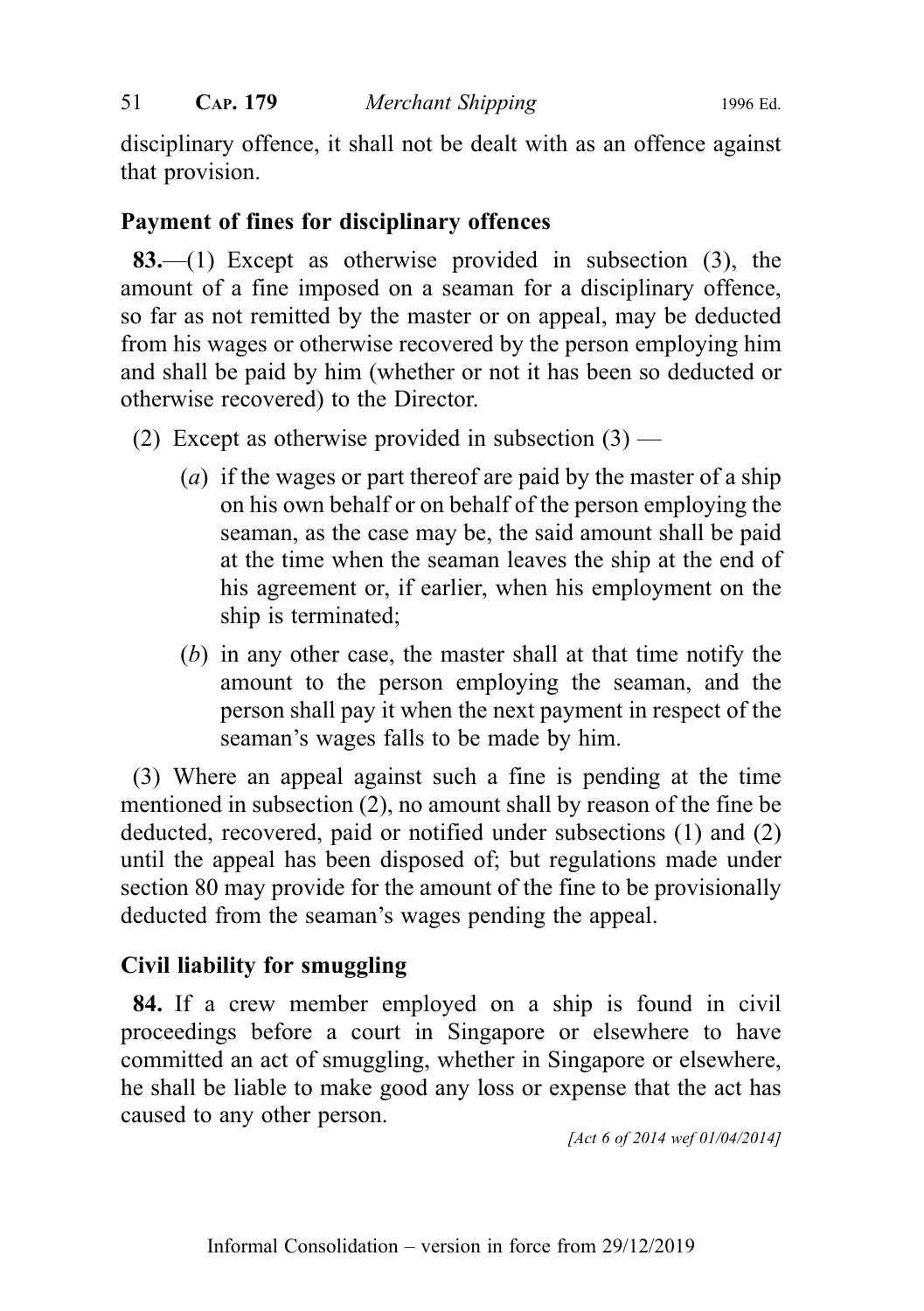disciplinary offence, it shall not be dealt with as an offence against that provision.

### Payment of fines for disciplinary offences

**83.**—(1) Except as otherwise provided in subsection (3), the amount of a fine imposed on a seaman for a disciplinary offence, so far as not remitted by the master or on appeal, may be deducted from his wages or otherwise recovered by the person employing him and shall be paid by him (whether or not it has been so deducted or otherwise recovered) to the Director.

(2) Except as otherwise provided in subsection (3) —

(*a*) if the wages or part thereof are paid by the master of a ship on his own behalf or on behalf of the person employing the seaman, as the case may be, the said amount shall be paid at the time when the seaman leaves the ship at the end of his agreement or, if earlier, when his employment on the ship is terminated;

(*b*) in any other case, the master shall at that time notify the amount to the person employing the seaman, and the person shall pay it when the next payment in respect of the seaman's wages falls to be made by him.

(3) Where an appeal against such a fine is pending at the time mentioned in subsection (2), no amount shall by reason of the fine be deducted, recovered, paid or notified under subsections (1) and (2) until the appeal has been disposed of; but regulations made under section 80 may provide for the amount of the fine to be provisionally deducted from the seaman's wages pending the appeal.

### Civil liability for smuggling

**84.** If a crew member employed on a ship is found in civil proceedings before a court in Singapore or elsewhere to have committed an act of smuggling, whether in Singapore or elsewhere, he shall be liable to make good any loss or expense that the act has caused to any other person.

*[Act 6 of 2014 wef 01/04/2014]*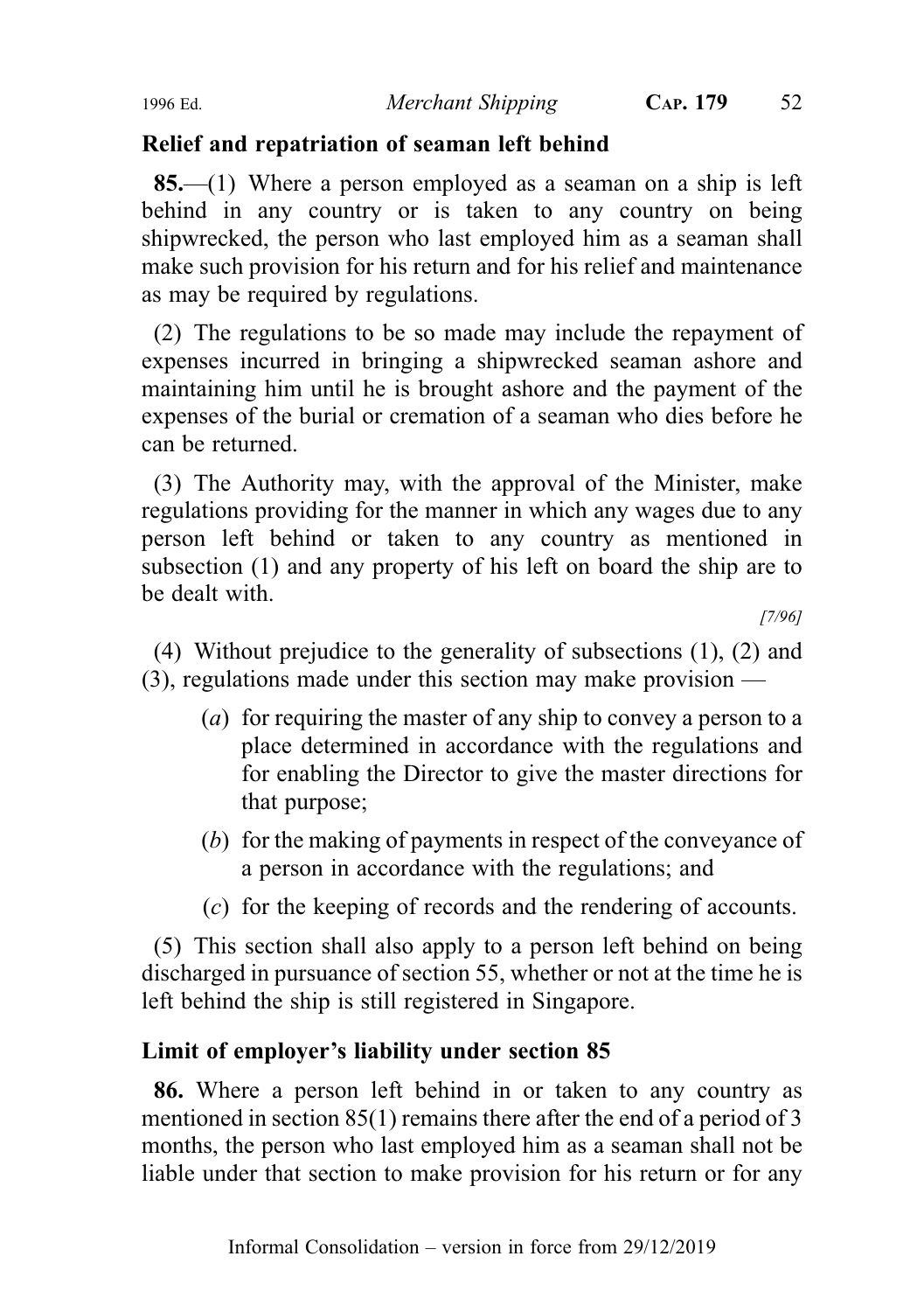**Relief and repatriation of seaman left behind**

**85.**—(1) Where a person employed as a seaman on a ship is left behind in any country or is taken to any country on being shipwrecked, the person who last employed him as a seaman shall make such provision for his return and for his relief and maintenance as may be required by regulations.

(2) The regulations to be so made may include the repayment of expenses incurred in bringing a shipwrecked seaman ashore and maintaining him until he is brought ashore and the payment of the expenses of the burial or cremation of a seaman who dies before he can be returned.

(3) The Authority may, with the approval of the Minister, make regulations providing for the manner in which any wages due to any person left behind or taken to any country as mentioned in subsection (1) and any property of his left on board the ship are to be dealt with.

*[7/96]*

(4) Without prejudice to the generality of subsections (1), (2) and (3), regulations made under this section may make provision —

(*a*) for requiring the master of any ship to convey a person to a place determined in accordance with the regulations and for enabling the Director to give the master directions for that purpose;

(*b*) for the making of payments in respect of the conveyance of a person in accordance with the regulations; and

(*c*) for the keeping of records and the rendering of accounts.

(5) This section shall also apply to a person left behind on being discharged in pursuance of section 55, whether or not at the time he is left behind the ship is still registered in Singapore.

**Limit of employer's liability under section 85**

**86.** Where a person left behind in or taken to any country as mentioned in section 85(1) remains there after the end of a period of 3 months, the person who last employed him as a seaman shall not be liable under that section to make provision for his return or for any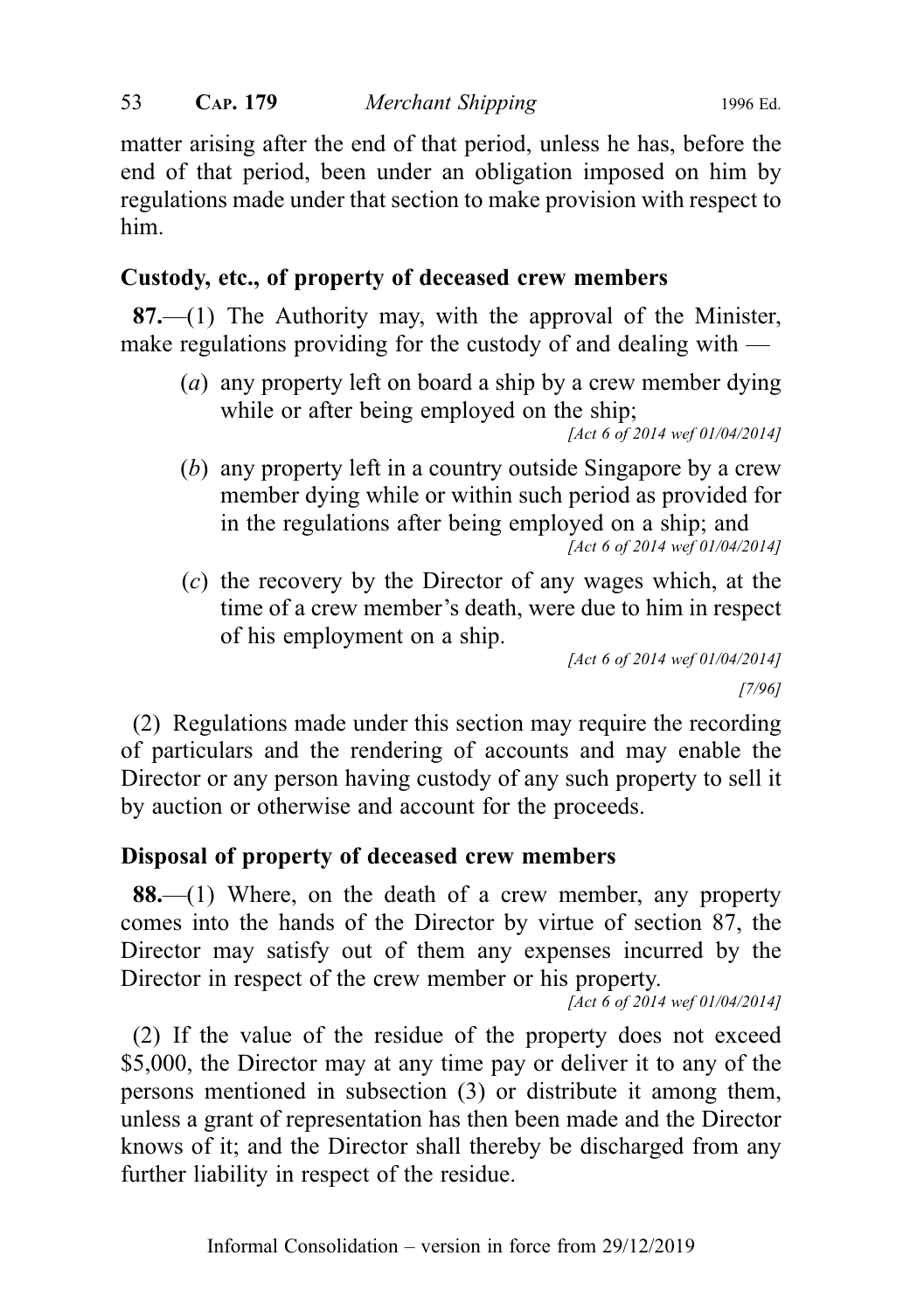matter arising after the end of that period, unless he has, before the end of that period, been under an obligation imposed on him by regulations made under that section to make provision with respect to him.

### Custody, etc., of property of deceased crew members

**87.**—(1) The Authority may, with the approval of the Minister, make regulations providing for the custody of and dealing with —

(*a*) any property left on board a ship by a crew member dying while or after being employed on the ship;
*[Act 6 of 2014 wef 01/04/2014]*

(*b*) any property left in a country outside Singapore by a crew member dying while or within such period as provided for in the regulations after being employed on a ship; and
*[Act 6 of 2014 wef 01/04/2014]*

(*c*) the recovery by the Director of any wages which, at the time of a crew member's death, were due to him in respect of his employment on a ship.
*[Act 6 of 2014 wef 01/04/2014]*
*[7/96]*

(2) Regulations made under this section may require the recording of particulars and the rendering of accounts and may enable the Director or any person having custody of any such property to sell it by auction or otherwise and account for the proceeds.

### Disposal of property of deceased crew members

**88.**—(1) Where, on the death of a crew member, any property comes into the hands of the Director by virtue of section 87, the Director may satisfy out of them any expenses incurred by the Director in respect of the crew member or his property.
*[Act 6 of 2014 wef 01/04/2014]*

(2) If the value of the residue of the property does not exceed \$5,000, the Director may at any time pay or deliver it to any of the persons mentioned in subsection (3) or distribute it among them, unless a grant of representation has then been made and the Director knows of it; and the Director shall thereby be discharged from any further liability in respect of the residue.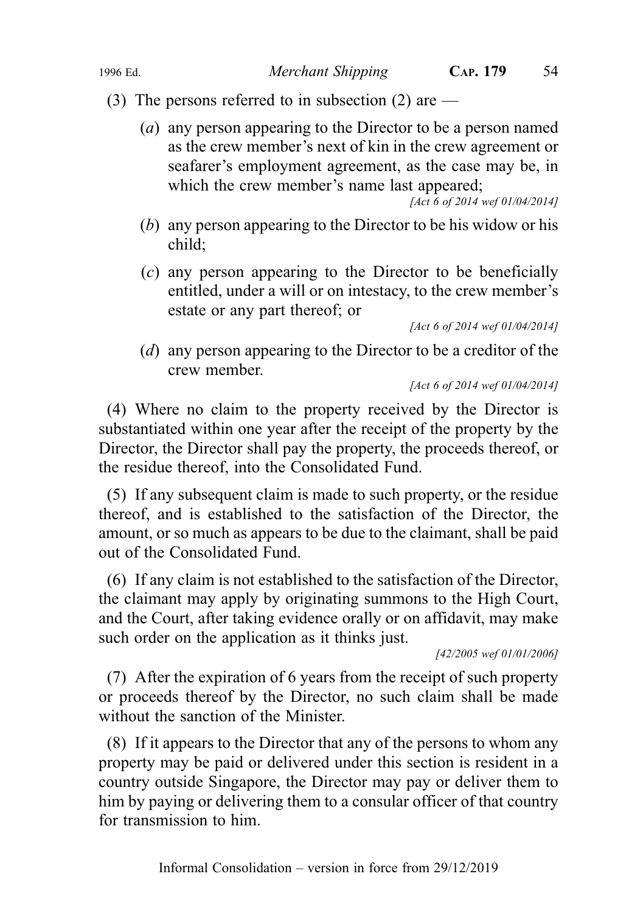(3) The persons referred to in subsection (2) are —

(*a*) any person appearing to the Director to be a person named as the crew member's next of kin in the crew agreement or seafarer's employment agreement, as the case may be, in which the crew member's name last appeared;

*[Act 6 of 2014 wef 01/04/2014]*

(*b*) any person appearing to the Director to be his widow or his child;

(*c*) any person appearing to the Director to be beneficially entitled, under a will or on intestacy, to the crew member's estate or any part thereof; or

*[Act 6 of 2014 wef 01/04/2014]*

(*d*) any person appearing to the Director to be a creditor of the crew member.

*[Act 6 of 2014 wef 01/04/2014]*

(4) Where no claim to the property received by the Director is substantiated within one year after the receipt of the property by the Director, the Director shall pay the property, the proceeds thereof, or the residue thereof, into the Consolidated Fund.

(5) If any subsequent claim is made to such property, or the residue thereof, and is established to the satisfaction of the Director, the amount, or so much as appears to be due to the claimant, shall be paid out of the Consolidated Fund.

(6) If any claim is not established to the satisfaction of the Director, the claimant may apply by originating summons to the High Court, and the Court, after taking evidence orally or on affidavit, may make such order on the application as it thinks just.

*[42/2005 wef 01/01/2006]*

(7) After the expiration of 6 years from the receipt of such property or proceeds thereof by the Director, no such claim shall be made without the sanction of the Minister.

(8) If it appears to the Director that any of the persons to whom any property may be paid or delivered under this section is resident in a country outside Singapore, the Director may pay or deliver them to him by paying or delivering them to a consular officer of that country for transmission to him.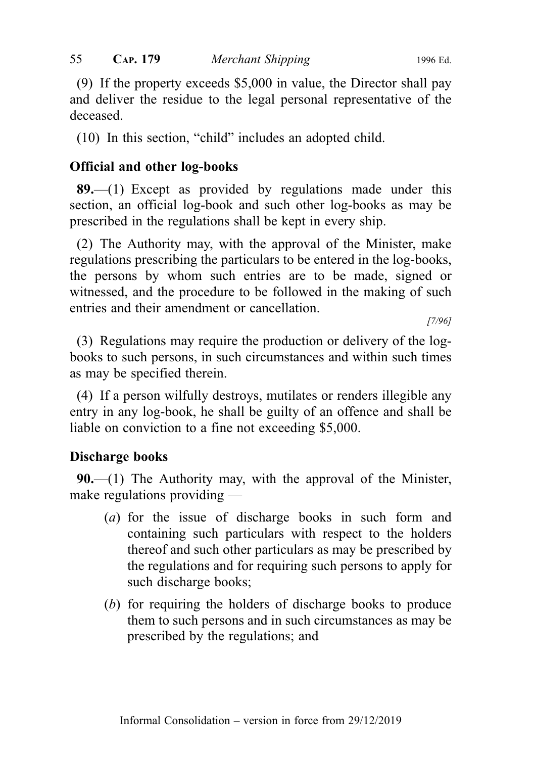(9) If the property exceeds $5,000 in value, the Director shall pay and deliver the residue to the legal personal representative of the deceased.

(10) In this section, "child" includes an adopted child.

## Official and other log-books

**89.**—(1) Except as provided by regulations made under this section, an official log-book and such other log-books as may be prescribed in the regulations shall be kept in every ship.

(2) The Authority may, with the approval of the Minister, make regulations prescribing the particulars to be entered in the log-books, the persons by whom such entries are to be made, signed or witnessed, and the procedure to be followed in the making of such entries and their amendment or cancellation.

*[7/96]*

(3) Regulations may require the production or delivery of the log-books to such persons, in such circumstances and within such times as may be specified therein.

(4) If a person wilfully destroys, mutilates or renders illegible any entry in any log-book, he shall be guilty of an offence and shall be liable on conviction to a fine not exceeding $5,000.

## Discharge books

**90.**—(1) The Authority may, with the approval of the Minister, make regulations providing —

(*a*) for the issue of discharge books in such form and containing such particulars with respect to the holders thereof and such other particulars as may be prescribed by the regulations and for requiring such persons to apply for such discharge books;

(*b*) for requiring the holders of discharge books to produce them to such persons and in such circumstances as may be prescribed by the regulations; and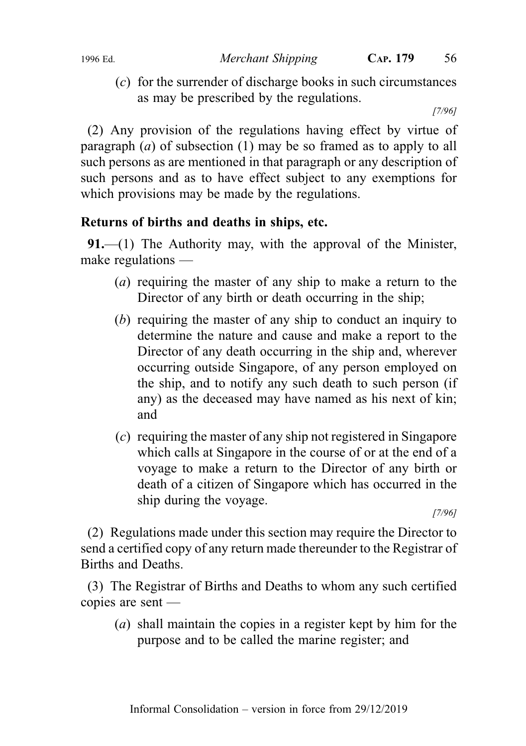(*c*) for the surrender of discharge books in such circumstances as may be prescribed by the regulations.

[7/96]

(2) Any provision of the regulations having effect by virtue of paragraph (*a*) of subsection (1) may be so framed as to apply to all such persons as are mentioned in that paragraph or any description of such persons and as to have effect subject to any exemptions for which provisions may be made by the regulations.

**Returns of births and deaths in ships, etc.**

**91.**—(1) The Authority may, with the approval of the Minister, make regulations —

(*a*) requiring the master of any ship to make a return to the Director of any birth or death occurring in the ship;

(*b*) requiring the master of any ship to conduct an inquiry to determine the nature and cause and make a report to the Director of any death occurring in the ship and, wherever occurring outside Singapore, of any person employed on the ship, and to notify any such death to such person (if any) as the deceased may have named as his next of kin; and

(*c*) requiring the master of any ship not registered in Singapore which calls at Singapore in the course of or at the end of a voyage to make a return to the Director of any birth or death of a citizen of Singapore which has occurred in the ship during the voyage.

[7/96]

(2) Regulations made under this section may require the Director to send a certified copy of any return made thereunder to the Registrar of Births and Deaths.

(3) The Registrar of Births and Deaths to whom any such certified copies are sent —

(*a*) shall maintain the copies in a register kept by him for the purpose and to be called the marine register; and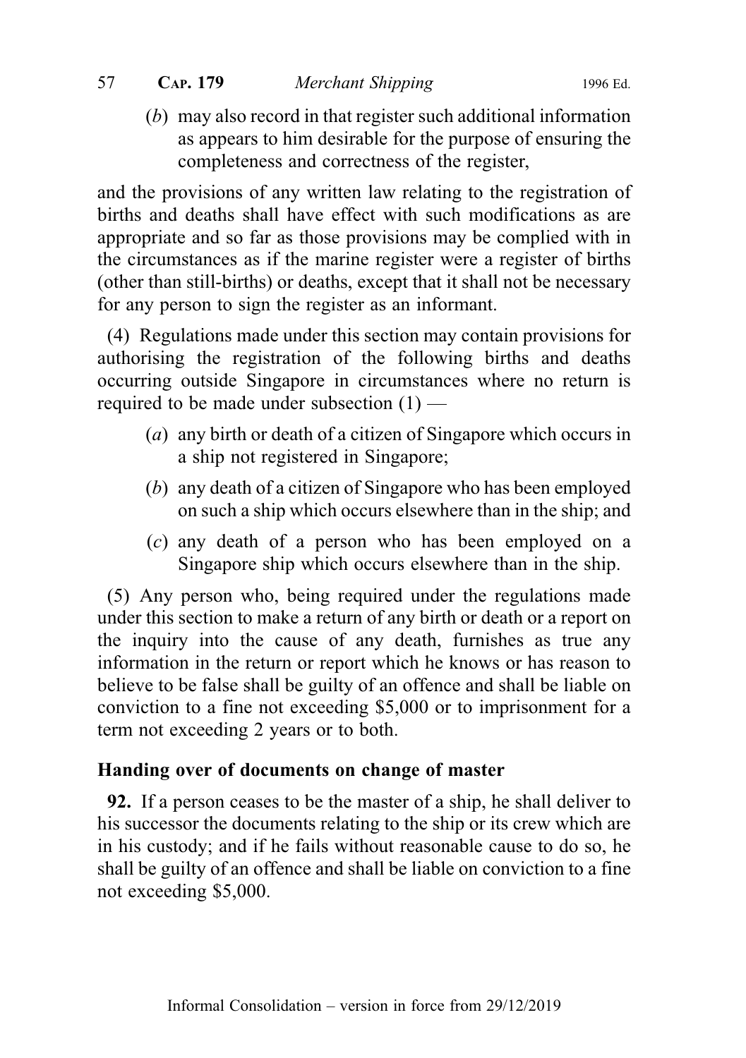(*b*) may also record in that register such additional information as appears to him desirable for the purpose of ensuring the completeness and correctness of the register,

and the provisions of any written law relating to the registration of births and deaths shall have effect with such modifications as are appropriate and so far as those provisions may be complied with in the circumstances as if the marine register were a register of births (other than still-births) or deaths, except that it shall not be necessary for any person to sign the register as an informant.

(4) Regulations made under this section may contain provisions for authorising the registration of the following births and deaths occurring outside Singapore in circumstances where no return is required to be made under subsection (1) —

(*a*) any birth or death of a citizen of Singapore which occurs in a ship not registered in Singapore;

(*b*) any death of a citizen of Singapore who has been employed on such a ship which occurs elsewhere than in the ship; and

(*c*) any death of a person who has been employed on a Singapore ship which occurs elsewhere than in the ship.

(5) Any person who, being required under the regulations made under this section to make a return of any birth or death or a report on the inquiry into the cause of any death, furnishes as true any information in the return or report which he knows or has reason to believe to be false shall be guilty of an offence and shall be liable on conviction to a fine not exceeding $5,000 or to imprisonment for a term not exceeding 2 years or to both.

**Handing over of documents on change of master**

**92.** If a person ceases to be the master of a ship, he shall deliver to his successor the documents relating to the ship or its crew which are in his custody; and if he fails without reasonable cause to do so, he shall be guilty of an offence and shall be liable on conviction to a fine not exceeding $5,000.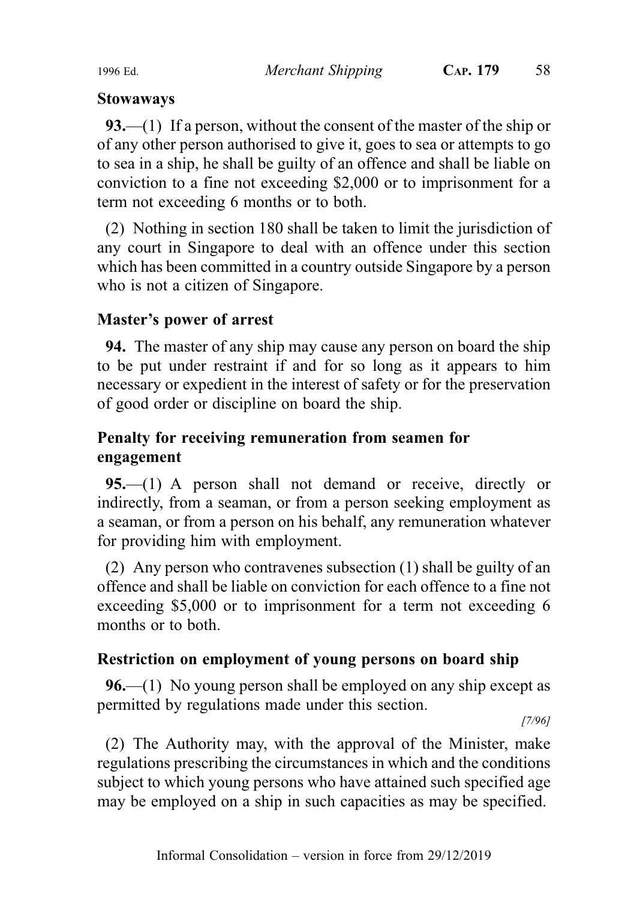**Stowaways**

**93.**—(1) If a person, without the consent of the master of the ship or of any other person authorised to give it, goes to sea or attempts to go to sea in a ship, he shall be guilty of an offence and shall be liable on conviction to a fine not exceeding $2,000 or to imprisonment for a term not exceeding 6 months or to both.

(2) Nothing in section 180 shall be taken to limit the jurisdiction of any court in Singapore to deal with an offence under this section which has been committed in a country outside Singapore by a person who is not a citizen of Singapore.

**Master's power of arrest**

**94.** The master of any ship may cause any person on board the ship to be put under restraint if and for so long as it appears to him necessary or expedient in the interest of safety or for the preservation of good order or discipline on board the ship.

**Penalty for receiving remuneration from seamen for engagement**

**95.**—(1) A person shall not demand or receive, directly or indirectly, from a seaman, or from a person seeking employment as a seaman, or from a person on his behalf, any remuneration whatever for providing him with employment.

(2) Any person who contravenes subsection (1) shall be guilty of an offence and shall be liable on conviction for each offence to a fine not exceeding $5,000 or to imprisonment for a term not exceeding 6 months or to both.

**Restriction on employment of young persons on board ship**

**96.**—(1) No young person shall be employed on any ship except as permitted by regulations made under this section.

*[7/96]*

(2) The Authority may, with the approval of the Minister, make regulations prescribing the circumstances in which and the conditions subject to which young persons who have attained such specified age may be employed on a ship in such capacities as may be specified.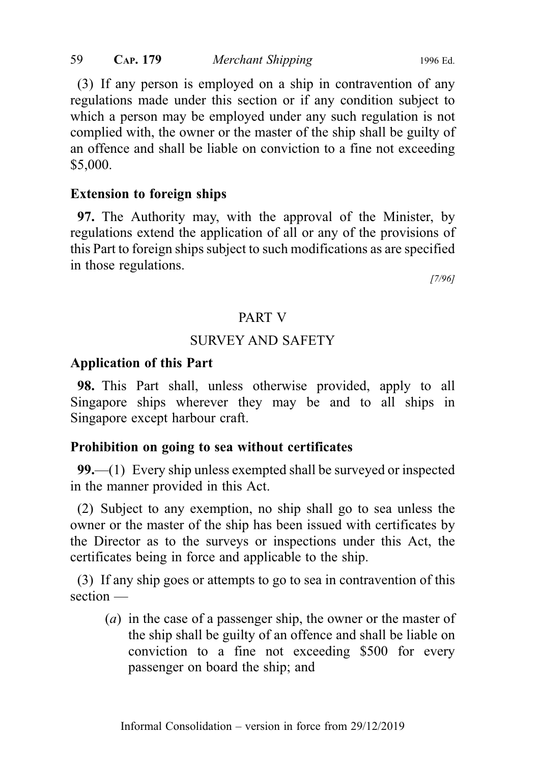(3) If any person is employed on a ship in contravention of any regulations made under this section or if any condition subject to which a person may be employed under any such regulation is not complied with, the owner or the master of the ship shall be guilty of an offence and shall be liable on conviction to a fine not exceeding $5,000.

**Extension to foreign ships**

**97.** The Authority may, with the approval of the Minister, by regulations extend the application of all or any of the provisions of this Part to foreign ships subject to such modifications as are specified in those regulations.

[7/96]

## PART V

## SURVEY AND SAFETY

**Application of this Part**

**98.** This Part shall, unless otherwise provided, apply to all Singapore ships wherever they may be and to all ships in Singapore except harbour craft.

**Prohibition on going to sea without certificates**

**99.**—(1) Every ship unless exempted shall be surveyed or inspected in the manner provided in this Act.

(2) Subject to any exemption, no ship shall go to sea unless the owner or the master of the ship has been issued with certificates by the Director as to the surveys or inspections under this Act, the certificates being in force and applicable to the ship.

(3) If any ship goes or attempts to go to sea in contravention of this section —

(*a*) in the case of a passenger ship, the owner or the master of the ship shall be guilty of an offence and shall be liable on conviction to a fine not exceeding $500 for every passenger on board the ship; and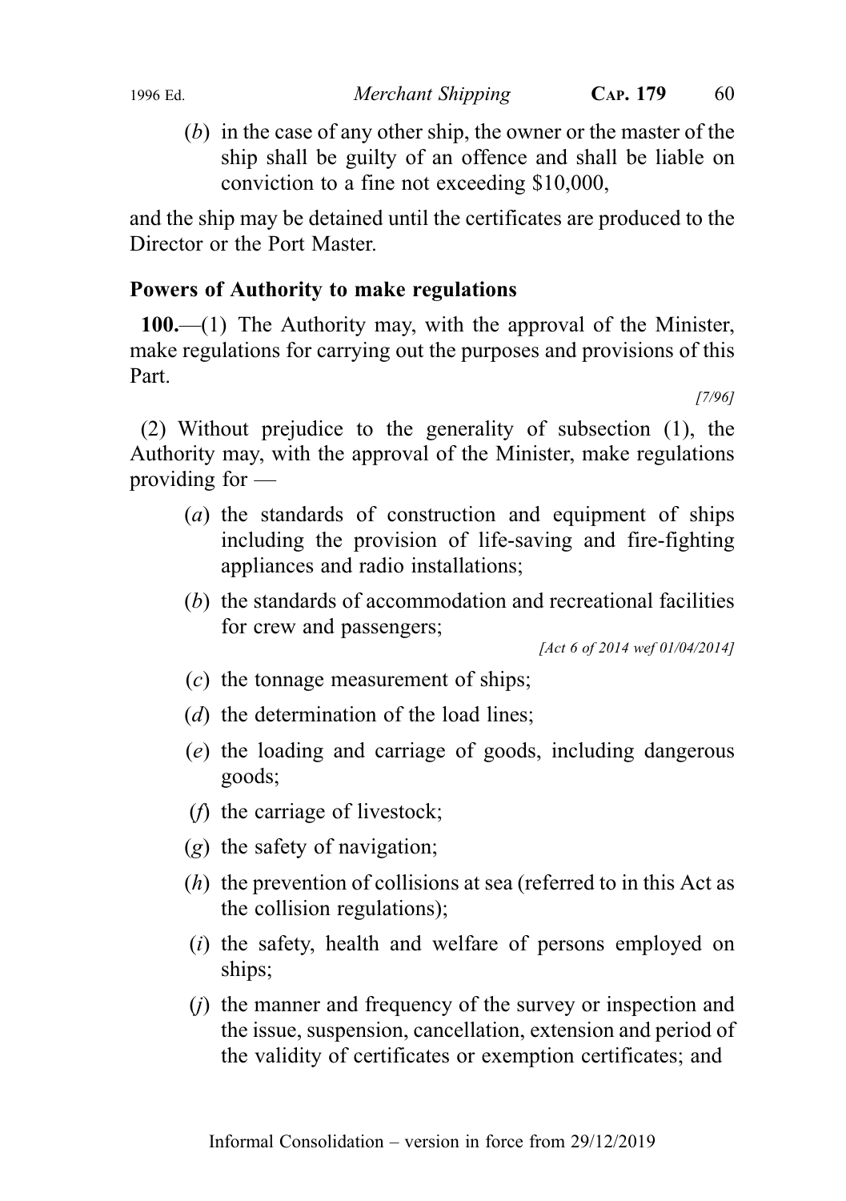(*b*) in the case of any other ship, the owner or the master of the ship shall be guilty of an offence and shall be liable on conviction to a fine not exceeding $10,000,

and the ship may be detained until the certificates are produced to the Director or the Port Master.

**Powers of Authority to make regulations**

**100.**—(1) The Authority may, with the approval of the Minister, make regulations for carrying out the purposes and provisions of this Part.

*[7/96]*

(2) Without prejudice to the generality of subsection (1), the Authority may, with the approval of the Minister, make regulations providing for —

(*a*) the standards of construction and equipment of ships including the provision of life-saving and fire-fighting appliances and radio installations;

(*b*) the standards of accommodation and recreational facilities for crew and passengers;

*[Act 6 of 2014 wef 01/04/2014]*

(*c*) the tonnage measurement of ships;

(*d*) the determination of the load lines;

(*e*) the loading and carriage of goods, including dangerous goods;

(*f*) the carriage of livestock;

(*g*) the safety of navigation;

(*h*) the prevention of collisions at sea (referred to in this Act as the collision regulations);

(*i*) the safety, health and welfare of persons employed on ships;

(*j*) the manner and frequency of the survey or inspection and the issue, suspension, cancellation, extension and period of the validity of certificates or exemption certificates; and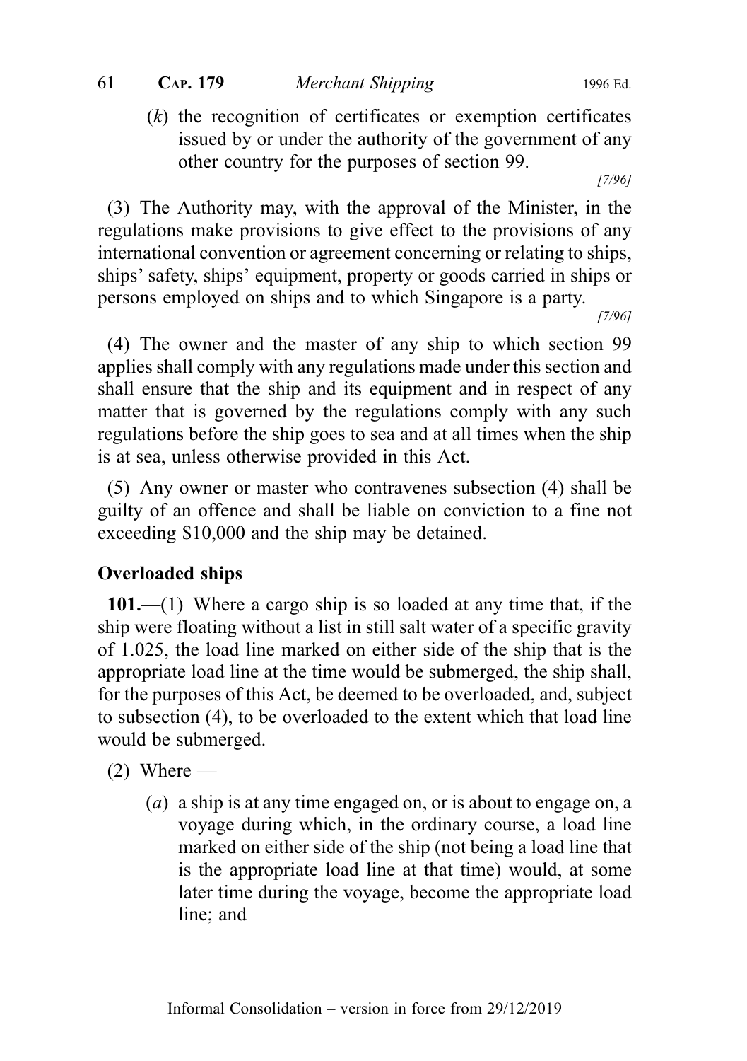(*k*) the recognition of certificates or exemption certificates issued by or under the authority of the government of any other country for the purposes of section 99.

[7/96]

(3) The Authority may, with the approval of the Minister, in the regulations make provisions to give effect to the provisions of any international convention or agreement concerning or relating to ships, ships' safety, ships' equipment, property or goods carried in ships or persons employed on ships and to which Singapore is a party.

[7/96]

(4) The owner and the master of any ship to which section 99 applies shall comply with any regulations made under this section and shall ensure that the ship and its equipment and in respect of any matter that is governed by the regulations comply with any such regulations before the ship goes to sea and at all times when the ship is at sea, unless otherwise provided in this Act.

(5) Any owner or master who contravenes subsection (4) shall be guilty of an offence and shall be liable on conviction to a fine not exceeding $10,000 and the ship may be detained.

**Overloaded ships**

**101.**—(1) Where a cargo ship is so loaded at any time that, if the ship were floating without a list in still salt water of a specific gravity of 1.025, the load line marked on either side of the ship that is the appropriate load line at the time would be submerged, the ship shall, for the purposes of this Act, be deemed to be overloaded, and, subject to subsection (4), to be overloaded to the extent which that load line would be submerged.

(2) Where —

(*a*) a ship is at any time engaged on, or is about to engage on, a voyage during which, in the ordinary course, a load line marked on either side of the ship (not being a load line that is the appropriate load line at that time) would, at some later time during the voyage, become the appropriate load line; and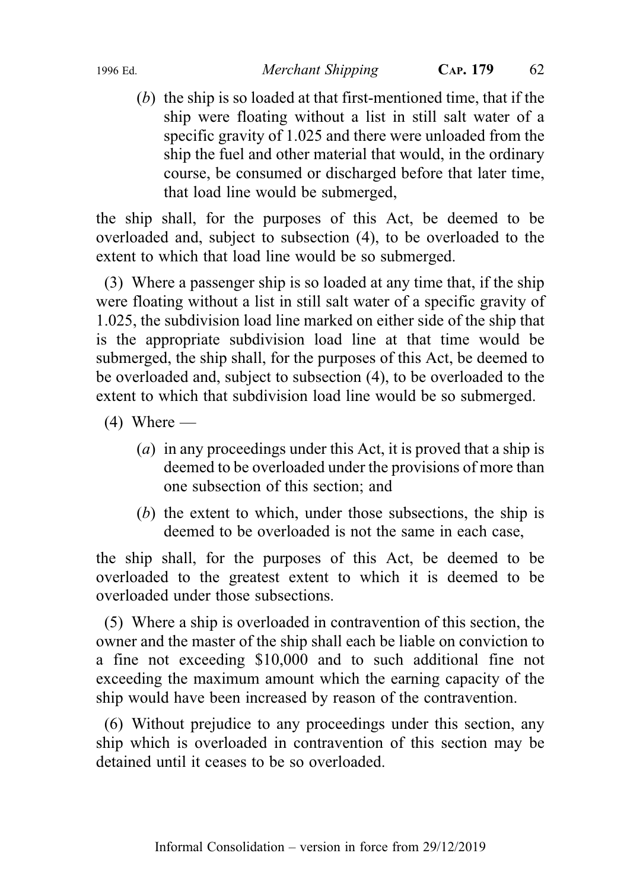(*b*) the ship is so loaded at that first-mentioned time, that if the ship were floating without a list in still salt water of a specific gravity of 1.025 and there were unloaded from the ship the fuel and other material that would, in the ordinary course, be consumed or discharged before that later time, that load line would be submerged,

the ship shall, for the purposes of this Act, be deemed to be overloaded and, subject to subsection (4), to be overloaded to the extent to which that load line would be so submerged.

(3) Where a passenger ship is so loaded at any time that, if the ship were floating without a list in still salt water of a specific gravity of 1.025, the subdivision load line marked on either side of the ship that is the appropriate subdivision load line at that time would be submerged, the ship shall, for the purposes of this Act, be deemed to be overloaded and, subject to subsection (4), to be overloaded to the extent to which that subdivision load line would be so submerged.

(4) Where —

(*a*) in any proceedings under this Act, it is proved that a ship is deemed to be overloaded under the provisions of more than one subsection of this section; and

(*b*) the extent to which, under those subsections, the ship is deemed to be overloaded is not the same in each case,

the ship shall, for the purposes of this Act, be deemed to be overloaded to the greatest extent to which it is deemed to be overloaded under those subsections.

(5) Where a ship is overloaded in contravention of this section, the owner and the master of the ship shall each be liable on conviction to a fine not exceeding $10,000 and to such additional fine not exceeding the maximum amount which the earning capacity of the ship would have been increased by reason of the contravention.

(6) Without prejudice to any proceedings under this section, any ship which is overloaded in contravention of this section may be detained until it ceases to be so overloaded.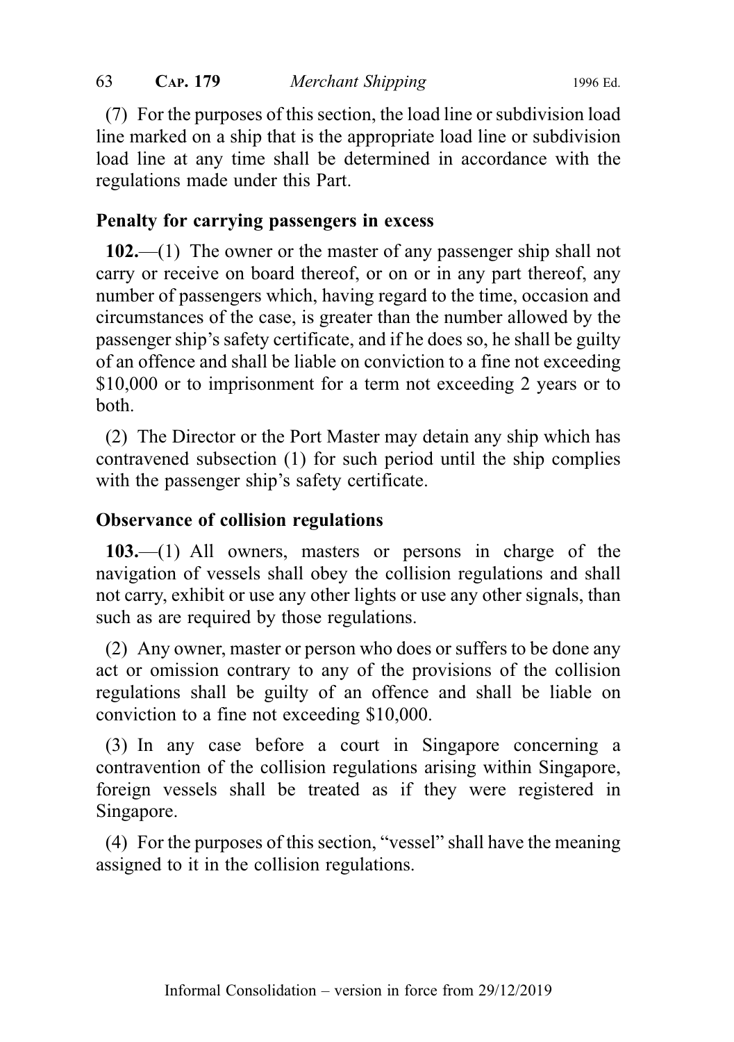(7) For the purposes of this section, the load line or subdivision load line marked on a ship that is the appropriate load line or subdivision load line at any time shall be determined in accordance with the regulations made under this Part.

**Penalty for carrying passengers in excess**

**102.**—(1) The owner or the master of any passenger ship shall not carry or receive on board thereof, or on or in any part thereof, any number of passengers which, having regard to the time, occasion and circumstances of the case, is greater than the number allowed by the passenger ship's safety certificate, and if he does so, he shall be guilty of an offence and shall be liable on conviction to a fine not exceeding $10,000 or to imprisonment for a term not exceeding 2 years or to both.

(2) The Director or the Port Master may detain any ship which has contravened subsection (1) for such period until the ship complies with the passenger ship's safety certificate.

**Observance of collision regulations**

**103.**—(1) All owners, masters or persons in charge of the navigation of vessels shall obey the collision regulations and shall not carry, exhibit or use any other lights or use any other signals, than such as are required by those regulations.

(2) Any owner, master or person who does or suffers to be done any act or omission contrary to any of the provisions of the collision regulations shall be guilty of an offence and shall be liable on conviction to a fine not exceeding $10,000.

(3) In any case before a court in Singapore concerning a contravention of the collision regulations arising within Singapore, foreign vessels shall be treated as if they were registered in Singapore.

(4) For the purposes of this section, "vessel" shall have the meaning assigned to it in the collision regulations.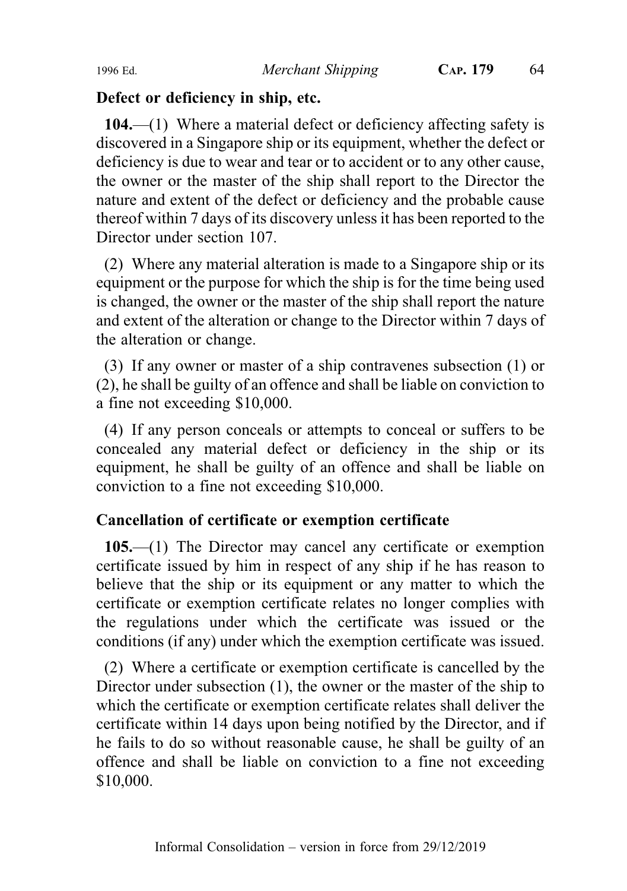**Defect or deficiency in ship, etc.**

**104.**—(1) Where a material defect or deficiency affecting safety is discovered in a Singapore ship or its equipment, whether the defect or deficiency is due to wear and tear or to accident or to any other cause, the owner or the master of the ship shall report to the Director the nature and extent of the defect or deficiency and the probable cause thereof within 7 days of its discovery unless it has been reported to the Director under section 107.

(2) Where any material alteration is made to a Singapore ship or its equipment or the purpose for which the ship is for the time being used is changed, the owner or the master of the ship shall report the nature and extent of the alteration or change to the Director within 7 days of the alteration or change.

(3) If any owner or master of a ship contravenes subsection (1) or (2), he shall be guilty of an offence and shall be liable on conviction to a fine not exceeding $10,000.

(4) If any person conceals or attempts to conceal or suffers to be concealed any material defect or deficiency in the ship or its equipment, he shall be guilty of an offence and shall be liable on conviction to a fine not exceeding $10,000.

**Cancellation of certificate or exemption certificate**

**105.**—(1) The Director may cancel any certificate or exemption certificate issued by him in respect of any ship if he has reason to believe that the ship or its equipment or any matter to which the certificate or exemption certificate relates no longer complies with the regulations under which the certificate was issued or the conditions (if any) under which the exemption certificate was issued.

(2) Where a certificate or exemption certificate is cancelled by the Director under subsection (1), the owner or the master of the ship to which the certificate or exemption certificate relates shall deliver the certificate within 14 days upon being notified by the Director, and if he fails to do so without reasonable cause, he shall be guilty of an offence and shall be liable on conviction to a fine not exceeding $10,000.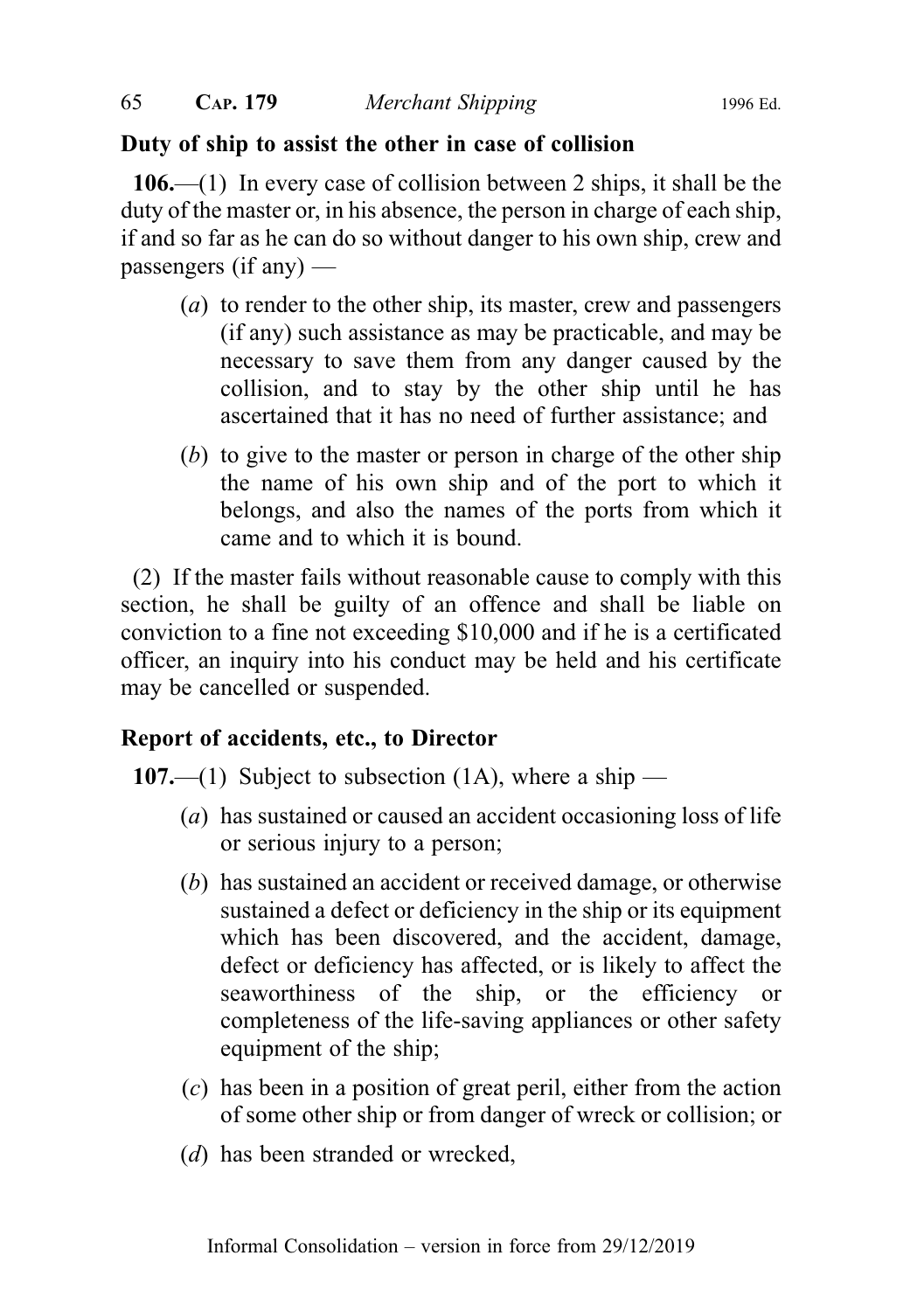## Duty of ship to assist the other in case of collision

**106.**—(1) In every case of collision between 2 ships, it shall be the duty of the master or, in his absence, the person in charge of each ship, if and so far as he can do so without danger to his own ship, crew and passengers (if any) —

(*a*) to render to the other ship, its master, crew and passengers (if any) such assistance as may be practicable, and may be necessary to save them from any danger caused by the collision, and to stay by the other ship until he has ascertained that it has no need of further assistance; and

(*b*) to give to the master or person in charge of the other ship the name of his own ship and of the port to which it belongs, and also the names of the ports from which it came and to which it is bound.

(2) If the master fails without reasonable cause to comply with this section, he shall be guilty of an offence and shall be liable on conviction to a fine not exceeding $10,000 and if he is a certificated officer, an inquiry into his conduct may be held and his certificate may be cancelled or suspended.

## Report of accidents, etc., to Director

**107.**—(1) Subject to subsection (1A), where a ship —

(*a*) has sustained or caused an accident occasioning loss of life or serious injury to a person;

(*b*) has sustained an accident or received damage, or otherwise sustained a defect or deficiency in the ship or its equipment which has been discovered, and the accident, damage, defect or deficiency has affected, or is likely to affect the seaworthiness of the ship, or the efficiency or completeness of the life-saving appliances or other safety equipment of the ship;

(*c*) has been in a position of great peril, either from the action of some other ship or from danger of wreck or collision; or

(*d*) has been stranded or wrecked,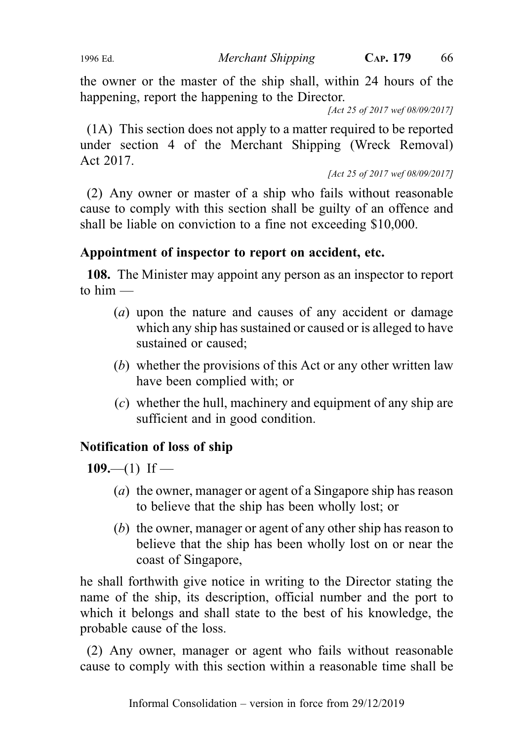the owner or the master of the ship shall, within 24 hours of the happening, report the happening to the Director.

*[Act 25 of 2017 wef 08/09/2017]*

(1A) This section does not apply to a matter required to be reported under section 4 of the Merchant Shipping (Wreck Removal) Act 2017.

*[Act 25 of 2017 wef 08/09/2017]*

(2) Any owner or master of a ship who fails without reasonable cause to comply with this section shall be guilty of an offence and shall be liable on conviction to a fine not exceeding $10,000.

**Appointment of inspector to report on accident, etc.**

**108.** The Minister may appoint any person as an inspector to report to him —

(*a*) upon the nature and causes of any accident or damage which any ship has sustained or caused or is alleged to have sustained or caused;

(*b*) whether the provisions of this Act or any other written law have been complied with; or

(*c*) whether the hull, machinery and equipment of any ship are sufficient and in good condition.

**Notification of loss of ship**

**109.**—(1) If —

(*a*) the owner, manager or agent of a Singapore ship has reason to believe that the ship has been wholly lost; or

(*b*) the owner, manager or agent of any other ship has reason to believe that the ship has been wholly lost on or near the coast of Singapore,

he shall forthwith give notice in writing to the Director stating the name of the ship, its description, official number and the port to which it belongs and shall state to the best of his knowledge, the probable cause of the loss.

(2) Any owner, manager or agent who fails without reasonable cause to comply with this section within a reasonable time shall be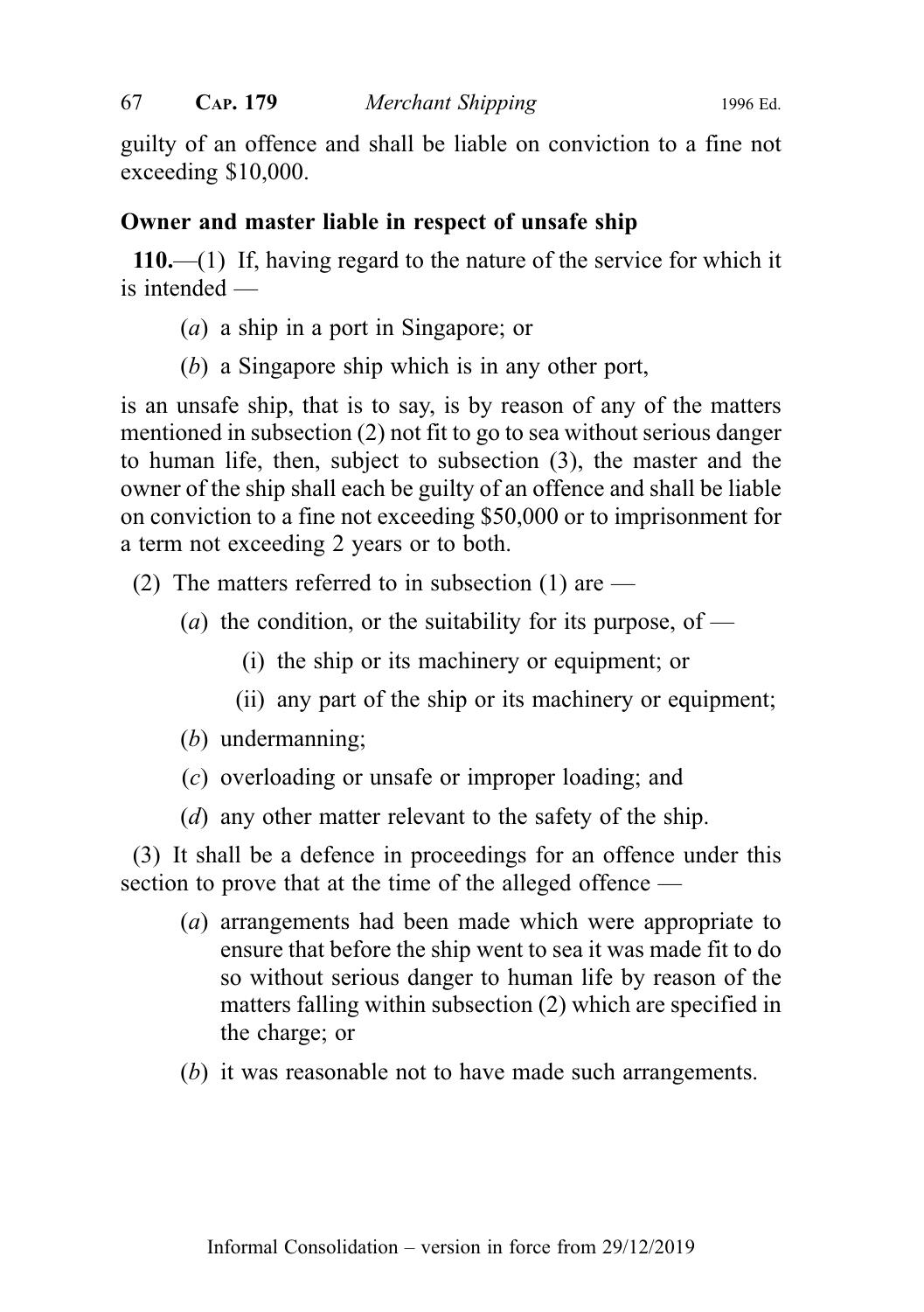guilty of an offence and shall be liable on conviction to a fine not exceeding $10,000.

**Owner and master liable in respect of unsafe ship**

**110.**—(1) If, having regard to the nature of the service for which it is intended —

(*a*) a ship in a port in Singapore; or

(*b*) a Singapore ship which is in any other port,

is an unsafe ship, that is to say, is by reason of any of the matters mentioned in subsection (2) not fit to go to sea without serious danger to human life, then, subject to subsection (3), the master and the owner of the ship shall each be guilty of an offence and shall be liable on conviction to a fine not exceeding $50,000 or to imprisonment for a term not exceeding 2 years or to both.

(2) The matters referred to in subsection (1) are —

(*a*) the condition, or the suitability for its purpose, of —

(i) the ship or its machinery or equipment; or

(ii) any part of the ship or its machinery or equipment;

(*b*) undermanning;

(*c*) overloading or unsafe or improper loading; and

(*d*) any other matter relevant to the safety of the ship.

(3) It shall be a defence in proceedings for an offence under this section to prove that at the time of the alleged offence —

(*a*) arrangements had been made which were appropriate to ensure that before the ship went to sea it was made fit to do so without serious danger to human life by reason of the matters falling within subsection (2) which are specified in the charge; or

(*b*) it was reasonable not to have made such arrangements.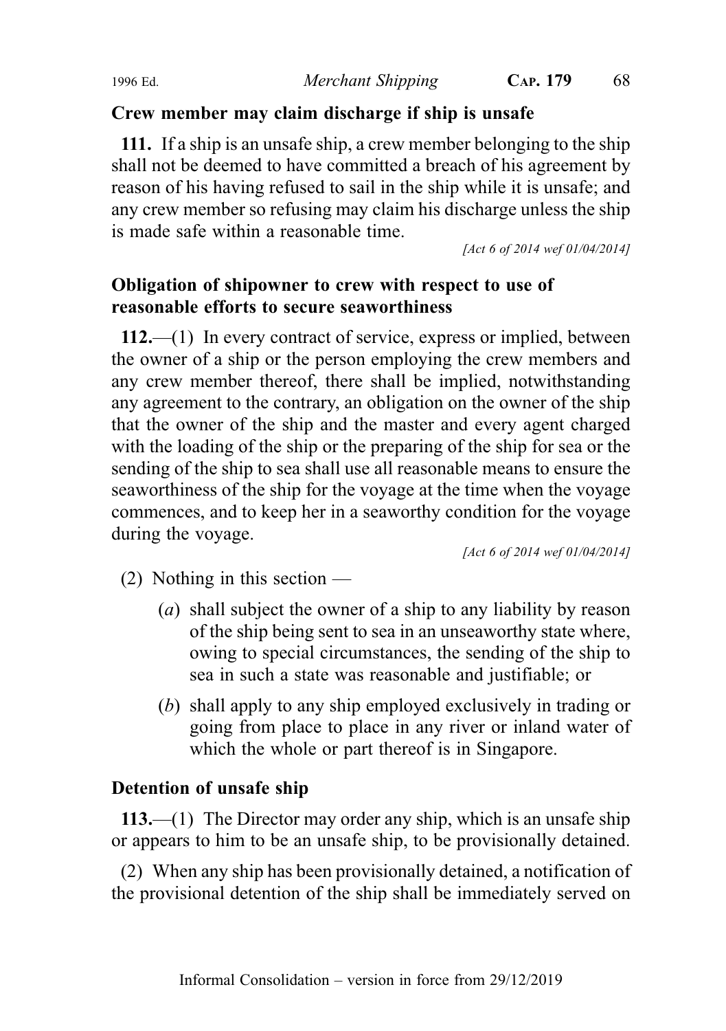**Crew member may claim discharge if ship is unsafe**

**111.** If a ship is an unsafe ship, a crew member belonging to the ship shall not be deemed to have committed a breach of his agreement by reason of his having refused to sail in the ship while it is unsafe; and any crew member so refusing may claim his discharge unless the ship is made safe within a reasonable time.

*[Act 6 of 2014 wef 01/04/2014]*

**Obligation of shipowner to crew with respect to use of reasonable efforts to secure seaworthiness**

**112.**—(1) In every contract of service, express or implied, between the owner of a ship or the person employing the crew members and any crew member thereof, there shall be implied, notwithstanding any agreement to the contrary, an obligation on the owner of the ship that the owner of the ship and the master and every agent charged with the loading of the ship or the preparing of the ship for sea or the sending of the ship to sea shall use all reasonable means to ensure the seaworthiness of the ship for the voyage at the time when the voyage commences, and to keep her in a seaworthy condition for the voyage during the voyage.

*[Act 6 of 2014 wef 01/04/2014]*

(2) Nothing in this section —

(*a*) shall subject the owner of a ship to any liability by reason of the ship being sent to sea in an unseaworthy state where, owing to special circumstances, the sending of the ship to sea in such a state was reasonable and justifiable; or

(*b*) shall apply to any ship employed exclusively in trading or going from place to place in any river or inland water of which the whole or part thereof is in Singapore.

**Detention of unsafe ship**

**113.**—(1) The Director may order any ship, which is an unsafe ship or appears to him to be an unsafe ship, to be provisionally detained.

(2) When any ship has been provisionally detained, a notification of the provisional detention of the ship shall be immediately served on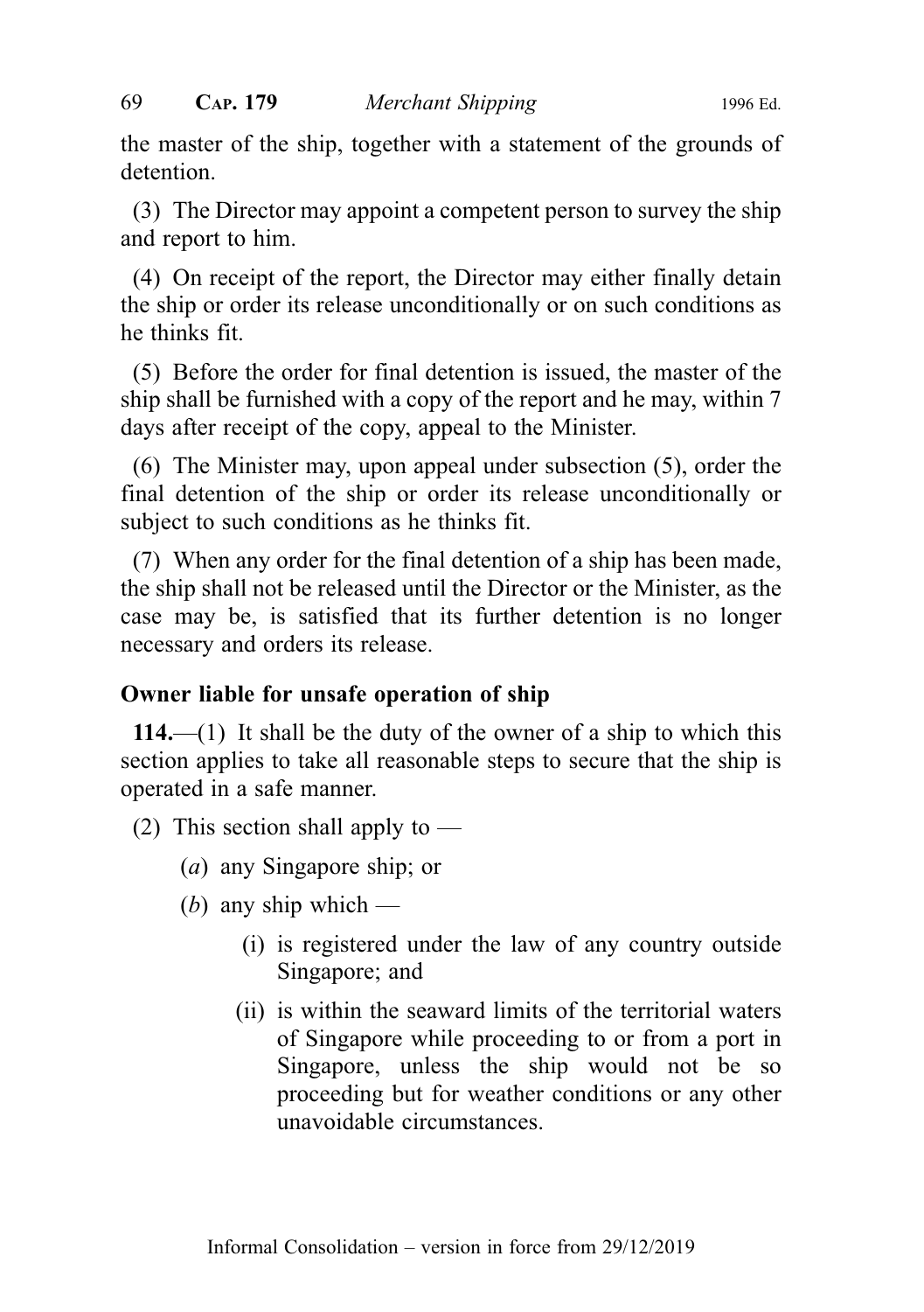the master of the ship, together with a statement of the grounds of detention.

(3) The Director may appoint a competent person to survey the ship and report to him.

(4) On receipt of the report, the Director may either finally detain the ship or order its release unconditionally or on such conditions as he thinks fit.

(5) Before the order for final detention is issued, the master of the ship shall be furnished with a copy of the report and he may, within 7 days after receipt of the copy, appeal to the Minister.

(6) The Minister may, upon appeal under subsection (5), order the final detention of the ship or order its release unconditionally or subject to such conditions as he thinks fit.

(7) When any order for the final detention of a ship has been made, the ship shall not be released until the Director or the Minister, as the case may be, is satisfied that its further detention is no longer necessary and orders its release.

**Owner liable for unsafe operation of ship**

**114.**—(1) It shall be the duty of the owner of a ship to which this section applies to take all reasonable steps to secure that the ship is operated in a safe manner.

(2) This section shall apply to —

(*a*) any Singapore ship; or

(*b*) any ship which —

(i) is registered under the law of any country outside Singapore; and

(ii) is within the seaward limits of the territorial waters of Singapore while proceeding to or from a port in Singapore, unless the ship would not be so proceeding but for weather conditions or any other unavoidable circumstances.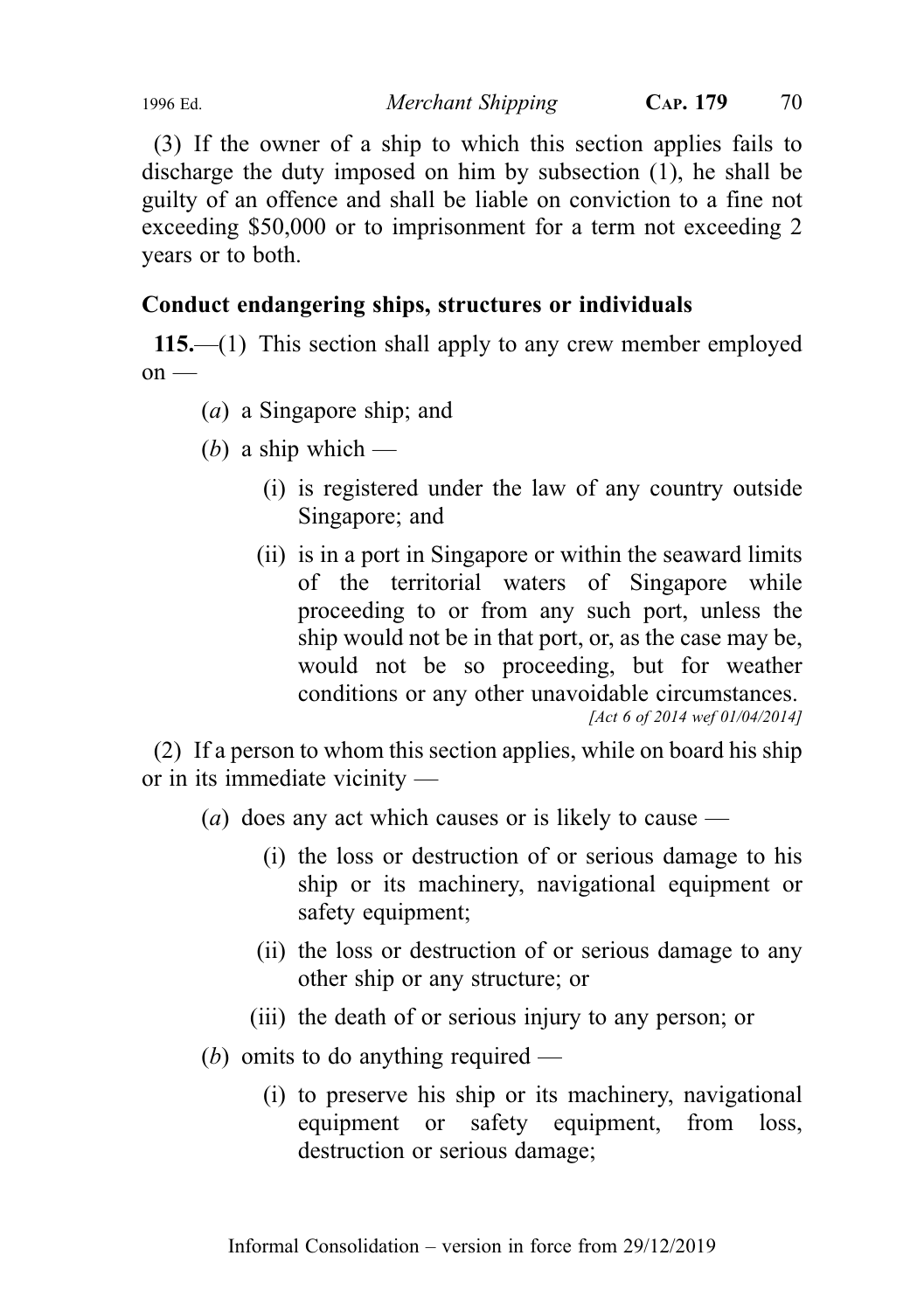(3) If the owner of a ship to which this section applies fails to discharge the duty imposed on him by subsection (1), he shall be guilty of an offence and shall be liable on conviction to a fine not exceeding $50,000 or to imprisonment for a term not exceeding 2 years or to both.

**Conduct endangering ships, structures or individuals**

**115.**—(1) This section shall apply to any crew member employed on —

(*a*) a Singapore ship; and

(*b*) a ship which —

(i) is registered under the law of any country outside Singapore; and

(ii) is in a port in Singapore or within the seaward limits of the territorial waters of Singapore while proceeding to or from any such port, unless the ship would not be in that port, or, as the case may be, would not be so proceeding, but for weather conditions or any other unavoidable circumstances.
*[Act 6 of 2014 wef 01/04/2014]*

(2) If a person to whom this section applies, while on board his ship or in its immediate vicinity —

(*a*) does any act which causes or is likely to cause —

(i) the loss or destruction of or serious damage to his ship or its machinery, navigational equipment or safety equipment;

(ii) the loss or destruction of or serious damage to any other ship or any structure; or

(iii) the death of or serious injury to any person; or

(*b*) omits to do anything required —

(i) to preserve his ship or its machinery, navigational equipment or safety equipment, from loss, destruction or serious damage;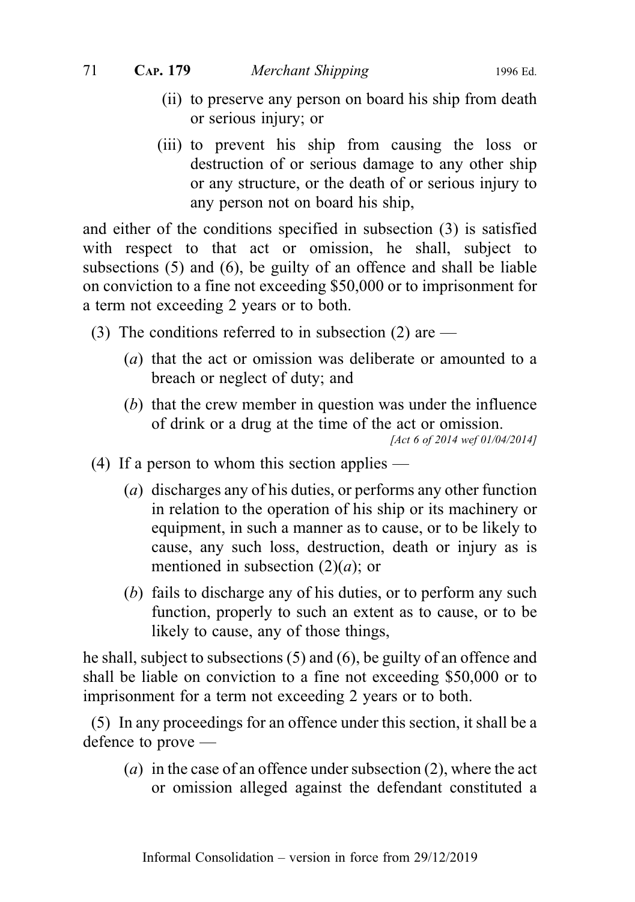(ii) to preserve any person on board his ship from death or serious injury; or

(iii) to prevent his ship from causing the loss or destruction of or serious damage to any other ship or any structure, or the death of or serious injury to any person not on board his ship,

and either of the conditions specified in subsection (3) is satisfied with respect to that act or omission, he shall, subject to subsections (5) and (6), be guilty of an offence and shall be liable on conviction to a fine not exceeding $50,000 or to imprisonment for a term not exceeding 2 years or to both.

(3) The conditions referred to in subsection (2) are —

(*a*) that the act or omission was deliberate or amounted to a breach or neglect of duty; and

(*b*) that the crew member in question was under the influence of drink or a drug at the time of the act or omission.

*[Act 6 of 2014 wef 01/04/2014]*

(4) If a person to whom this section applies —

(*a*) discharges any of his duties, or performs any other function in relation to the operation of his ship or its machinery or equipment, in such a manner as to cause, or to be likely to cause, any such loss, destruction, death or injury as is mentioned in subsection (2)(*a*); or

(*b*) fails to discharge any of his duties, or to perform any such function, properly to such an extent as to cause, or to be likely to cause, any of those things,

he shall, subject to subsections (5) and (6), be guilty of an offence and shall be liable on conviction to a fine not exceeding $50,000 or to imprisonment for a term not exceeding 2 years or to both.

(5) In any proceedings for an offence under this section, it shall be a defence to prove —

(*a*) in the case of an offence under subsection (2), where the act or omission alleged against the defendant constituted a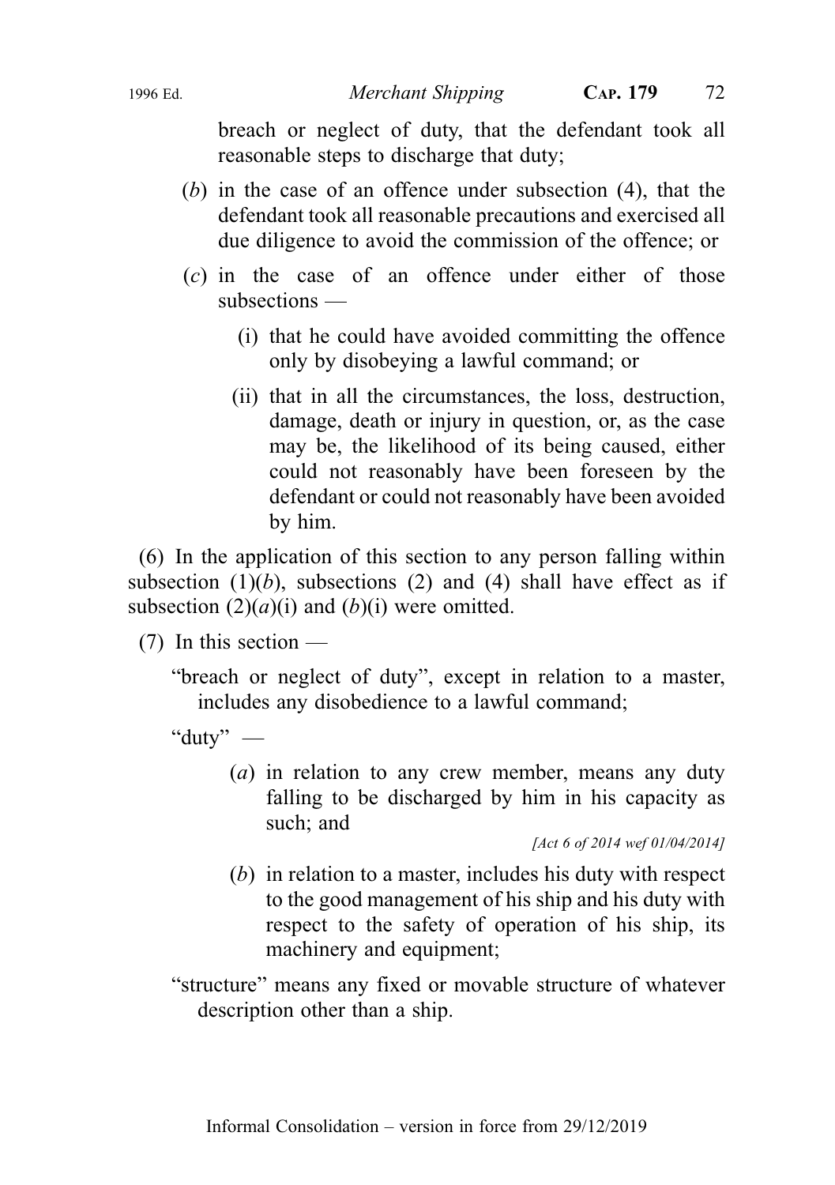breach or neglect of duty, that the defendant took all reasonable steps to discharge that duty;

(*b*) in the case of an offence under subsection (4), that the defendant took all reasonable precautions and exercised all due diligence to avoid the commission of the offence; or

(*c*) in the case of an offence under either of those subsections —

(i) that he could have avoided committing the offence only by disobeying a lawful command; or

(ii) that in all the circumstances, the loss, destruction, damage, death or injury in question, or, as the case may be, the likelihood of its being caused, either could not reasonably have been foreseen by the defendant or could not reasonably have been avoided by him.

(6) In the application of this section to any person falling within subsection (1)(*b*), subsections (2) and (4) shall have effect as if subsection (2)(*a*)(i) and (*b*)(i) were omitted.

(7) In this section —

"breach or neglect of duty", except in relation to a master, includes any disobedience to a lawful command;

"duty" —

(*a*) in relation to any crew member, means any duty falling to be discharged by him in his capacity as such; and

*[Act 6 of 2014 wef 01/04/2014]*

(*b*) in relation to a master, includes his duty with respect to the good management of his ship and his duty with respect to the safety of operation of his ship, its machinery and equipment;

"structure" means any fixed or movable structure of whatever description other than a ship.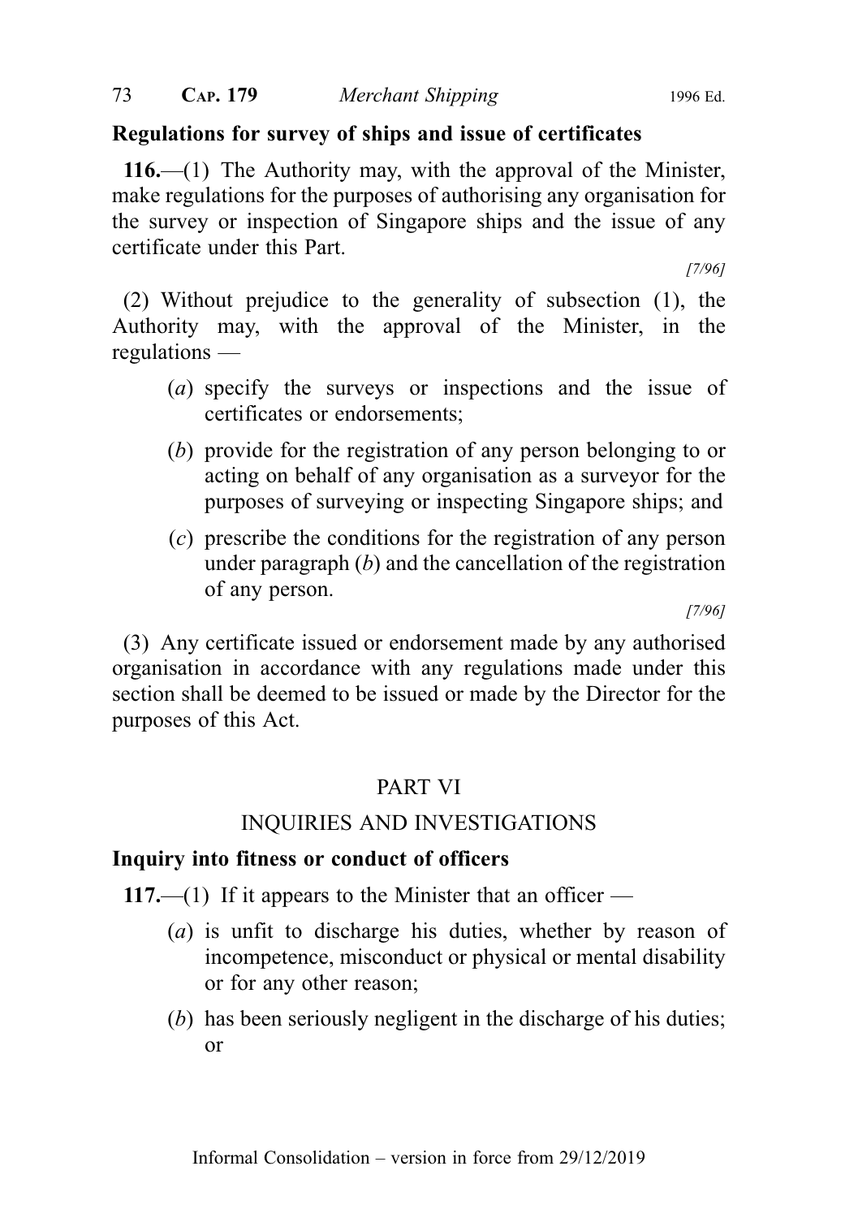**Regulations for survey of ships and issue of certificates**

**116.**—(1) The Authority may, with the approval of the Minister, make regulations for the purposes of authorising any organisation for the survey or inspection of Singapore ships and the issue of any certificate under this Part.

[7/96]

(2) Without prejudice to the generality of subsection (1), the Authority may, with the approval of the Minister, in the regulations —

(*a*) specify the surveys or inspections and the issue of certificates or endorsements;

(*b*) provide for the registration of any person belonging to or acting on behalf of any organisation as a surveyor for the purposes of surveying or inspecting Singapore ships; and

(*c*) prescribe the conditions for the registration of any person under paragraph (*b*) and the cancellation of the registration of any person.

[7/96]

(3) Any certificate issued or endorsement made by any authorised organisation in accordance with any regulations made under this section shall be deemed to be issued or made by the Director for the purposes of this Act.

## PART VI

## INQUIRIES AND INVESTIGATIONS

**Inquiry into fitness or conduct of officers**

**117.**—(1) If it appears to the Minister that an officer —

(*a*) is unfit to discharge his duties, whether by reason of incompetence, misconduct or physical or mental disability or for any other reason;

(*b*) has been seriously negligent in the discharge of his duties; or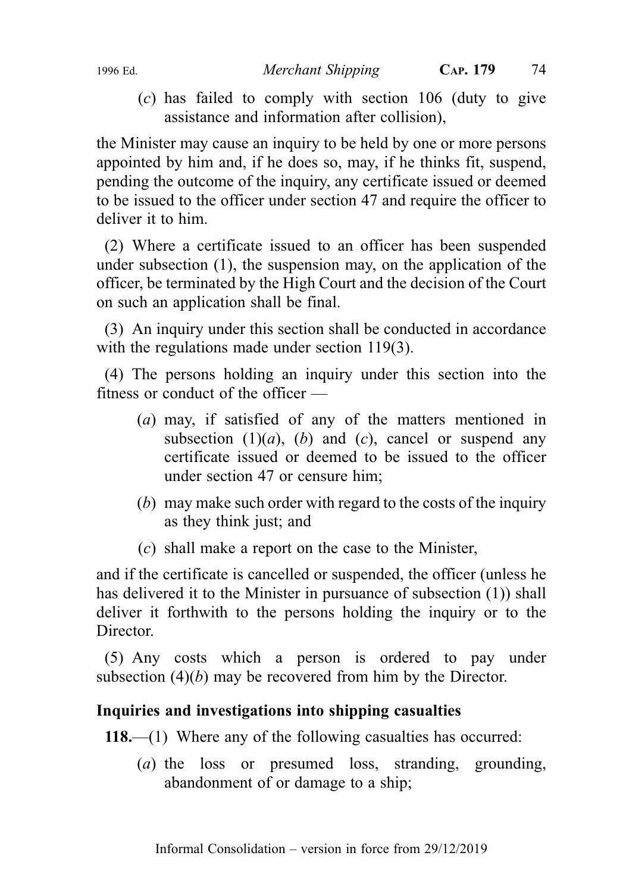(*c*) has failed to comply with section 106 (duty to give assistance and information after collision),

the Minister may cause an inquiry to be held by one or more persons appointed by him and, if he does so, may, if he thinks fit, suspend, pending the outcome of the inquiry, any certificate issued or deemed to be issued to the officer under section 47 and require the officer to deliver it to him.

(2) Where a certificate issued to an officer has been suspended under subsection (1), the suspension may, on the application of the officer, be terminated by the High Court and the decision of the Court on such an application shall be final.

(3) An inquiry under this section shall be conducted in accordance with the regulations made under section 119(3).

(4) The persons holding an inquiry under this section into the fitness or conduct of the officer —

(*a*) may, if satisfied of any of the matters mentioned in subsection (1)(*a*), (*b*) and (*c*), cancel or suspend any certificate issued or deemed to be issued to the officer under section 47 or censure him;

(*b*) may make such order with regard to the costs of the inquiry as they think just; and

(*c*) shall make a report on the case to the Minister,

and if the certificate is cancelled or suspended, the officer (unless he has delivered it to the Minister in pursuance of subsection (1)) shall deliver it forthwith to the persons holding the inquiry or to the Director.

(5) Any costs which a person is ordered to pay under subsection (4)(*b*) may be recovered from him by the Director.

**Inquiries and investigations into shipping casualties**

**118.**—(1) Where any of the following casualties has occurred:

(*a*) the loss or presumed loss, stranding, grounding, abandonment of or damage to a ship;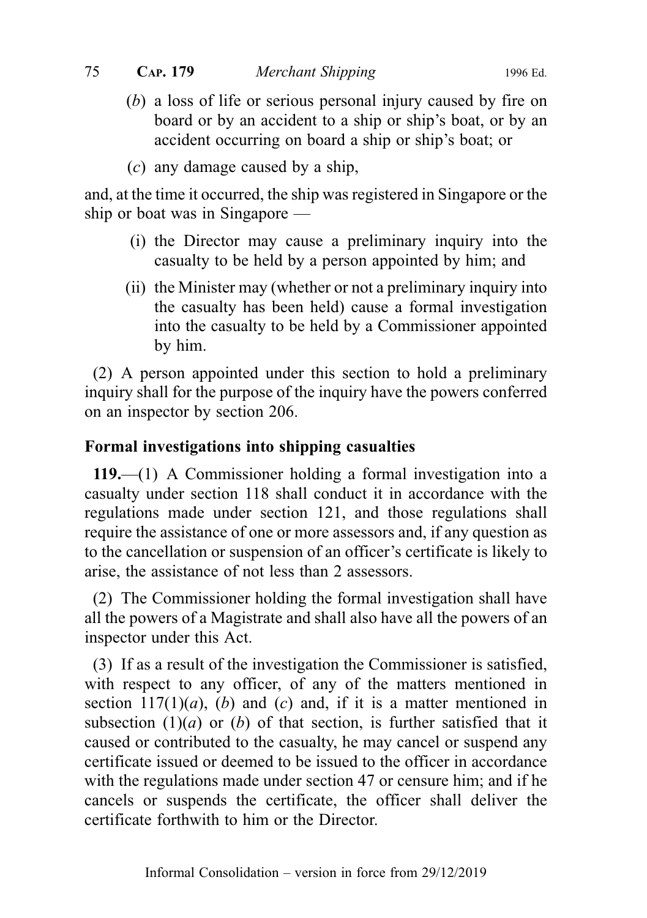(*b*) a loss of life or serious personal injury caused by fire on board or by an accident to a ship or ship's boat, or by an accident occurring on board a ship or ship's boat; or

(*c*) any damage caused by a ship,

and, at the time it occurred, the ship was registered in Singapore or the ship or boat was in Singapore —

(i) the Director may cause a preliminary inquiry into the casualty to be held by a person appointed by him; and

(ii) the Minister may (whether or not a preliminary inquiry into the casualty has been held) cause a formal investigation into the casualty to be held by a Commissioner appointed by him.

(2) A person appointed under this section to hold a preliminary inquiry shall for the purpose of the inquiry have the powers conferred on an inspector by section 206.

### Formal investigations into shipping casualties

**119.**—(1) A Commissioner holding a formal investigation into a casualty under section 118 shall conduct it in accordance with the regulations made under section 121, and those regulations shall require the assistance of one or more assessors and, if any question as to the cancellation or suspension of an officer's certificate is likely to arise, the assistance of not less than 2 assessors.

(2) The Commissioner holding the formal investigation shall have all the powers of a Magistrate and shall also have all the powers of an inspector under this Act.

(3) If as a result of the investigation the Commissioner is satisfied, with respect to any officer, of any of the matters mentioned in section 117(1)(*a*), (*b*) and (*c*) and, if it is a matter mentioned in subsection (1)(*a*) or (*b*) of that section, is further satisfied that it caused or contributed to the casualty, he may cancel or suspend any certificate issued or deemed to be issued to the officer in accordance with the regulations made under section 47 or censure him; and if he cancels or suspends the certificate, the officer shall deliver the certificate forthwith to him or the Director.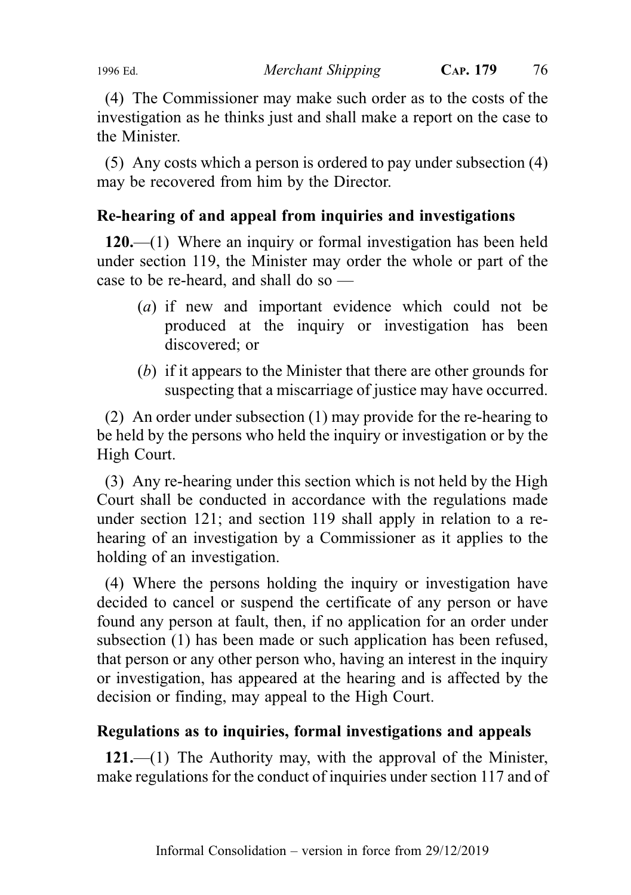(4) The Commissioner may make such order as to the costs of the investigation as he thinks just and shall make a report on the case to the Minister.

(5) Any costs which a person is ordered to pay under subsection (4) may be recovered from him by the Director.

### Re-hearing of and appeal from inquiries and investigations

**120.**—(1) Where an inquiry or formal investigation has been held under section 119, the Minister may order the whole or part of the case to be re-heard, and shall do so —

(*a*) if new and important evidence which could not be produced at the inquiry or investigation has been discovered; or

(*b*) if it appears to the Minister that there are other grounds for suspecting that a miscarriage of justice may have occurred.

(2) An order under subsection (1) may provide for the re-hearing to be held by the persons who held the inquiry or investigation or by the High Court.

(3) Any re-hearing under this section which is not held by the High Court shall be conducted in accordance with the regulations made under section 121; and section 119 shall apply in relation to a re-hearing of an investigation by a Commissioner as it applies to the holding of an investigation.

(4) Where the persons holding the inquiry or investigation have decided to cancel or suspend the certificate of any person or have found any person at fault, then, if no application for an order under subsection (1) has been made or such application has been refused, that person or any other person who, having an interest in the inquiry or investigation, has appeared at the hearing and is affected by the decision or finding, may appeal to the High Court.

### Regulations as to inquiries, formal investigations and appeals

**121.**—(1) The Authority may, with the approval of the Minister, make regulations for the conduct of inquiries under section 117 and of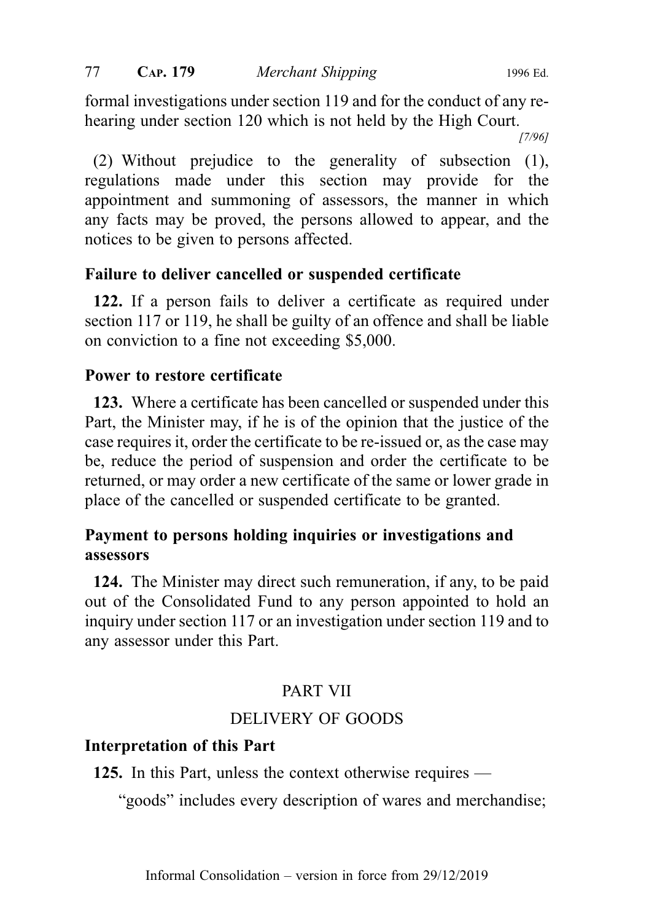formal investigations under section 119 and for the conduct of any re-hearing under section 120 which is not held by the High Court.

[7/96]

(2) Without prejudice to the generality of subsection (1), regulations made under this section may provide for the appointment and summoning of assessors, the manner in which any facts may be proved, the persons allowed to appear, and the notices to be given to persons affected.

### Failure to deliver cancelled or suspended certificate

**122.** If a person fails to deliver a certificate as required under section 117 or 119, he shall be guilty of an offence and shall be liable on conviction to a fine not exceeding $5,000.

### Power to restore certificate

**123.** Where a certificate has been cancelled or suspended under this Part, the Minister may, if he is of the opinion that the justice of the case requires it, order the certificate to be re-issued or, as the case may be, reduce the period of suspension and order the certificate to be returned, or may order a new certificate of the same or lower grade in place of the cancelled or suspended certificate to be granted.

### Payment to persons holding inquiries or investigations and assessors

**124.** The Minister may direct such remuneration, if any, to be paid out of the Consolidated Fund to any person appointed to hold an inquiry under section 117 or an investigation under section 119 and to any assessor under this Part.

## PART VII

## DELIVERY OF GOODS

### Interpretation of this Part

**125.** In this Part, unless the context otherwise requires —

"goods" includes every description of wares and merchandise;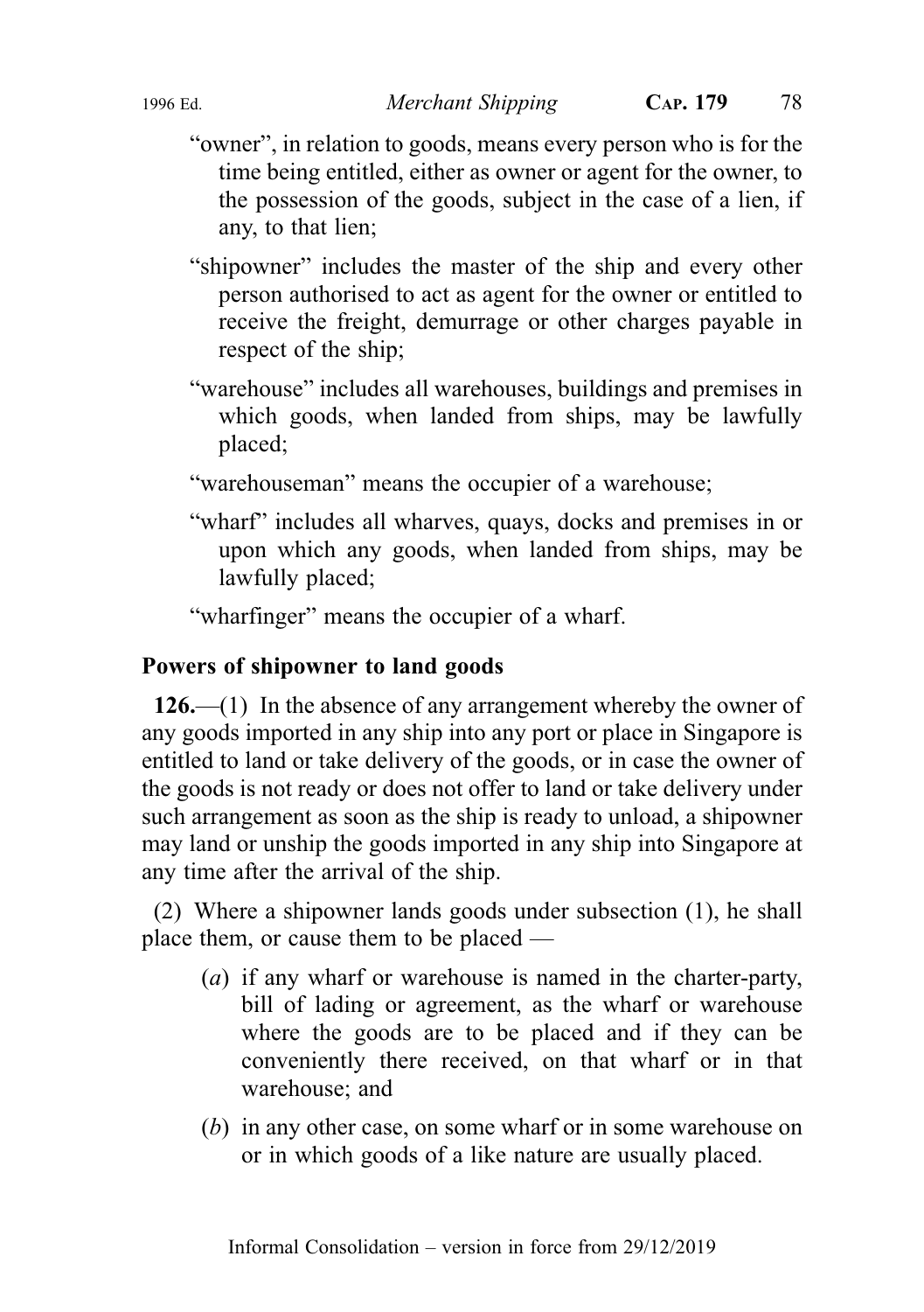"owner", in relation to goods, means every person who is for the time being entitled, either as owner or agent for the owner, to the possession of the goods, subject in the case of a lien, if any, to that lien;

"shipowner" includes the master of the ship and every other person authorised to act as agent for the owner or entitled to receive the freight, demurrage or other charges payable in respect of the ship;

"warehouse" includes all warehouses, buildings and premises in which goods, when landed from ships, may be lawfully placed;

"warehouseman" means the occupier of a warehouse;

"wharf" includes all wharves, quays, docks and premises in or upon which any goods, when landed from ships, may be lawfully placed;

"wharfinger" means the occupier of a wharf.

### Powers of shipowner to land goods

**126.**—(1) In the absence of any arrangement whereby the owner of any goods imported in any ship into any port or place in Singapore is entitled to land or take delivery of the goods, or in case the owner of the goods is not ready or does not offer to land or take delivery under such arrangement as soon as the ship is ready to unload, a shipowner may land or unship the goods imported in any ship into Singapore at any time after the arrival of the ship.

(2) Where a shipowner lands goods under subsection (1), he shall place them, or cause them to be placed —

(*a*) if any wharf or warehouse is named in the charter-party, bill of lading or agreement, as the wharf or warehouse where the goods are to be placed and if they can be conveniently there received, on that wharf or in that warehouse; and

(*b*) in any other case, on some wharf or in some warehouse on or in which goods of a like nature are usually placed.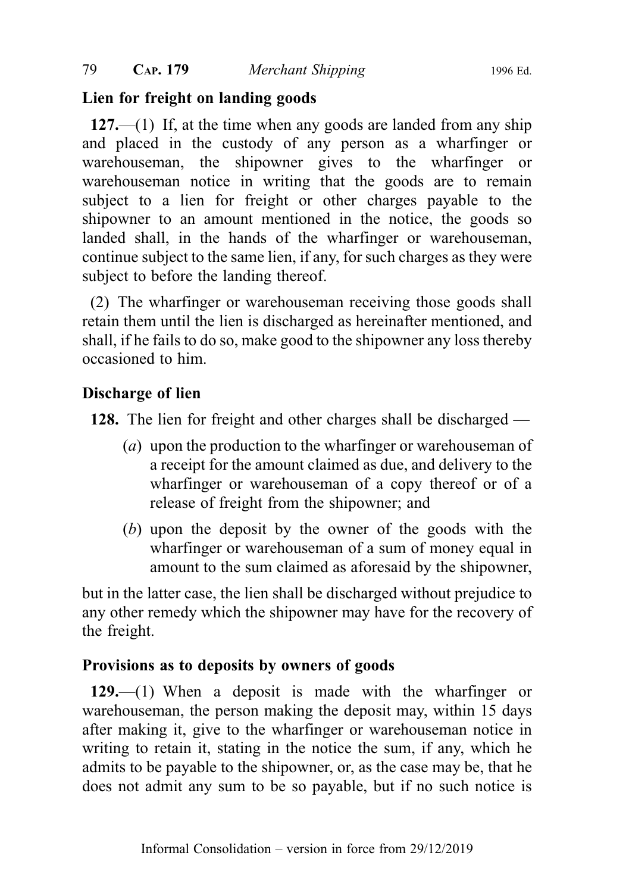**Lien for freight on landing goods**

**127.**—(1) If, at the time when any goods are landed from any ship and placed in the custody of any person as a wharfinger or warehouseman, the shipowner gives to the wharfinger or warehouseman notice in writing that the goods are to remain subject to a lien for freight or other charges payable to the shipowner to an amount mentioned in the notice, the goods so landed shall, in the hands of the wharfinger or warehouseman, continue subject to the same lien, if any, for such charges as they were subject to before the landing thereof.

(2) The wharfinger or warehouseman receiving those goods shall retain them until the lien is discharged as hereinafter mentioned, and shall, if he fails to do so, make good to the shipowner any loss thereby occasioned to him.

**Discharge of lien**

**128.** The lien for freight and other charges shall be discharged —

(*a*) upon the production to the wharfinger or warehouseman of a receipt for the amount claimed as due, and delivery to the wharfinger or warehouseman of a copy thereof or of a release of freight from the shipowner; and

(*b*) upon the deposit by the owner of the goods with the wharfinger or warehouseman of a sum of money equal in amount to the sum claimed as aforesaid by the shipowner,

but in the latter case, the lien shall be discharged without prejudice to any other remedy which the shipowner may have for the recovery of the freight.

**Provisions as to deposits by owners of goods**

**129.**—(1) When a deposit is made with the wharfinger or warehouseman, the person making the deposit may, within 15 days after making it, give to the wharfinger or warehouseman notice in writing to retain it, stating in the notice the sum, if any, which he admits to be payable to the shipowner, or, as the case may be, that he does not admit any sum to be so payable, but if no such notice is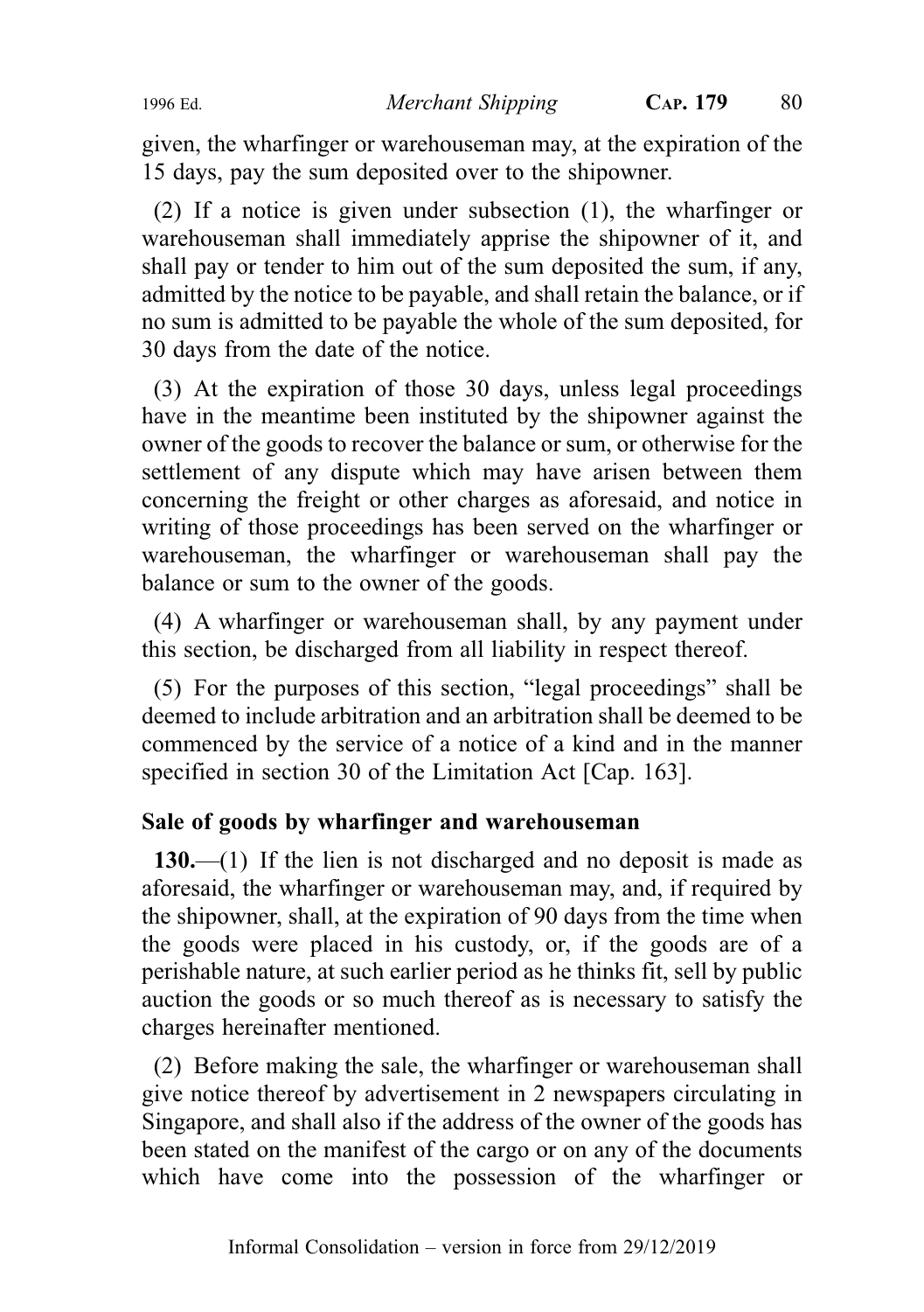given, the wharfinger or warehouseman may, at the expiration of the 15 days, pay the sum deposited over to the shipowner.

(2) If a notice is given under subsection (1), the wharfinger or warehouseman shall immediately apprise the shipowner of it, and shall pay or tender to him out of the sum deposited the sum, if any, admitted by the notice to be payable, and shall retain the balance, or if no sum is admitted to be payable the whole of the sum deposited, for 30 days from the date of the notice.

(3) At the expiration of those 30 days, unless legal proceedings have in the meantime been instituted by the shipowner against the owner of the goods to recover the balance or sum, or otherwise for the settlement of any dispute which may have arisen between them concerning the freight or other charges as aforesaid, and notice in writing of those proceedings has been served on the wharfinger or warehouseman, the wharfinger or warehouseman shall pay the balance or sum to the owner of the goods.

(4) A wharfinger or warehouseman shall, by any payment under this section, be discharged from all liability in respect thereof.

(5) For the purposes of this section, "legal proceedings" shall be deemed to include arbitration and an arbitration shall be deemed to be commenced by the service of a notice of a kind and in the manner specified in section 30 of the Limitation Act [Cap. 163].

**Sale of goods by wharfinger and warehouseman**

**130.**—(1) If the lien is not discharged and no deposit is made as aforesaid, the wharfinger or warehouseman may, and, if required by the shipowner, shall, at the expiration of 90 days from the time when the goods were placed in his custody, or, if the goods are of a perishable nature, at such earlier period as he thinks fit, sell by public auction the goods or so much thereof as is necessary to satisfy the charges hereinafter mentioned.

(2) Before making the sale, the wharfinger or warehouseman shall give notice thereof by advertisement in 2 newspapers circulating in Singapore, and shall also if the address of the owner of the goods has been stated on the manifest of the cargo or on any of the documents which have come into the possession of the wharfinger or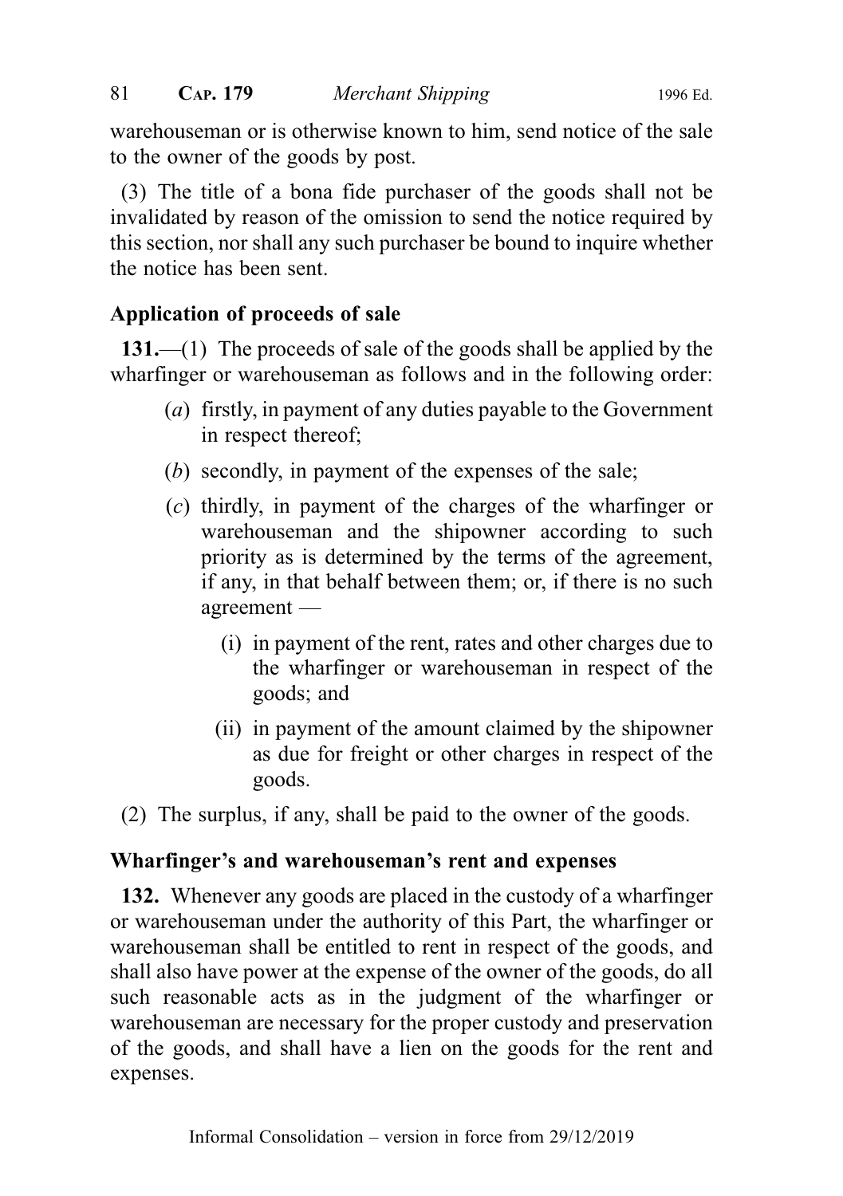warehouseman or is otherwise known to him, send notice of the sale to the owner of the goods by post.

(3) The title of a bona fide purchaser of the goods shall not be invalidated by reason of the omission to send the notice required by this section, nor shall any such purchaser be bound to inquire whether the notice has been sent.

### Application of proceeds of sale

**131.**—(1) The proceeds of sale of the goods shall be applied by the wharfinger or warehouseman as follows and in the following order:

- (*a*) firstly, in payment of any duties payable to the Government in respect thereof;
- (*b*) secondly, in payment of the expenses of the sale;
- (*c*) thirdly, in payment of the charges of the wharfinger or warehouseman and the shipowner according to such priority as is determined by the terms of the agreement, if any, in that behalf between them; or, if there is no such agreement —
  - (i) in payment of the rent, rates and other charges due to the wharfinger or warehouseman in respect of the goods; and
  - (ii) in payment of the amount claimed by the shipowner as due for freight or other charges in respect of the goods.

(2) The surplus, if any, shall be paid to the owner of the goods.

### Wharfinger's and warehouseman's rent and expenses

**132.** Whenever any goods are placed in the custody of a wharfinger or warehouseman under the authority of this Part, the wharfinger or warehouseman shall be entitled to rent in respect of the goods, and shall also have power at the expense of the owner of the goods, do all such reasonable acts as in the judgment of the wharfinger or warehouseman are necessary for the proper custody and preservation of the goods, and shall have a lien on the goods for the rent and expenses.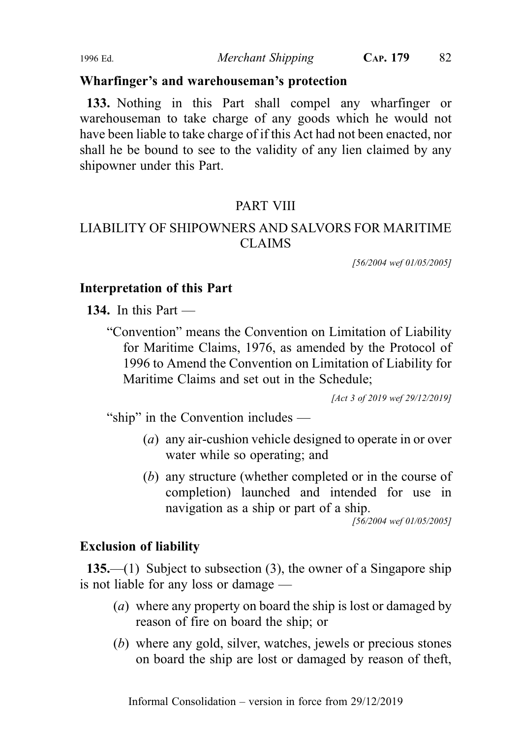### Wharfinger's and warehouseman's protection

**133.** Nothing in this Part shall compel any wharfinger or warehouseman to take charge of any goods which he would not have been liable to take charge of if this Act had not been enacted, nor shall he be bound to see to the validity of any lien claimed by any shipowner under this Part.

## PART VIII

## LIABILITY OF SHIPOWNERS AND SALVORS FOR MARITIME CLAIMS

*[56/2004 wef 01/05/2005]*

### Interpretation of this Part

**134.** In this Part —

"Convention" means the Convention on Limitation of Liability for Maritime Claims, 1976, as amended by the Protocol of 1996 to Amend the Convention on Limitation of Liability for Maritime Claims and set out in the Schedule;

*[Act 3 of 2019 wef 29/12/2019]*

"ship" in the Convention includes —

(*a*) any air-cushion vehicle designed to operate in or over water while so operating; and

(*b*) any structure (whether completed or in the course of completion) launched and intended for use in navigation as a ship or part of a ship.

*[56/2004 wef 01/05/2005]*

### Exclusion of liability

**135.**—(1) Subject to subsection (3), the owner of a Singapore ship is not liable for any loss or damage —

(*a*) where any property on board the ship is lost or damaged by reason of fire on board the ship; or

(*b*) where any gold, silver, watches, jewels or precious stones on board the ship are lost or damaged by reason of theft,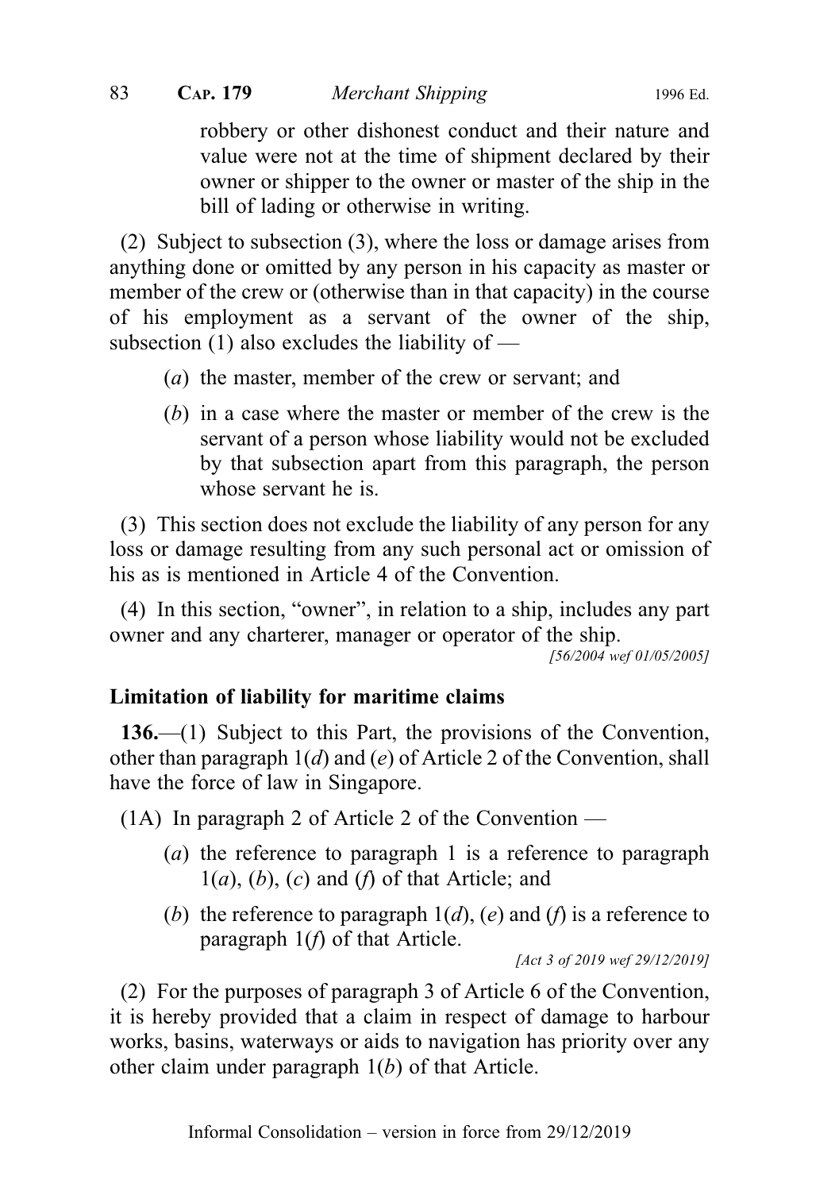robbery or other dishonest conduct and their nature and value were not at the time of shipment declared by their owner or shipper to the owner or master of the ship in the bill of lading or otherwise in writing.

(2) Subject to subsection (3), where the loss or damage arises from anything done or omitted by any person in his capacity as master or member of the crew or (otherwise than in that capacity) in the course of his employment as a servant of the owner of the ship, subsection (1) also excludes the liability of —

(*a*) the master, member of the crew or servant; and

(*b*) in a case where the master or member of the crew is the servant of a person whose liability would not be excluded by that subsection apart from this paragraph, the person whose servant he is.

(3) This section does not exclude the liability of any person for any loss or damage resulting from any such personal act or omission of his as is mentioned in Article 4 of the Convention.

(4) In this section, "owner", in relation to a ship, includes any part owner and any charterer, manager or operator of the ship.

*[56/2004 wef 01/05/2005]*

**Limitation of liability for maritime claims**

**136.**—(1) Subject to this Part, the provisions of the Convention, other than paragraph 1(*d*) and (*e*) of Article 2 of the Convention, shall have the force of law in Singapore.

(1A) In paragraph 2 of Article 2 of the Convention —

(*a*) the reference to paragraph 1 is a reference to paragraph 1(*a*), (*b*), (*c*) and (*f*) of that Article; and

(*b*) the reference to paragraph 1(*d*), (*e*) and (*f*) is a reference to paragraph 1(*f*) of that Article.

*[Act 3 of 2019 wef 29/12/2019]*

(2) For the purposes of paragraph 3 of Article 6 of the Convention, it is hereby provided that a claim in respect of damage to harbour works, basins, waterways or aids to navigation has priority over any other claim under paragraph 1(*b*) of that Article.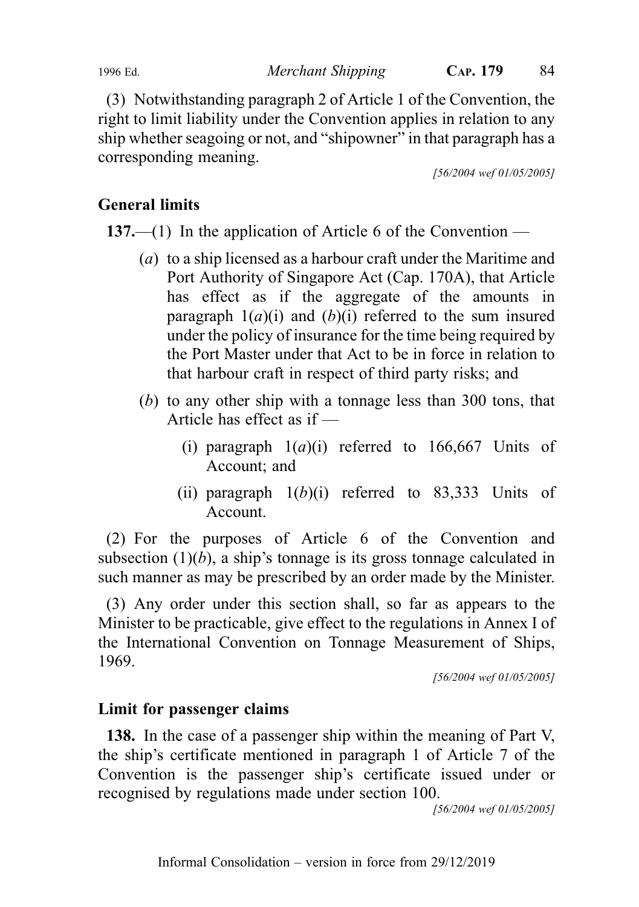(3) Notwithstanding paragraph 2 of Article 1 of the Convention, the right to limit liability under the Convention applies in relation to any ship whether seagoing or not, and "shipowner" in that paragraph has a corresponding meaning.

[56/2004 wef 01/05/2005]

### General limits

**137.**—(1) In the application of Article 6 of the Convention —

(*a*) to a ship licensed as a harbour craft under the Maritime and Port Authority of Singapore Act (Cap. 170A), that Article has effect as if the aggregate of the amounts in paragraph 1(*a*)(i) and (*b*)(i) referred to the sum insured under the policy of insurance for the time being required by the Port Master under that Act to be in force in relation to that harbour craft in respect of third party risks; and

(*b*) to any other ship with a tonnage less than 300 tons, that Article has effect as if —

(i) paragraph 1(*a*)(i) referred to 166,667 Units of Account; and

(ii) paragraph 1(*b*)(i) referred to 83,333 Units of Account.

(2) For the purposes of Article 6 of the Convention and subsection (1)(*b*), a ship's tonnage is its gross tonnage calculated in such manner as may be prescribed by an order made by the Minister.

(3) Any order under this section shall, so far as appears to the Minister to be practicable, give effect to the regulations in Annex I of the International Convention on Tonnage Measurement of Ships, 1969.

[56/2004 wef 01/05/2005]

### Limit for passenger claims

**138.** In the case of a passenger ship within the meaning of Part V, the ship's certificate mentioned in paragraph 1 of Article 7 of the Convention is the passenger ship's certificate issued under or recognised by regulations made under section 100.

[56/2004 wef 01/05/2005]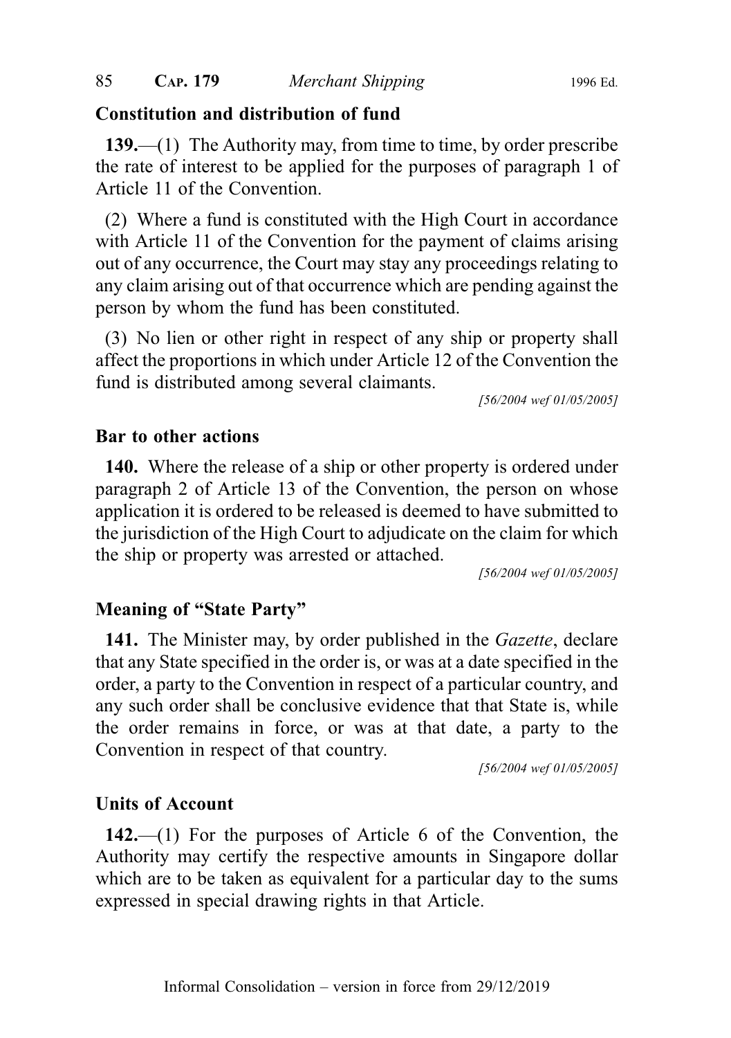**Constitution and distribution of fund**

**139.**—(1) The Authority may, from time to time, by order prescribe the rate of interest to be applied for the purposes of paragraph 1 of Article 11 of the Convention.

(2) Where a fund is constituted with the High Court in accordance with Article 11 of the Convention for the payment of claims arising out of any occurrence, the Court may stay any proceedings relating to any claim arising out of that occurrence which are pending against the person by whom the fund has been constituted.

(3) No lien or other right in respect of any ship or property shall affect the proportions in which under Article 12 of the Convention the fund is distributed among several claimants.

*[56/2004 wef 01/05/2005]*

**Bar to other actions**

**140.** Where the release of a ship or other property is ordered under paragraph 2 of Article 13 of the Convention, the person on whose application it is ordered to be released is deemed to have submitted to the jurisdiction of the High Court to adjudicate on the claim for which the ship or property was arrested or attached.

*[56/2004 wef 01/05/2005]*

**Meaning of "State Party"**

**141.** The Minister may, by order published in the *Gazette*, declare that any State specified in the order is, or was at a date specified in the order, a party to the Convention in respect of a particular country, and any such order shall be conclusive evidence that that State is, while the order remains in force, or was at that date, a party to the Convention in respect of that country.

*[56/2004 wef 01/05/2005]*

**Units of Account**

**142.**—(1) For the purposes of Article 6 of the Convention, the Authority may certify the respective amounts in Singapore dollar which are to be taken as equivalent for a particular day to the sums expressed in special drawing rights in that Article.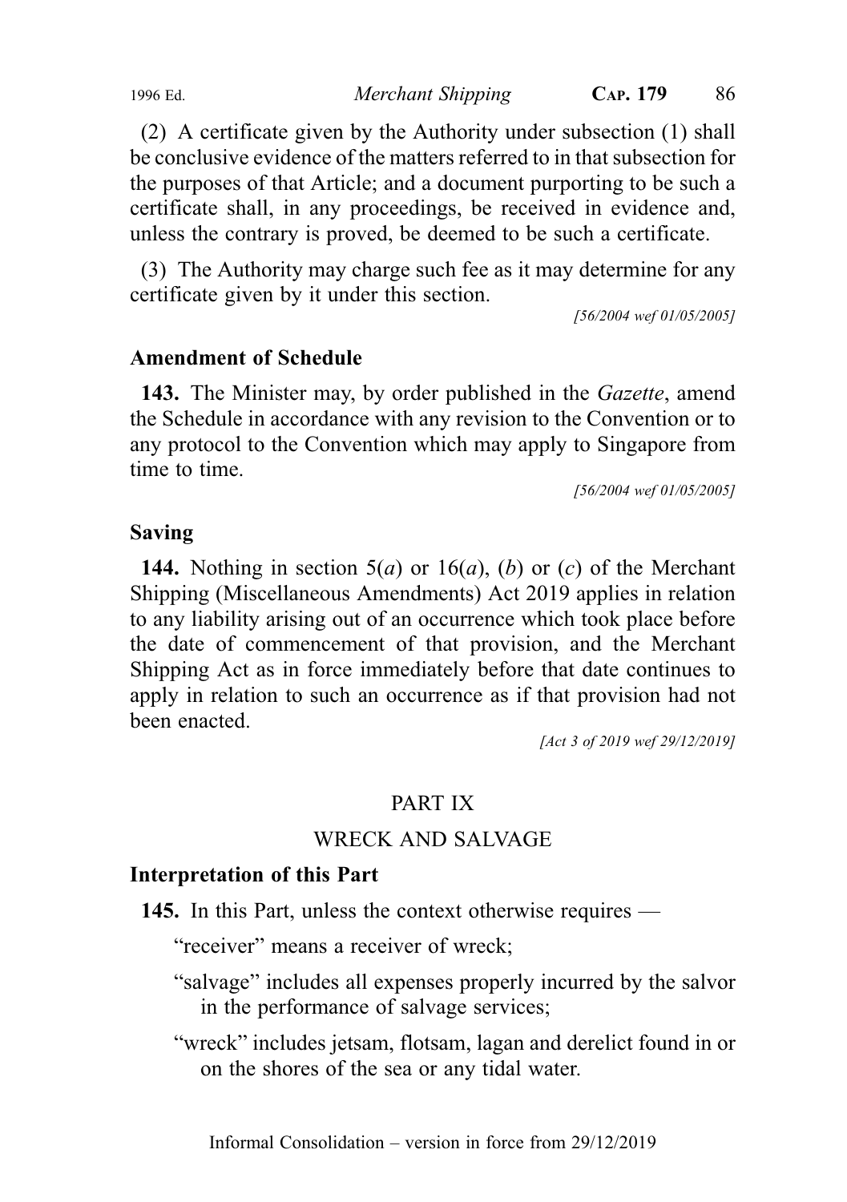(2) A certificate given by the Authority under subsection (1) shall be conclusive evidence of the matters referred to in that subsection for the purposes of that Article; and a document purporting to be such a certificate shall, in any proceedings, be received in evidence and, unless the contrary is proved, be deemed to be such a certificate.

(3) The Authority may charge such fee as it may determine for any certificate given by it under this section.

*[56/2004 wef 01/05/2005]*

### Amendment of Schedule

**143.** The Minister may, by order published in the *Gazette*, amend the Schedule in accordance with any revision to the Convention or to any protocol to the Convention which may apply to Singapore from time to time.

*[56/2004 wef 01/05/2005]*

### Saving

**144.** Nothing in section 5(*a*) or 16(*a*), (*b*) or (*c*) of the Merchant Shipping (Miscellaneous Amendments) Act 2019 applies in relation to any liability arising out of an occurrence which took place before the date of commencement of that provision, and the Merchant Shipping Act as in force immediately before that date continues to apply in relation to such an occurrence as if that provision had not been enacted.

*[Act 3 of 2019 wef 29/12/2019]*

## PART IX

## WRECK AND SALVAGE

### Interpretation of this Part

**145.** In this Part, unless the context otherwise requires —

"receiver" means a receiver of wreck;

"salvage" includes all expenses properly incurred by the salvor in the performance of salvage services;

"wreck" includes jetsam, flotsam, lagan and derelict found in or on the shores of the sea or any tidal water.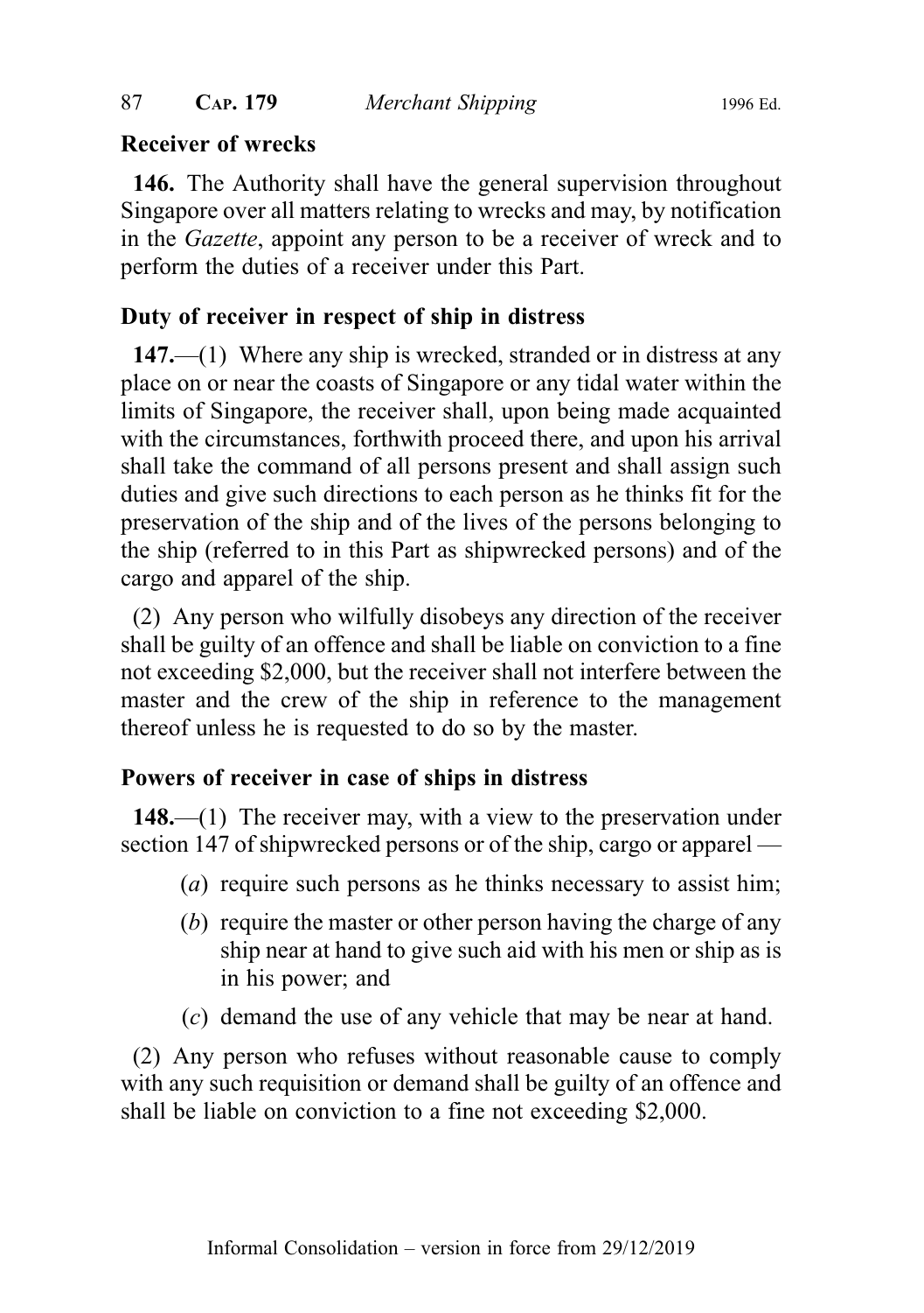**Receiver of wrecks**

**146.** The Authority shall have the general supervision throughout Singapore over all matters relating to wrecks and may, by notification in the *Gazette*, appoint any person to be a receiver of wreck and to perform the duties of a receiver under this Part.

**Duty of receiver in respect of ship in distress**

**147.**—(1) Where any ship is wrecked, stranded or in distress at any place on or near the coasts of Singapore or any tidal water within the limits of Singapore, the receiver shall, upon being made acquainted with the circumstances, forthwith proceed there, and upon his arrival shall take the command of all persons present and shall assign such duties and give such directions to each person as he thinks fit for the preservation of the ship and of the lives of the persons belonging to the ship (referred to in this Part as shipwrecked persons) and of the cargo and apparel of the ship.

(2) Any person who wilfully disobeys any direction of the receiver shall be guilty of an offence and shall be liable on conviction to a fine not exceeding $2,000, but the receiver shall not interfere between the master and the crew of the ship in reference to the management thereof unless he is requested to do so by the master.

**Powers of receiver in case of ships in distress**

**148.**—(1) The receiver may, with a view to the preservation under section 147 of shipwrecked persons or of the ship, cargo or apparel —

(*a*) require such persons as he thinks necessary to assist him;

(*b*) require the master or other person having the charge of any ship near at hand to give such aid with his men or ship as is in his power; and

(*c*) demand the use of any vehicle that may be near at hand.

(2) Any person who refuses without reasonable cause to comply with any such requisition or demand shall be guilty of an offence and shall be liable on conviction to a fine not exceeding $2,000.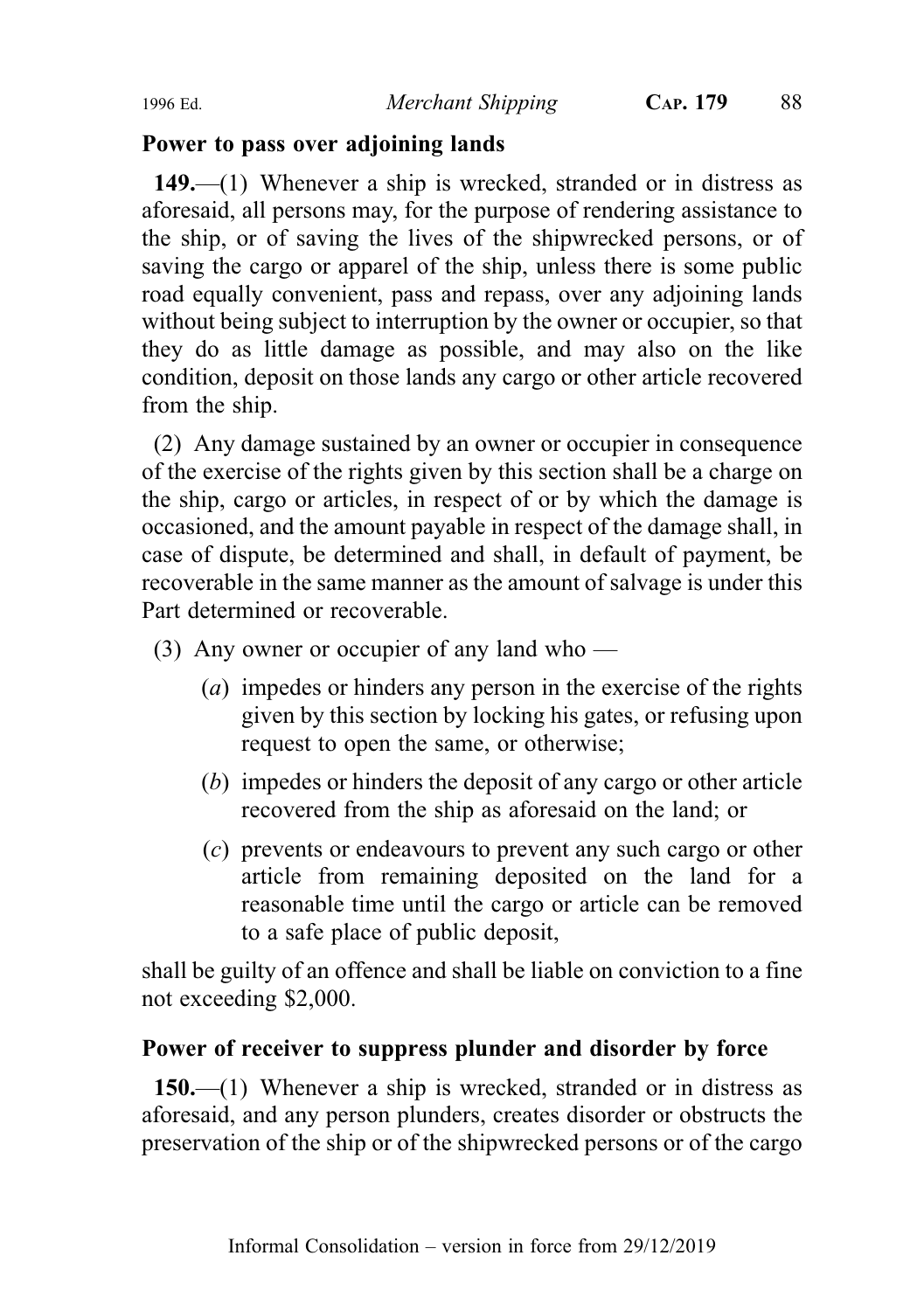**Power to pass over adjoining lands**

**149.**—(1) Whenever a ship is wrecked, stranded or in distress as aforesaid, all persons may, for the purpose of rendering assistance to the ship, or of saving the lives of the shipwrecked persons, or of saving the cargo or apparel of the ship, unless there is some public road equally convenient, pass and repass, over any adjoining lands without being subject to interruption by the owner or occupier, so that they do as little damage as possible, and may also on the like condition, deposit on those lands any cargo or other article recovered from the ship.

(2) Any damage sustained by an owner or occupier in consequence of the exercise of the rights given by this section shall be a charge on the ship, cargo or articles, in respect of or by which the damage is occasioned, and the amount payable in respect of the damage shall, in case of dispute, be determined and shall, in default of payment, be recoverable in the same manner as the amount of salvage is under this Part determined or recoverable.

(3) Any owner or occupier of any land who —

(*a*) impedes or hinders any person in the exercise of the rights given by this section by locking his gates, or refusing upon request to open the same, or otherwise;

(*b*) impedes or hinders the deposit of any cargo or other article recovered from the ship as aforesaid on the land; or

(*c*) prevents or endeavours to prevent any such cargo or other article from remaining deposited on the land for a reasonable time until the cargo or article can be removed to a safe place of public deposit,

shall be guilty of an offence and shall be liable on conviction to a fine not exceeding $2,000.

**Power of receiver to suppress plunder and disorder by force**

**150.**—(1) Whenever a ship is wrecked, stranded or in distress as aforesaid, and any person plunders, creates disorder or obstructs the preservation of the ship or of the shipwrecked persons or of the cargo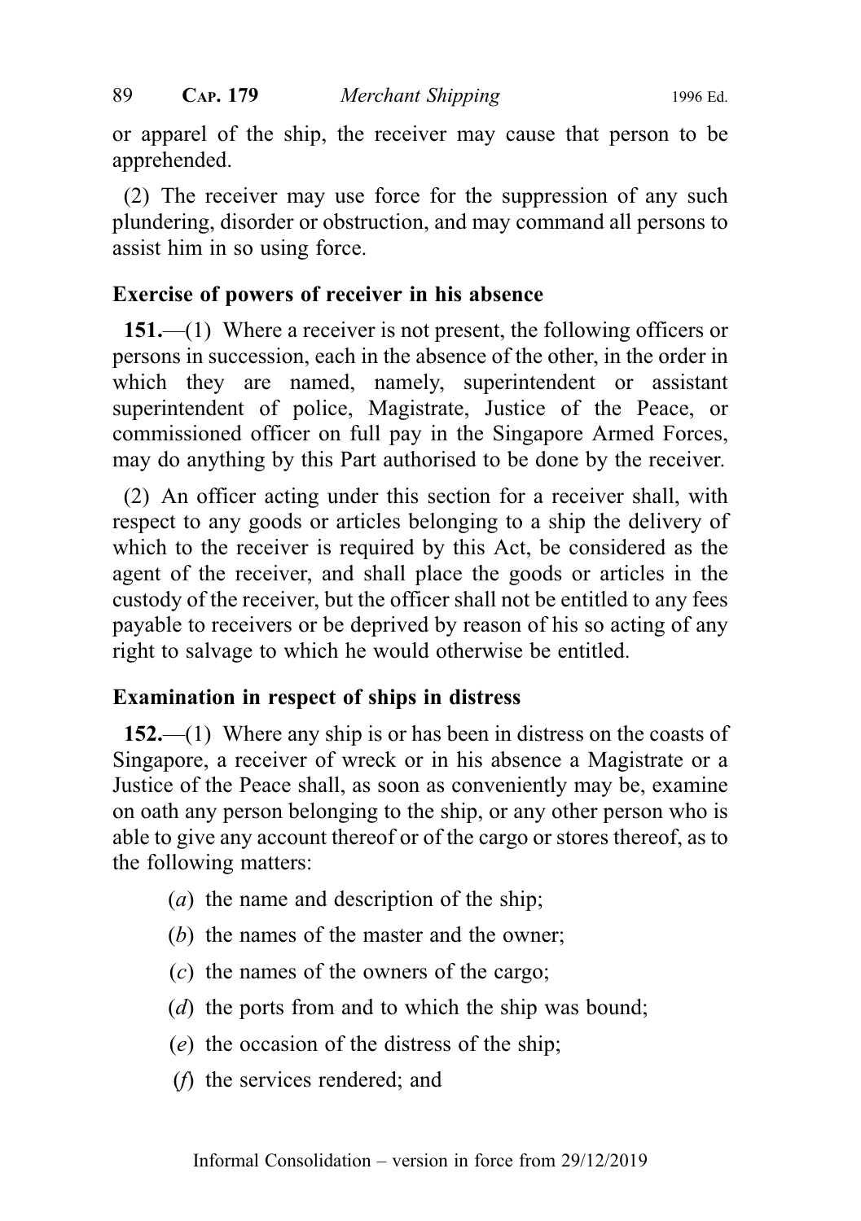or apparel of the ship, the receiver may cause that person to be apprehended.

(2) The receiver may use force for the suppression of any such plundering, disorder or obstruction, and may command all persons to assist him in so using force.

### Exercise of powers of receiver in his absence

**151.**—(1) Where a receiver is not present, the following officers or persons in succession, each in the absence of the other, in the order in which they are named, namely, superintendent or assistant superintendent of police, Magistrate, Justice of the Peace, or commissioned officer on full pay in the Singapore Armed Forces, may do anything by this Part authorised to be done by the receiver.

(2) An officer acting under this section for a receiver shall, with respect to any goods or articles belonging to a ship the delivery of which to the receiver is required by this Act, be considered as the agent of the receiver, and shall place the goods or articles in the custody of the receiver, but the officer shall not be entitled to any fees payable to receivers or be deprived by reason of his so acting of any right to salvage to which he would otherwise be entitled.

### Examination in respect of ships in distress

**152.**—(1) Where any ship is or has been in distress on the coasts of Singapore, a receiver of wreck or in his absence a Magistrate or a Justice of the Peace shall, as soon as conveniently may be, examine on oath any person belonging to the ship, or any other person who is able to give any account thereof or of the cargo or stores thereof, as to the following matters:

(*a*) the name and description of the ship;

(*b*) the names of the master and the owner;

(*c*) the names of the owners of the cargo;

(*d*) the ports from and to which the ship was bound;

(*e*) the occasion of the distress of the ship;

(*f*) the services rendered; and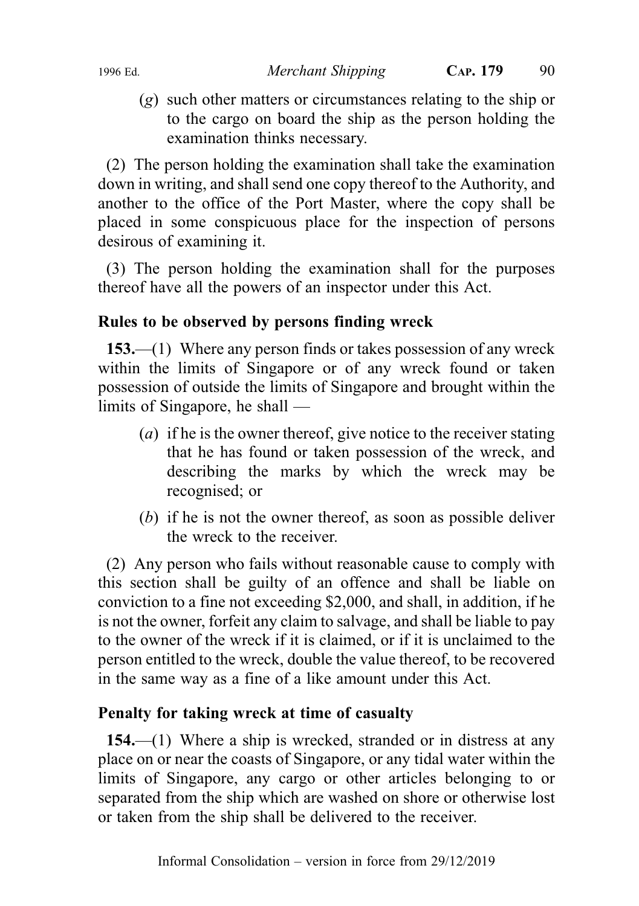(*g*) such other matters or circumstances relating to the ship or to the cargo on board the ship as the person holding the examination thinks necessary.

(2) The person holding the examination shall take the examination down in writing, and shall send one copy thereof to the Authority, and another to the office of the Port Master, where the copy shall be placed in some conspicuous place for the inspection of persons desirous of examining it.

(3) The person holding the examination shall for the purposes thereof have all the powers of an inspector under this Act.

**Rules to be observed by persons finding wreck**

**153.**—(1) Where any person finds or takes possession of any wreck within the limits of Singapore or of any wreck found or taken possession of outside the limits of Singapore and brought within the limits of Singapore, he shall —

(*a*) if he is the owner thereof, give notice to the receiver stating that he has found or taken possession of the wreck, and describing the marks by which the wreck may be recognised; or

(*b*) if he is not the owner thereof, as soon as possible deliver the wreck to the receiver.

(2) Any person who fails without reasonable cause to comply with this section shall be guilty of an offence and shall be liable on conviction to a fine not exceeding $2,000, and shall, in addition, if he is not the owner, forfeit any claim to salvage, and shall be liable to pay to the owner of the wreck if it is claimed, or if it is unclaimed to the person entitled to the wreck, double the value thereof, to be recovered in the same way as a fine of a like amount under this Act.

**Penalty for taking wreck at time of casualty**

**154.**—(1) Where a ship is wrecked, stranded or in distress at any place on or near the coasts of Singapore, or any tidal water within the limits of Singapore, any cargo or other articles belonging to or separated from the ship which are washed on shore or otherwise lost or taken from the ship shall be delivered to the receiver.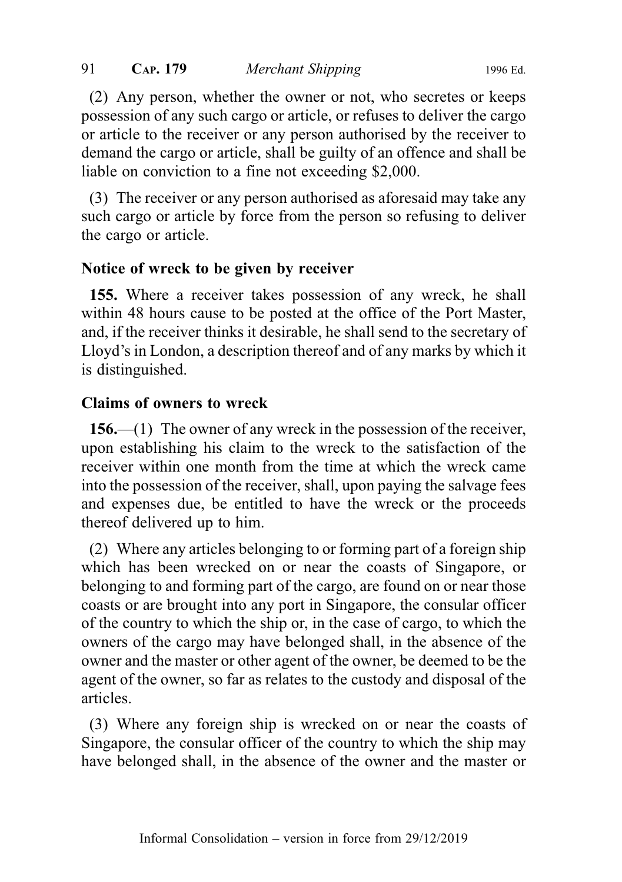(2) Any person, whether the owner or not, who secretes or keeps possession of any such cargo or article, or refuses to deliver the cargo or article to the receiver or any person authorised by the receiver to demand the cargo or article, shall be guilty of an offence and shall be liable on conviction to a fine not exceeding $2,000.

(3) The receiver or any person authorised as aforesaid may take any such cargo or article by force from the person so refusing to deliver the cargo or article.

**Notice of wreck to be given by receiver**

**155.** Where a receiver takes possession of any wreck, he shall within 48 hours cause to be posted at the office of the Port Master, and, if the receiver thinks it desirable, he shall send to the secretary of Lloyd's in London, a description thereof and of any marks by which it is distinguished.

**Claims of owners to wreck**

**156.**—(1) The owner of any wreck in the possession of the receiver, upon establishing his claim to the wreck to the satisfaction of the receiver within one month from the time at which the wreck came into the possession of the receiver, shall, upon paying the salvage fees and expenses due, be entitled to have the wreck or the proceeds thereof delivered up to him.

(2) Where any articles belonging to or forming part of a foreign ship which has been wrecked on or near the coasts of Singapore, or belonging to and forming part of the cargo, are found on or near those coasts or are brought into any port in Singapore, the consular officer of the country to which the ship or, in the case of cargo, to which the owners of the cargo may have belonged shall, in the absence of the owner and the master or other agent of the owner, be deemed to be the agent of the owner, so far as relates to the custody and disposal of the articles.

(3) Where any foreign ship is wrecked on or near the coasts of Singapore, the consular officer of the country to which the ship may have belonged shall, in the absence of the owner and the master or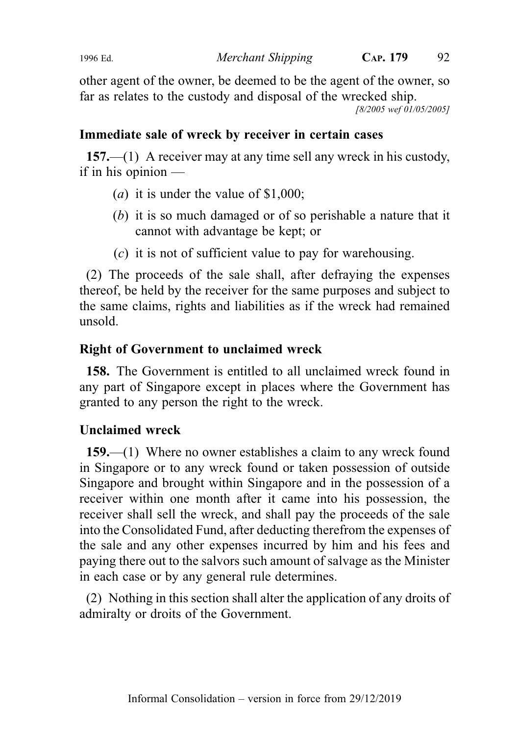other agent of the owner, be deemed to be the agent of the owner, so far as relates to the custody and disposal of the wrecked ship.

[8/2005 wef 01/05/2005]

### Immediate sale of wreck by receiver in certain cases

**157.**—(1) A receiver may at any time sell any wreck in his custody, if in his opinion —

(*a*) it is under the value of $1,000;

(*b*) it is so much damaged or of so perishable a nature that it cannot with advantage be kept; or

(*c*) it is not of sufficient value to pay for warehousing.

(2) The proceeds of the sale shall, after defraying the expenses thereof, be held by the receiver for the same purposes and subject to the same claims, rights and liabilities as if the wreck had remained unsold.

### Right of Government to unclaimed wreck

**158.** The Government is entitled to all unclaimed wreck found in any part of Singapore except in places where the Government has granted to any person the right to the wreck.

### Unclaimed wreck

**159.**—(1) Where no owner establishes a claim to any wreck found in Singapore or to any wreck found or taken possession of outside Singapore and brought within Singapore and in the possession of a receiver within one month after it came into his possession, the receiver shall sell the wreck, and shall pay the proceeds of the sale into the Consolidated Fund, after deducting therefrom the expenses of the sale and any other expenses incurred by him and his fees and paying there out to the salvors such amount of salvage as the Minister in each case or by any general rule determines.

(2) Nothing in this section shall alter the application of any droits of admiralty or droits of the Government.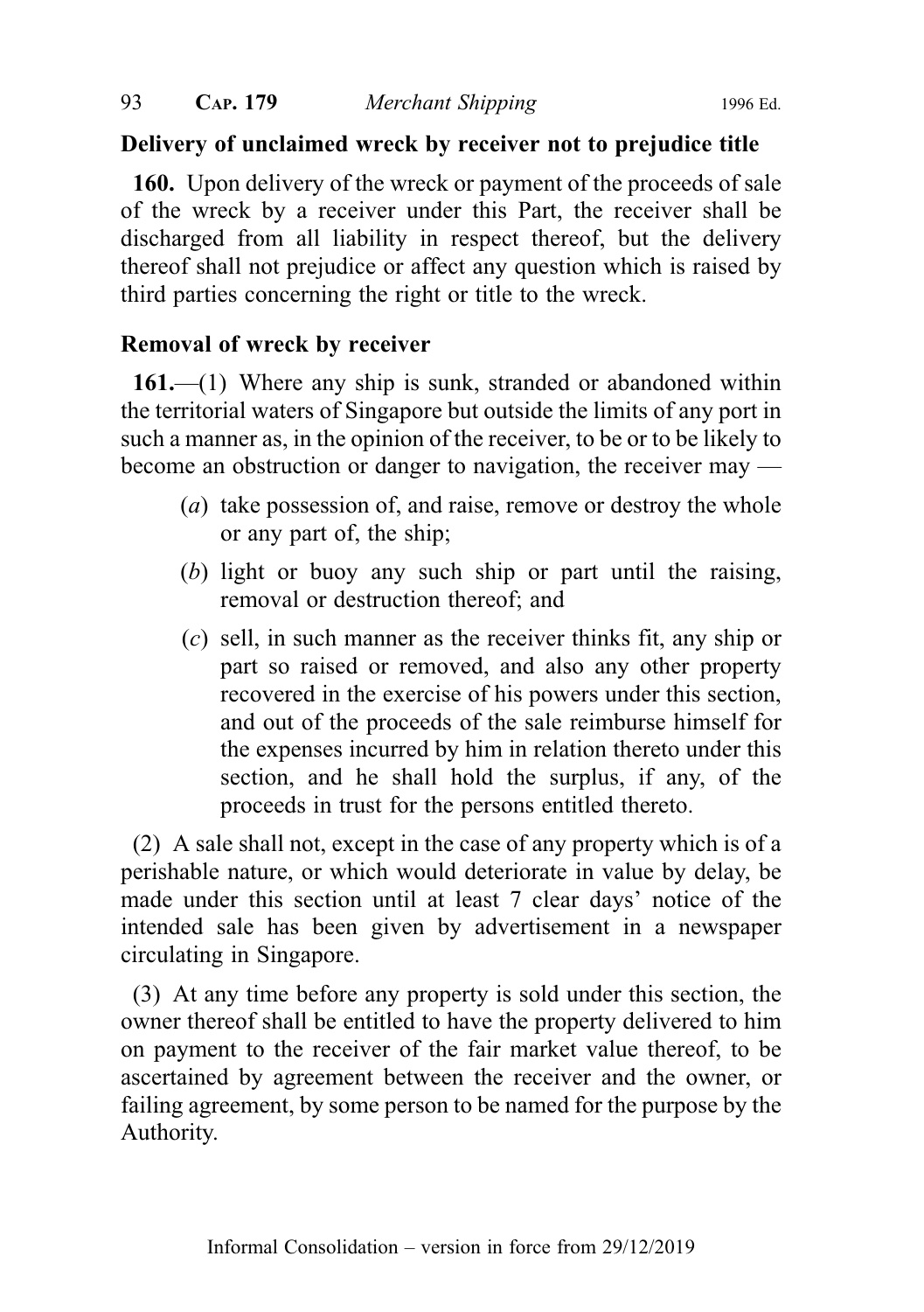**Delivery of unclaimed wreck by receiver not to prejudice title**

**160.** Upon delivery of the wreck or payment of the proceeds of sale of the wreck by a receiver under this Part, the receiver shall be discharged from all liability in respect thereof, but the delivery thereof shall not prejudice or affect any question which is raised by third parties concerning the right or title to the wreck.

**Removal of wreck by receiver**

**161.**—(1) Where any ship is sunk, stranded or abandoned within the territorial waters of Singapore but outside the limits of any port in such a manner as, in the opinion of the receiver, to be or to be likely to become an obstruction or danger to navigation, the receiver may —

(*a*) take possession of, and raise, remove or destroy the whole or any part of, the ship;

(*b*) light or buoy any such ship or part until the raising, removal or destruction thereof; and

(*c*) sell, in such manner as the receiver thinks fit, any ship or part so raised or removed, and also any other property recovered in the exercise of his powers under this section, and out of the proceeds of the sale reimburse himself for the expenses incurred by him in relation thereto under this section, and he shall hold the surplus, if any, of the proceeds in trust for the persons entitled thereto.

(2) A sale shall not, except in the case of any property which is of a perishable nature, or which would deteriorate in value by delay, be made under this section until at least 7 clear days' notice of the intended sale has been given by advertisement in a newspaper circulating in Singapore.

(3) At any time before any property is sold under this section, the owner thereof shall be entitled to have the property delivered to him on payment to the receiver of the fair market value thereof, to be ascertained by agreement between the receiver and the owner, or failing agreement, by some person to be named for the purpose by the Authority.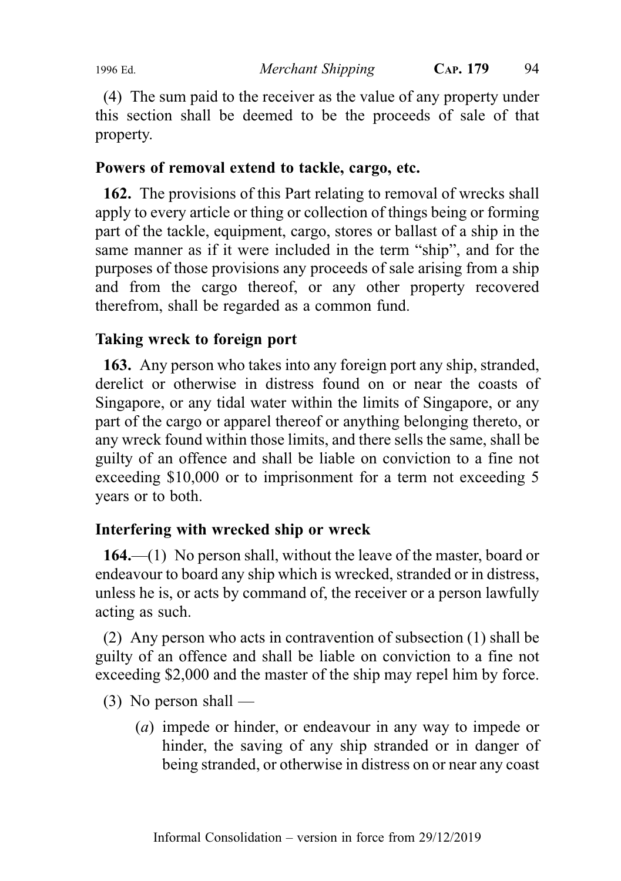(4) The sum paid to the receiver as the value of any property under this section shall be deemed to be the proceeds of sale of that property.

**Powers of removal extend to tackle, cargo, etc.**

**162.** The provisions of this Part relating to removal of wrecks shall apply to every article or thing or collection of things being or forming part of the tackle, equipment, cargo, stores or ballast of a ship in the same manner as if it were included in the term "ship", and for the purposes of those provisions any proceeds of sale arising from a ship and from the cargo thereof, or any other property recovered therefrom, shall be regarded as a common fund.

**Taking wreck to foreign port**

**163.** Any person who takes into any foreign port any ship, stranded, derelict or otherwise in distress found on or near the coasts of Singapore, or any tidal water within the limits of Singapore, or any part of the cargo or apparel thereof or anything belonging thereto, or any wreck found within those limits, and there sells the same, shall be guilty of an offence and shall be liable on conviction to a fine not exceeding $10,000 or to imprisonment for a term not exceeding 5 years or to both.

**Interfering with wrecked ship or wreck**

**164.**—(1) No person shall, without the leave of the master, board or endeavour to board any ship which is wrecked, stranded or in distress, unless he is, or acts by command of, the receiver or a person lawfully acting as such.

(2) Any person who acts in contravention of subsection (1) shall be guilty of an offence and shall be liable on conviction to a fine not exceeding $2,000 and the master of the ship may repel him by force.

(3) No person shall —

(*a*) impede or hinder, or endeavour in any way to impede or hinder, the saving of any ship stranded or in danger of being stranded, or otherwise in distress on or near any coast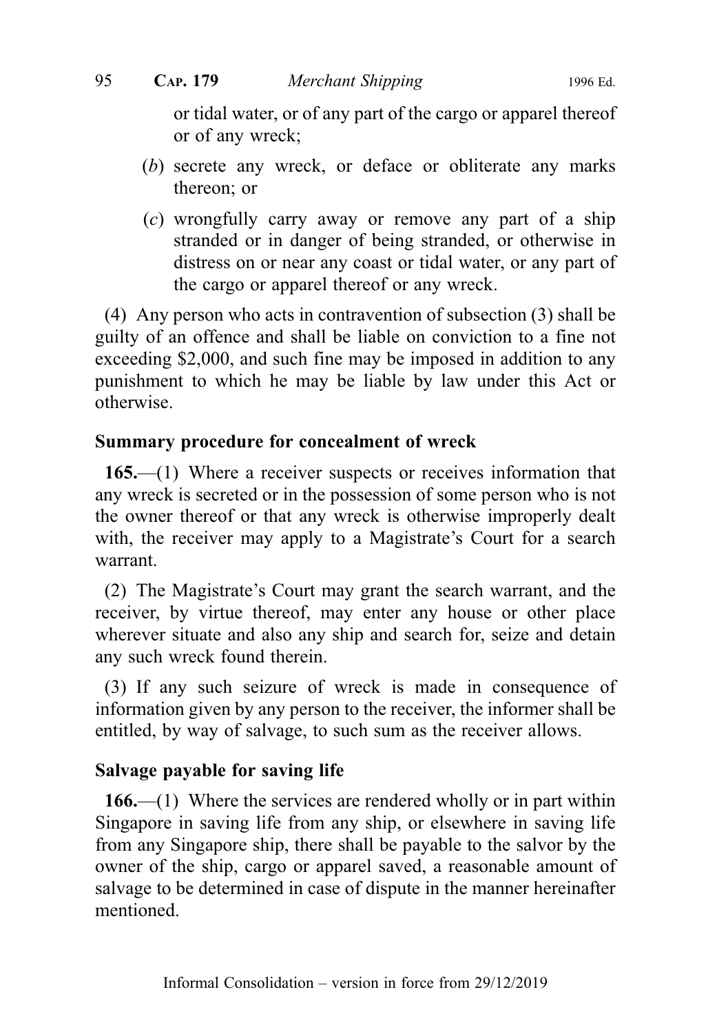or tidal water, or of any part of the cargo or apparel thereof or of any wreck;

(*b*) secrete any wreck, or deface or obliterate any marks thereon; or

(*c*) wrongfully carry away or remove any part of a ship stranded or in danger of being stranded, or otherwise in distress on or near any coast or tidal water, or any part of the cargo or apparel thereof or any wreck.

(4) Any person who acts in contravention of subsection (3) shall be guilty of an offence and shall be liable on conviction to a fine not exceeding $2,000, and such fine may be imposed in addition to any punishment to which he may be liable by law under this Act or otherwise.

**Summary procedure for concealment of wreck**

**165.**—(1) Where a receiver suspects or receives information that any wreck is secreted or in the possession of some person who is not the owner thereof or that any wreck is otherwise improperly dealt with, the receiver may apply to a Magistrate's Court for a search warrant.

(2) The Magistrate's Court may grant the search warrant, and the receiver, by virtue thereof, may enter any house or other place wherever situate and also any ship and search for, seize and detain any such wreck found therein.

(3) If any such seizure of wreck is made in consequence of information given by any person to the receiver, the informer shall be entitled, by way of salvage, to such sum as the receiver allows.

**Salvage payable for saving life**

**166.**—(1) Where the services are rendered wholly or in part within Singapore in saving life from any ship, or elsewhere in saving life from any Singapore ship, there shall be payable to the salvor by the owner of the ship, cargo or apparel saved, a reasonable amount of salvage to be determined in case of dispute in the manner hereinafter mentioned.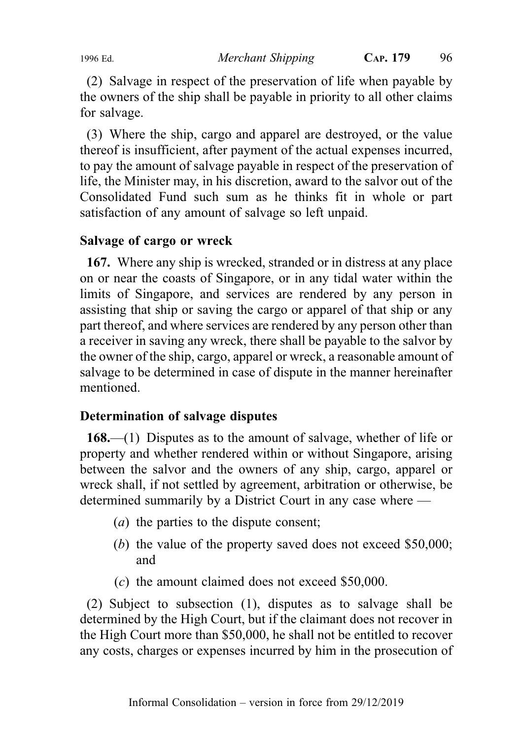(2) Salvage in respect of the preservation of life when payable by the owners of the ship shall be payable in priority to all other claims for salvage.

(3) Where the ship, cargo and apparel are destroyed, or the value thereof is insufficient, after payment of the actual expenses incurred, to pay the amount of salvage payable in respect of the preservation of life, the Minister may, in his discretion, award to the salvor out of the Consolidated Fund such sum as he thinks fit in whole or part satisfaction of any amount of salvage so left unpaid.

### Salvage of cargo or wreck

**167.** Where any ship is wrecked, stranded or in distress at any place on or near the coasts of Singapore, or in any tidal water within the limits of Singapore, and services are rendered by any person in assisting that ship or saving the cargo or apparel of that ship or any part thereof, and where services are rendered by any person other than a receiver in saving any wreck, there shall be payable to the salvor by the owner of the ship, cargo, apparel or wreck, a reasonable amount of salvage to be determined in case of dispute in the manner hereinafter mentioned.

### Determination of salvage disputes

**168.**—(1) Disputes as to the amount of salvage, whether of life or property and whether rendered within or without Singapore, arising between the salvor and the owners of any ship, cargo, apparel or wreck shall, if not settled by agreement, arbitration or otherwise, be determined summarily by a District Court in any case where —

(*a*) the parties to the dispute consent;

(*b*) the value of the property saved does not exceed $50,000; and

(*c*) the amount claimed does not exceed $50,000.

(2) Subject to subsection (1), disputes as to salvage shall be determined by the High Court, but if the claimant does not recover in the High Court more than $50,000, he shall not be entitled to recover any costs, charges or expenses incurred by him in the prosecution of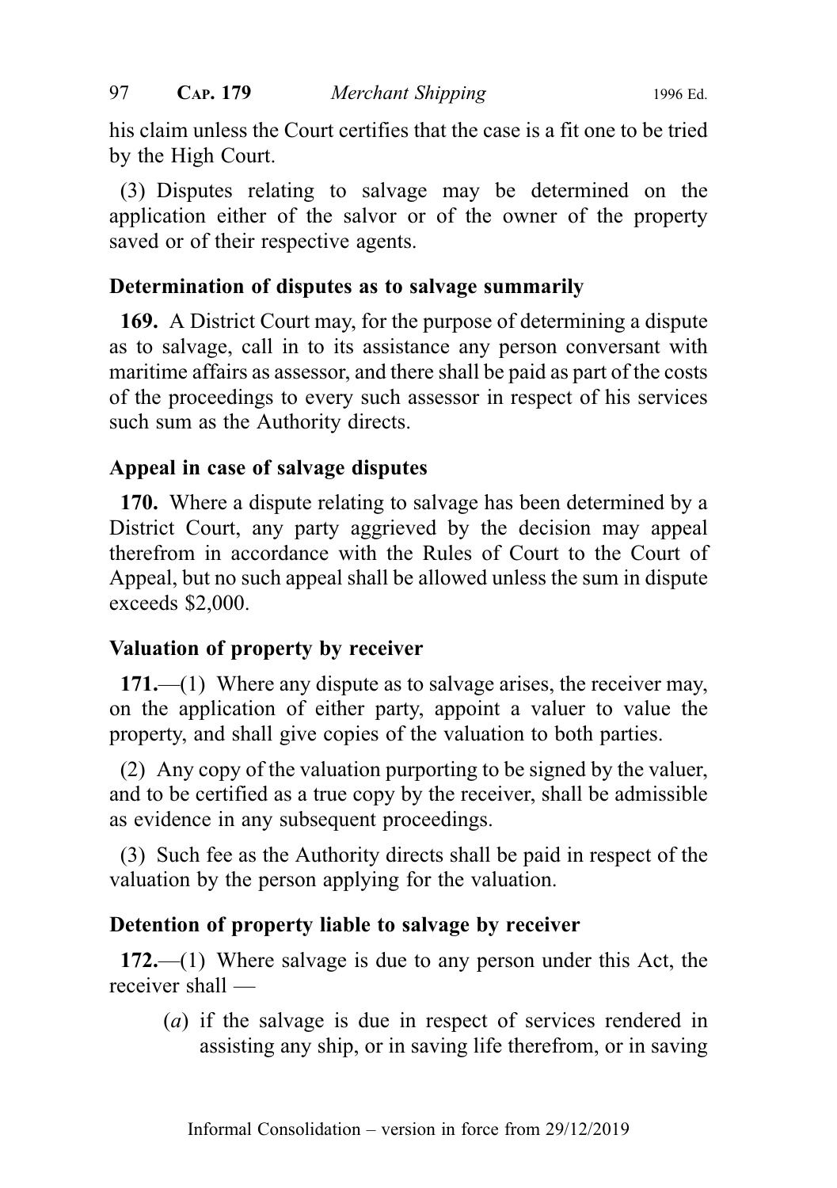his claim unless the Court certifies that the case is a fit one to be tried by the High Court.

(3) Disputes relating to salvage may be determined on the application either of the salvor or of the owner of the property saved or of their respective agents.

### Determination of disputes as to salvage summarily

**169.** A District Court may, for the purpose of determining a dispute as to salvage, call in to its assistance any person conversant with maritime affairs as assessor, and there shall be paid as part of the costs of the proceedings to every such assessor in respect of his services such sum as the Authority directs.

### Appeal in case of salvage disputes

**170.** Where a dispute relating to salvage has been determined by a District Court, any party aggrieved by the decision may appeal therefrom in accordance with the Rules of Court to the Court of Appeal, but no such appeal shall be allowed unless the sum in dispute exceeds $2,000.

### Valuation of property by receiver

**171.**—(1) Where any dispute as to salvage arises, the receiver may, on the application of either party, appoint a valuer to value the property, and shall give copies of the valuation to both parties.

(2) Any copy of the valuation purporting to be signed by the valuer, and to be certified as a true copy by the receiver, shall be admissible as evidence in any subsequent proceedings.

(3) Such fee as the Authority directs shall be paid in respect of the valuation by the person applying for the valuation.

### Detention of property liable to salvage by receiver

**172.**—(1) Where salvage is due to any person under this Act, the receiver shall —

(*a*) if the salvage is due in respect of services rendered in assisting any ship, or in saving life therefrom, or in saving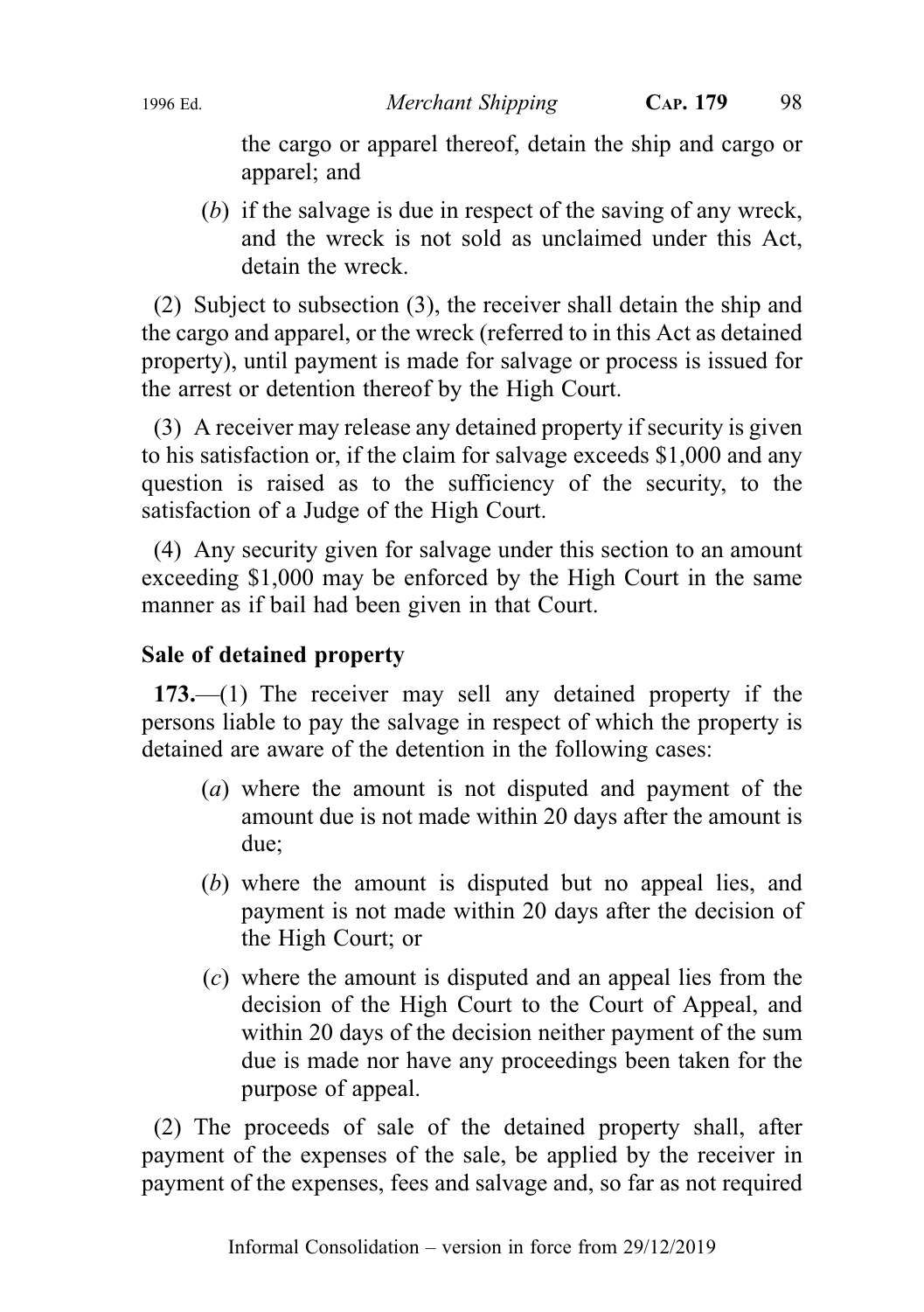the cargo or apparel thereof, detain the ship and cargo or apparel; and

(*b*) if the salvage is due in respect of the saving of any wreck, and the wreck is not sold as unclaimed under this Act, detain the wreck.

(2) Subject to subsection (3), the receiver shall detain the ship and the cargo and apparel, or the wreck (referred to in this Act as detained property), until payment is made for salvage or process is issued for the arrest or detention thereof by the High Court.

(3) A receiver may release any detained property if security is given to his satisfaction or, if the claim for salvage exceeds $1,000 and any question is raised as to the sufficiency of the security, to the satisfaction of a Judge of the High Court.

(4) Any security given for salvage under this section to an amount exceeding $1,000 may be enforced by the High Court in the same manner as if bail had been given in that Court.

**Sale of detained property**

**173.**—(1) The receiver may sell any detained property if the persons liable to pay the salvage in respect of which the property is detained are aware of the detention in the following cases:

(*a*) where the amount is not disputed and payment of the amount due is not made within 20 days after the amount is due;

(*b*) where the amount is disputed but no appeal lies, and payment is not made within 20 days after the decision of the High Court; or

(*c*) where the amount is disputed and an appeal lies from the decision of the High Court to the Court of Appeal, and within 20 days of the decision neither payment of the sum due is made nor have any proceedings been taken for the purpose of appeal.

(2) The proceeds of sale of the detained property shall, after payment of the expenses of the sale, be applied by the receiver in payment of the expenses, fees and salvage and, so far as not required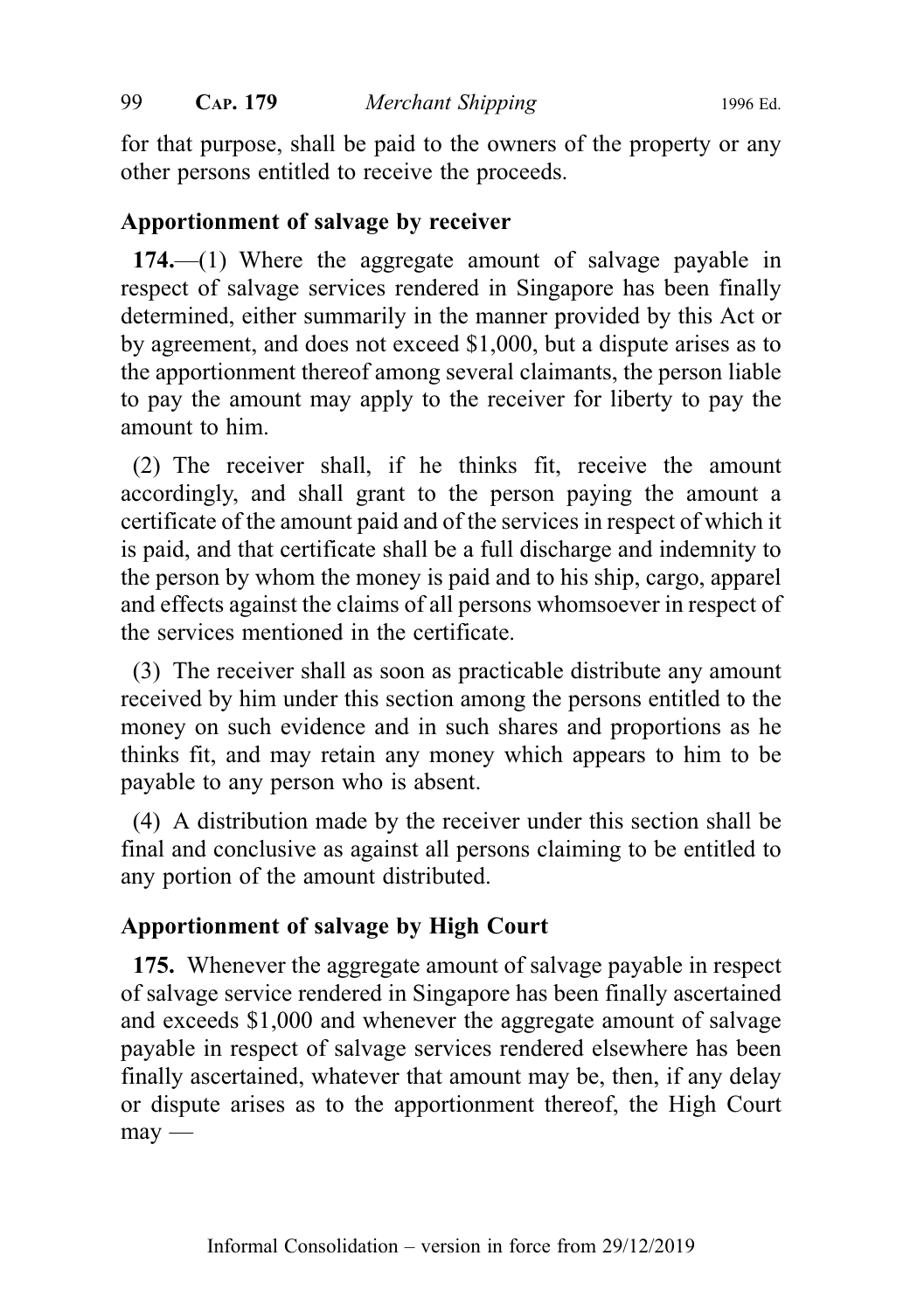for that purpose, shall be paid to the owners of the property or any other persons entitled to receive the proceeds.

### Apportionment of salvage by receiver

**174.**—(1) Where the aggregate amount of salvage payable in respect of salvage services rendered in Singapore has been finally determined, either summarily in the manner provided by this Act or by agreement, and does not exceed $1,000, but a dispute arises as to the apportionment thereof among several claimants, the person liable to pay the amount may apply to the receiver for liberty to pay the amount to him.

(2) The receiver shall, if he thinks fit, receive the amount accordingly, and shall grant to the person paying the amount a certificate of the amount paid and of the services in respect of which it is paid, and that certificate shall be a full discharge and indemnity to the person by whom the money is paid and to his ship, cargo, apparel and effects against the claims of all persons whomsoever in respect of the services mentioned in the certificate.

(3) The receiver shall as soon as practicable distribute any amount received by him under this section among the persons entitled to the money on such evidence and in such shares and proportions as he thinks fit, and may retain any money which appears to him to be payable to any person who is absent.

(4) A distribution made by the receiver under this section shall be final and conclusive as against all persons claiming to be entitled to any portion of the amount distributed.

### Apportionment of salvage by High Court

**175.** Whenever the aggregate amount of salvage payable in respect of salvage service rendered in Singapore has been finally ascertained and exceeds $1,000 and whenever the aggregate amount of salvage payable in respect of salvage services rendered elsewhere has been finally ascertained, whatever that amount may be, then, if any delay or dispute arises as to the apportionment thereof, the High Court may —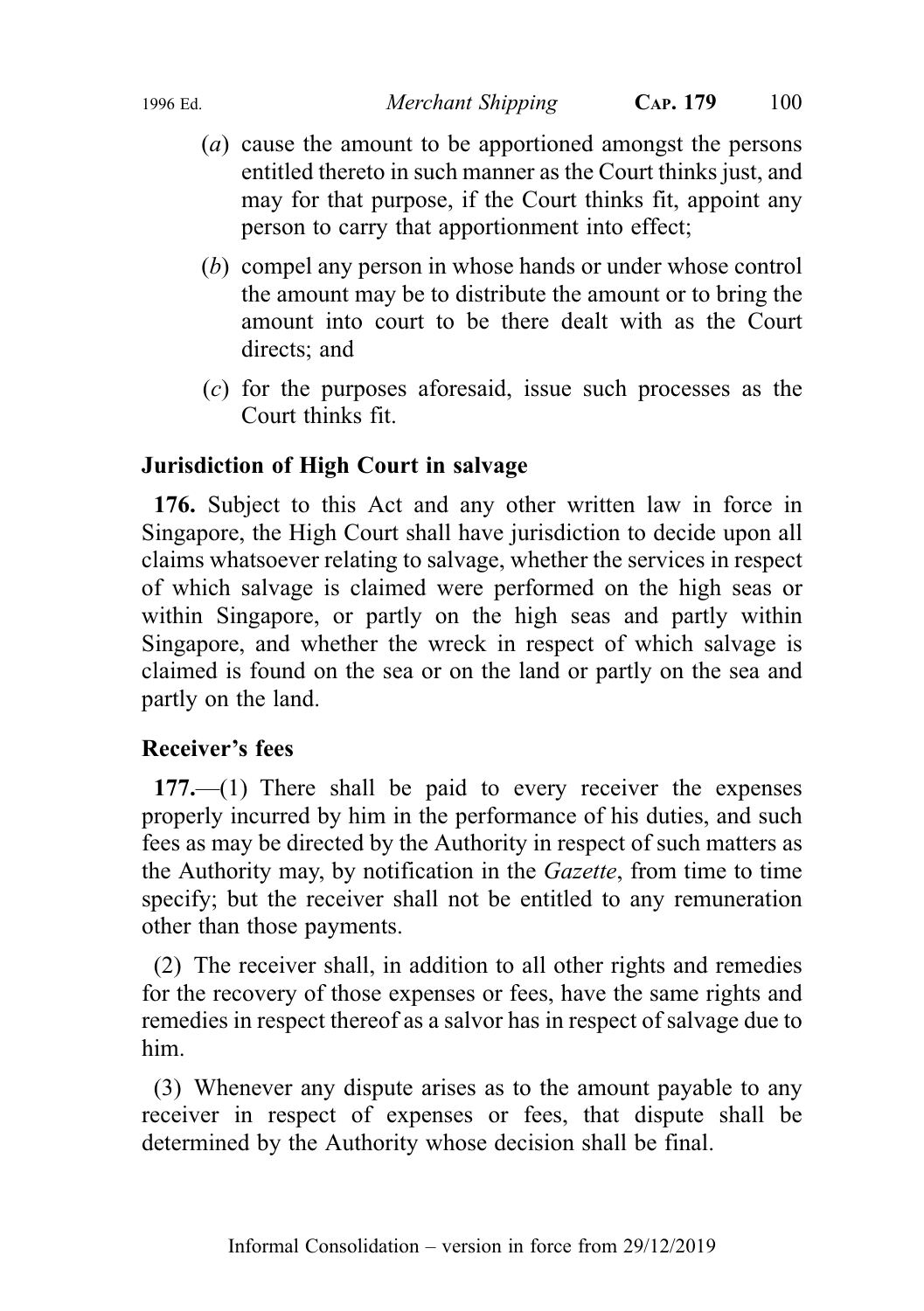(*a*) cause the amount to be apportioned amongst the persons entitled thereto in such manner as the Court thinks just, and may for that purpose, if the Court thinks fit, appoint any person to carry that apportionment into effect;

(*b*) compel any person in whose hands or under whose control the amount may be to distribute the amount or to bring the amount into court to be there dealt with as the Court directs; and

(*c*) for the purposes aforesaid, issue such processes as the Court thinks fit.

**Jurisdiction of High Court in salvage**

**176.** Subject to this Act and any other written law in force in Singapore, the High Court shall have jurisdiction to decide upon all claims whatsoever relating to salvage, whether the services in respect of which salvage is claimed were performed on the high seas or within Singapore, or partly on the high seas and partly within Singapore, and whether the wreck in respect of which salvage is claimed is found on the sea or on the land or partly on the sea and partly on the land.

**Receiver's fees**

**177.**—(1) There shall be paid to every receiver the expenses properly incurred by him in the performance of his duties, and such fees as may be directed by the Authority in respect of such matters as the Authority may, by notification in the *Gazette*, from time to time specify; but the receiver shall not be entitled to any remuneration other than those payments.

(2) The receiver shall, in addition to all other rights and remedies for the recovery of those expenses or fees, have the same rights and remedies in respect thereof as a salvor has in respect of salvage due to him.

(3) Whenever any dispute arises as to the amount payable to any receiver in respect of expenses or fees, that dispute shall be determined by the Authority whose decision shall be final.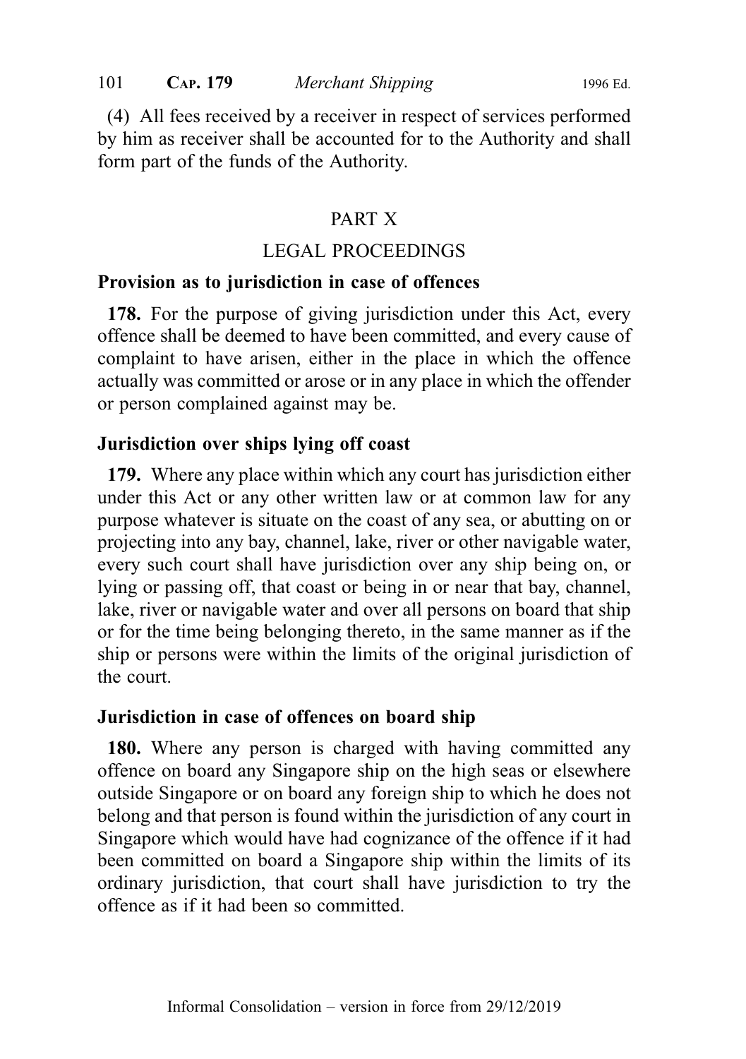(4) All fees received by a receiver in respect of services performed by him as receiver shall be accounted for to the Authority and shall form part of the funds of the Authority.

## PART X

## LEGAL PROCEEDINGS

**Provision as to jurisdiction in case of offences**

**178.** For the purpose of giving jurisdiction under this Act, every offence shall be deemed to have been committed, and every cause of complaint to have arisen, either in the place in which the offence actually was committed or arose or in any place in which the offender or person complained against may be.

**Jurisdiction over ships lying off coast**

**179.** Where any place within which any court has jurisdiction either under this Act or any other written law or at common law for any purpose whatever is situate on the coast of any sea, or abutting on or projecting into any bay, channel, lake, river or other navigable water, every such court shall have jurisdiction over any ship being on, or lying or passing off, that coast or being in or near that bay, channel, lake, river or navigable water and over all persons on board that ship or for the time being belonging thereto, in the same manner as if the ship or persons were within the limits of the original jurisdiction of the court.

**Jurisdiction in case of offences on board ship**

**180.** Where any person is charged with having committed any offence on board any Singapore ship on the high seas or elsewhere outside Singapore or on board any foreign ship to which he does not belong and that person is found within the jurisdiction of any court in Singapore which would have had cognizance of the offence if it had been committed on board a Singapore ship within the limits of its ordinary jurisdiction, that court shall have jurisdiction to try the offence as if it had been so committed.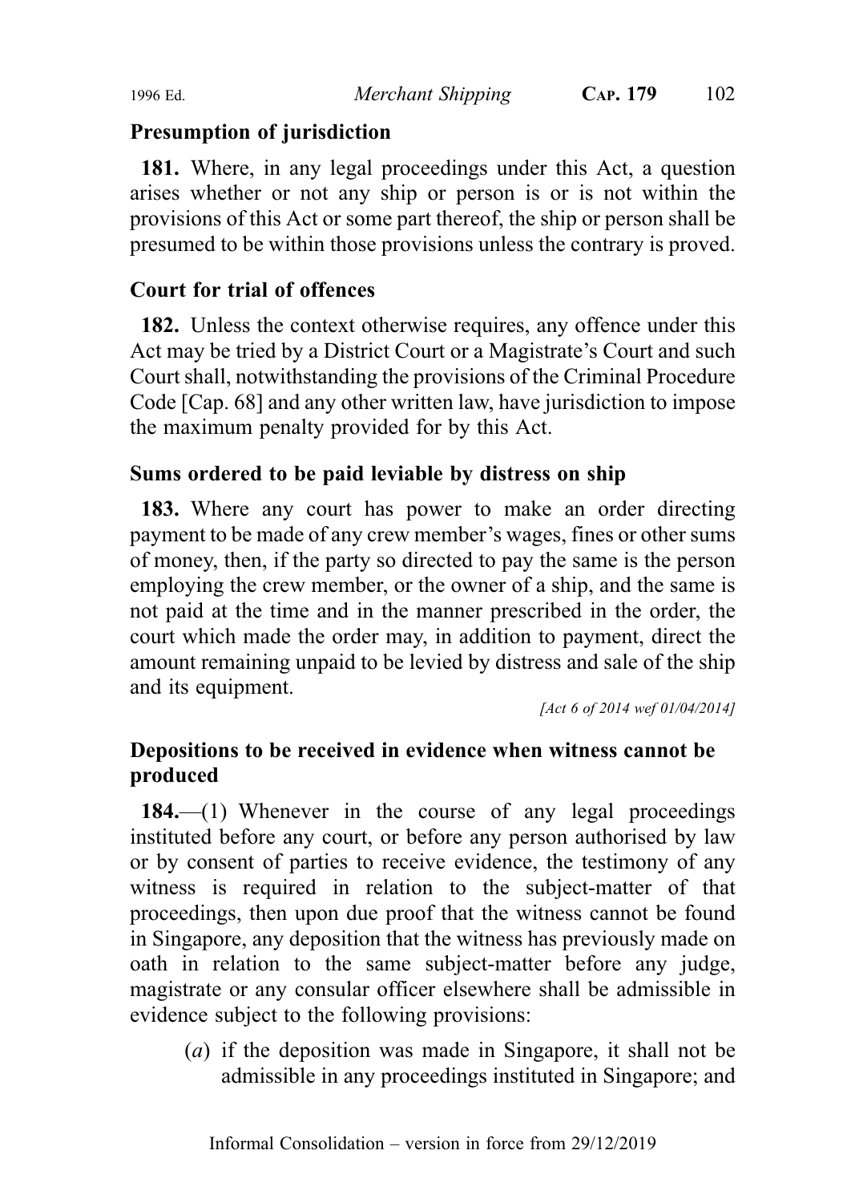### Presumption of jurisdiction

**181.** Where, in any legal proceedings under this Act, a question arises whether or not any ship or person is or is not within the provisions of this Act or some part thereof, the ship or person shall be presumed to be within those provisions unless the contrary is proved.

### Court for trial of offences

**182.** Unless the context otherwise requires, any offence under this Act may be tried by a District Court or a Magistrate's Court and such Court shall, notwithstanding the provisions of the Criminal Procedure Code [Cap. 68] and any other written law, have jurisdiction to impose the maximum penalty provided for by this Act.

### Sums ordered to be paid leviable by distress on ship

**183.** Where any court has power to make an order directing payment to be made of any crew member's wages, fines or other sums of money, then, if the party so directed to pay the same is the person employing the crew member, or the owner of a ship, and the same is not paid at the time and in the manner prescribed in the order, the court which made the order may, in addition to payment, direct the amount remaining unpaid to be levied by distress and sale of the ship and its equipment.

*[Act 6 of 2014 wef 01/04/2014]*

### Depositions to be received in evidence when witness cannot be produced

**184.**—(1) Whenever in the course of any legal proceedings instituted before any court, or before any person authorised by law or by consent of parties to receive evidence, the testimony of any witness is required in relation to the subject-matter of that proceedings, then upon due proof that the witness cannot be found in Singapore, any deposition that the witness has previously made on oath in relation to the same subject-matter before any judge, magistrate or any consular officer elsewhere shall be admissible in evidence subject to the following provisions:

(*a*) if the deposition was made in Singapore, it shall not be admissible in any proceedings instituted in Singapore; and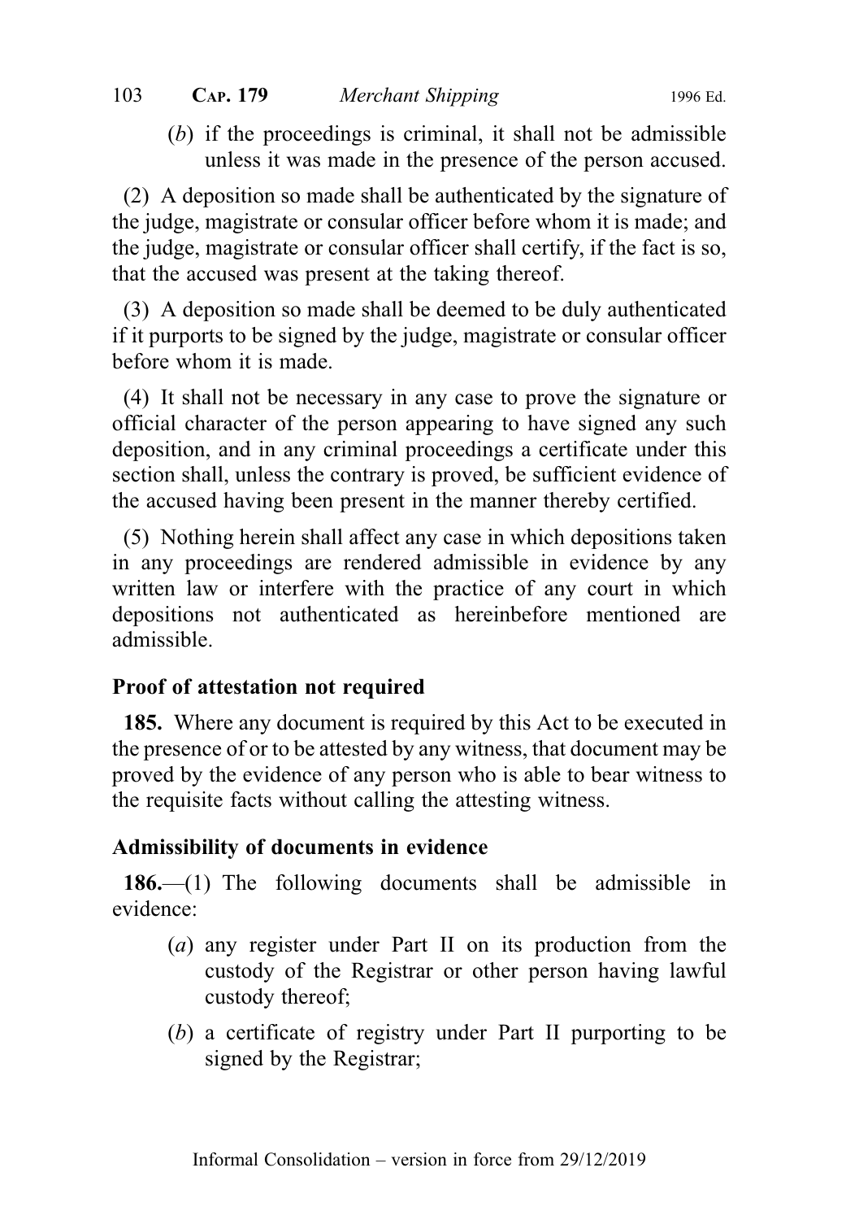(*b*) if the proceedings is criminal, it shall not be admissible unless it was made in the presence of the person accused.

(2) A deposition so made shall be authenticated by the signature of the judge, magistrate or consular officer before whom it is made; and the judge, magistrate or consular officer shall certify, if the fact is so, that the accused was present at the taking thereof.

(3) A deposition so made shall be deemed to be duly authenticated if it purports to be signed by the judge, magistrate or consular officer before whom it is made.

(4) It shall not be necessary in any case to prove the signature or official character of the person appearing to have signed any such deposition, and in any criminal proceedings a certificate under this section shall, unless the contrary is proved, be sufficient evidence of the accused having been present in the manner thereby certified.

(5) Nothing herein shall affect any case in which depositions taken in any proceedings are rendered admissible in evidence by any written law or interfere with the practice of any court in which depositions not authenticated as hereinbefore mentioned are admissible.

### Proof of attestation not required

**185.** Where any document is required by this Act to be executed in the presence of or to be attested by any witness, that document may be proved by the evidence of any person who is able to bear witness to the requisite facts without calling the attesting witness.

### Admissibility of documents in evidence

**186.**—(1) The following documents shall be admissible in evidence:

(*a*) any register under Part II on its production from the custody of the Registrar or other person having lawful custody thereof;

(*b*) a certificate of registry under Part II purporting to be signed by the Registrar;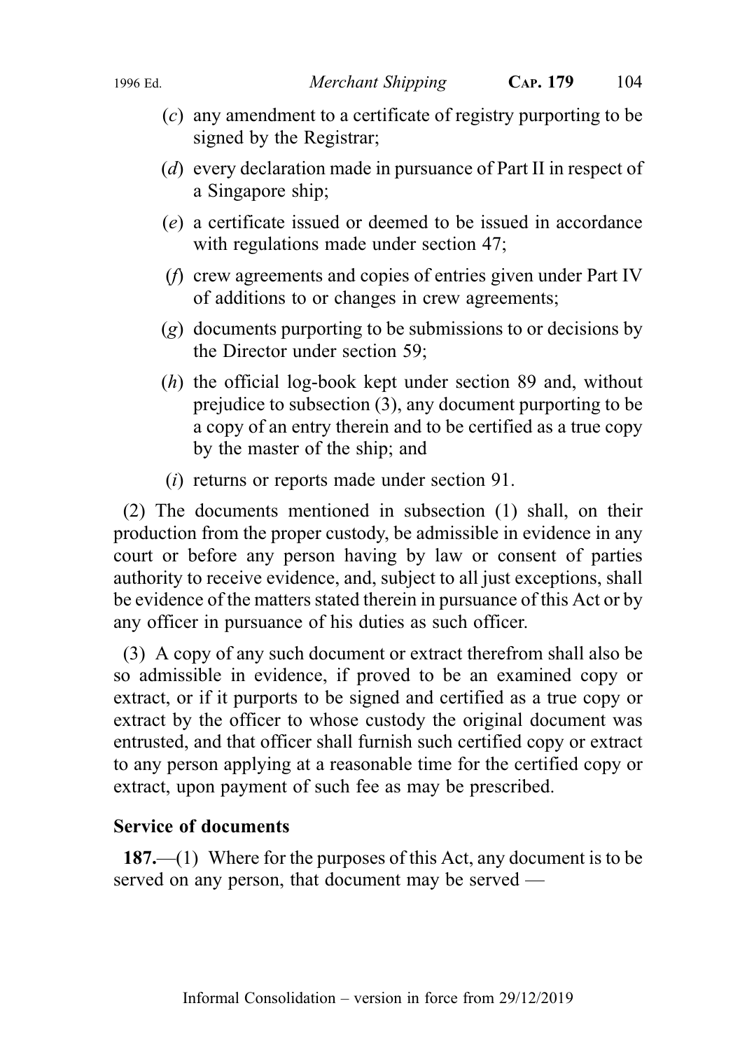(*c*) any amendment to a certificate of registry purporting to be signed by the Registrar;

(*d*) every declaration made in pursuance of Part II in respect of a Singapore ship;

(*e*) a certificate issued or deemed to be issued in accordance with regulations made under section 47;

(*f*) crew agreements and copies of entries given under Part IV of additions to or changes in crew agreements;

(*g*) documents purporting to be submissions to or decisions by the Director under section 59;

(*h*) the official log-book kept under section 89 and, without prejudice to subsection (3), any document purporting to be a copy of an entry therein and to be certified as a true copy by the master of the ship; and

(*i*) returns or reports made under section 91.

(2) The documents mentioned in subsection (1) shall, on their production from the proper custody, be admissible in evidence in any court or before any person having by law or consent of parties authority to receive evidence, and, subject to all just exceptions, shall be evidence of the matters stated therein in pursuance of this Act or by any officer in pursuance of his duties as such officer.

(3) A copy of any such document or extract therefrom shall also be so admissible in evidence, if proved to be an examined copy or extract, or if it purports to be signed and certified as a true copy or extract by the officer to whose custody the original document was entrusted, and that officer shall furnish such certified copy or extract to any person applying at a reasonable time for the certified copy or extract, upon payment of such fee as may be prescribed.

**Service of documents**

**187.**—(1) Where for the purposes of this Act, any document is to be served on any person, that document may be served —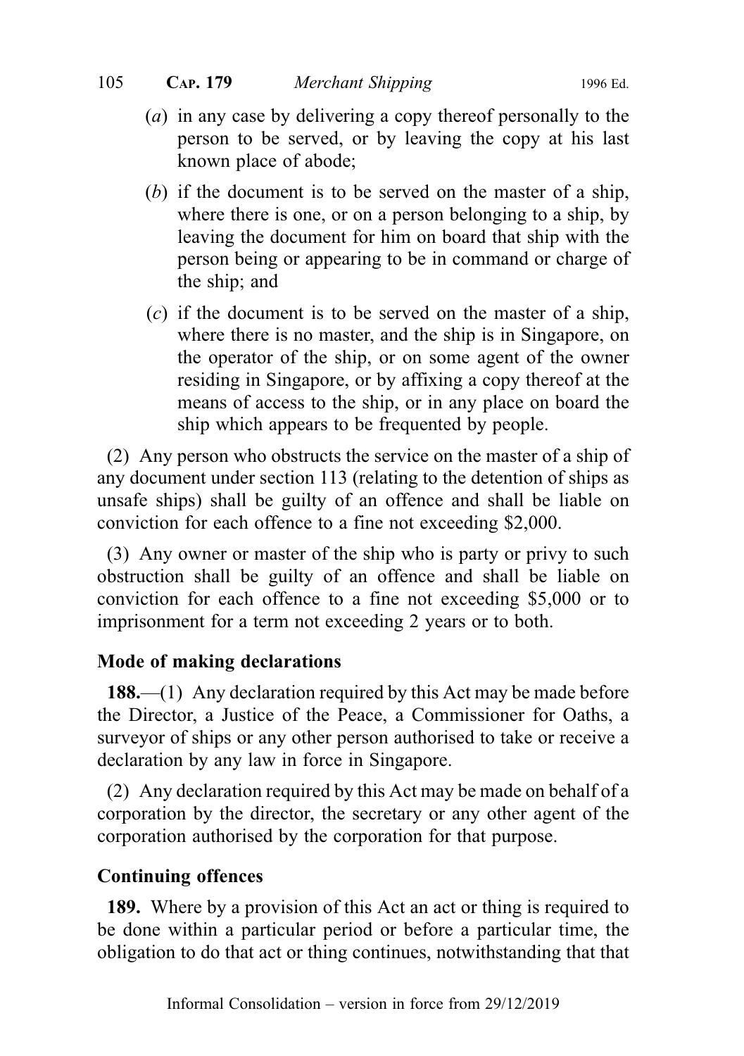(a) in any case by delivering a copy thereof personally to the person to be served, or by leaving the copy at his last known place of abode;

(b) if the document is to be served on the master of a ship, where there is one, or on a person belonging to a ship, by leaving the document for him on board that ship with the person being or appearing to be in command or charge of the ship; and

(c) if the document is to be served on the master of a ship, where there is no master, and the ship is in Singapore, on the operator of the ship, or on some agent of the owner residing in Singapore, or by affixing a copy thereof at the means of access to the ship, or in any place on board the ship which appears to be frequented by people.

(2) Any person who obstructs the service on the master of a ship of any document under section 113 (relating to the detention of ships as unsafe ships) shall be guilty of an offence and shall be liable on conviction for each offence to a fine not exceeding $2,000.

(3) Any owner or master of the ship who is party or privy to such obstruction shall be guilty of an offence and shall be liable on conviction for each offence to a fine not exceeding $5,000 or to imprisonment for a term not exceeding 2 years or to both.

### Mode of making declarations

**188.**—(1) Any declaration required by this Act may be made before the Director, a Justice of the Peace, a Commissioner for Oaths, a surveyor of ships or any other person authorised to take or receive a declaration by any law in force in Singapore.

(2) Any declaration required by this Act may be made on behalf of a corporation by the director, the secretary or any other agent of the corporation authorised by the corporation for that purpose.

### Continuing offences

**189.** Where by a provision of this Act an act or thing is required to be done within a particular period or before a particular time, the obligation to do that act or thing continues, notwithstanding that that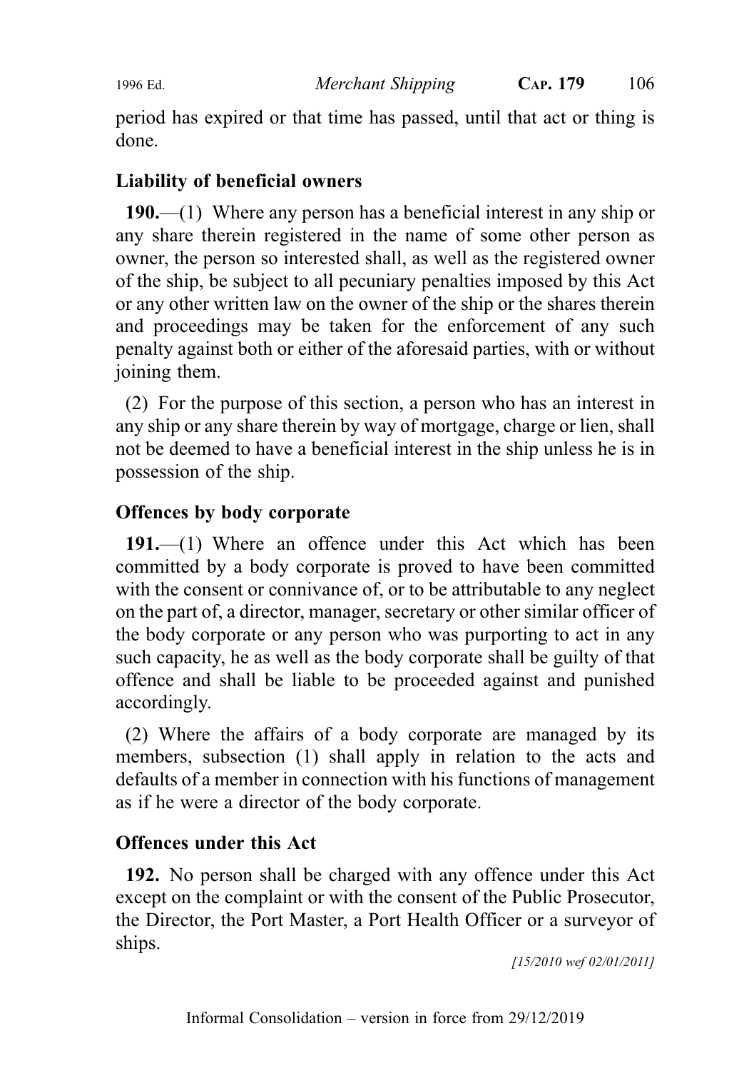period has expired or that time has passed, until that act or thing is done.

### Liability of beneficial owners

**190.**—(1) Where any person has a beneficial interest in any ship or any share therein registered in the name of some other person as owner, the person so interested shall, as well as the registered owner of the ship, be subject to all pecuniary penalties imposed by this Act or any other written law on the owner of the ship or the shares therein and proceedings may be taken for the enforcement of any such penalty against both or either of the aforesaid parties, with or without joining them.

(2) For the purpose of this section, a person who has an interest in any ship or any share therein by way of mortgage, charge or lien, shall not be deemed to have a beneficial interest in the ship unless he is in possession of the ship.

### Offences by body corporate

**191.**—(1) Where an offence under this Act which has been committed by a body corporate is proved to have been committed with the consent or connivance of, or to be attributable to any neglect on the part of, a director, manager, secretary or other similar officer of the body corporate or any person who was purporting to act in any such capacity, he as well as the body corporate shall be guilty of that offence and shall be liable to be proceeded against and punished accordingly.

(2) Where the affairs of a body corporate are managed by its members, subsection (1) shall apply in relation to the acts and defaults of a member in connection with his functions of management as if he were a director of the body corporate.

### Offences under this Act

**192.** No person shall be charged with any offence under this Act except on the complaint or with the consent of the Public Prosecutor, the Director, the Port Master, a Port Health Officer or a surveyor of ships.

*[15/2010 wef 02/01/2011]*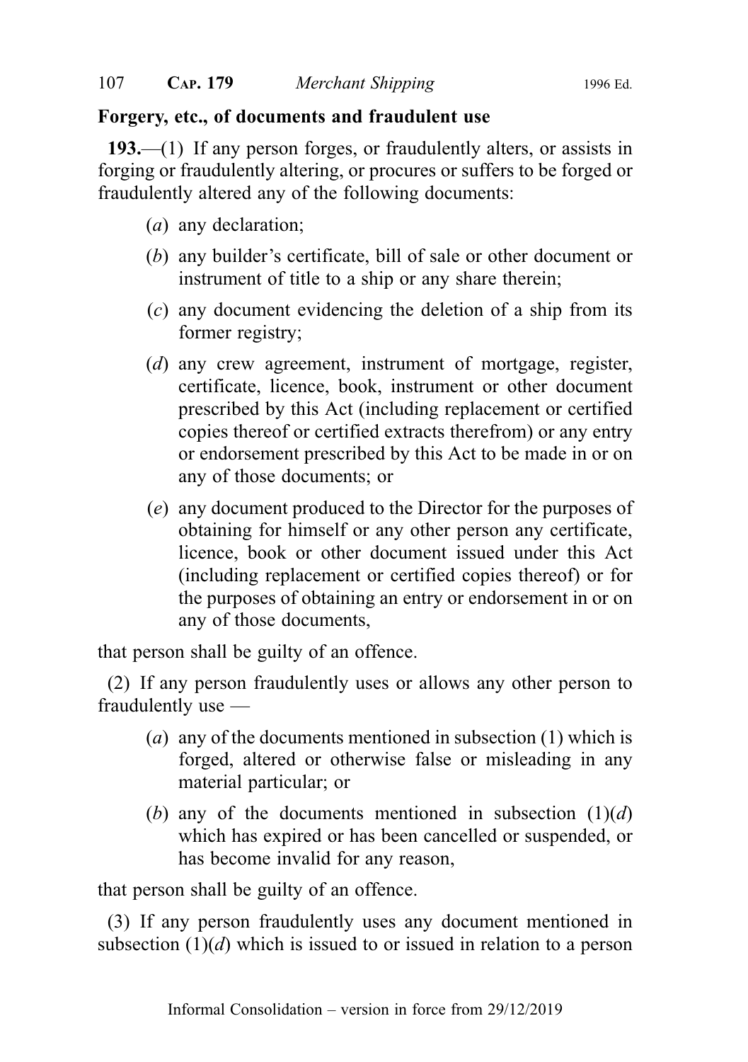**Forgery, etc., of documents and fraudulent use**

**193.**—(1) If any person forges, or fraudulently alters, or assists in forging or fraudulently altering, or procures or suffers to be forged or fraudulently altered any of the following documents:

(*a*) any declaration;

(*b*) any builder's certificate, bill of sale or other document or instrument of title to a ship or any share therein;

(*c*) any document evidencing the deletion of a ship from its former registry;

(*d*) any crew agreement, instrument of mortgage, register, certificate, licence, book, instrument or other document prescribed by this Act (including replacement or certified copies thereof or certified extracts therefrom) or any entry or endorsement prescribed by this Act to be made in or on any of those documents; or

(*e*) any document produced to the Director for the purposes of obtaining for himself or any other person any certificate, licence, book or other document issued under this Act (including replacement or certified copies thereof) or for the purposes of obtaining an entry or endorsement in or on any of those documents,

that person shall be guilty of an offence.

(2) If any person fraudulently uses or allows any other person to fraudulently use —

(*a*) any of the documents mentioned in subsection (1) which is forged, altered or otherwise false or misleading in any material particular; or

(*b*) any of the documents mentioned in subsection (1)(*d*) which has expired or has been cancelled or suspended, or has become invalid for any reason,

that person shall be guilty of an offence.

(3) If any person fraudulently uses any document mentioned in subsection (1)(*d*) which is issued to or issued in relation to a person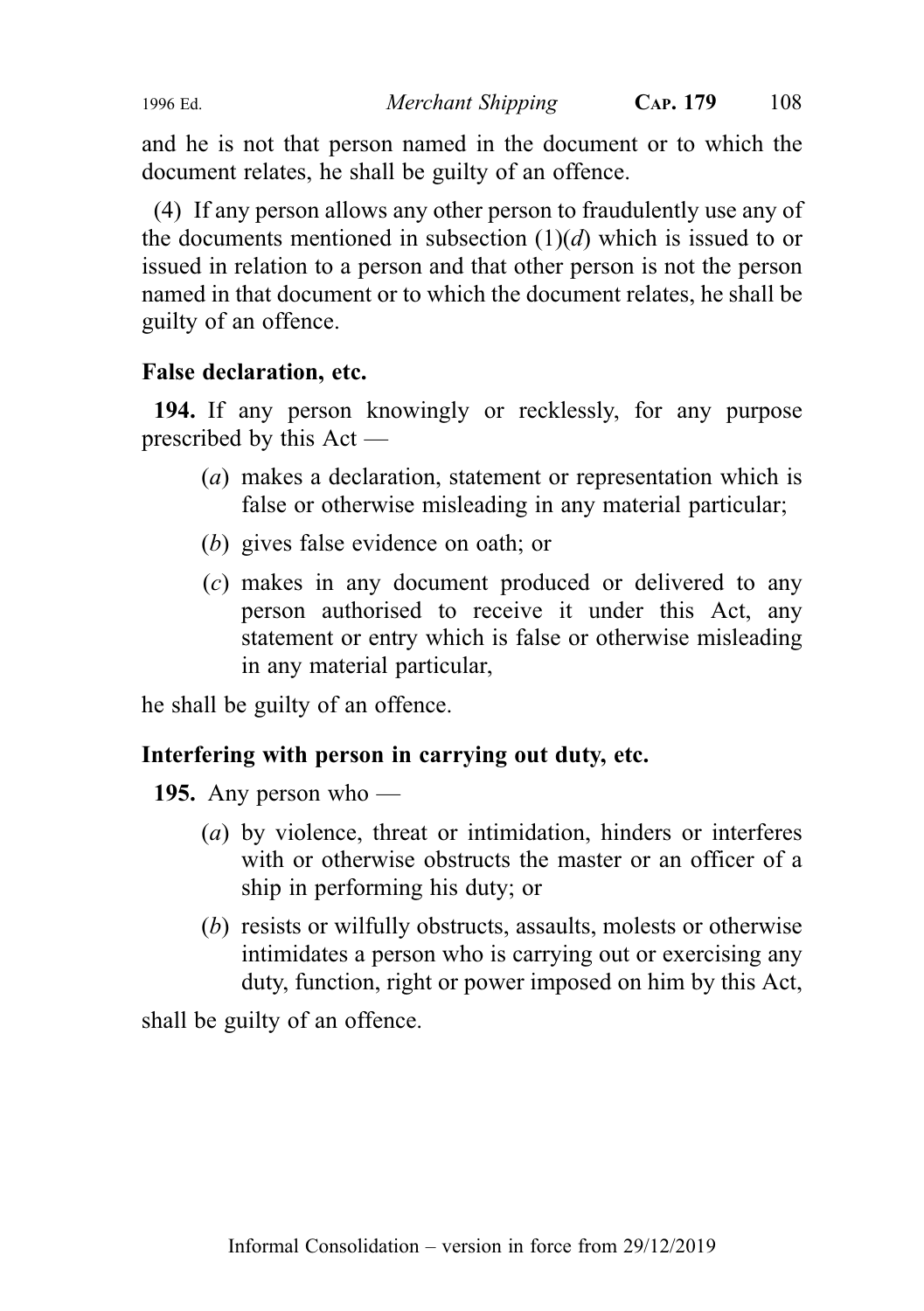and he is not that person named in the document or to which the document relates, he shall be guilty of an offence.

(4) If any person allows any other person to fraudulently use any of the documents mentioned in subsection (1)(*d*) which is issued to or issued in relation to a person and that other person is not the person named in that document or to which the document relates, he shall be guilty of an offence.

**False declaration, etc.**

**194.** If any person knowingly or recklessly, for any purpose prescribed by this Act —

(*a*) makes a declaration, statement or representation which is false or otherwise misleading in any material particular;

(*b*) gives false evidence on oath; or

(*c*) makes in any document produced or delivered to any person authorised to receive it under this Act, any statement or entry which is false or otherwise misleading in any material particular,

he shall be guilty of an offence.

**Interfering with person in carrying out duty, etc.**

**195.** Any person who —

(*a*) by violence, threat or intimidation, hinders or interferes with or otherwise obstructs the master or an officer of a ship in performing his duty; or

(*b*) resists or wilfully obstructs, assaults, molests or otherwise intimidates a person who is carrying out or exercising any duty, function, right or power imposed on him by this Act,

shall be guilty of an offence.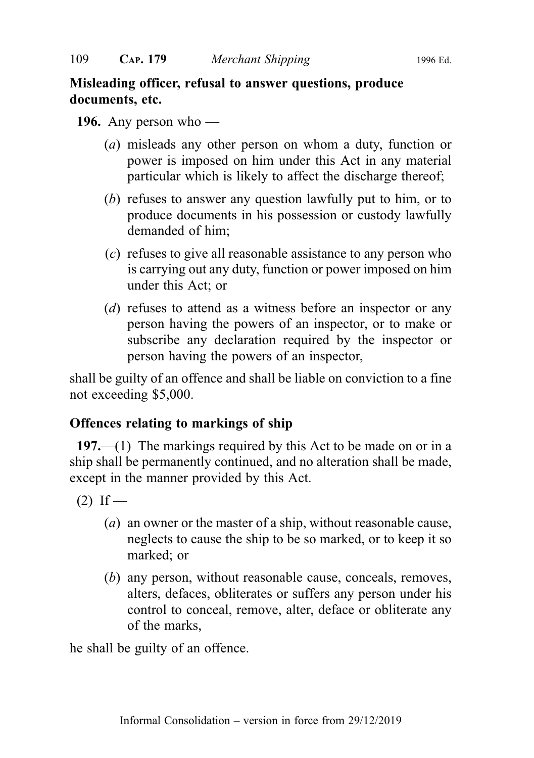**Misleading officer, refusal to answer questions, produce documents, etc.**

**196.** Any person who —

(*a*) misleads any other person on whom a duty, function or power is imposed on him under this Act in any material particular which is likely to affect the discharge thereof;

(*b*) refuses to answer any question lawfully put to him, or to produce documents in his possession or custody lawfully demanded of him;

(*c*) refuses to give all reasonable assistance to any person who is carrying out any duty, function or power imposed on him under this Act; or

(*d*) refuses to attend as a witness before an inspector or any person having the powers of an inspector, or to make or subscribe any declaration required by the inspector or person having the powers of an inspector,

shall be guilty of an offence and shall be liable on conviction to a fine not exceeding $5,000.

**Offences relating to markings of ship**

**197.**—(1) The markings required by this Act to be made on or in a ship shall be permanently continued, and no alteration shall be made, except in the manner provided by this Act.

(2) If —

(*a*) an owner or the master of a ship, without reasonable cause, neglects to cause the ship to be so marked, or to keep it so marked; or

(*b*) any person, without reasonable cause, conceals, removes, alters, defaces, obliterates or suffers any person under his control to conceal, remove, alter, deface or obliterate any of the marks,

he shall be guilty of an offence.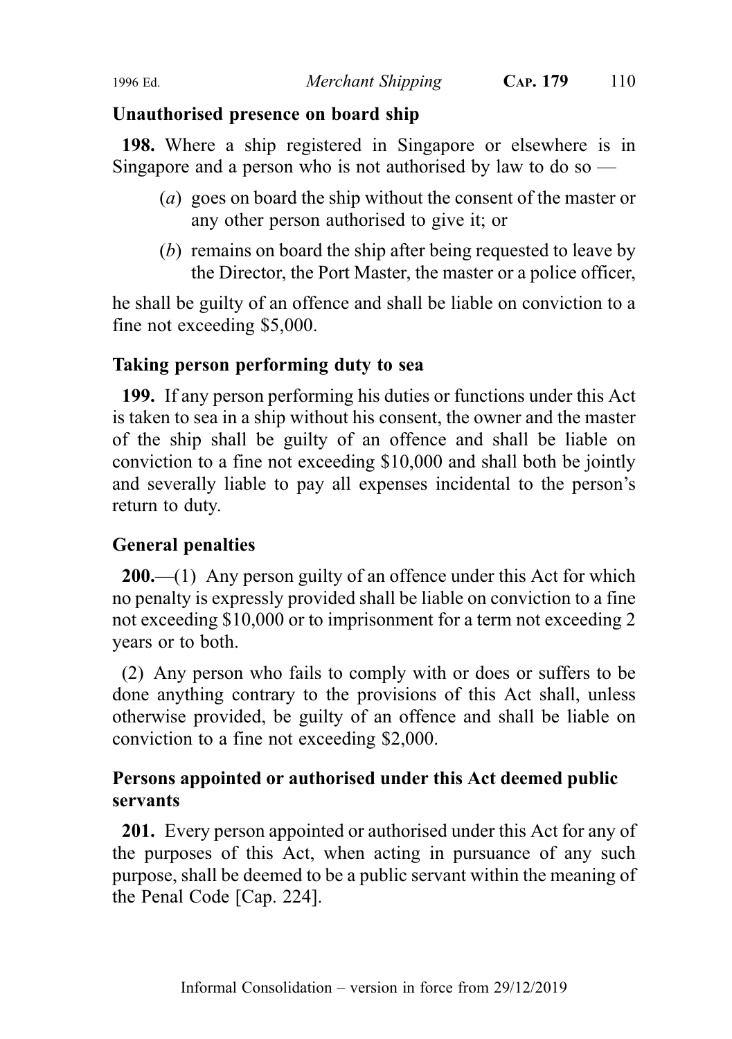**Unauthorised presence on board ship**

**198.** Where a ship registered in Singapore or elsewhere is in Singapore and a person who is not authorised by law to do so —

(*a*) goes on board the ship without the consent of the master or any other person authorised to give it; or

(*b*) remains on board the ship after being requested to leave by the Director, the Port Master, the master or a police officer,

he shall be guilty of an offence and shall be liable on conviction to a fine not exceeding $5,000.

**Taking person performing duty to sea**

**199.** If any person performing his duties or functions under this Act is taken to sea in a ship without his consent, the owner and the master of the ship shall be guilty of an offence and shall be liable on conviction to a fine not exceeding $10,000 and shall both be jointly and severally liable to pay all expenses incidental to the person's return to duty.

**General penalties**

**200.**—(1) Any person guilty of an offence under this Act for which no penalty is expressly provided shall be liable on conviction to a fine not exceeding $10,000 or to imprisonment for a term not exceeding 2 years or to both.

(2) Any person who fails to comply with or does or suffers to be done anything contrary to the provisions of this Act shall, unless otherwise provided, be guilty of an offence and shall be liable on conviction to a fine not exceeding $2,000.

**Persons appointed or authorised under this Act deemed public servants**

**201.** Every person appointed or authorised under this Act for any of the purposes of this Act, when acting in pursuance of any such purpose, shall be deemed to be a public servant within the meaning of the Penal Code [Cap. 224].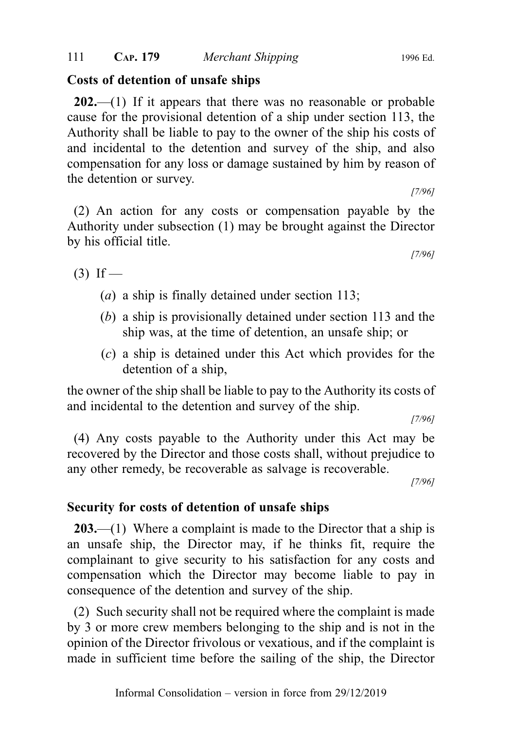## Costs of detention of unsafe ships

**202.**—(1) If it appears that there was no reasonable or probable cause for the provisional detention of a ship under section 113, the Authority shall be liable to pay to the owner of the ship his costs of and incidental to the detention and survey of the ship, and also compensation for any loss or damage sustained by him by reason of the detention or survey.

[7/96]

(2) An action for any costs or compensation payable by the Authority under subsection (1) may be brought against the Director by his official title.

[7/96]

(3) If —

(*a*) a ship is finally detained under section 113;

(*b*) a ship is provisionally detained under section 113 and the ship was, at the time of detention, an unsafe ship; or

(*c*) a ship is detained under this Act which provides for the detention of a ship,

the owner of the ship shall be liable to pay to the Authority its costs of and incidental to the detention and survey of the ship.

[7/96]

(4) Any costs payable to the Authority under this Act may be recovered by the Director and those costs shall, without prejudice to any other remedy, be recoverable as salvage is recoverable.

[7/96]

## Security for costs of detention of unsafe ships

**203.**—(1) Where a complaint is made to the Director that a ship is an unsafe ship, the Director may, if he thinks fit, require the complainant to give security to his satisfaction for any costs and compensation which the Director may become liable to pay in consequence of the detention and survey of the ship.

(2) Such security shall not be required where the complaint is made by 3 or more crew members belonging to the ship and is not in the opinion of the Director frivolous or vexatious, and if the complaint is made in sufficient time before the sailing of the ship, the Director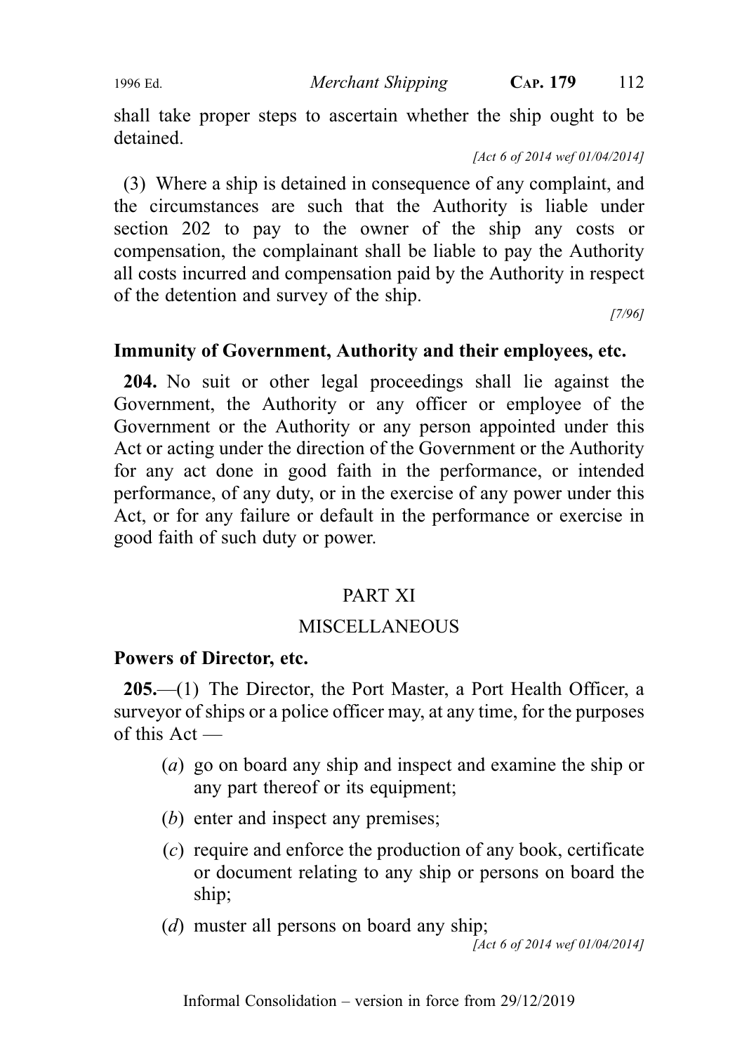shall take proper steps to ascertain whether the ship ought to be detained.

[Act 6 of 2014 wef 01/04/2014]

(3) Where a ship is detained in consequence of any complaint, and the circumstances are such that the Authority is liable under section 202 to pay to the owner of the ship any costs or compensation, the complainant shall be liable to pay the Authority all costs incurred and compensation paid by the Authority in respect of the detention and survey of the ship.

[7/96]

**Immunity of Government, Authority and their employees, etc.**

**204.** No suit or other legal proceedings shall lie against the Government, the Authority or any officer or employee of the Government or the Authority or any person appointed under this Act or acting under the direction of the Government or the Authority for any act done in good faith in the performance, or intended performance, of any duty, or in the exercise of any power under this Act, or for any failure or default in the performance or exercise in good faith of such duty or power.

## PART XI

## MISCELLANEOUS

**Powers of Director, etc.**

**205.**—(1) The Director, the Port Master, a Port Health Officer, a surveyor of ships or a police officer may, at any time, for the purposes of this Act —

(*a*) go on board any ship and inspect and examine the ship or any part thereof or its equipment;

(*b*) enter and inspect any premises;

(*c*) require and enforce the production of any book, certificate or document relating to any ship or persons on board the ship;

(*d*) muster all persons on board any ship;

[Act 6 of 2014 wef 01/04/2014]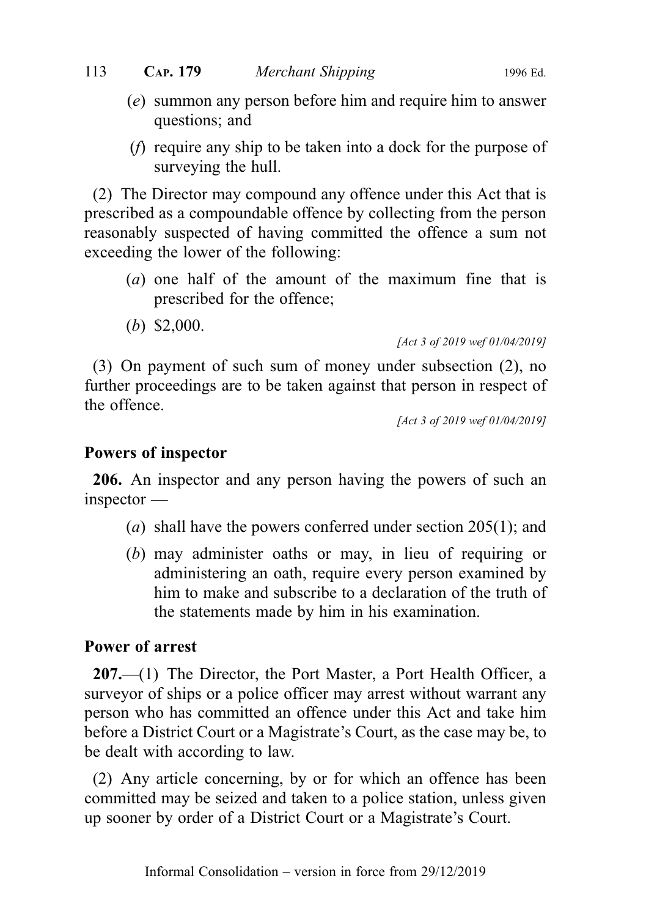(*e*) summon any person before him and require him to answer questions; and

(*f*) require any ship to be taken into a dock for the purpose of surveying the hull.

(2) The Director may compound any offence under this Act that is prescribed as a compoundable offence by collecting from the person reasonably suspected of having committed the offence a sum not exceeding the lower of the following:

(*a*) one half of the amount of the maximum fine that is prescribed for the offence;

(*b*) $2,000.

*[Act 3 of 2019 wef 01/04/2019]*

(3) On payment of such sum of money under subsection (2), no further proceedings are to be taken against that person in respect of the offence.

*[Act 3 of 2019 wef 01/04/2019]*

**Powers of inspector**

**206.** An inspector and any person having the powers of such an inspector —

(*a*) shall have the powers conferred under section 205(1); and

(*b*) may administer oaths or may, in lieu of requiring or administering an oath, require every person examined by him to make and subscribe to a declaration of the truth of the statements made by him in his examination.

**Power of arrest**

**207.**—(1) The Director, the Port Master, a Port Health Officer, a surveyor of ships or a police officer may arrest without warrant any person who has committed an offence under this Act and take him before a District Court or a Magistrate's Court, as the case may be, to be dealt with according to law.

(2) Any article concerning, by or for which an offence has been committed may be seized and taken to a police station, unless given up sooner by order of a District Court or a Magistrate's Court.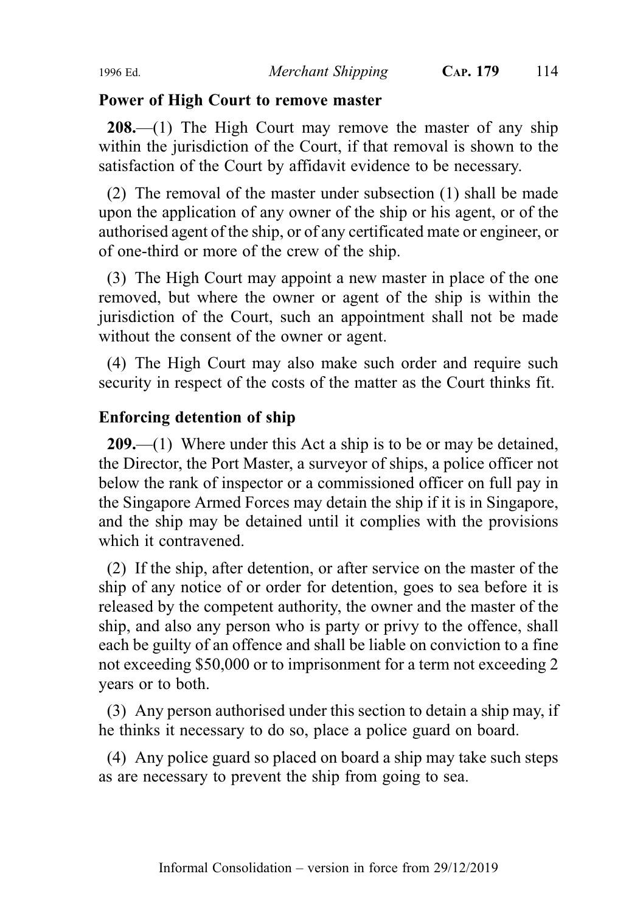**Power of High Court to remove master**

**208.**—(1) The High Court may remove the master of any ship within the jurisdiction of the Court, if that removal is shown to the satisfaction of the Court by affidavit evidence to be necessary.

(2) The removal of the master under subsection (1) shall be made upon the application of any owner of the ship or his agent, or of the authorised agent of the ship, or of any certificated mate or engineer, or of one-third or more of the crew of the ship.

(3) The High Court may appoint a new master in place of the one removed, but where the owner or agent of the ship is within the jurisdiction of the Court, such an appointment shall not be made without the consent of the owner or agent.

(4) The High Court may also make such order and require such security in respect of the costs of the matter as the Court thinks fit.

**Enforcing detention of ship**

**209.**—(1) Where under this Act a ship is to be or may be detained, the Director, the Port Master, a surveyor of ships, a police officer not below the rank of inspector or a commissioned officer on full pay in the Singapore Armed Forces may detain the ship if it is in Singapore, and the ship may be detained until it complies with the provisions which it contravened.

(2) If the ship, after detention, or after service on the master of the ship of any notice of or order for detention, goes to sea before it is released by the competent authority, the owner and the master of the ship, and also any person who is party or privy to the offence, shall each be guilty of an offence and shall be liable on conviction to a fine not exceeding $50,000 or to imprisonment for a term not exceeding 2 years or to both.

(3) Any person authorised under this section to detain a ship may, if he thinks it necessary to do so, place a police guard on board.

(4) Any police guard so placed on board a ship may take such steps as are necessary to prevent the ship from going to sea.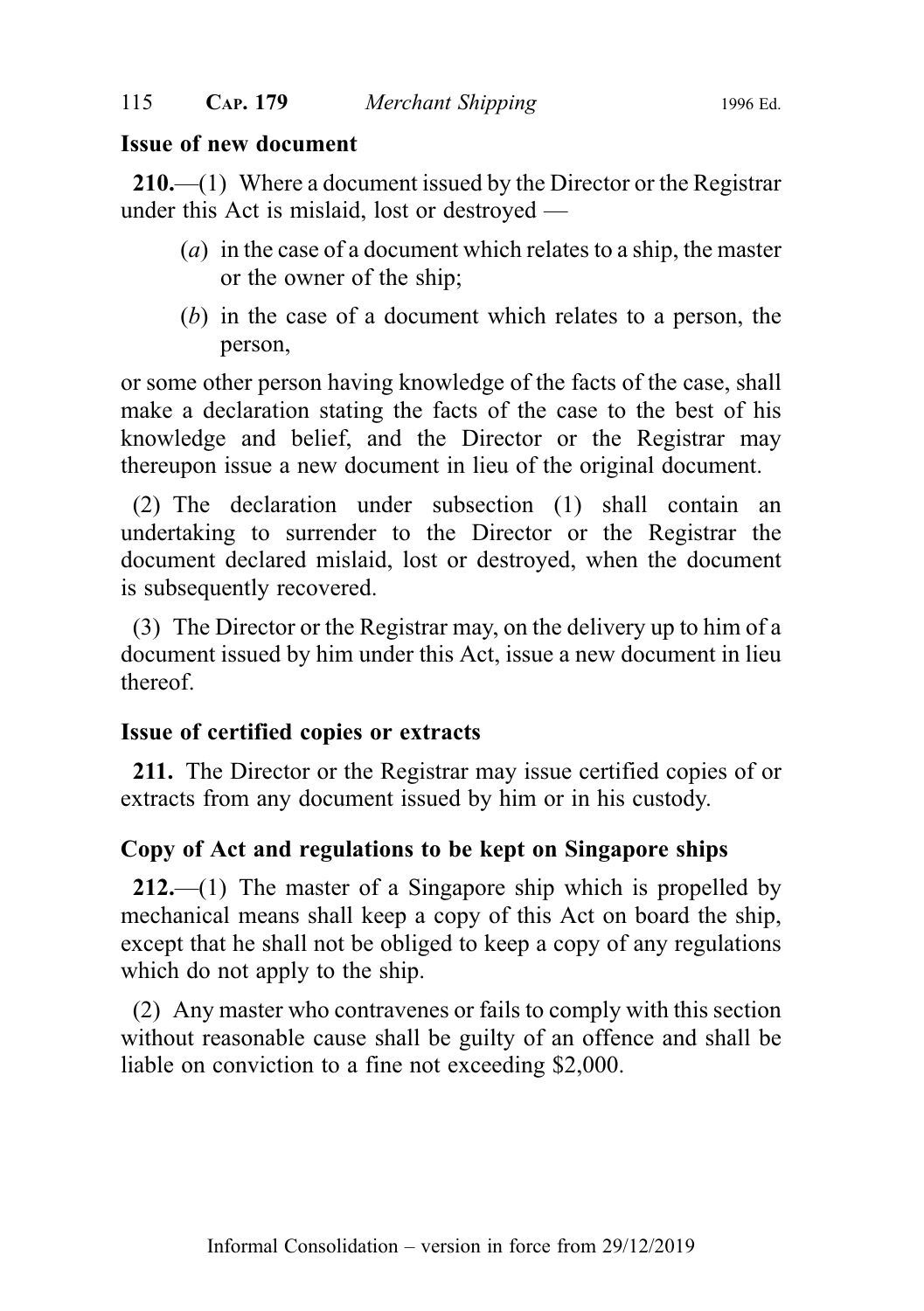**Issue of new document**

**210.**—(1) Where a document issued by the Director or the Registrar under this Act is mislaid, lost or destroyed —

- (*a*) in the case of a document which relates to a ship, the master or the owner of the ship;
- (*b*) in the case of a document which relates to a person, the person,

or some other person having knowledge of the facts of the case, shall make a declaration stating the facts of the case to the best of his knowledge and belief, and the Director or the Registrar may thereupon issue a new document in lieu of the original document.

(2) The declaration under subsection (1) shall contain an undertaking to surrender to the Director or the Registrar the document declared mislaid, lost or destroyed, when the document is subsequently recovered.

(3) The Director or the Registrar may, on the delivery up to him of a document issued by him under this Act, issue a new document in lieu thereof.

**Issue of certified copies or extracts**

**211.** The Director or the Registrar may issue certified copies of or extracts from any document issued by him or in his custody.

**Copy of Act and regulations to be kept on Singapore ships**

**212.**—(1) The master of a Singapore ship which is propelled by mechanical means shall keep a copy of this Act on board the ship, except that he shall not be obliged to keep a copy of any regulations which do not apply to the ship.

(2) Any master who contravenes or fails to comply with this section without reasonable cause shall be guilty of an offence and shall be liable on conviction to a fine not exceeding $2,000.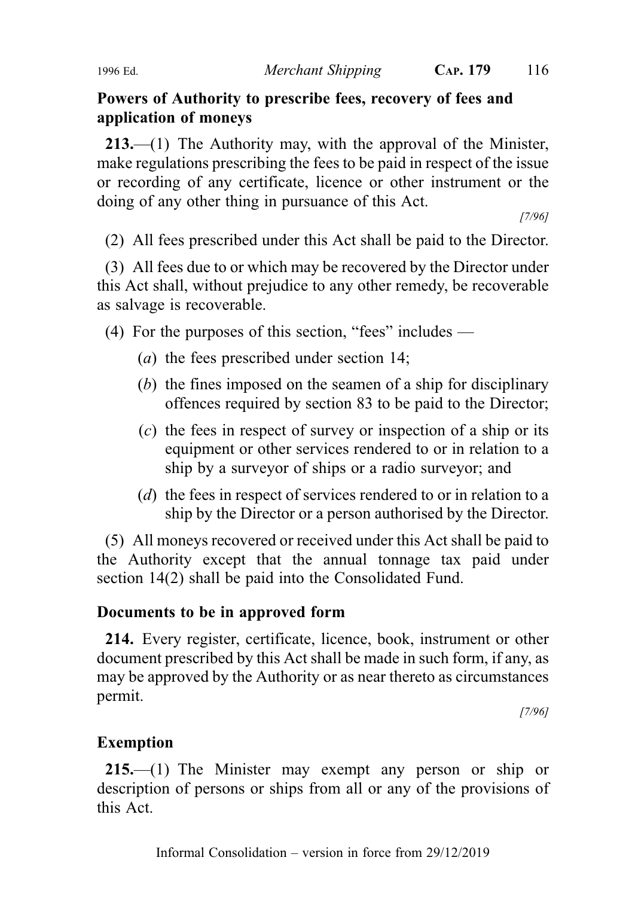### Powers of Authority to prescribe fees, recovery of fees and application of moneys

**213.**—(1) The Authority may, with the approval of the Minister, make regulations prescribing the fees to be paid in respect of the issue or recording of any certificate, licence or other instrument or the doing of any other thing in pursuance of this Act.

[7/96]

(2) All fees prescribed under this Act shall be paid to the Director.

(3) All fees due to or which may be recovered by the Director under this Act shall, without prejudice to any other remedy, be recoverable as salvage is recoverable.

(4) For the purposes of this section, "fees" includes —

(*a*) the fees prescribed under section 14;

(*b*) the fines imposed on the seamen of a ship for disciplinary offences required by section 83 to be paid to the Director;

(*c*) the fees in respect of survey or inspection of a ship or its equipment or other services rendered to or in relation to a ship by a surveyor of ships or a radio surveyor; and

(*d*) the fees in respect of services rendered to or in relation to a ship by the Director or a person authorised by the Director.

(5) All moneys recovered or received under this Act shall be paid to the Authority except that the annual tonnage tax paid under section 14(2) shall be paid into the Consolidated Fund.

### Documents to be in approved form

**214.** Every register, certificate, licence, book, instrument or other document prescribed by this Act shall be made in such form, if any, as may be approved by the Authority or as near thereto as circumstances permit.

[7/96]

### Exemption

**215.**—(1) The Minister may exempt any person or ship or description of persons or ships from all or any of the provisions of this Act.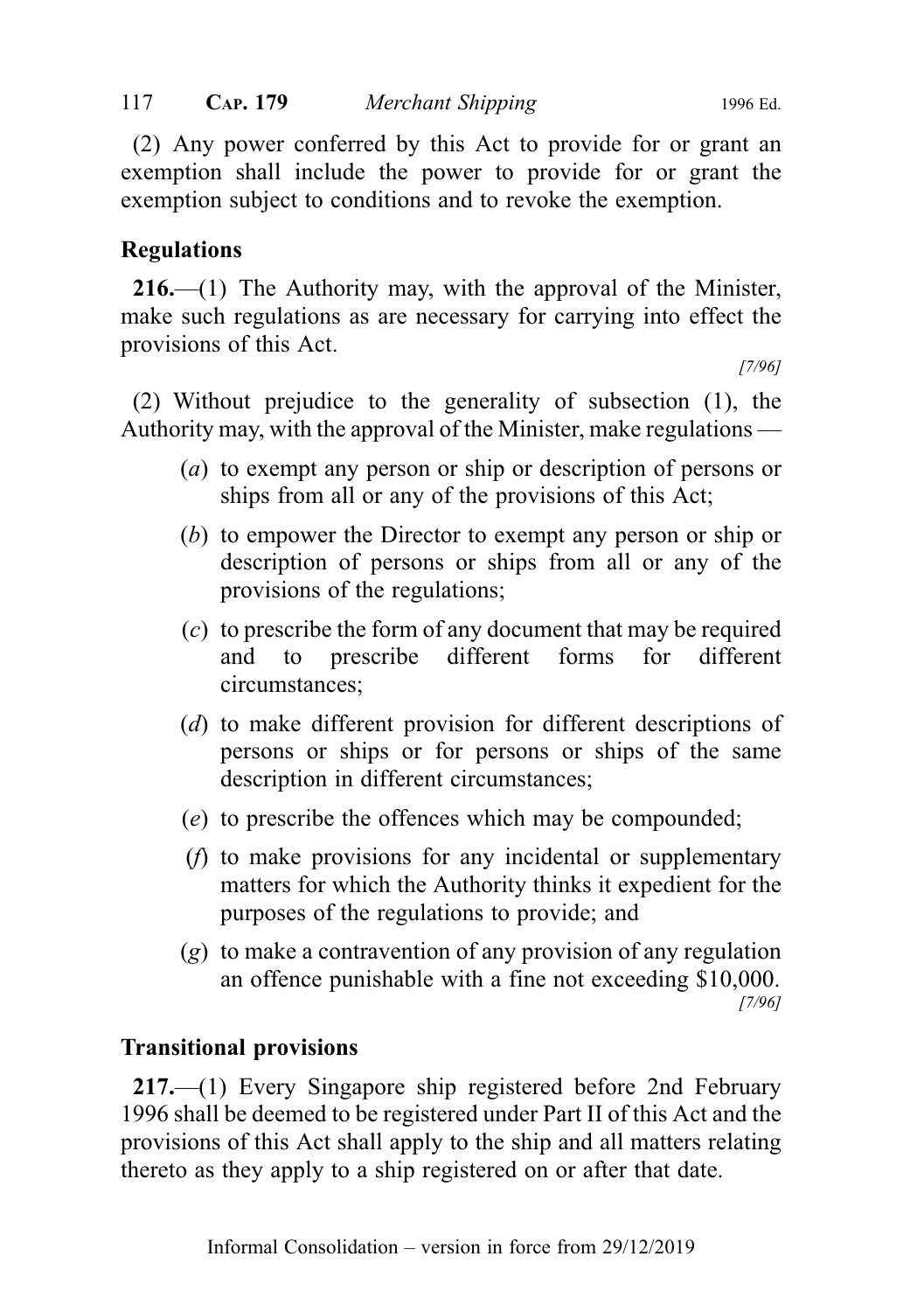(2) Any power conferred by this Act to provide for or grant an exemption shall include the power to provide for or grant the exemption subject to conditions and to revoke the exemption.

## Regulations

**216.**—(1) The Authority may, with the approval of the Minister, make such regulations as are necessary for carrying into effect the provisions of this Act.

[7/96]

(2) Without prejudice to the generality of subsection (1), the Authority may, with the approval of the Minister, make regulations —

- (*a*) to exempt any person or ship or description of persons or ships from all or any of the provisions of this Act;
- (*b*) to empower the Director to exempt any person or ship or description of persons or ships from all or any of the provisions of the regulations;
- (*c*) to prescribe the form of any document that may be required and to prescribe different forms for different circumstances;
- (*d*) to make different provision for different descriptions of persons or ships or for persons or ships of the same description in different circumstances;
- (*e*) to prescribe the offences which may be compounded;
- (*f*) to make provisions for any incidental or supplementary matters for which the Authority thinks it expedient for the purposes of the regulations to provide; and
- (*g*) to make a contravention of any provision of any regulation an offence punishable with a fine not exceeding $10,000.

[7/96]

## Transitional provisions

**217.**—(1) Every Singapore ship registered before 2nd February 1996 shall be deemed to be registered under Part II of this Act and the provisions of this Act shall apply to the ship and all matters relating thereto as they apply to a ship registered on or after that date.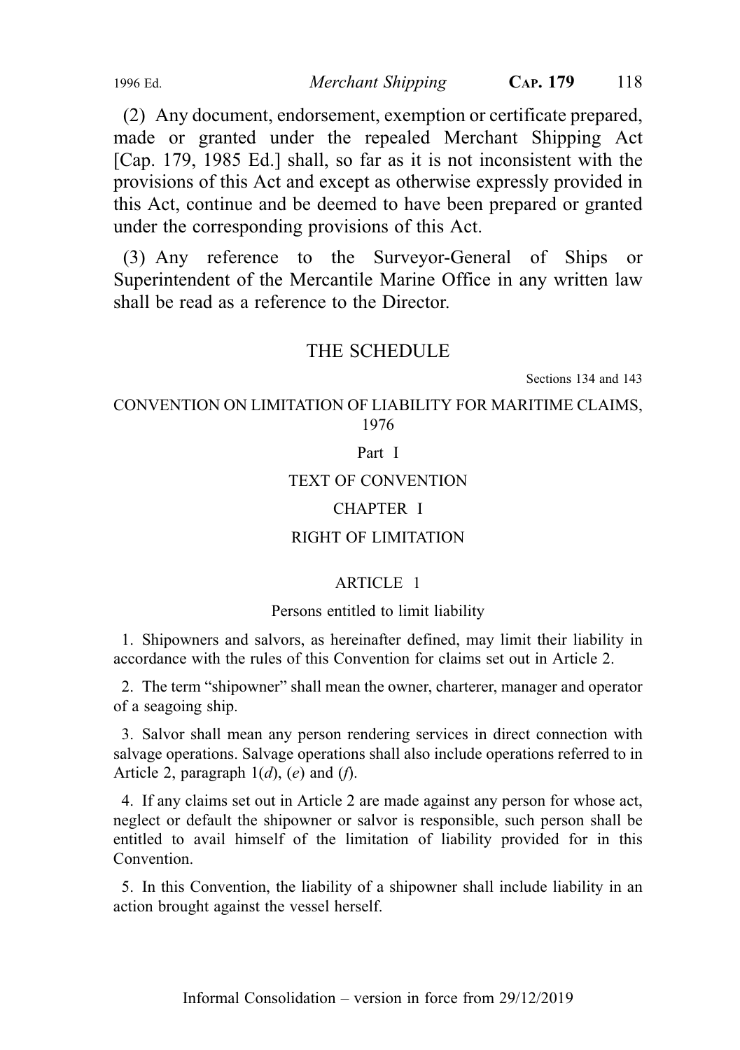(2) Any document, endorsement, exemption or certificate prepared, made or granted under the repealed Merchant Shipping Act [Cap. 179, 1985 Ed.] shall, so far as it is not inconsistent with the provisions of this Act and except as otherwise expressly provided in this Act, continue and be deemed to have been prepared or granted under the corresponding provisions of this Act.

(3) Any reference to the Surveyor-General of Ships or Superintendent of the Mercantile Marine Office in any written law shall be read as a reference to the Director.

## THE SCHEDULE

Sections 134 and 143

### CONVENTION ON LIMITATION OF LIABILITY FOR MARITIME CLAIMS, 1976

### Part I

### TEXT OF CONVENTION

### CHAPTER I

### RIGHT OF LIMITATION

#### ARTICLE 1

Persons entitled to limit liability

1. Shipowners and salvors, as hereinafter defined, may limit their liability in accordance with the rules of this Convention for claims set out in Article 2.

2. The term "shipowner" shall mean the owner, charterer, manager and operator of a seagoing ship.

3. Salvor shall mean any person rendering services in direct connection with salvage operations. Salvage operations shall also include operations referred to in Article 2, paragraph 1(*d*), (*e*) and (*f*).

4. If any claims set out in Article 2 are made against any person for whose act, neglect or default the shipowner or salvor is responsible, such person shall be entitled to avail himself of the limitation of liability provided for in this Convention.

5. In this Convention, the liability of a shipowner shall include liability in an action brought against the vessel herself.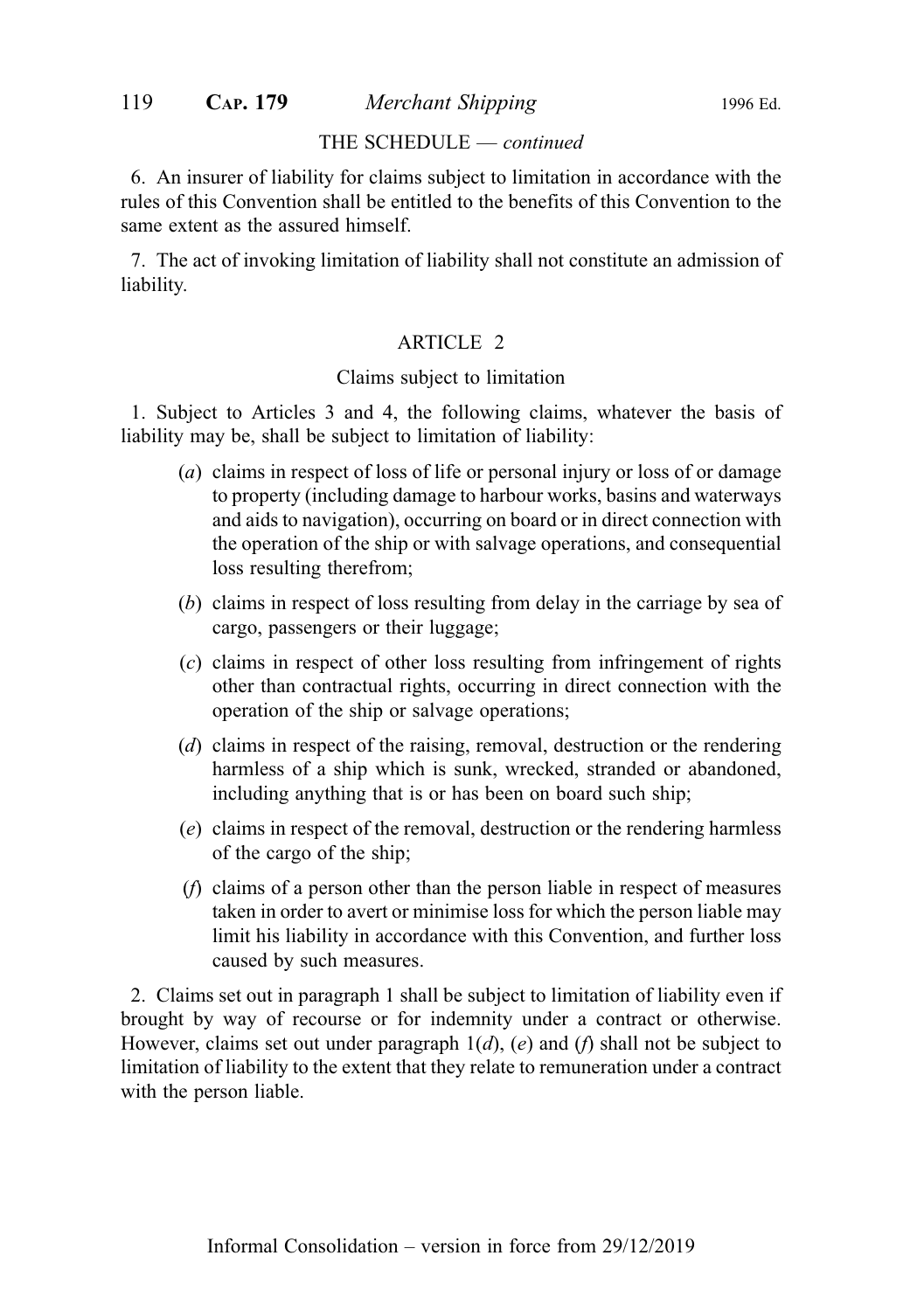THE SCHEDULE — *continued*

6. An insurer of liability for claims subject to limitation in accordance with the rules of this Convention shall be entitled to the benefits of this Convention to the same extent as the assured himself.

7. The act of invoking limitation of liability shall not constitute an admission of liability.

## ARTICLE 2

### Claims subject to limitation

1. Subject to Articles 3 and 4, the following claims, whatever the basis of liability may be, shall be subject to limitation of liability:

- (*a*) claims in respect of loss of life or personal injury or loss of or damage to property (including damage to harbour works, basins and waterways and aids to navigation), occurring on board or in direct connection with the operation of the ship or with salvage operations, and consequential loss resulting therefrom;
- (*b*) claims in respect of loss resulting from delay in the carriage by sea of cargo, passengers or their luggage;
- (*c*) claims in respect of other loss resulting from infringement of rights other than contractual rights, occurring in direct connection with the operation of the ship or salvage operations;
- (*d*) claims in respect of the raising, removal, destruction or the rendering harmless of a ship which is sunk, wrecked, stranded or abandoned, including anything that is or has been on board such ship;
- (*e*) claims in respect of the removal, destruction or the rendering harmless of the cargo of the ship;
- (*f*) claims of a person other than the person liable in respect of measures taken in order to avert or minimise loss for which the person liable may limit his liability in accordance with this Convention, and further loss caused by such measures.

2. Claims set out in paragraph 1 shall be subject to limitation of liability even if brought by way of recourse or for indemnity under a contract or otherwise. However, claims set out under paragraph 1(*d*), (*e*) and (*f*) shall not be subject to limitation of liability to the extent that they relate to remuneration under a contract with the person liable.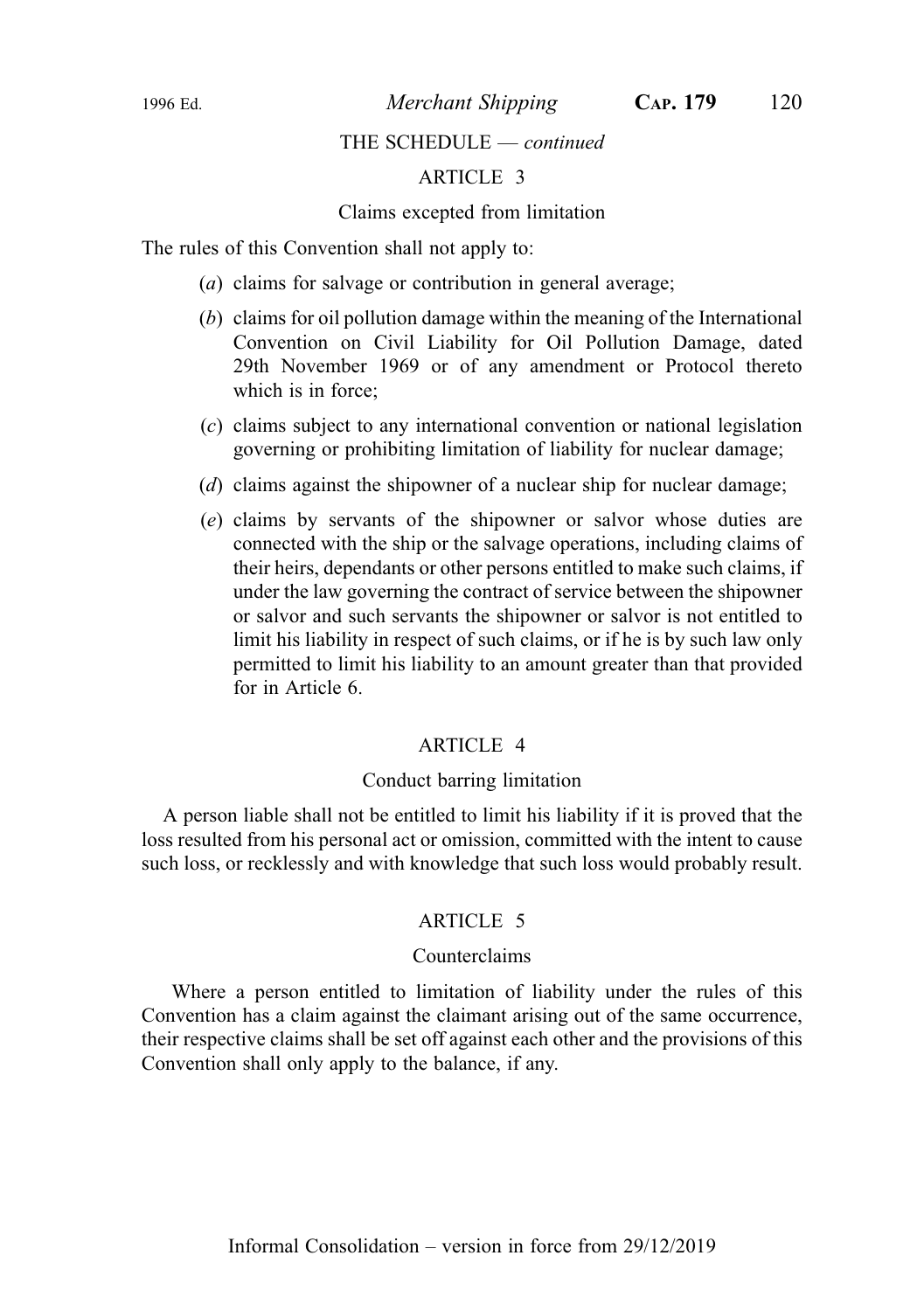THE SCHEDULE — *continued*

## ARTICLE 3

### Claims excepted from limitation

The rules of this Convention shall not apply to:

(*a*) claims for salvage or contribution in general average;

(*b*) claims for oil pollution damage within the meaning of the International Convention on Civil Liability for Oil Pollution Damage, dated 29th November 1969 or of any amendment or Protocol thereto which is in force;

(*c*) claims subject to any international convention or national legislation governing or prohibiting limitation of liability for nuclear damage;

(*d*) claims against the shipowner of a nuclear ship for nuclear damage;

(*e*) claims by servants of the shipowner or salvor whose duties are connected with the ship or the salvage operations, including claims of their heirs, dependants or other persons entitled to make such claims, if under the law governing the contract of service between the shipowner or salvor and such servants the shipowner or salvor is not entitled to limit his liability in respect of such claims, or if he is by such law only permitted to limit his liability to an amount greater than that provided for in Article 6.

## ARTICLE 4

### Conduct barring limitation

A person liable shall not be entitled to limit his liability if it is proved that the loss resulted from his personal act or omission, committed with the intent to cause such loss, or recklessly and with knowledge that such loss would probably result.

## ARTICLE 5

### Counterclaims

Where a person entitled to limitation of liability under the rules of this Convention has a claim against the claimant arising out of the same occurrence, their respective claims shall be set off against each other and the provisions of this Convention shall only apply to the balance, if any.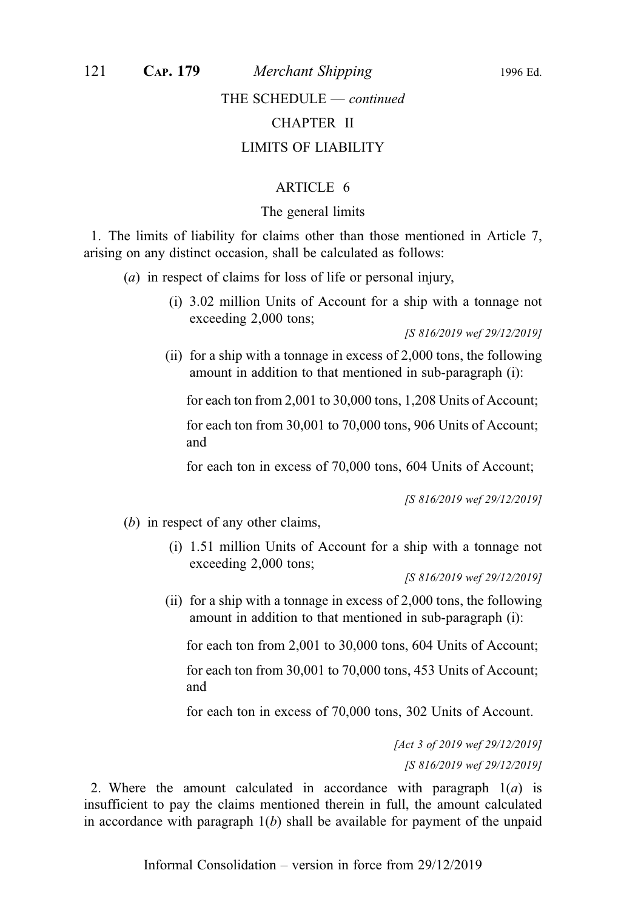THE SCHEDULE — *continued*

CHAPTER II

LIMITS OF LIABILITY

ARTICLE 6

The general limits

1. The limits of liability for claims other than those mentioned in Article 7, arising on any distinct occasion, shall be calculated as follows:

(*a*) in respect of claims for loss of life or personal injury,

(i) 3.02 million Units of Account for a ship with a tonnage not exceeding 2,000 tons;

*[S 816/2019 wef 29/12/2019]*

(ii) for a ship with a tonnage in excess of 2,000 tons, the following amount in addition to that mentioned in sub-paragraph (i):

for each ton from 2,001 to 30,000 tons, 1,208 Units of Account;

for each ton from 30,001 to 70,000 tons, 906 Units of Account; and

for each ton in excess of 70,000 tons, 604 Units of Account;

*[S 816/2019 wef 29/12/2019]*

(*b*) in respect of any other claims,

(i) 1.51 million Units of Account for a ship with a tonnage not exceeding 2,000 tons;

*[S 816/2019 wef 29/12/2019]*

(ii) for a ship with a tonnage in excess of 2,000 tons, the following amount in addition to that mentioned in sub-paragraph (i):

for each ton from 2,001 to 30,000 tons, 604 Units of Account;

for each ton from 30,001 to 70,000 tons, 453 Units of Account; and

for each ton in excess of 70,000 tons, 302 Units of Account.

*[Act 3 of 2019 wef 29/12/2019]*

*[S 816/2019 wef 29/12/2019]*

2. Where the amount calculated in accordance with paragraph 1(*a*) is insufficient to pay the claims mentioned therein in full, the amount calculated in accordance with paragraph 1(*b*) shall be available for payment of the unpaid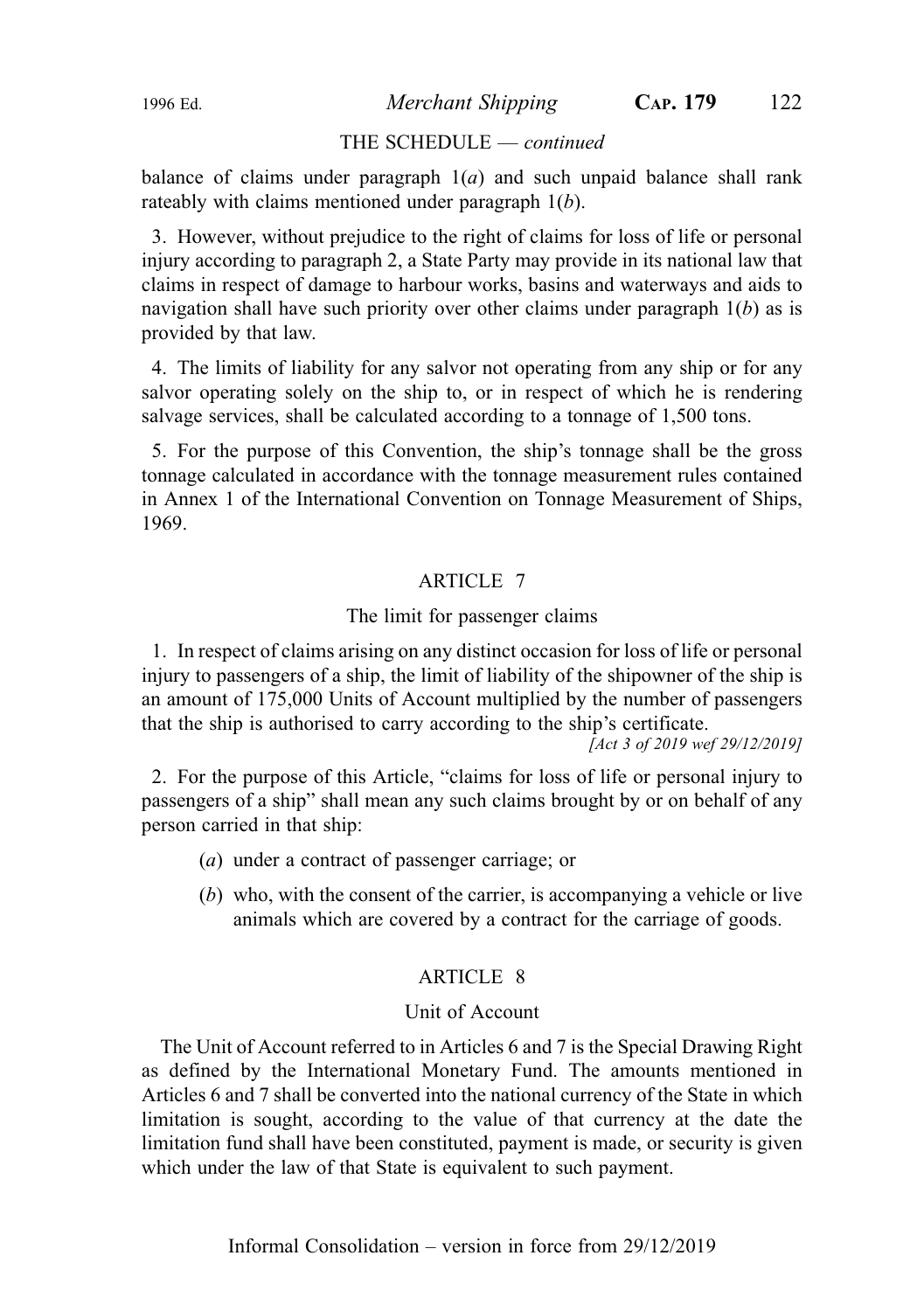THE SCHEDULE — *continued*

balance of claims under paragraph 1(*a*) and such unpaid balance shall rank rateably with claims mentioned under paragraph 1(*b*).

3. However, without prejudice to the right of claims for loss of life or personal injury according to paragraph 2, a State Party may provide in its national law that claims in respect of damage to harbour works, basins and waterways and aids to navigation shall have such priority over other claims under paragraph 1(*b*) as is provided by that law.

4. The limits of liability for any salvor not operating from any ship or for any salvor operating solely on the ship to, or in respect of which he is rendering salvage services, shall be calculated according to a tonnage of 1,500 tons.

5. For the purpose of this Convention, the ship's tonnage shall be the gross tonnage calculated in accordance with the tonnage measurement rules contained in Annex 1 of the International Convention on Tonnage Measurement of Ships, 1969.

## ARTICLE 7

### The limit for passenger claims

1. In respect of claims arising on any distinct occasion for loss of life or personal injury to passengers of a ship, the limit of liability of the shipowner of the ship is an amount of 175,000 Units of Account multiplied by the number of passengers that the ship is authorised to carry according to the ship's certificate.

*[Act 3 of 2019 wef 29/12/2019]*

2. For the purpose of this Article, "claims for loss of life or personal injury to passengers of a ship" shall mean any such claims brought by or on behalf of any person carried in that ship:

- (*a*) under a contract of passenger carriage; or
- (*b*) who, with the consent of the carrier, is accompanying a vehicle or live animals which are covered by a contract for the carriage of goods.

## ARTICLE 8

### Unit of Account

The Unit of Account referred to in Articles 6 and 7 is the Special Drawing Right as defined by the International Monetary Fund. The amounts mentioned in Articles 6 and 7 shall be converted into the national currency of the State in which limitation is sought, according to the value of that currency at the date the limitation fund shall have been constituted, payment is made, or security is given which under the law of that State is equivalent to such payment.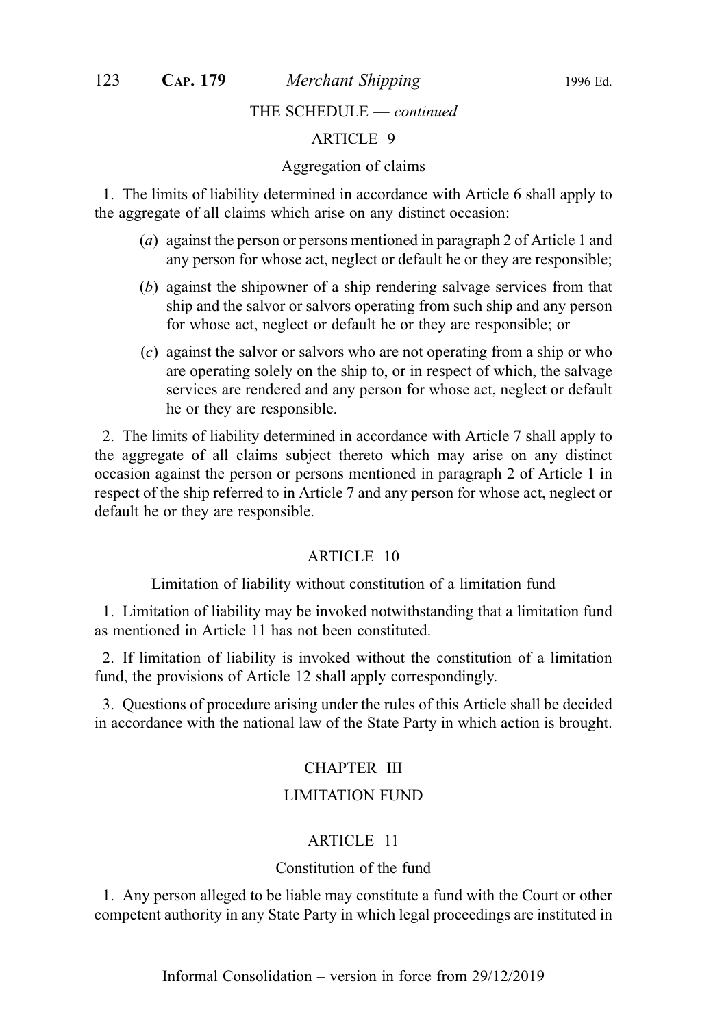THE SCHEDULE — *continued*

### ARTICLE 9

#### Aggregation of claims

1. The limits of liability determined in accordance with Article 6 shall apply to the aggregate of all claims which arise on any distinct occasion:

   (*a*) against the person or persons mentioned in paragraph 2 of Article 1 and any person for whose act, neglect or default he or they are responsible;

   (*b*) against the shipowner of a ship rendering salvage services from that ship and the salvor or salvors operating from such ship and any person for whose act, neglect or default he or they are responsible; or

   (*c*) against the salvor or salvors who are not operating from a ship or who are operating solely on the ship to, or in respect of which, the salvage services are rendered and any person for whose act, neglect or default he or they are responsible.

2. The limits of liability determined in accordance with Article 7 shall apply to the aggregate of all claims subject thereto which may arise on any distinct occasion against the person or persons mentioned in paragraph 2 of Article 1 in respect of the ship referred to in Article 7 and any person for whose act, neglect or default he or they are responsible.

### ARTICLE 10

#### Limitation of liability without constitution of a limitation fund

1. Limitation of liability may be invoked notwithstanding that a limitation fund as mentioned in Article 11 has not been constituted.

2. If limitation of liability is invoked without the constitution of a limitation fund, the provisions of Article 12 shall apply correspondingly.

3. Questions of procedure arising under the rules of this Article shall be decided in accordance with the national law of the State Party in which action is brought.

## CHAPTER III

## LIMITATION FUND

### ARTICLE 11

#### Constitution of the fund

1. Any person alleged to be liable may constitute a fund with the Court or other competent authority in any State Party in which legal proceedings are instituted in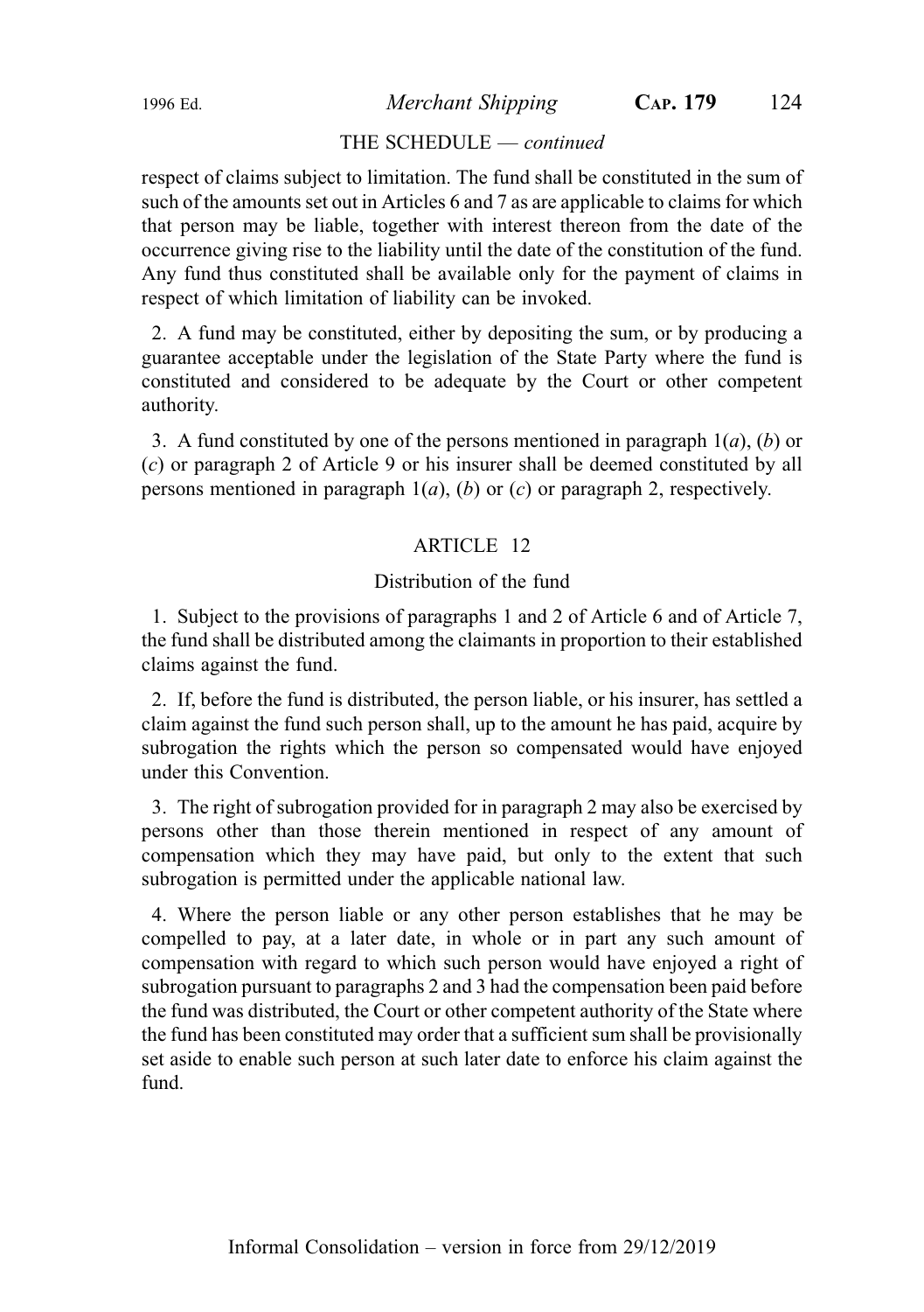THE SCHEDULE — *continued*

respect of claims subject to limitation. The fund shall be constituted in the sum of such of the amounts set out in Articles 6 and 7 as are applicable to claims for which that person may be liable, together with interest thereon from the date of the occurrence giving rise to the liability until the date of the constitution of the fund. Any fund thus constituted shall be available only for the payment of claims in respect of which limitation of liability can be invoked.

2. A fund may be constituted, either by depositing the sum, or by producing a guarantee acceptable under the legislation of the State Party where the fund is constituted and considered to be adequate by the Court or other competent authority.

3. A fund constituted by one of the persons mentioned in paragraph 1(*a*), (*b*) or (*c*) or paragraph 2 of Article 9 or his insurer shall be deemed constituted by all persons mentioned in paragraph 1(*a*), (*b*) or (*c*) or paragraph 2, respectively.

## ARTICLE 12

### Distribution of the fund

1. Subject to the provisions of paragraphs 1 and 2 of Article 6 and of Article 7, the fund shall be distributed among the claimants in proportion to their established claims against the fund.

2. If, before the fund is distributed, the person liable, or his insurer, has settled a claim against the fund such person shall, up to the amount he has paid, acquire by subrogation the rights which the person so compensated would have enjoyed under this Convention.

3. The right of subrogation provided for in paragraph 2 may also be exercised by persons other than those therein mentioned in respect of any amount of compensation which they may have paid, but only to the extent that such subrogation is permitted under the applicable national law.

4. Where the person liable or any other person establishes that he may be compelled to pay, at a later date, in whole or in part any such amount of compensation with regard to which such person would have enjoyed a right of subrogation pursuant to paragraphs 2 and 3 had the compensation been paid before the fund was distributed, the Court or other competent authority of the State where the fund has been constituted may order that a sufficient sum shall be provisionally set aside to enable such person at such later date to enforce his claim against the fund.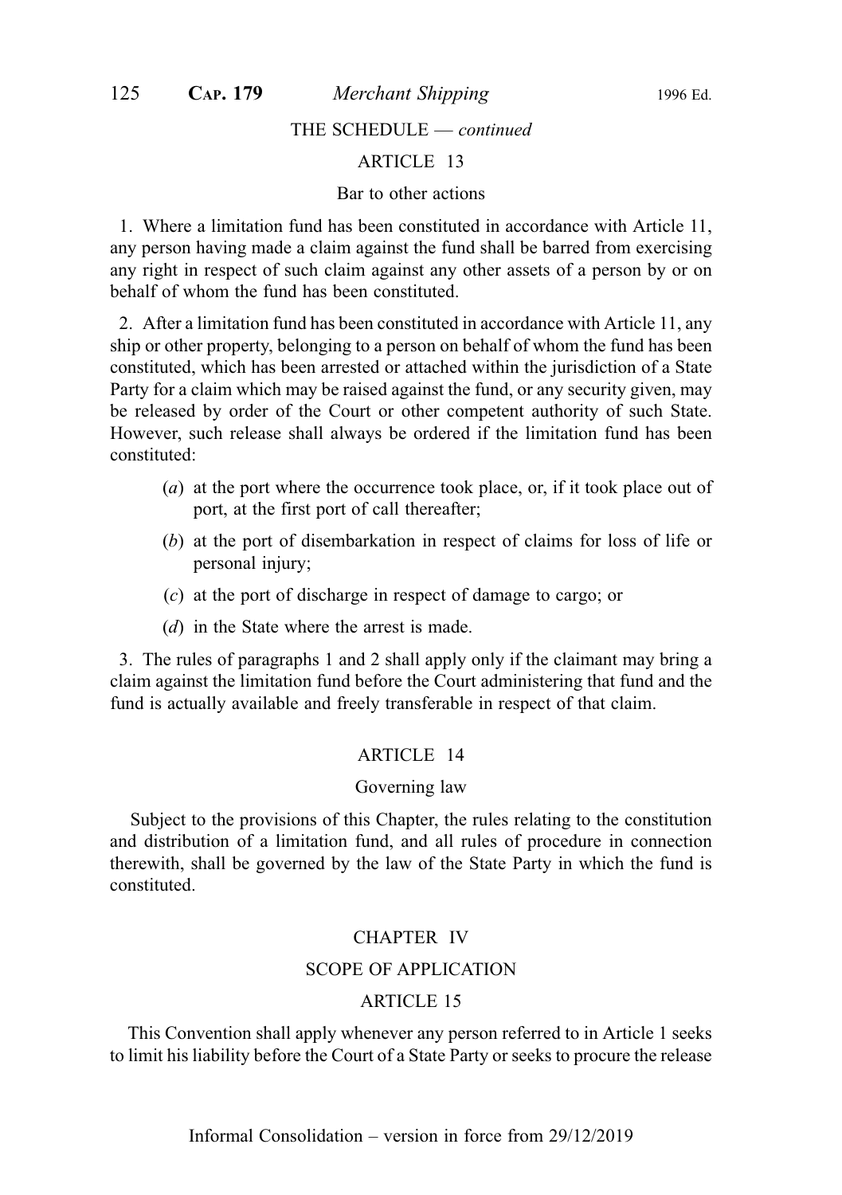THE SCHEDULE — *continued*

ARTICLE 13

Bar to other actions

1. Where a limitation fund has been constituted in accordance with Article 11, any person having made a claim against the fund shall be barred from exercising any right in respect of such claim against any other assets of a person by or on behalf of whom the fund has been constituted.

2. After a limitation fund has been constituted in accordance with Article 11, any ship or other property, belonging to a person on behalf of whom the fund has been constituted, which has been arrested or attached within the jurisdiction of a State Party for a claim which may be raised against the fund, or any security given, may be released by order of the Court or other competent authority of such State. However, such release shall always be ordered if the limitation fund has been constituted:

(*a*) at the port where the occurrence took place, or, if it took place out of port, at the first port of call thereafter;

(*b*) at the port of disembarkation in respect of claims for loss of life or personal injury;

(*c*) at the port of discharge in respect of damage to cargo; or

(*d*) in the State where the arrest is made.

3. The rules of paragraphs 1 and 2 shall apply only if the claimant may bring a claim against the limitation fund before the Court administering that fund and the fund is actually available and freely transferable in respect of that claim.

ARTICLE 14

Governing law

Subject to the provisions of this Chapter, the rules relating to the constitution and distribution of a limitation fund, and all rules of procedure in connection therewith, shall be governed by the law of the State Party in which the fund is constituted.

CHAPTER IV

SCOPE OF APPLICATION

ARTICLE 15

This Convention shall apply whenever any person referred to in Article 1 seeks to limit his liability before the Court of a State Party or seeks to procure the release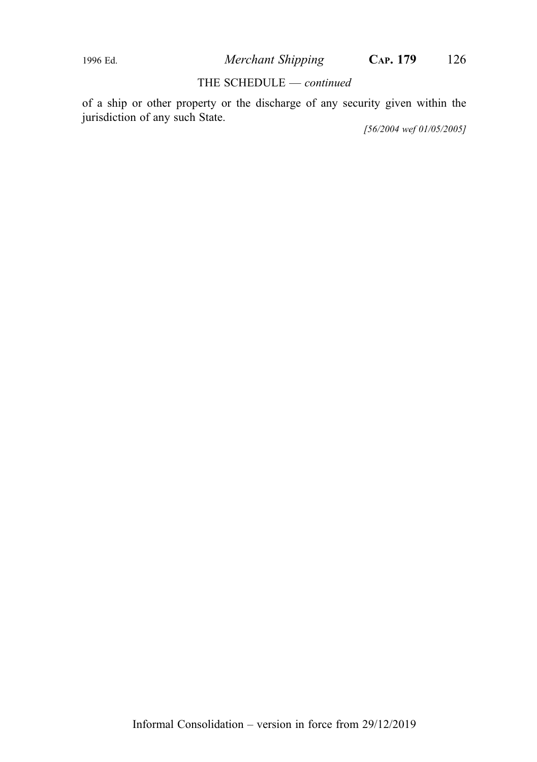THE SCHEDULE — *continued*

of a ship or other property or the discharge of any security given within the jurisdiction of any such State.

*[56/2004 wef 01/05/2005]*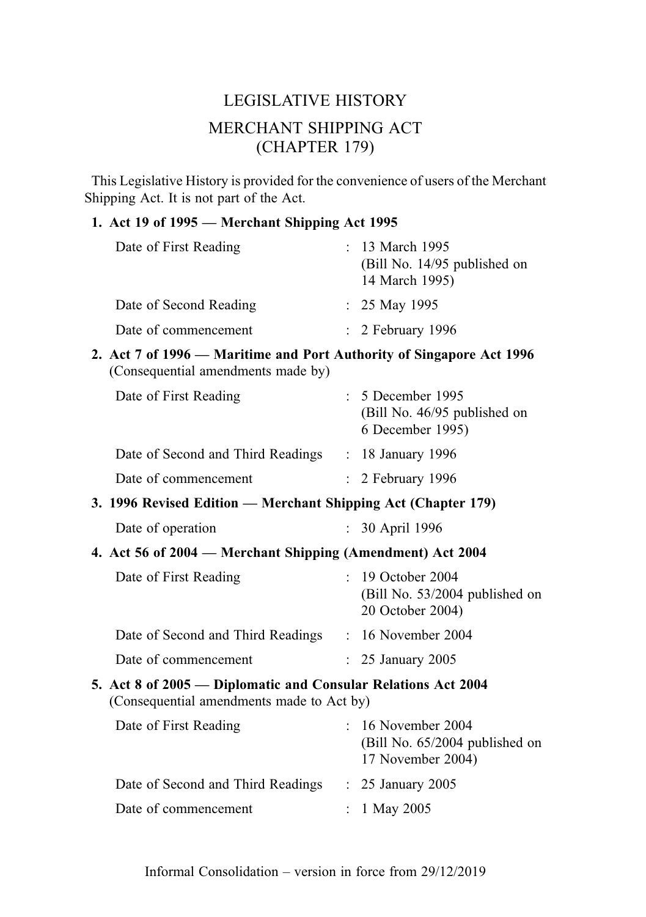# LEGISLATIVE HISTORY

## MERCHANT SHIPPING ACT (CHAPTER 179)

This Legislative History is provided for the convenience of users of the Merchant Shipping Act. It is not part of the Act.

**1. Act 19 of 1995 — Merchant Shipping Act 1995**

| | | |
|---|---|---|
| Date of First Reading | : | 13 March 1995 (Bill No. 14/95 published on 14 March 1995) |
| Date of Second Reading | : | 25 May 1995 |
| Date of commencement | : | 2 February 1996 |

**2. Act 7 of 1996 — Maritime and Port Authority of Singapore Act 1996**
(Consequential amendments made by)

| | | |
|---|---|---|
| Date of First Reading | : | 5 December 1995 (Bill No. 46/95 published on 6 December 1995) |
| Date of Second and Third Readings | : | 18 January 1996 |
| Date of commencement | : | 2 February 1996 |

**3. 1996 Revised Edition — Merchant Shipping Act (Chapter 179)**

| | | |
|---|---|---|
| Date of operation | : | 30 April 1996 |

**4. Act 56 of 2004 — Merchant Shipping (Amendment) Act 2004**

| | | |
|---|---|---|
| Date of First Reading | : | 19 October 2004 (Bill No. 53/2004 published on 20 October 2004) |
| Date of Second and Third Readings | : | 16 November 2004 |
| Date of commencement | : | 25 January 2005 |

**5. Act 8 of 2005 — Diplomatic and Consular Relations Act 2004**
(Consequential amendments made to Act by)

| | | |
|---|---|---|
| Date of First Reading | : | 16 November 2004 (Bill No. 65/2004 published on 17 November 2004) |
| Date of Second and Third Readings | : | 25 January 2005 |
| Date of commencement | : | 1 May 2005 |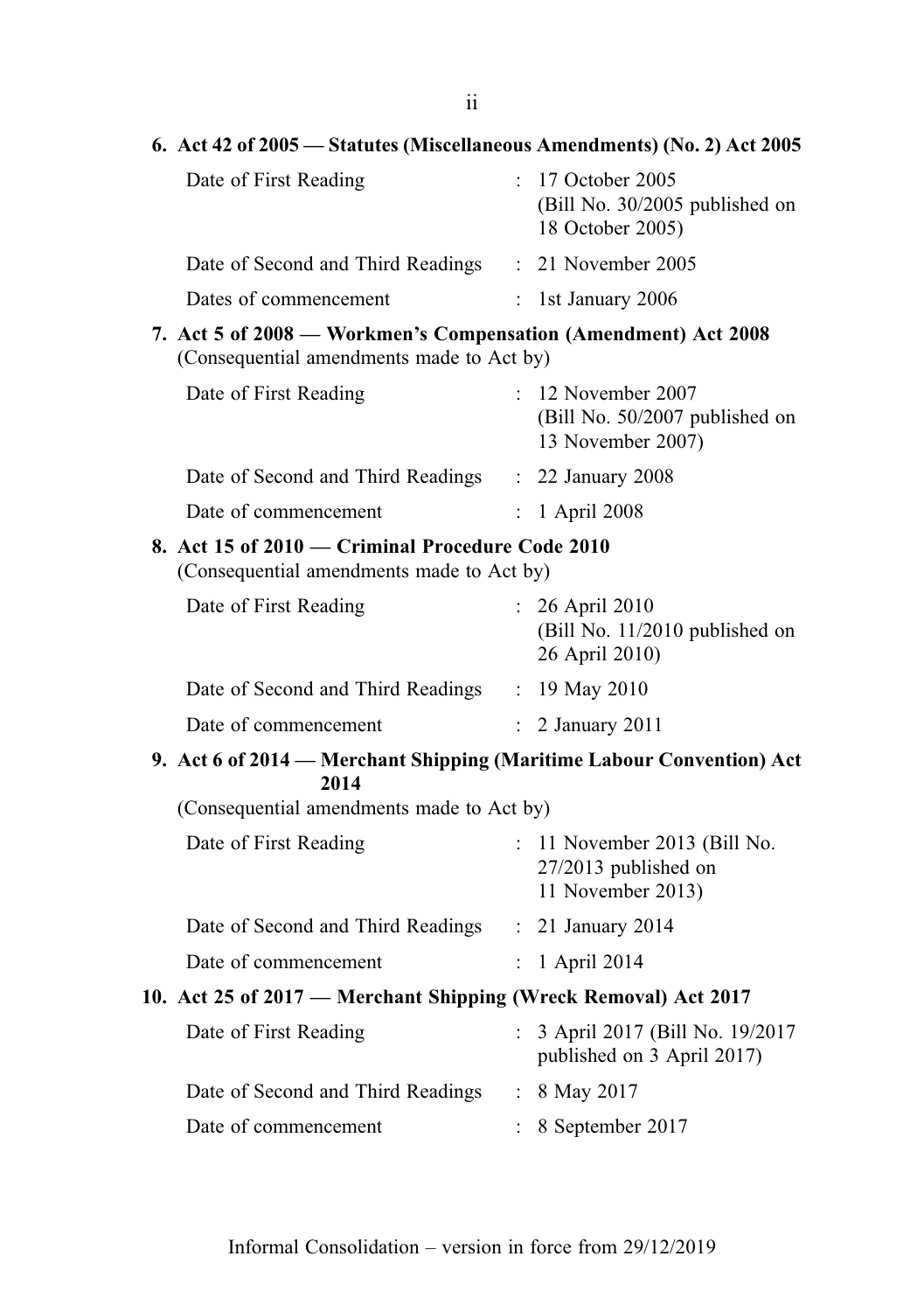**6. Act 42 of 2005 — Statutes (Miscellaneous Amendments) (No. 2) Act 2005**

| | | |
|---|---|---|
| Date of First Reading | : | 17 October 2005 (Bill No. 30/2005 published on 18 October 2005) |
| Date of Second and Third Readings | : | 21 November 2005 |
| Dates of commencement | : | 1st January 2006 |

**7. Act 5 of 2008 — Workmen's Compensation (Amendment) Act 2008**
(Consequential amendments made to Act by)

| | | |
|---|---|---|
| Date of First Reading | : | 12 November 2007 (Bill No. 50/2007 published on 13 November 2007) |
| Date of Second and Third Readings | : | 22 January 2008 |
| Date of commencement | : | 1 April 2008 |

**8. Act 15 of 2010 — Criminal Procedure Code 2010**
(Consequential amendments made to Act by)

| | | |
|---|---|---|
| Date of First Reading | : | 26 April 2010 (Bill No. 11/2010 published on 26 April 2010) |
| Date of Second and Third Readings | : | 19 May 2010 |
| Date of commencement | : | 2 January 2011 |

**9. Act 6 of 2014 — Merchant Shipping (Maritime Labour Convention) Act 2014**
(Consequential amendments made to Act by)

| | | |
|---|---|---|
| Date of First Reading | : | 11 November 2013 (Bill No. 27/2013 published on 11 November 2013) |
| Date of Second and Third Readings | : | 21 January 2014 |
| Date of commencement | : | 1 April 2014 |

**10. Act 25 of 2017 — Merchant Shipping (Wreck Removal) Act 2017**

| | | |
|---|---|---|
| Date of First Reading | : | 3 April 2017 (Bill No. 19/2017 published on 3 April 2017) |
| Date of Second and Third Readings | : | 8 May 2017 |
| Date of commencement | : | 8 September 2017 |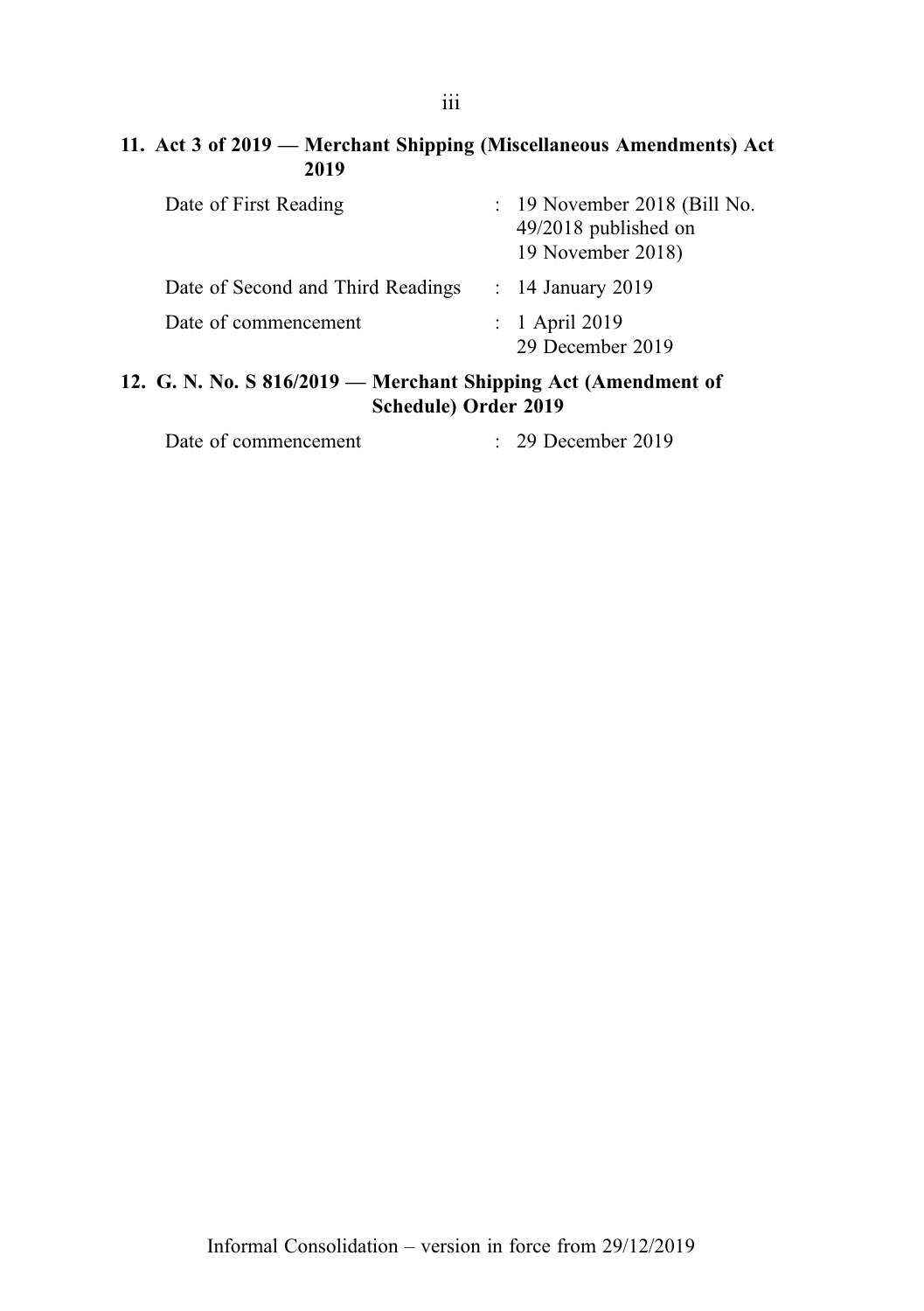**11. Act 3 of 2019 — Merchant Shipping (Miscellaneous Amendments) Act 2019**

| | | |
|---|---|---|
| Date of First Reading | : | 19 November 2018 (Bill No. 49/2018 published on 19 November 2018) |
| Date of Second and Third Readings | : | 14 January 2019 |
| Date of commencement | : | 1 April 2019<br>29 December 2019 |

**12. G. N. No. S 816/2019 — Merchant Shipping Act (Amendment of Schedule) Order 2019**

| | | |
|---|---|---|
| Date of commencement | : | 29 December 2019 |

Informal Consolidation – version in force from 29/12/2019